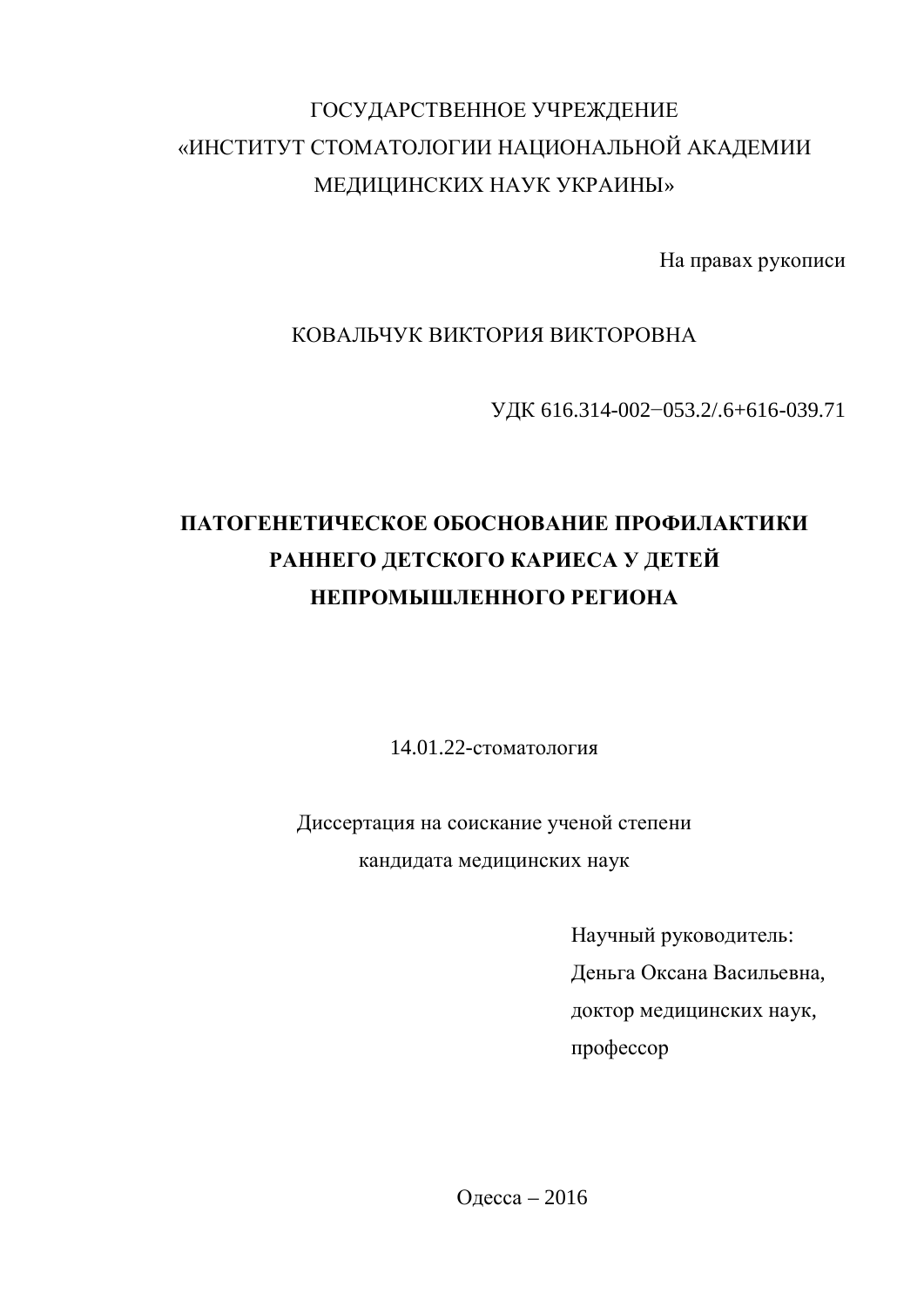ГОСУДАРСТВЕННОЕ УЧРЕЖДЕНИЕ
«ИНСТИТУТ СТОМАТОЛОГИИ НАЦИОНАЛЬНОЙ АКАДЕМИИ
МЕДИЦИНСКИХ НАУК УКРАИНЫ»

На правах рукописи

КОВАЛЬЧУК ВИКТОРИЯ ВИКТОРОВНА

УДК 616.314-002−053.2/.6+616-039.71

# ПАТОГЕНЕТИЧЕСКОЕ ОБОСНОВАНИЕ ПРОФИЛАКТИКИ РАННЕГО ДЕТСКОГО КАРИЕСА У ДЕТЕЙ НЕПРОМЫШЛЕННОГО РЕГИОНА

14.01.22-стоматология

Диссертация на соискание ученой степени
кандидата медицинских наук

Научный руководитель:
Деньга Оксана Васильевна,
доктор медицинских наук,
профессор

Одесса – 2016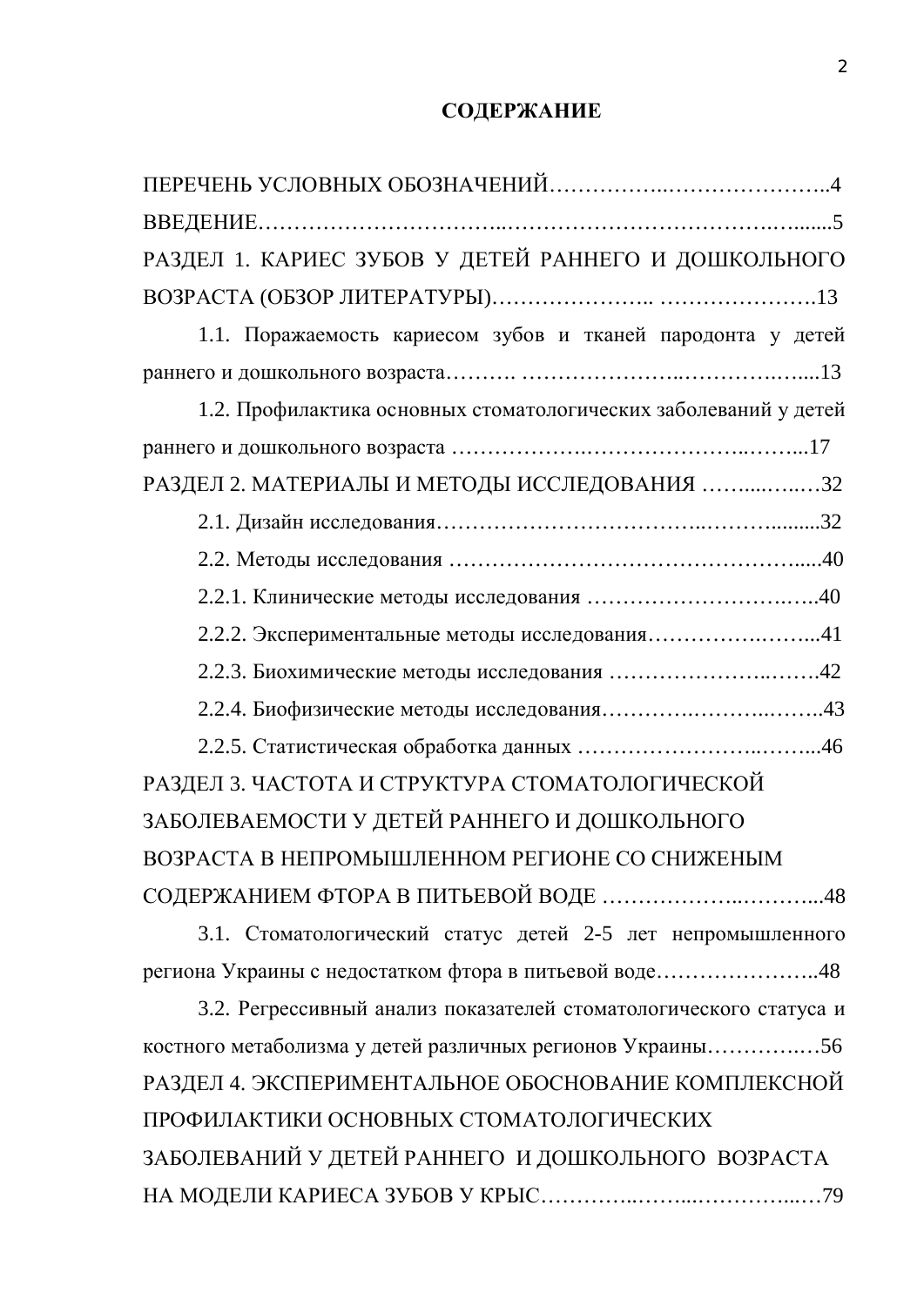# СОДЕРЖАНИЕ

ПЕРЕЧЕНЬ УСЛОВНЫХ ОБОЗНАЧЕНИЙ……………..…………………..4

ВВЕДЕНИЕ…………………………..………………………………..…......5

РАЗДЕЛ 1. КАРИЕС ЗУБОВ У ДЕТЕЙ РАННЕГО И ДОШКОЛЬНОГО ВОЗРАСТА (ОБЗОР ЛИТЕРАТУРЫ)………………….. ………………….13

1.1. Поражаемость кариесом зубов и тканей пародонта у детей раннего и дошкольного возраста………. …………………..…………..…....13

1.2. Профилактика основных стоматологических заболеваний у детей раннего и дошкольного возраста ……………….…………………..……...17

РАЗДЕЛ 2. МАТЕРИАЛЫ И МЕТОДЫ ИССЛЕДОВАНИЯ ……...…..…32

2.1. Дизайн исследования……………………………..………..........32

2.2. Методы исследования ………………………………………….....40

2.2.1. Клинические методы исследования …………………………..…..40

2.2.2. Экспериментальные методы исследования……………..……...41

2.2.3. Биохимические методы исследования …………………..…….42

2.2.4. Биофизические методы исследования………….………..…….43

2.2.5. Статистическая обработка данных ……………………..……...46

РАЗДЕЛ 3. ЧАСТОТА И СТРУКТУРА СТОМАТОЛОГИЧЕСКОЙ ЗАБОЛЕВАЕМОСТИ У ДЕТЕЙ РАННЕГО И ДОШКОЛЬНОГО ВОЗРАСТА В НЕПРОМЫШЛЕННОМ РЕГИОНЕ СО СНИЖЕНЫМ СОДЕРЖАНИЕМ ФТОРА В ПИТЬЕВОЙ ВОДЕ ……………..………...48

3.1. Стоматологический статус детей 2-5 лет непромышленного региона Украины с недостатком фтора в питьевой воде…………………..48

3.2. Регрессивный анализ показателей стоматологического статуса и костного метаболизма у детей различных регионов Украины…………..…56

РАЗДЕЛ 4. ЭКСПЕРИМЕНТАЛЬНОЕ ОБОСНОВАНИЕ КОМПЛЕКСНОЙ ПРОФИЛАКТИКИ ОСНОВНЫХ СТОМАТОЛОГИЧЕСКИХ ЗАБОЛЕВАНИЙ У ДЕТЕЙ РАННЕГО И ДОШКОЛЬНОГО ВОЗРАСТА НА МОДЕЛИ КАРИЕСА ЗУБОВ У КРЫС…………..……...…………...…79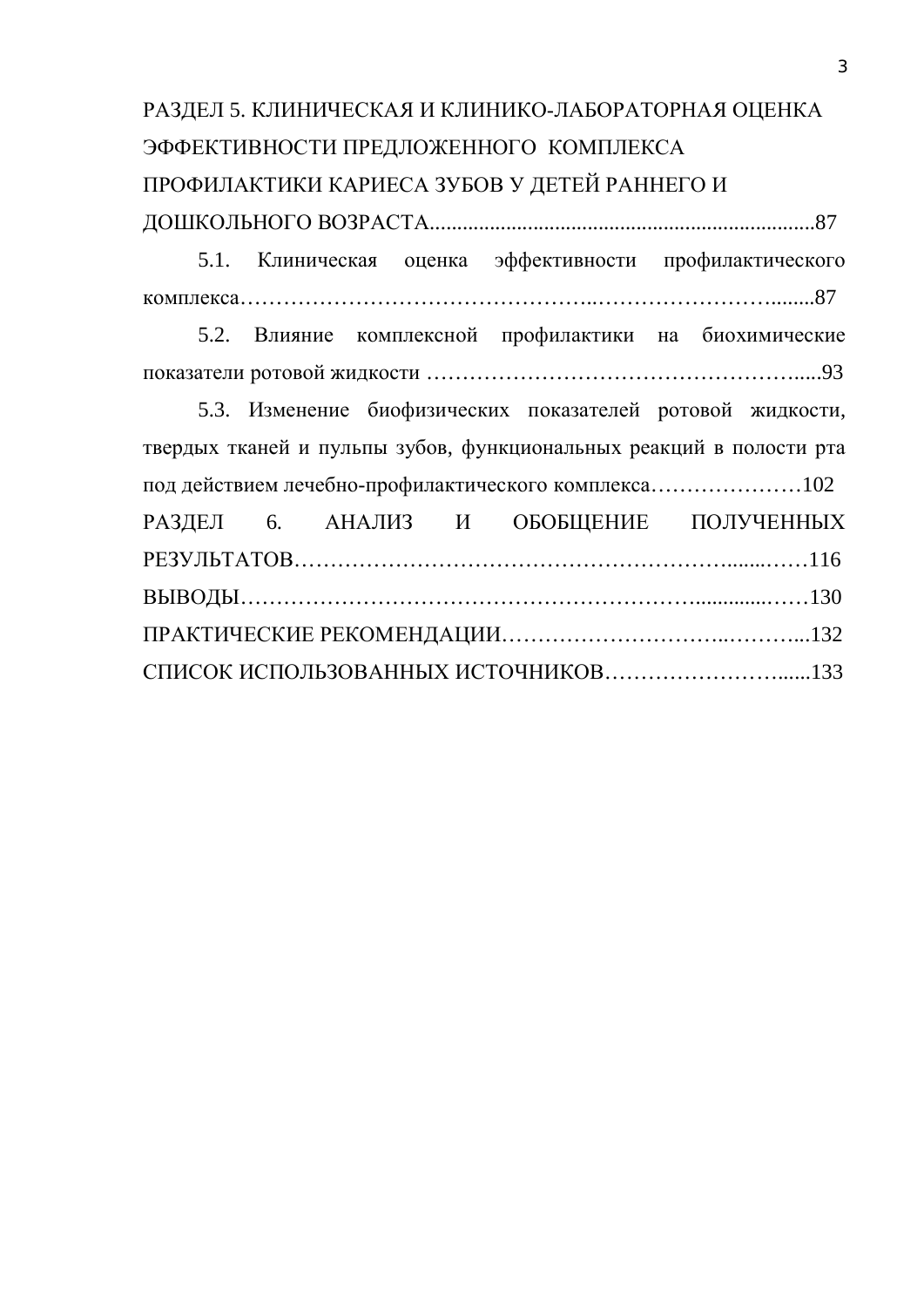РАЗДЕЛ 5. КЛИНИЧЕСКАЯ И КЛИНИКО-ЛАБОРАТОРНАЯ ОЦЕНКА ЭФФЕКТИВНОСТИ ПРЕДЛОЖЕННОГО КОМПЛЕКСА ПРОФИЛАКТИКИ КАРИЕСА ЗУБОВ У ДЕТЕЙ РАННЕГО И ДОШКОЛЬНОГО ВОЗРАСТА......................................................................87

5.1. Клиническая оценка эффективности профилактического комплекса………………………………………..……………………........87

5.2. Влияние комплексной профилактики на биохимические показатели ротовой жидкости …………………………………………….....93

5.3. Изменение биофизических показателей ротовой жидкости, твердых тканей и пульпы зубов, функциональных реакций в полости рта под действием лечебно-профилактического комплекса…………………102

РАЗДЕЛ 6. АНАЛИЗ И ОБОБЩЕНИЕ ПОЛУЧЕННЫХ РЕЗУЛЬТАТОВ……………………………………………………........……116

ВЫВОДЫ…………………………………………………….............……130

ПРАКТИЧЕСКИЕ РЕКОМЕНДАЦИИ………………………..………...132

СПИСОК ИСПОЛЬЗОВАННЫХ ИСТОЧНИКОВ……………………......133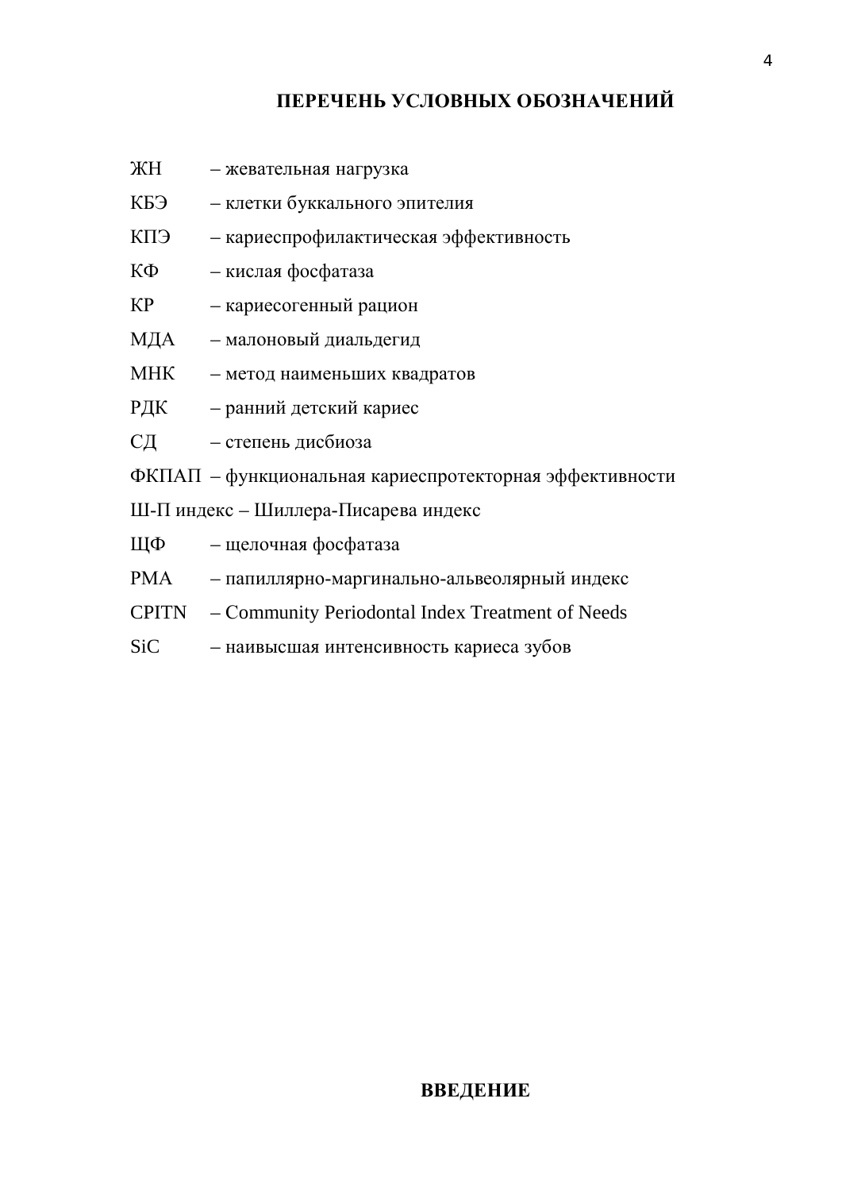## ПЕРЕЧЕНЬ УСЛОВНЫХ ОБОЗНАЧЕНИЙ

ЖН – жевательная нагрузка

КБЭ – клетки буккального эпителия

КПЭ – кариеспрофилактическая эффективность

КФ – кислая фосфатаза

КР – кариесогенный рацион

МДА – малоновый диальдегид

МНК – метод наименьших квадратов

РДК – ранний детский кариес

СД – степень дисбиоза

ФКПАП – функциональная кариеспротекторная эффективности

Ш-П индекс – Шиллера-Писарева индекс

ЩФ – щелочная фосфатаза

PMA – папиллярно-маргинально-альвеолярный индекс

CPITN – Community Periodontal Index Treatment of Needs

SiC – наивысшая интенсивность кариеса зубов

## ВВЕДЕНИЕ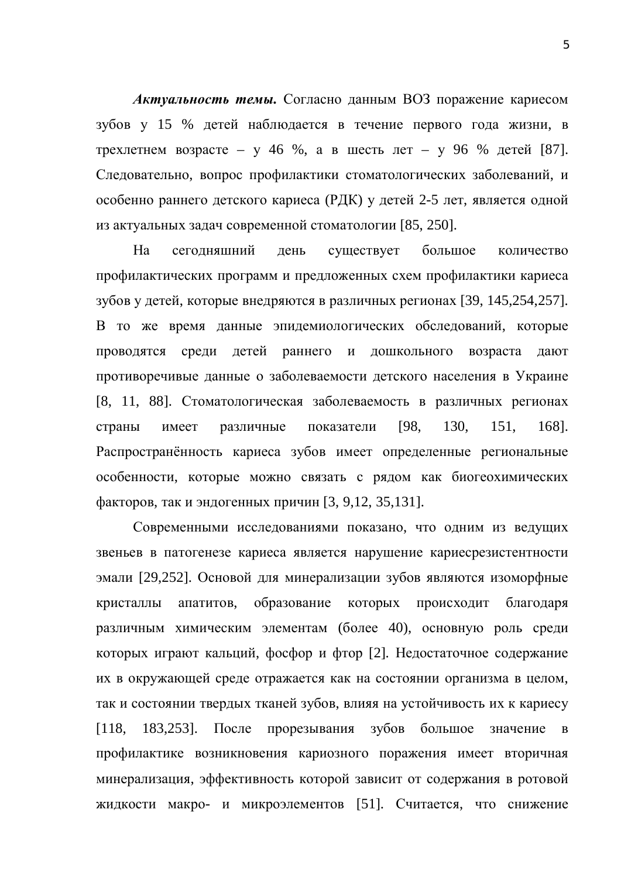***Актуальность темы.*** Согласно данным ВОЗ поражение кариесом зубов у 15 % детей наблюдается в течение первого года жизни, в трехлетнем возрасте – у 46 %, а в шесть лет – у 96 % детей [87]. Следовательно, вопрос профилактики стоматологических заболеваний, и особенно раннего детского кариеса (РДК) у детей 2-5 лет, является одной из актуальных задач современной стоматологии [85, 250].

На сегодняшний день существует большое количество профилактических программ и предложенных схем профилактики кариеса зубов у детей, которые внедряются в различных регионах [39, 145,254,257]. В то же время данные эпидемиологических обследований, которые проводятся среди детей раннего и дошкольного возраста дают противоречивые данные о заболеваемости детского населения в Украине [8, 11, 88]. Стоматологическая заболеваемость в различных регионах страны имеет различные показатели [98, 130, 151, 168]. Распространённость кариеса зубов имеет определенные региональные особенности, которые можно связать с рядом как биогеохимических факторов, так и эндогенных причин [3, 9,12, 35,131].

Современными исследованиями показано, что одним из ведущих звеньев в патогенезе кариеса является нарушение кариесрезистентности эмали [29,252]. Основой для минерализации зубов являются изоморфные кристаллы апатитов, образование которых происходит благодаря различным химическим элементам (более 40), основную роль среди которых играют кальций, фосфор и фтор [2]. Недостаточное содержание их в окружающей среде отражается как на состоянии организма в целом, так и состоянии твердых тканей зубов, влияя на устойчивость их к кариесу [118, 183,253]. После прорезывания зубов большое значение в профилактике возникновения кариозного поражения имеет вторичная минерализация, эффективность которой зависит от содержания в ротовой жидкости макро- и микроэлементов [51]. Считается, что снижение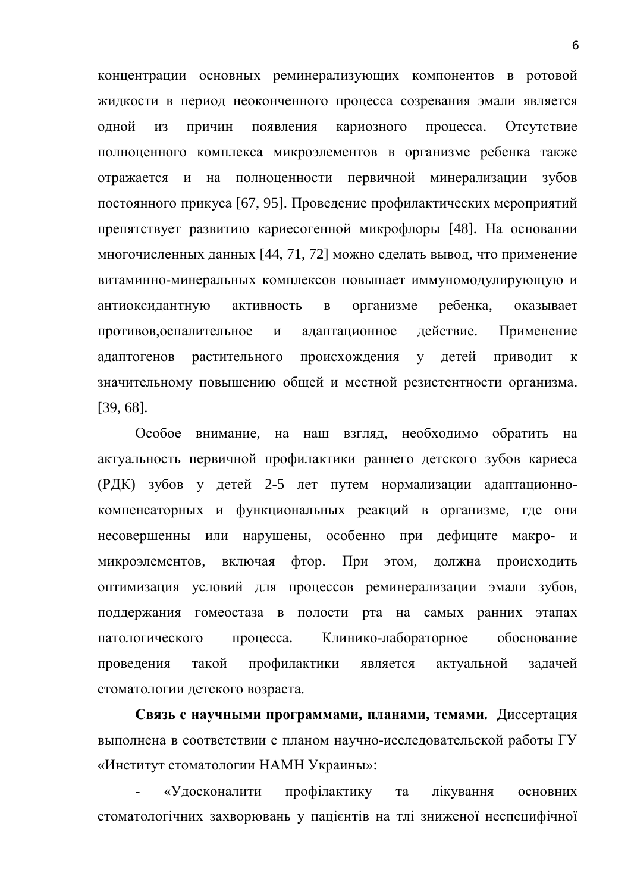концентрации основных реминерализующих компонентов в ротовой жидкости в период неоконченного процесса созревания эмали является одной из причин появления кариозного процесса. Отсутствие полноценного комплекса микроэлементов в организме ребенка также отражается и на полноценности первичной минерализации зубов постоянного прикуса [67, 95]. Проведение профилактических мероприятий препятствует развитию кариесогенной микрофлоры [48]. На основании многочисленных данных [44, 71, 72] можно сделать вывод, что применение витаминно-минеральных комплексов повышает иммуномодулирующую и антиоксидантную активность в организме ребенка, оказывает противов,оспалительное и адаптационное действие. Применение адаптогенов растительного происхождения у детей приводит к значительному повышению общей и местной резистентности организма. [39, 68].

Особое внимание, на наш взгляд, необходимо обратить на актуальность первичной профилактики раннего детского зубов кариеса (РДК) зубов у детей 2-5 лет путем нормализации адаптационно-компенсаторных и функциональных реакций в организме, где они несовершенны или нарушены, особенно при дефиците макро- и микроэлементов, включая фтор. При этом, должна происходить оптимизация условий для процессов реминерализации эмали зубов, поддержания гомеостаза в полости рта на самых ранних этапах патологического процесса. Клинико-лабораторное обоснование проведения такой профилактики является актуальной задачей стоматологии детского возраста.

**Связь с научными программами, планами, темами.** Диссертация выполнена в соответствии с планом научно-исследовательской работы ГУ «Институт стоматологии НАМН Украины»:

- «Удосконалити профілактику та лікування основних стоматологічних захворювань у пацієнтів на тлі зниженої неспецифічної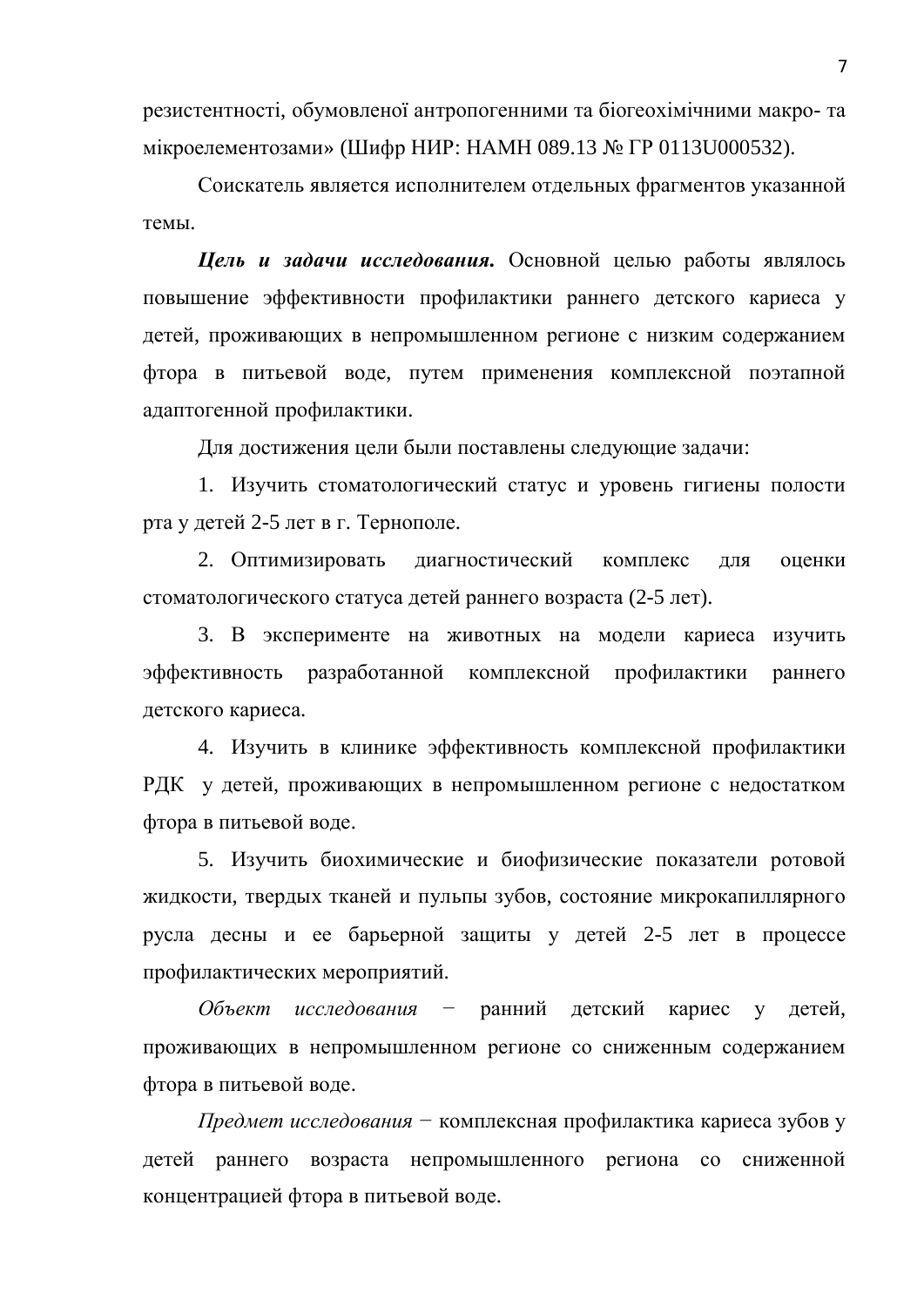резистентності, обумовленої антропогенними та біогеохімічними макро- та мікроелементозами» (Шифр НИР: НАМН 089.13 № ГР 0113U000532).

Соискатель является исполнителем отдельных фрагментов указанной темы.

***Цель и задачи исследования.*** Основной целью работы являлось повышение эффективности профилактики раннего детского кариеса у детей, проживающих в непромышленном регионе с низким содержанием фтора в питьевой воде, путем применения комплексной поэтапной адаптогенной профилактики.

Для достижения цели были поставлены следующие задачи:

1. Изучить стоматологический статус и уровень гигиены полости рта у детей 2-5 лет в г. Тернополе.
2. Оптимизировать диагностический комплекс для оценки стоматологического статуса детей раннего возраста (2-5 лет).
3. В эксперименте на животных на модели кариеса изучить эффективность разработанной комплексной профилактики раннего детского кариеса.
4. Изучить в клинике эффективность комплексной профилактики РДК у детей, проживающих в непромышленном регионе с недостатком фтора в питьевой воде.
5. Изучить биохимические и биофизические показатели ротовой жидкости, твердых тканей и пульпы зубов, состояние микрокапиллярного русла десны и ее барьерной защиты у детей 2-5 лет в процессе профилактических мероприятий.

*Объект исследования* − ранний детский кариес у детей, проживающих в непромышленном регионе со сниженным содержанием фтора в питьевой воде.

*Предмет исследования* − комплексная профилактика кариеса зубов у детей раннего возраста непромышленного региона со сниженной концентрацией фтора в питьевой воде.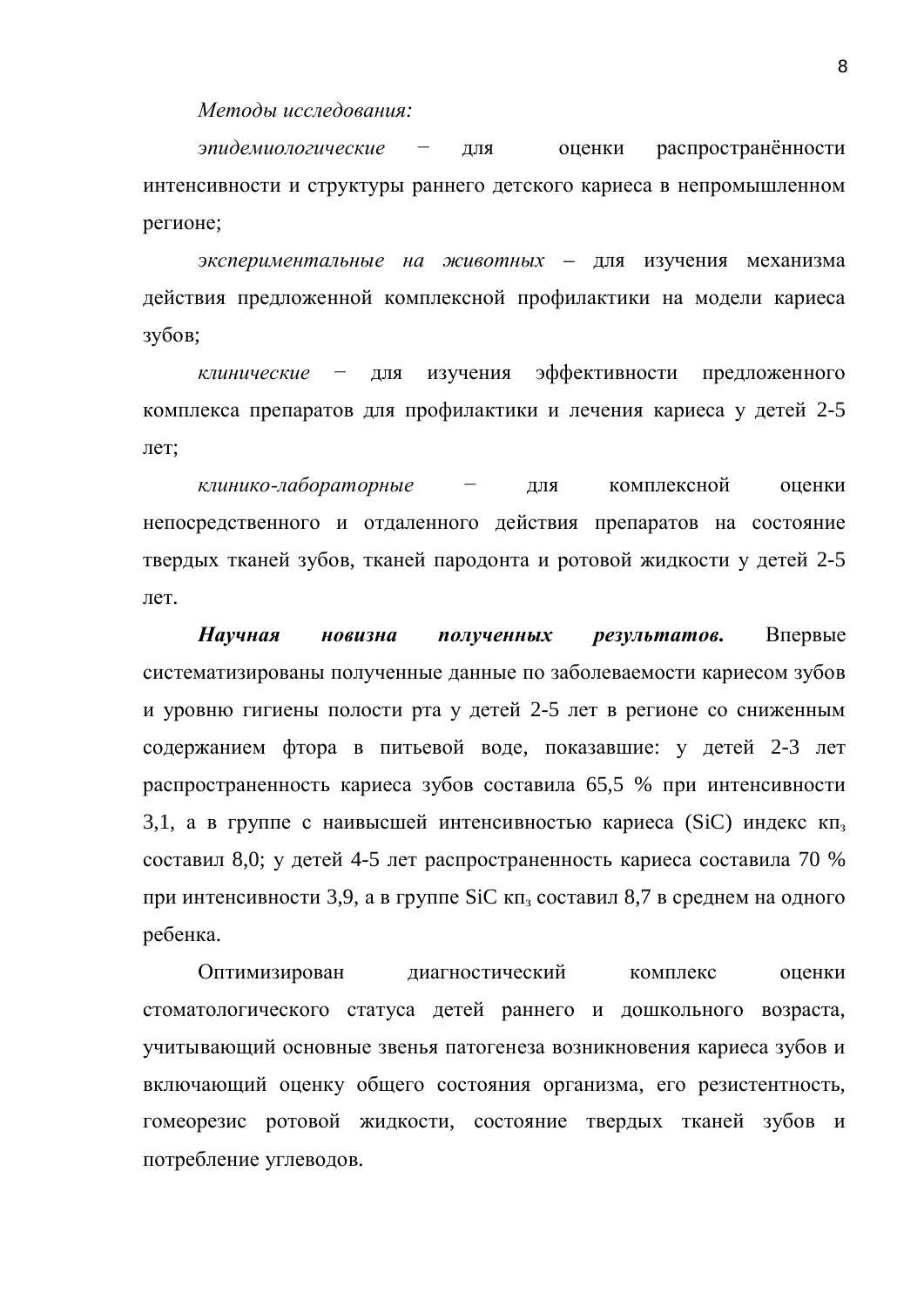*Методы исследования:*

*эпидемиологические* − для оценки распространённости интенсивности и структуры раннего детского кариеса в непромышленном регионе;

*экспериментальные на животных* – для изучения механизма действия предложенной комплексной профилактики на модели кариеса зубов;

*клинические* − для изучения эффективности предложенного комплекса препаратов для профилактики и лечения кариеса у детей 2-5 лет;

*клинико-лабораторные* − для комплексной оценки непосредственного и отдаленного действия препаратов на состояние твердых тканей зубов, тканей пародонта и ротовой жидкости у детей 2-5 лет.

***Научная новизна полученных результатов.*** Впервые систематизированы полученные данные по заболеваемости кариесом зубов и уровню гигиены полости рта у детей 2-5 лет в регионе со сниженным содержанием фтора в питьевой воде, показавшие: у детей 2-3 лет распространенность кариеса зубов составила 65,5 % при интенсивности 3,1, а в группе с наивысшей интенсивностью кариеса (SiC) индекс $кп_з$ составил 8,0; у детей 4-5 лет распространенность кариеса составила 70 % при интенсивности 3,9, а в группе SiC $кп_з$ составил 8,7 в среднем на одного ребенка.

Оптимизирован диагностический комплекс оценки стоматологического статуса детей раннего и дошкольного возраста, учитывающий основные звенья патогенеза возникновения кариеса зубов и включающий оценку общего состояния организма, его резистентность, гомеорезис ротовой жидкости, состояние твердых тканей зубов и потребление углеводов.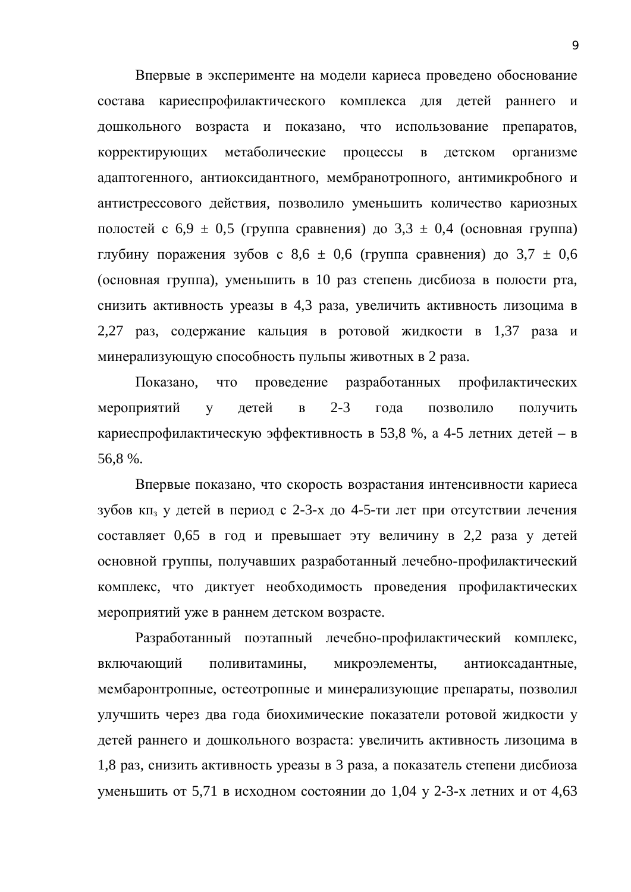Впервые в эксперименте на модели кариеса проведено обоснование состава кариеспрофилактического комплекса для детей раннего и дошкольного возраста и показано, что использование препаратов, корректирующих метаболические процессы в детском организме адаптогенного, антиоксидантного, мембранотропного, антимикробного и антистрессового действия, позволило уменьшить количество кариозных полостей с 6,9 ± 0,5 (группа сравнения) до 3,3 ± 0,4 (основная группа) глубину поражения зубов с 8,6 ± 0,6 (группа сравнения) до 3,7 ± 0,6 (основная группа), уменьшить в 10 раз степень дисбиоза в полости рта, снизить активность уреазы в 4,3 раза, увеличить активность лизоцима в 2,27 раз, содержание кальция в ротовой жидкости в 1,37 раза и минерализующую способность пульпы животных в 2 раза.

Показано, что проведение разработанных профилактических мероприятий у детей в 2-3 года позволило получить кариеспрофилактическую эффективность в 53,8 %, а 4-5 летних детей – в 56,8 %.

Впервые показано, что скорость возрастания интенсивности кариеса зубов $кп_з$ у детей в период с 2-3-х до 4-5-ти лет при отсутствии лечения составляет 0,65 в год и превышает эту величину в 2,2 раза у детей основной группы, получавших разработанный лечебно-профилактический комплекс, что диктует необходимость проведения профилактических мероприятий уже в раннем детском возрасте.

Разработанный поэтапный лечебно-профилактический комплекс, включающий поливитамины, микроэлементы, антиоксадантные, мембаронтропные, остеотропные и минерализующие препараты, позволил улучшить через два года биохимические показатели ротовой жидкости у детей раннего и дошкольного возраста: увеличить активность лизоцима в 1,8 раз, снизить активность уреазы в 3 раза, а показатель степени дисбиоза уменьшить от 5,71 в исходном состоянии до 1,04 у 2-3-х летних и от 4,63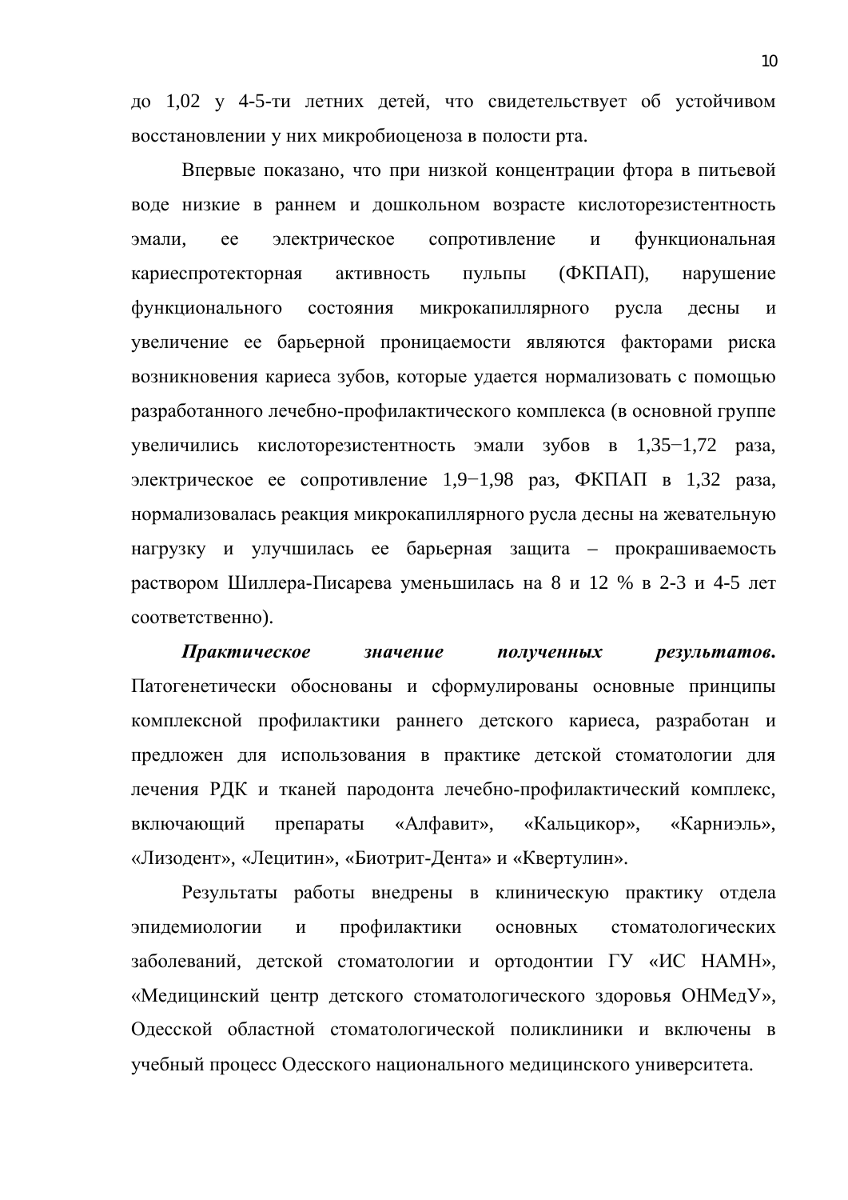до 1,02 у 4-5-ти летних детей, что свидетельствует об устойчивом восстановлении у них микробиоценоза в полости рта.

Впервые показано, что при низкой концентрации фтора в питьевой воде низкие в раннем и дошкольном возрасте кислоторезистентность эмали, ее электрическое сопротивление и функциональная кариеспротекторная активность пульпы (ФКПАП), нарушение функционального состояния микрокапиллярного русла десны и увеличение ее барьерной проницаемости являются факторами риска возникновения кариеса зубов, которые удается нормализовать с помощью разработанного лечебно-профилактического комплекса (в основной группе увеличились кислоторезистентность эмали зубов в 1,35−1,72 раза, электрическое ее сопротивление 1,9−1,98 раз, ФКПАП в 1,32 раза, нормализовалась реакция микрокапиллярного русла десны на жевательную нагрузку и улучшилась ее барьерная защита – прокрашиваемость раствором Шиллера-Писарева уменьшилась на 8 и 12 % в 2-3 и 4-5 лет соответственно).

***Практическое значение полученных результатов.*** Патогенетически обоснованы и сформулированы основные принципы комплексной профилактики раннего детского кариеса, разработан и предложен для использования в практике детской стоматологии для лечения РДК и тканей пародонта лечебно-профилактический комплекс, включающий препараты «Алфавит», «Кальцикор», «Карниэль», «Лизодент», «Лецитин», «Биотрит-Дента» и «Квертулин».

Результаты работы внедрены в клиническую практику отдела эпидемиологии и профилактики основных стоматологических заболеваний, детской стоматологии и ортодонтии ГУ «ИС НАМН», «Медицинский центр детского стоматологического здоровья ОНМедУ», Одесской областной стоматологической поликлиники и включены в учебный процесс Одесского национального медицинского университета.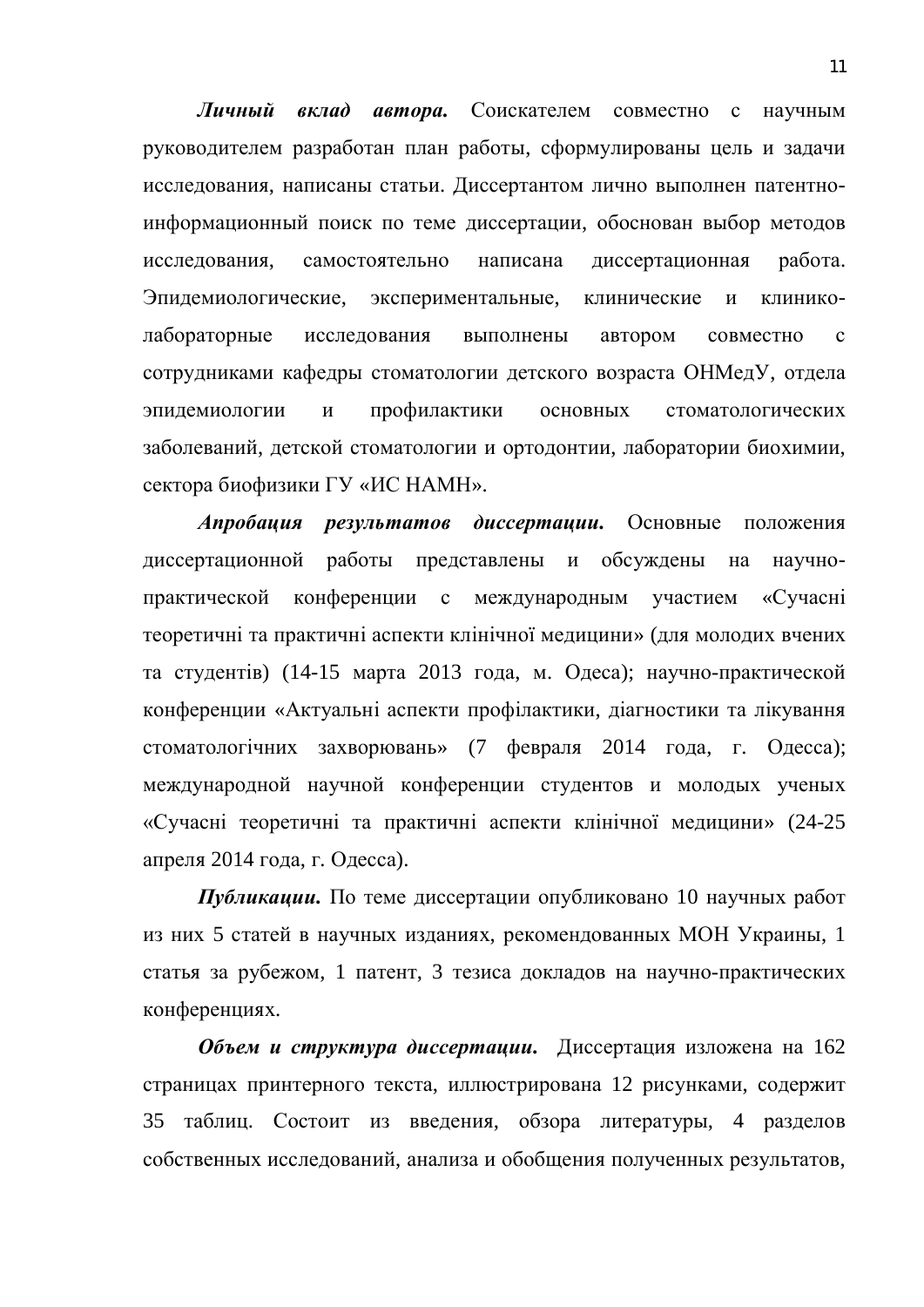***Личный вклад автора.*** Соискателем совместно с научным руководителем разработан план работы, сформулированы цель и задачи исследования, написаны статьи. Диссертантом лично выполнен патентно-информационный поиск по теме диссертации, обоснован выбор методов исследования, самостоятельно написана диссертационная работа. Эпидемиологические, экспериментальные, клинические и клинико-лабораторные исследования выполнены автором совместно с сотрудниками кафедры стоматологии детского возраста ОНМедУ, отдела эпидемиологии и профилактики основных стоматологических заболеваний, детской стоматологии и ортодонтии, лаборатории биохимии, сектора биофизики ГУ «ИС НАМН».

***Апробация результатов диссертации.*** Основные положения диссертационной работы представлены и обсуждены на научно-практической конференции с международным участием «Сучасні теоретичні та практичні аспекти клінічної медицини» (для молодих вчених та студентів) (14-15 марта 2013 года, м. Одеса); научно-практической конференции «Актуальні аспекти профілактики, діагностики та лікування стоматологічних захворювань» (7 февраля 2014 года, г. Одесса); международной научной конференции студентов и молодых ученых «Сучасні теоретичні та практичні аспекти клінічної медицини» (24-25 апреля 2014 года, г. Одесса).

***Публикации.*** По теме диссертации опубликовано 10 научных работ из них 5 статей в научных изданиях, рекомендованных МОН Украины, 1 статья за рубежом, 1 патент, 3 тезиса докладов на научно-практических конференциях.

***Объем и структура диссертации.*** Диссертация изложена на 162 страницах принтерного текста, иллюстрирована 12 рисунками, содержит 35 таблиц. Состоит из введения, обзора литературы, 4 разделов собственных исследований, анализа и обобщения полученных результатов,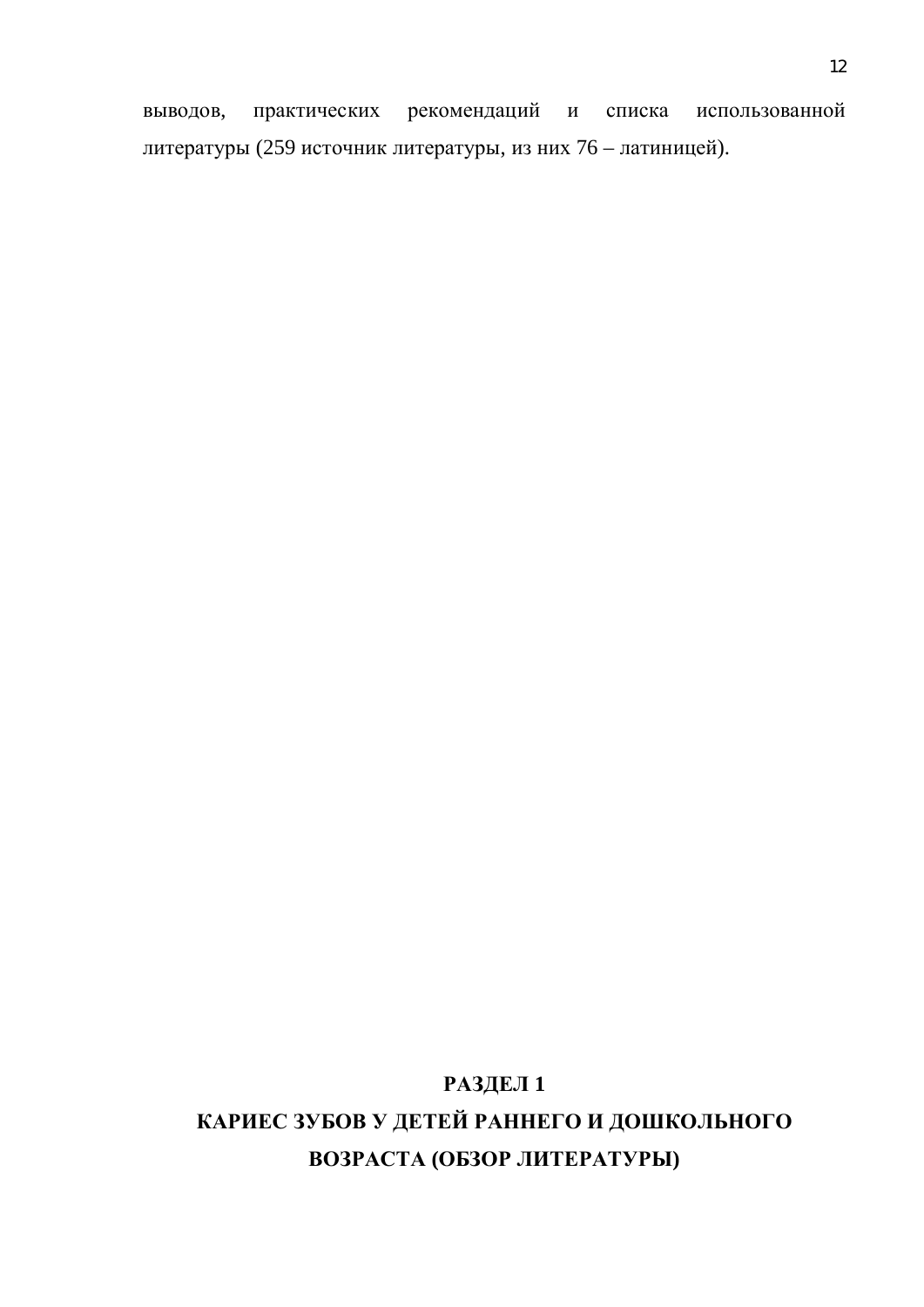выводов, практических рекомендаций и списка использованной литературы (259 источник литературы, из них 76 – латиницей).

# РАЗДЕЛ 1
# КАРИЕС ЗУБОВ У ДЕТЕЙ РАННЕГО И ДОШКОЛЬНОГО ВОЗРАСТА (ОБЗОР ЛИТЕРАТУРЫ)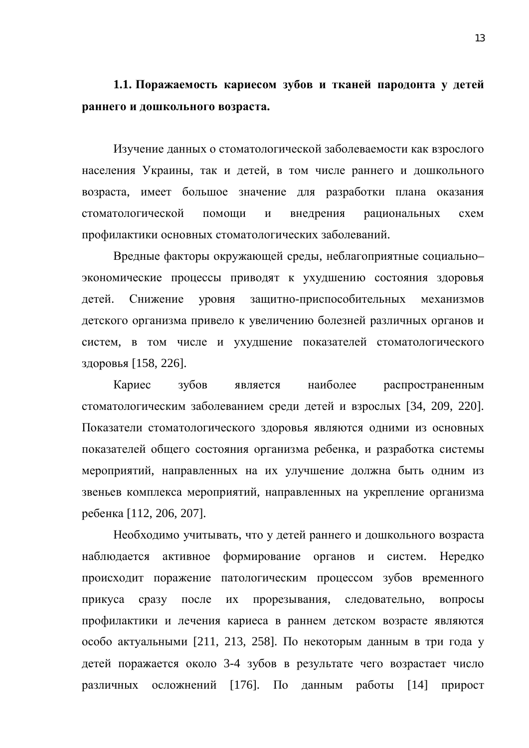### 1.1. Поражаемость кариесом зубов и тканей пародонта у детей раннего и дошкольного возраста.

Изучение данных о стоматологической заболеваемости как взрослого населения Украины, так и детей, в том числе раннего и дошкольного возраста, имеет большое значение для разработки плана оказания стоматологической помощи и внедрения рациональных схем профилактики основных стоматологических заболеваний.

Вредные факторы окружающей среды, неблагоприятные социально–экономические процессы приводят к ухудшению состояния здоровья детей. Снижение уровня защитно-приспособительных механизмов детского организма привело к увеличению болезней различных органов и систем, в том числе и ухудшение показателей стоматологического здоровья [158, 226].

Кариес зубов является наиболее распространенным стоматологическим заболеванием среди детей и взрослых [34, 209, 220]. Показатели стоматологического здоровья являются одними из основных показателей общего состояния организма ребенка, и разработка системы мероприятий, направленных на их улучшение должна быть одним из звеньев комплекса мероприятий, направленных на укрепление организма ребенка [112, 206, 207].

Необходимо учитывать, что у детей раннего и дошкольного возраста наблюдается активное формирование органов и систем. Нередко происходит поражение патологическим процессом зубов временного прикуса сразу после их прорезывания, следовательно, вопросы профилактики и лечения кариеса в раннем детском возрасте являются особо актуальными [211, 213, 258]. По некоторым данным в три года у детей поражается около 3-4 зубов в результате чего возрастает число различных осложнений [176]. По данным работы [14] прирост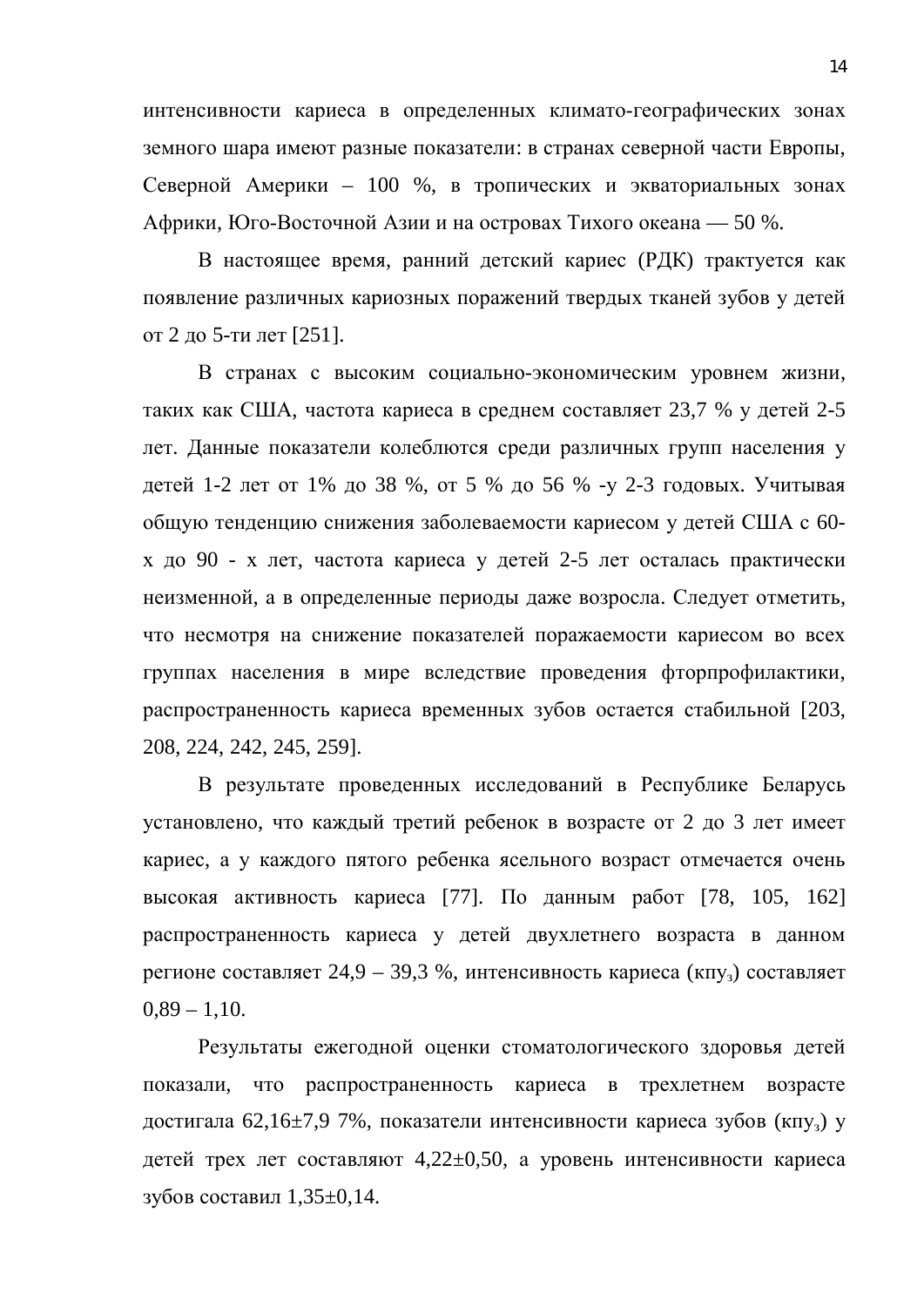интенсивности кариеса в определенных климато-географических зонах земного шара имеют разные показатели: в странах северной части Европы, Северной Америки – 100 %, в тропических и экваториальных зонах Африки, Юго-Восточной Азии и на островах Тихого океана — 50 %.

В настоящее время, ранний детский кариес (РДК) трактуется как появление различных кариозных поражений твердых тканей зубов у детей от 2 до 5-ти лет [251].

В странах с высоким социально-экономическим уровнем жизни, таких как США, частота кариеса в среднем составляет 23,7 % у детей 2-5 лет. Данные показатели колеблются среди различных групп населения у детей 1-2 лет от 1% до 38 %, от 5 % до 56 % -у 2-3 годовых. Учитывая общую тенденцию снижения заболеваемости кариесом у детей США с 60-х до 90 - х лет, частота кариеса у детей 2-5 лет осталась практически неизменной, а в определенные периоды даже возросла. Следует отметить, что несмотря на снижение показателей поражаемости кариесом во всех группах населения в мире вследствие проведения фторпрофилактики, распространенность кариеса временных зубов остается стабильной [203, 208, 224, 242, 245, 259].

В результате проведенных исследований в Республике Беларусь установлено, что каждый третий ребенок в возрасте от 2 до 3 лет имеет кариес, а у каждого пятого ребенка ясельного возраст отмечается очень высокая активность кариеса [77]. По данным работ [78, 105, 162] распространенность кариеса у детей двухлетнего возраста в данном регионе составляет 24,9 – 39,3 %, интенсивность кариеса (кпу$_з$) составляет 0,89 – 1,10.

Результаты ежегодной оценки стоматологического здоровья детей показали, что распространенность кариеса в трехлетнем возрасте достигала 62,16±7,9 7%, показатели интенсивности кариеса зубов (кпу$_з$) у детей трех лет составляют 4,22±0,50, а уровень интенсивности кариеса зубов составил 1,35±0,14.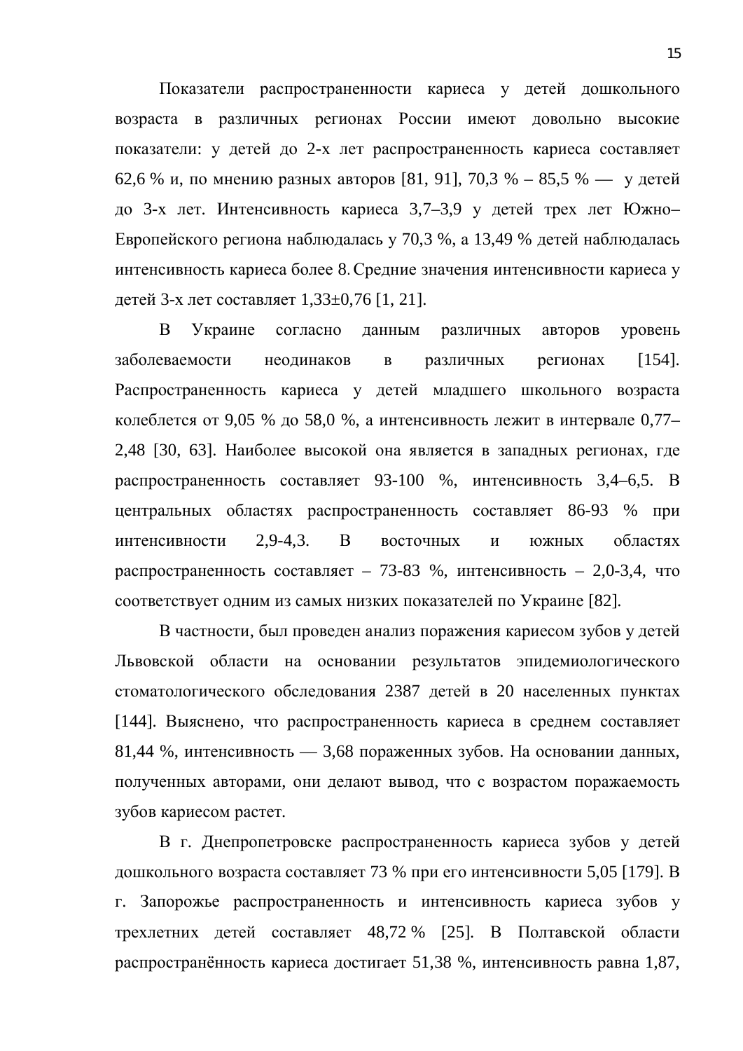Показатели распространенности кариеса у детей дошкольного возраста в различных регионах России имеют довольно высокие показатели: у детей до 2-х лет распространенность кариеса составляет 62,6 % и, по мнению разных авторов [81, 91], 70,3 % – 85,5 % — у детей до 3-х лет. Интенсивность кариеса 3,7–3,9 у детей трех лет Южно–Европейского региона наблюдалась у 70,3 %, а 13,49 % детей наблюдалась интенсивность кариеса более 8. Средние значения интенсивности кариеса у детей 3-х лет составляет 1,33±0,76 [1, 21].

В Украине согласно данным различных авторов уровень заболеваемости неодинаков в различных регионах [154]. Распространенность кариеса у детей младшего школьного возраста колеблется от 9,05 % до 58,0 %, а интенсивность лежит в интервале 0,77–2,48 [30, 63]. Наиболее высокой она является в западных регионах, где распространенность составляет 93-100 %, интенсивность 3,4–6,5. В центральных областях распространенность составляет 86-93 % при интенсивности 2,9-4,3. В восточных и южных областях распространенность составляет – 73-83 %, интенсивность – 2,0-3,4, что соответствует одним из самых низких показателей по Украине [82].

В частности, был проведен анализ поражения кариесом зубов у детей Львовской области на основании результатов эпидемиологического стоматологического обследования 2387 детей в 20 населенных пунктах [144]. Выяснено, что распространенность кариеса в среднем составляет 81,44 %, интенсивность — 3,68 пораженных зубов. На основании данных, полученных авторами, они делают вывод, что с возрастом поражаемость зубов кариесом растет.

В г. Днепропетровске распространенность кариеса зубов у детей дошкольного возраста составляет 73 % при его интенсивности 5,05 [179]. В г. Запорожье распространенность и интенсивность кариеса зубов у трехлетних детей составляет 48,72 % [25]. В Полтавской области распространённость кариеса достигает 51,38 %, интенсивность равна 1,87,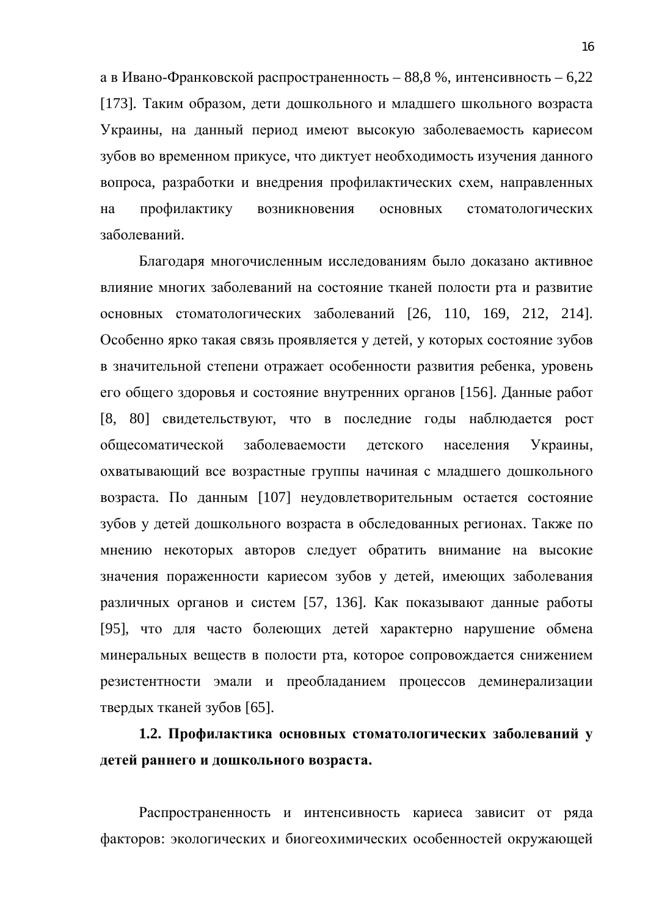а в Ивано-Франковской распространенность – 88,8 %, интенсивность – 6,22 [173]. Таким образом, дети дошкольного и младшего школьного возраста Украины, на данный период имеют высокую заболеваемость кариесом зубов во временном прикусе, что диктует необходимость изучения данного вопроса, разработки и внедрения профилактических схем, направленных на профилактику возникновения основных стоматологических заболеваний.

Благодаря многочисленным исследованиям было доказано активное влияние многих заболеваний на состояние тканей полости рта и развитие основных стоматологических заболеваний [26, 110, 169, 212, 214]. Особенно ярко такая связь проявляется у детей, у которых состояние зубов в значительной степени отражает особенности развития ребенка, уровень его общего здоровья и состояние внутренних органов [156]. Данные работ [8, 80] свидетельствуют, что в последние годы наблюдается рост общесоматической заболеваемости детского населения Украины, охватывающий все возрастные группы начиная с младшего дошкольного возраста. По данным [107] неудовлетворительным остается состояние зубов у детей дошкольного возраста в обследованных регионах. Также по мнению некоторых авторов следует обратить внимание на высокие значения пораженности кариесом зубов у детей, имеющих заболевания различных органов и систем [57, 136]. Как показывают данные работы [95], что для часто болеющих детей характерно нарушение обмена минеральных веществ в полости рта, которое сопровождается снижением резистентности эмали и преобладанием процессов деминерализации твердых тканей зубов [65].

### 1.2. Профилактика основных стоматологических заболеваний у детей раннего и дошкольного возраста.

Распространенность и интенсивность кариеса зависит от ряда факторов: экологических и биогеохимических особенностей окружающей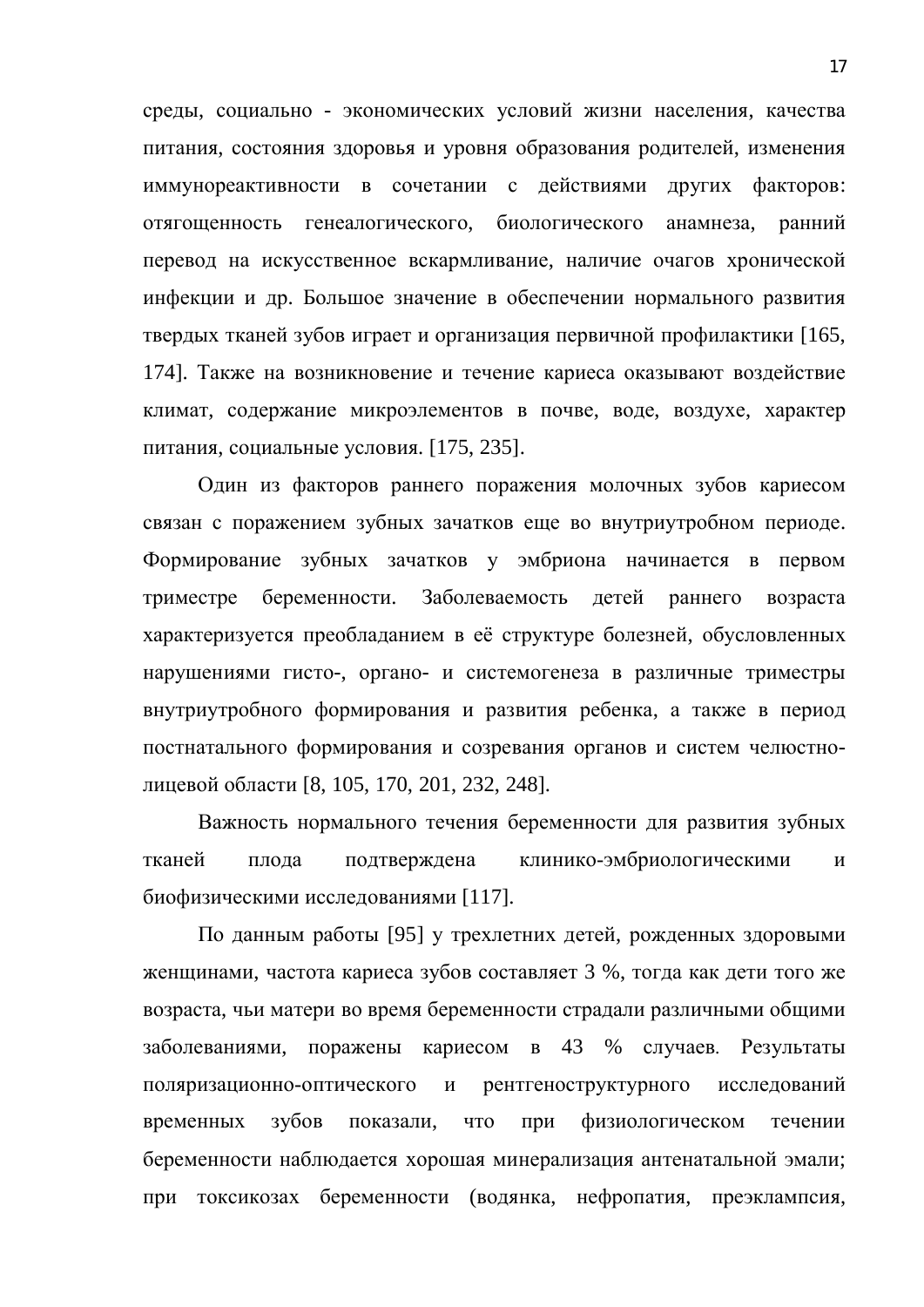среды, социально - экономических условий жизни населения, качества питания, состояния здоровья и уровня образования родителей, изменения иммунореактивности в сочетании с действиями других факторов: отягощенность генеалогического, биологического анамнеза, ранний перевод на искусственное вскармливание, наличие очагов хронической инфекции и др. Большое значение в обеспечении нормального развития твердых тканей зубов играет и организация первичной профилактики [165, 174]. Также на возникновение и течение кариеса оказывают воздействие климат, содержание микроэлементов в почве, воде, воздухе, характер питания, социальные условия. [175, 235].

Один из факторов раннего поражения молочных зубов кариесом связан с поражением зубных зачатков еще во внутриутробном периоде. Формирование зубных зачатков у эмбриона начинается в первом триместре беременности. Заболеваемость детей раннего возраста характеризуется преобладанием в её структуре болезней, обусловленных нарушениями гисто-, органо- и системогенеза в различные триместры внутриутробного формирования и развития ребенка, а также в период постнатального формирования и созревания органов и систем челюстно-лицевой области [8, 105, 170, 201, 232, 248].

Важность нормального течения беременности для развития зубных тканей плода подтверждена клинико-эмбриологическими и биофизическими исследованиями [117].

По данным работы [95] у трехлетних детей, рожденных здоровыми женщинами, частота кариеса зубов составляет 3 %, тогда как дети того же возраста, чьи матери во время беременности страдали различными общими заболеваниями, поражены кариесом в 43 % случаев. Результаты поляризационно-оптического и рентгеноструктурного исследований временных зубов показали, что при физиологическом течении беременности наблюдается хорошая минерализация антенатальной эмали; при токсикозах беременности (водянка, нефропатия, преэклампсия,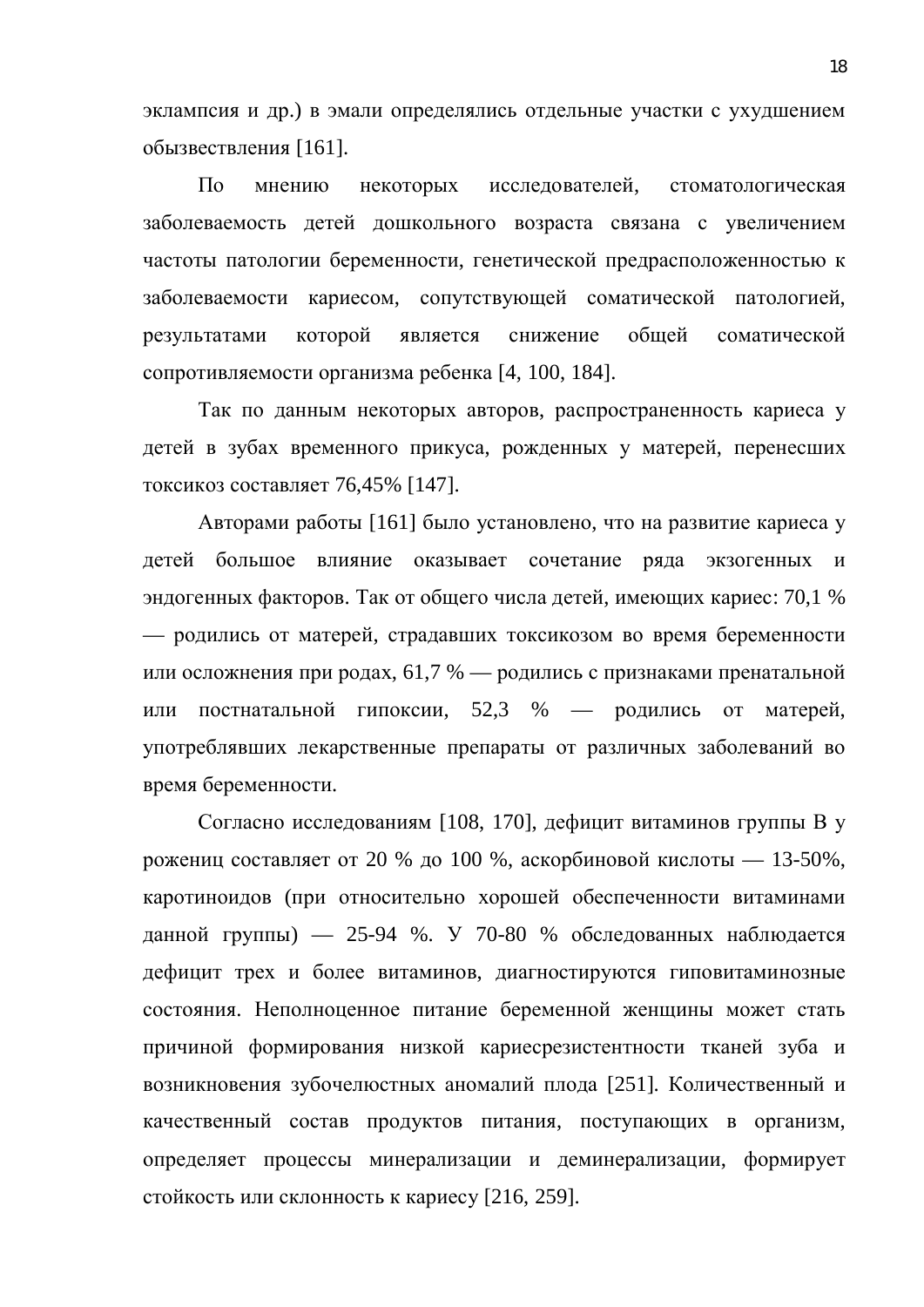эклампсия и др.) в эмали определялись отдельные участки с ухудшением обызвествления [161].

По мнению некоторых исследователей, стоматологическая заболеваемость детей дошкольного возраста связана с увеличением частоты патологии беременности, генетической предрасположенностью к заболеваемости кариесом, сопутствующей соматической патологией, результатами которой является снижение общей соматической сопротивляемости организма ребенка [4, 100, 184].

Так по данным некоторых авторов, распространенность кариеса у детей в зубах временного прикуса, рожденных у матерей, перенесших токсикоз составляет 76,45% [147].

Авторами работы [161] было установлено, что на развитие кариеса у детей большое влияние оказывает сочетание ряда экзогенных и эндогенных факторов. Так от общего числа детей, имеющих кариес: 70,1 % — родились от матерей, страдавших токсикозом во время беременности или осложнения при родах, 61,7 % — родились с признаками пренатальной или постнатальной гипоксии, 52,3 % — родились от матерей, употреблявших лекарственные препараты от различных заболеваний во время беременности.

Согласно исследованиям [108, 170], дефицит витаминов группы В у рожениц составляет от 20 % до 100 %, аскорбиновой кислоты — 13-50%, каротиноидов (при относительно хорошей обеспеченности витаминами данной группы) — 25-94 %. У 70-80 % обследованных наблюдается дефицит трех и более витаминов, диагностируются гиповитаминозные состояния. Неполноценное питание беременной женщины может стать причиной формирования низкой кариесрезистентности тканей зуба и возникновения зубочелюстных аномалий плода [251]. Количественный и качественный состав продуктов питания, поступающих в организм, определяет процессы минерализации и деминерализации, формирует стойкость или склонность к кариесу [216, 259].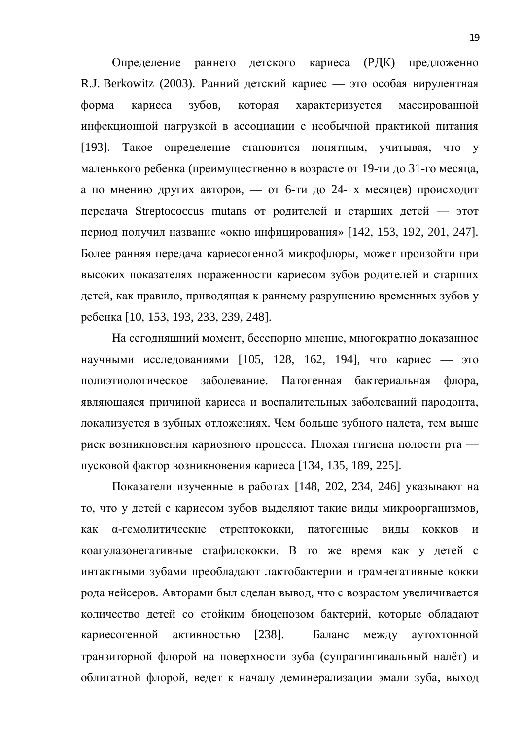Определение раннего детского кариеса (РДК) предложенно R.J. Berkowitz (2003). Ранний детский кариес — это особая вирулентная форма кариеса зубов, которая характеризуется массированной инфекционной нагрузкой в ассоциации с необычной практикой питания [193]. Такое определение становится понятным, учитывая, что у маленького ребенка (преимущественно в возрасте от 19-ти до 31-го месяца, а по мнению других авторов, — от 6-ти до 24- х месяцев) происходит передача Streptococcus mutans от родителей и старших детей — этот период получил название «окно инфицирования» [142, 153, 192, 201, 247]. Более ранняя передача кариесогенной микрофлоры, может произойти при высоких показателях пораженности кариесом зубов родителей и старших детей, как правило, приводящая к раннему разрушению временных зубов у ребенка [10, 153, 193, 233, 239, 248].

На сегодняшний момент, бесспорно мнение, многократно доказанное научными исследованиями [105, 128, 162, 194], что кариес — это полиэтиологическое заболевание. Патогенная бактериальная флора, являющаяся причиной кариеса и воспалительных заболеваний пародонта, локализуется в зубных отложениях. Чем больше зубного налета, тем выше риск возникновения кариозного процесса. Плохая гигиена полости рта — пусковой фактор возникновения кариеса [134, 135, 189, 225].

Показатели изученные в работах [148, 202, 234, 246] указывают на то, что у детей с кариесом зубов выделяют такие виды микроорганизмов, как α-гемолитические стрептококки, патогенные виды кокков и коагулазонегативные стафилококки. В то же время как у детей с интактными зубами преобладают лактобактерии и грамнегативные кокки рода нейсеров. Авторами был сделан вывод, что с возрастом увеличивается количество детей со стойким биоценозом бактерий, которые обладают кариесогенной активностью [238]. Баланс между аутохтонной транзиторной флорой на поверхности зуба (супрагингивальный налёт) и облигатной флорой, ведет к началу деминерализации эмали зуба, выход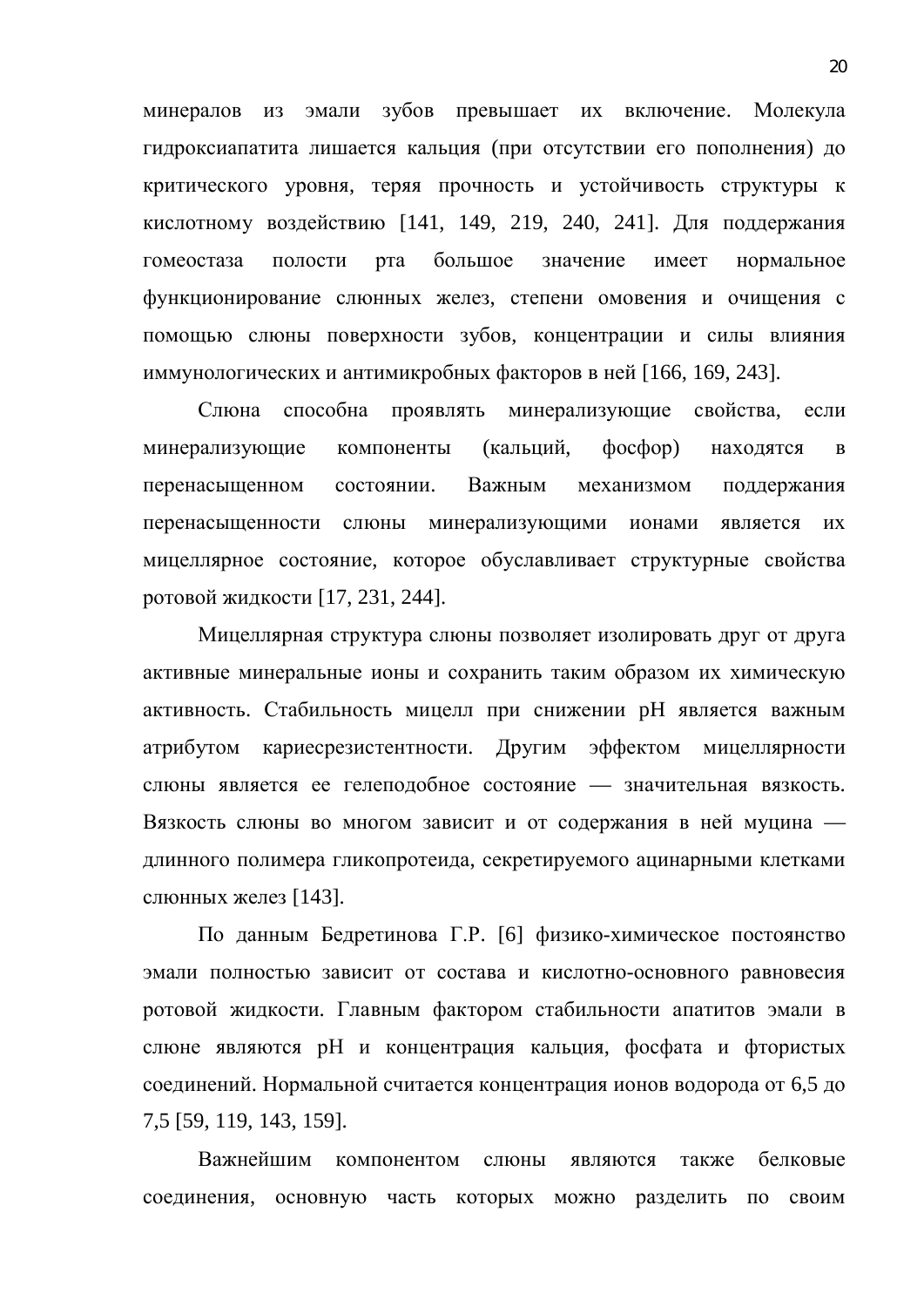минералов из эмали зубов превышает их включение. Молекула гидроксиапатита лишается кальция (при отсутствии его пополнения) до критического уровня, теряя прочность и устойчивость структуры к кислотному воздействию [141, 149, 219, 240, 241]. Для поддержания гомеостаза полости рта большое значение имеет нормальное функционирование слюнных желез, степени омовения и очищения с помощью слюны поверхности зубов, концентрации и силы влияния иммунологических и антимикробных факторов в ней [166, 169, 243].

Слюна способна проявлять минерализующие свойства, если минерализующие компоненты (кальций, фосфор) находятся в перенасыщенном состоянии. Важным механизмом поддержания перенасыщенности слюны минерализующими ионами является их мицеллярное состояние, которое обуславливает структурные свойства ротовой жидкости [17, 231, 244].

Мицеллярная структура слюны позволяет изолировать друг от друга активные минеральные ионы и сохранить таким образом их химическую активность. Стабильность мицелл при снижении pH является важным атрибутом кариесрезистентности. Другим эффектом мицеллярности слюны является ее гелеподобное состояние — значительная вязкость. Вязкость слюны во многом зависит и от содержания в ней муцина — длинного полимера гликопротеида, секретируемого ацинарными клетками слюнных желез [143].

По данным Бедретинова Г.Р. [6] физико-химическое постоянство эмали полностью зависит от состава и кислотно-основного равновесия ротовой жидкости. Главным фактором стабильности апатитов эмали в слюне являются pH и концентрация кальция, фосфата и фтористых соединений. Нормальной считается концентрация ионов водорода от 6,5 до 7,5 [59, 119, 143, 159].

Важнейшим компонентом слюны являются также белковые соединения, основную часть которых можно разделить по своим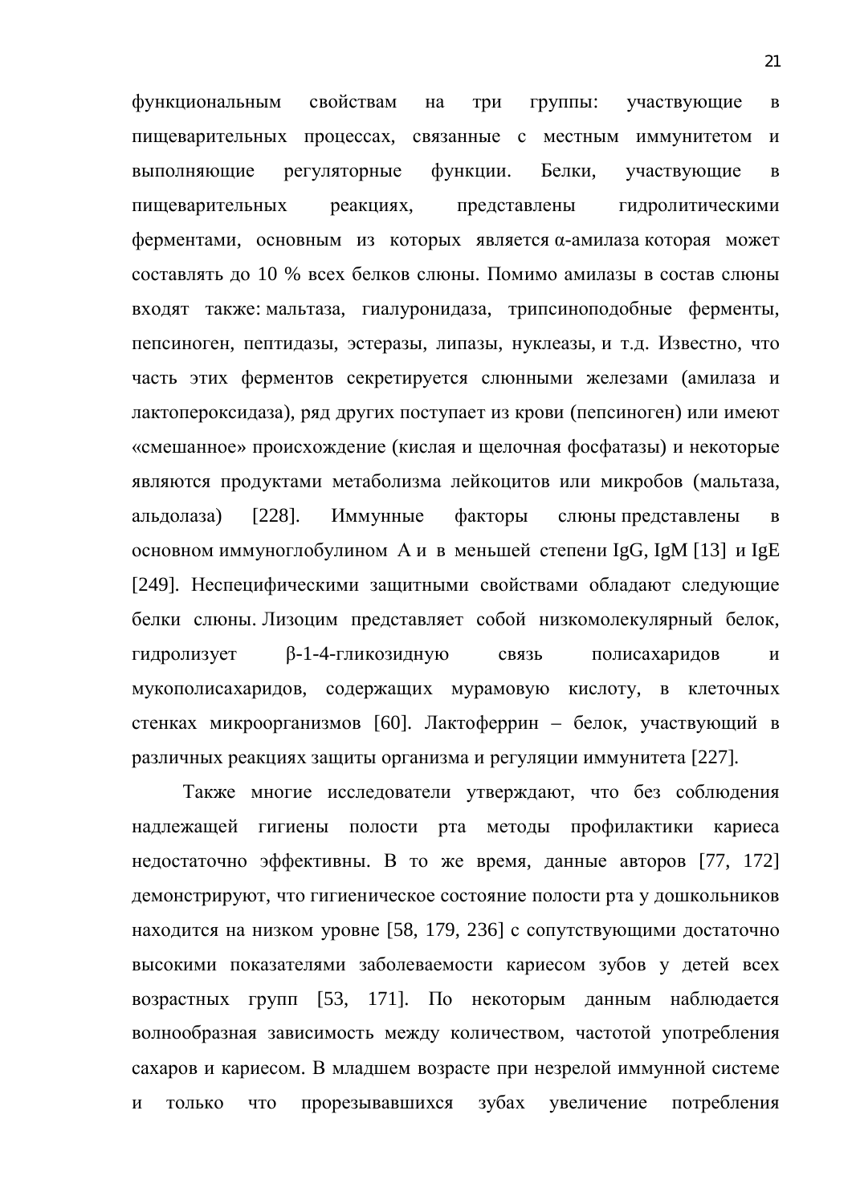функциональным свойствам на три группы: участвующие в пищеварительных процессах, связанные с местным иммунитетом и выполняющие регуляторные функции. Белки, участвующие в пищеварительных реакциях, представлены гидролитическими ферментами, основным из которых является α-амилаза которая может составлять до 10 % всех белков слюны. Помимо амилазы в состав слюны входят также: мальтаза, гиалуронидаза, трипсиноподобные ферменты, пепсиноген, пептидазы, эстеразы, липазы, нуклеазы, и т.д. Известно, что часть этих ферментов секретируется слюнными железами (амилаза и лактопероксидаза), ряд других поступает из крови (пепсиноген) или имеют «смешанное» происхождение (кислая и щелочная фосфатазы) и некоторые являются продуктами метаболизма лейкоцитов или микробов (мальтаза, альдолаза) [228]. Иммунные факторы слюны представлены в основном иммуноглобулином А и в меньшей степени IgG, IgM [13] и IgE [249]. Неспецифическими защитными свойствами обладают следующие белки слюны. Лизоцим представляет собой низкомолекулярный белок, гидролизует β-1-4-гликозидную связь полисахаридов и мукополисахаридов, содержащих мурамовую кислоту, в клеточных стенках микроорганизмов [60]. Лактоферрин – белок, участвующий в различных реакциях защиты организма и регуляции иммунитета [227].

Также многие исследователи утверждают, что без соблюдения надлежащей гигиены полости рта методы профилактики кариеса недостаточно эффективны. В то же время, данные авторов [77, 172] демонстрируют, что гигиеническое состояние полости рта у дошкольников находится на низком уровне [58, 179, 236] с сопутствующими достаточно высокими показателями заболеваемости кариесом зубов у детей всех возрастных групп [53, 171]. По некоторым данным наблюдается волнообразная зависимость между количеством, частотой употребления сахаров и кариесом. В младшем возрасте при незрелой иммунной системе и только что прорезывавшихся зубах увеличение потребления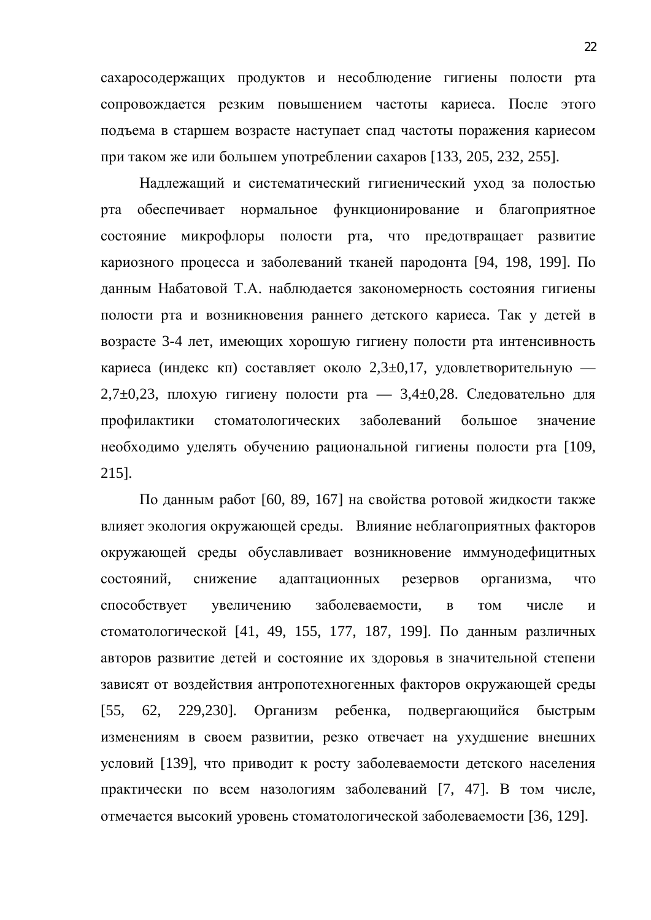сахаросодержащих продуктов и несоблюдение гигиены полости рта сопровождается резким повышением частоты кариеса. После этого подъема в старшем возрасте наступает спад частоты поражения кариесом при таком же или большем употреблении сахаров [133, 205, 232, 255].

Надлежащий и систематический гигиенический уход за полостью рта обеспечивает нормальное функционирование и благоприятное состояние микрофлоры полости рта, что предотвращает развитие кариозного процесса и заболеваний тканей пародонта [94, 198, 199]. По данным Набатовой Т.А. наблюдается закономерность состояния гигиены полости рта и возникновения раннего детского кариеса. Так у детей в возрасте 3-4 лет, имеющих хорошую гигиену полости рта интенсивность кариеса (индекс кп) составляет около 2,3±0,17, удовлетворительную — 2,7±0,23, плохую гигиену полости рта — 3,4±0,28. Следовательно для профилактики стоматологических заболеваний большое значение необходимо уделять обучению рациональной гигиены полости рта [109, 215].

По данным работ [60, 89, 167] на свойства ротовой жидкости также влияет экология окружающей среды. Влияние неблагоприятных факторов окружающей среды обуславливает возникновение иммунодефицитных состояний, снижение адаптационных резервов организма, что способствует увеличению заболеваемости, в том числе и стоматологической [41, 49, 155, 177, 187, 199]. По данным различных авторов развитие детей и состояние их здоровья в значительной степени зависят от воздействия антропотехногенных факторов окружающей среды [55, 62, 229,230]. Организм ребенка, подвергающийся быстрым изменениям в своем развитии, резко отвечает на ухудшение внешних условий [139], что приводит к росту заболеваемости детского населения практически по всем назологиям заболеваний [7, 47]. В том числе, отмечается высокий уровень стоматологической заболеваемости [36, 129].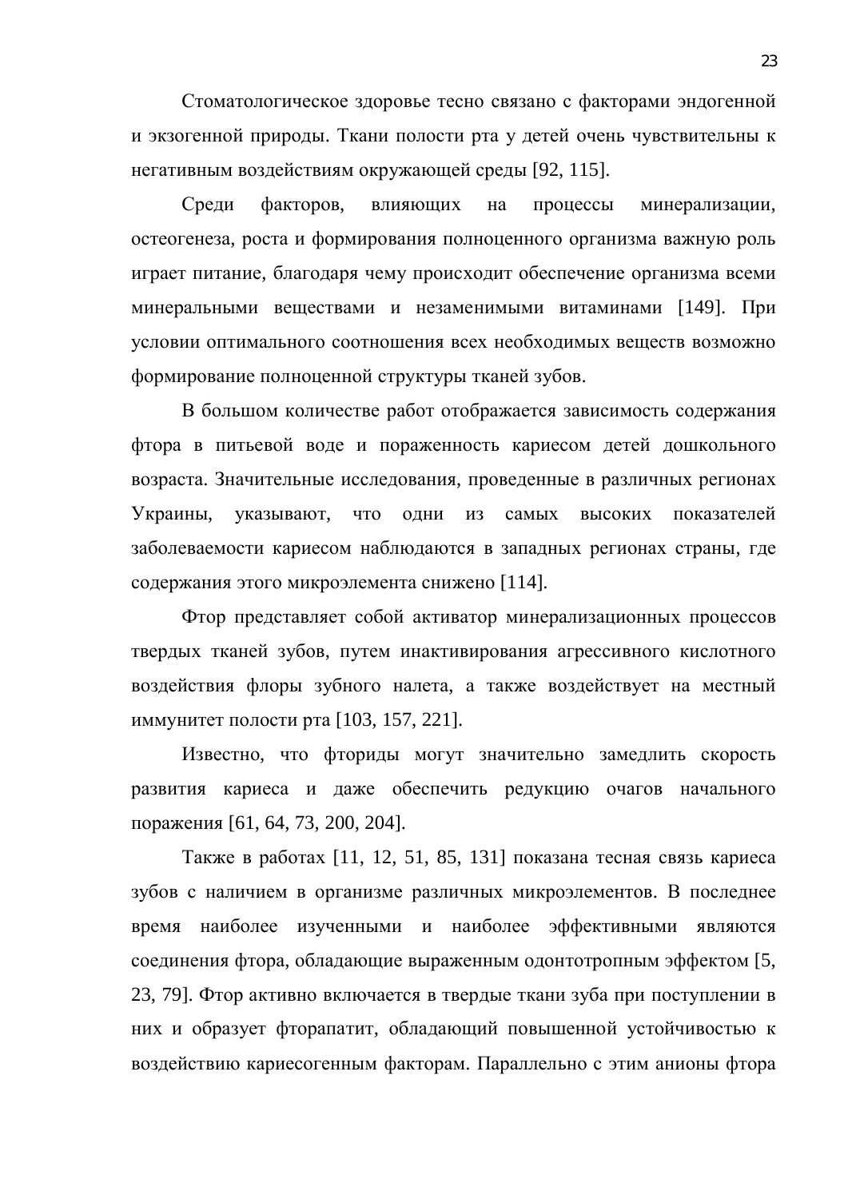Стоматологическое здоровье тесно связано с факторами эндогенной и экзогенной природы. Ткани полости рта у детей очень чувствительны к негативным воздействиям окружающей среды [92, 115].

Среди факторов, влияющих на процессы минерализации, остеогенеза, роста и формирования полноценного организма важную роль играет питание, благодаря чему происходит обеспечение организма всеми минеральными веществами и незаменимыми витаминами [149]. При условии оптимального соотношения всех необходимых веществ возможно формирование полноценной структуры тканей зубов.

В большом количестве работ отображается зависимость содержания фтора в питьевой воде и пораженность кариесом детей дошкольного возраста. Значительные исследования, проведенные в различных регионах Украины, указывают, что одни из самых высоких показателей заболеваемости кариесом наблюдаются в западных регионах страны, где содержания этого микроэлемента снижено [114].

Фтор представляет собой активатор минерализационных процессов твердых тканей зубов, путем инактивирования агрессивного кислотного воздействия флоры зубного налета, а также воздействует на местный иммунитет полости рта [103, 157, 221].

Известно, что фториды могут значительно замедлить скорость развития кариеса и даже обеспечить редукцию очагов начального поражения [61, 64, 73, 200, 204].

Также в работах [11, 12, 51, 85, 131] показана тесная связь кариеса зубов с наличием в организме различных микроэлементов. В последнее время наиболее изученными и наиболее эффективными являются соединения фтора, обладающие выраженным одонтотропным эффектом [5, 23, 79]. Фтор активно включается в твердые ткани зуба при поступлении в них и образует фторапатит, обладающий повышенной устойчивостью к воздействию кариесогенным факторам. Параллельно с этим анионы фтора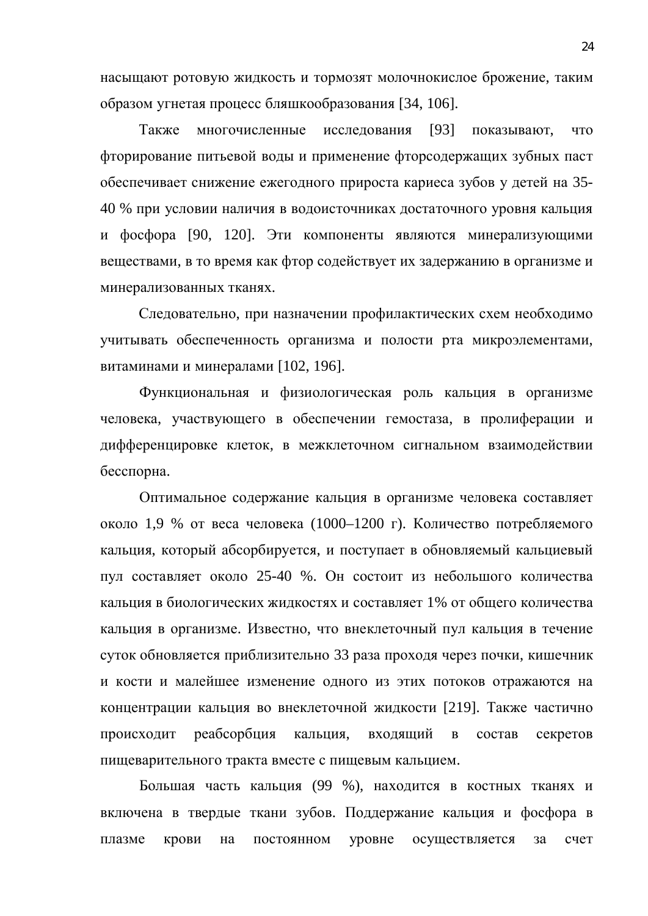насыщают ротовую жидкость и тормозят молочнокислое брожение, таким образом угнетая процесс бляшкообразования [34, 106].

Также многочисленные исследования [93] показывают, что фторирование питьевой воды и применение фторсодержащих зубных паст обеспечивает снижение ежегодного прироста кариеса зубов у детей на 35-40 % при условии наличия в водоисточниках достаточного уровня кальция и фосфора [90, 120]. Эти компоненты являются минерализующими веществами, в то время как фтор содействует их задержанию в организме и минерализованных тканях.

Следовательно, при назначении профилактических схем необходимо учитывать обеспеченность организма и полости рта микроэлементами, витаминами и минералами [102, 196].

Функциональная и физиологическая роль кальция в организме человека, участвующего в обеспечении гемостаза, в пролиферации и дифференцировке клеток, в межклеточном сигнальном взаимодействии бесспорна.

Оптимальное содержание кальция в организме человека составляет около 1,9 % от веса человека (1000–1200 г). Количество потребляемого кальция, который абсорбируется, и поступает в обновляемый кальциевый пул составляет около 25-40 %. Он состоит из небольшого количества кальция в биологических жидкостях и составляет 1% от общего количества кальция в организме. Известно, что внеклеточный пул кальция в течение суток обновляется приблизительно 33 раза проходя через почки, кишечник и кости и малейшее изменение одного из этих потоков отражаются на концентрации кальция во внеклеточной жидкости [219]. Также частично происходит реабсорбция кальция, входящий в состав секретов пищеварительного тракта вместе с пищевым кальцием.

Большая часть кальция (99 %), находится в костных тканях и включена в твердые ткани зубов. Поддержание кальция и фосфора в плазме крови на постоянном уровне осуществляется за счет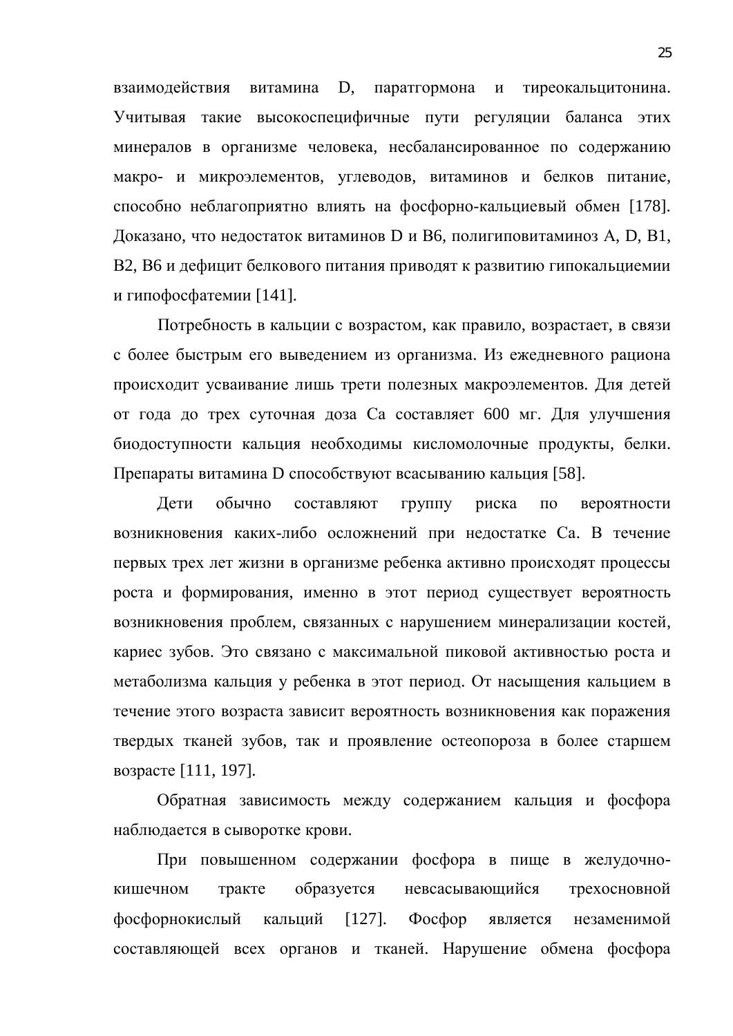взаимодействия витамина D, паратгормона и тиреокальцитонина. Учитывая такие высокоспецифичные пути регуляции баланса этих минералов в организме человека, несбалансированное по содержанию макро- и микроэлементов, углеводов, витаминов и белков питание, способно неблагоприятно влиять на фосфорно-кальциевый обмен [178]. Доказано, что недостаток витаминов D и B6, полигиповитаминоз A, D, B1, B2, B6 и дефицит белкового питания приводят к развитию гипокальциемии и гипофосфатемии [141].

Потребность в кальции с возрастом, как правило, возрастает, в связи с более быстрым его выведением из организма. Из ежедневного рациона происходит усваивание лишь трети полезных макроэлементов. Для детей от года до трех суточная доза Ca составляет 600 мг. Для улучшения биодоступности кальция необходимы кисломолочные продукты, белки. Препараты витамина D способствуют всасыванию кальция [58].

Дети обычно составляют группу риска по вероятности возникновения каких-либо осложнений при недостатке Ca. В течение первых трех лет жизни в организме ребенка активно происходят процессы роста и формирования, именно в этот период существует вероятность возникновения проблем, связанных с нарушением минерализации костей, кариес зубов. Это связано с максимальной пиковой активностью роста и метаболизма кальция у ребенка в этот период. От насыщения кальцием в течение этого возраста зависит вероятность возникновения как поражения твердых тканей зубов, так и проявление остеопороза в более старшем возрасте [111, 197].

Обратная зависимость между содержанием кальция и фосфора наблюдается в сыворотке крови.

При повышенном содержании фосфора в пище в желудочно-кишечном тракте образуется невсасывающийся трехосновной фосфорнокислый кальций [127]. Фосфор является незаменимой составляющей всех органов и тканей. Нарушение обмена фосфора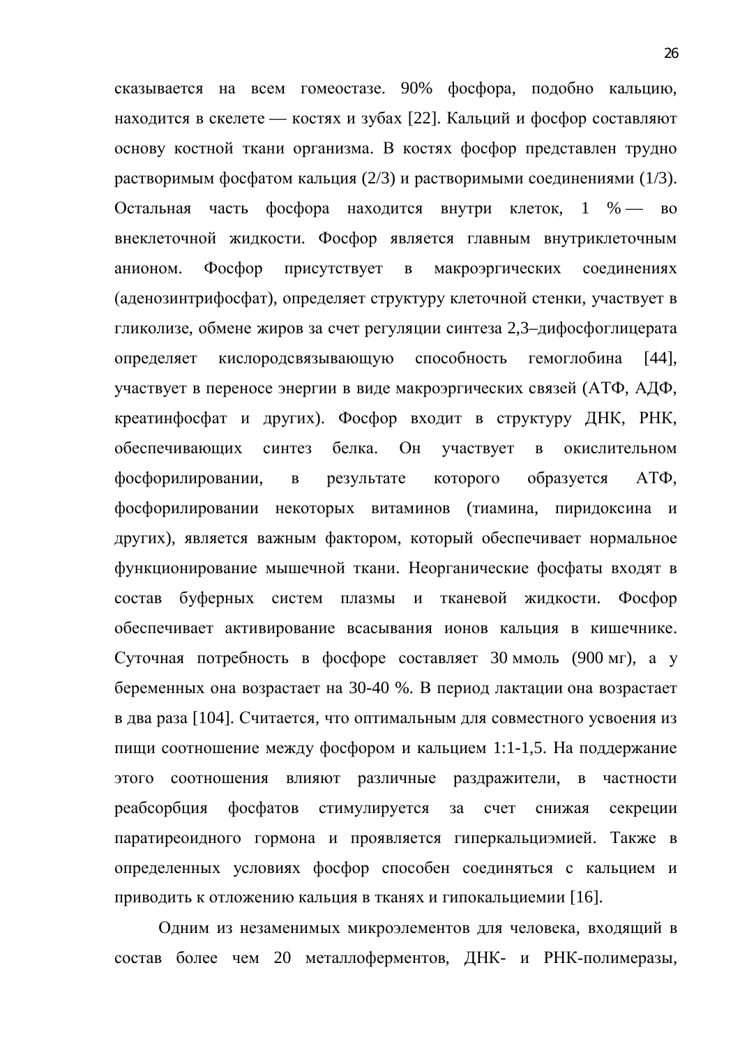сказывается на всем гомеостазе. 90% фосфора, подобно кальцию, находится в скелете — костях и зубах [22]. Кальций и фосфор составляют основу костной ткани организма. В костях фосфор представлен трудно растворимым фосфатом кальция (2/3) и растворимыми соединениями (1/3). Остальная часть фосфора находится внутри клеток, 1 % — во внеклеточной жидкости. Фосфор является главным внутриклеточным анионом. Фосфор присутствует в макроэргических соединениях (аденозинтрифосфат), определяет структуру клеточной стенки, участвует в гликолизе, обмене жиров за счет регуляции синтеза 2,3–дифосфоглицерата определяет кислородсвязывающую способность гемоглобина [44], участвует в переносе энергии в виде макроэргических связей (АТФ, АДФ, креатинфосфат и других). Фосфор входит в структуру ДНК, РНК, обеспечивающих синтез белка. Он участвует в окислительном фосфорилировании, в результате которого образуется АТФ, фосфорилировании некоторых витаминов (тиамина, пиридоксина и других), является важным фактором, который обеспечивает нормальное функционирование мышечной ткани. Неорганические фосфаты входят в состав буферных систем плазмы и тканевой жидкости. Фосфор обеспечивает активирование всасывания ионов кальция в кишечнике. Суточная потребность в фосфоре составляет 30 ммоль (900 мг), а у беременных она возрастает на 30-40 %. В период лактации она возрастает в два раза [104]. Считается, что оптимальным для совместного усвоения из пищи соотношение между фосфором и кальцием 1:1-1,5. На поддержание этого соотношения влияют различные раздражители, в частности реабсорбция фосфатов стимулируется за счет снижая секреции паратиреоидного гормона и проявляется гиперкальциэмией. Также в определенных условиях фосфор способен соединяться с кальцием и приводить к отложению кальция в тканях и гипокальциемии [16].

Одним из незаменимых микроэлементов для человека, входящий в состав более чем 20 металлоферментов, ДНК- и РНК-полимеразы,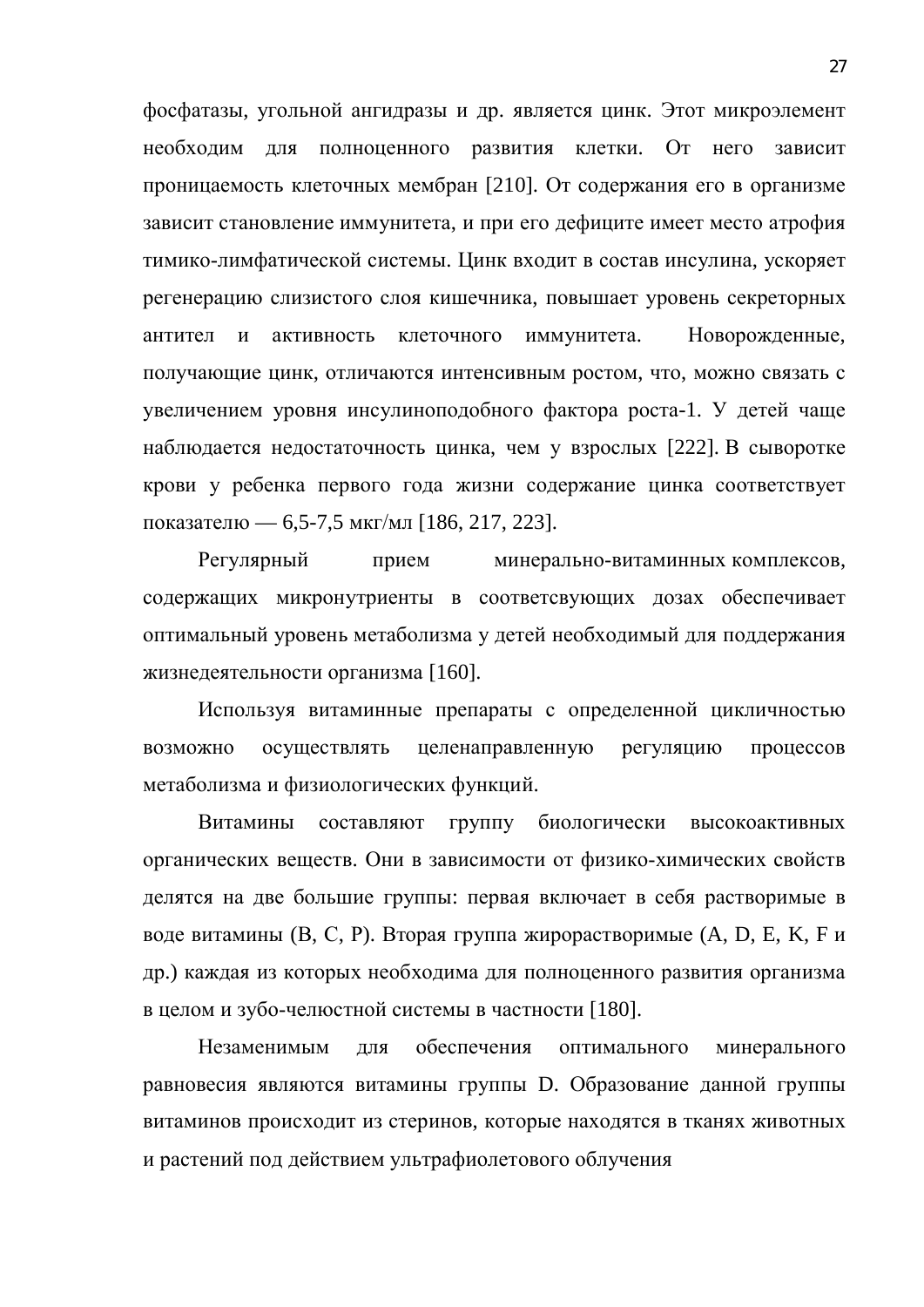фосфатазы, угольной ангидразы и др. является цинк. Этот микроэлемент необходим для полноценного развития клетки. От него зависит проницаемость клеточных мембран [210]. От содержания его в организме зависит становление иммунитета, и при его дефиците имеет место атрофия тимико-лимфатической системы. Цинк входит в состав инсулина, ускоряет регенерацию слизистого слоя кишечника, повышает уровень секреторных антител и активность клеточного иммунитета. Новорожденные, получающие цинк, отличаются интенсивным ростом, что, можно связать с увеличением уровня инсулиноподобного фактора роста-1. У детей чаще наблюдается недостаточность цинка, чем у взрослых [222]. В сыворотке крови у ребенка первого года жизни содержание цинка соответствует показателю — 6,5-7,5 мкг/мл [186, 217, 223].

Регулярный прием минерально-витаминных комплексов, содержащих микронутриенты в соответсвующих дозах обеспечивает оптимальный уровень метаболизма у детей необходимый для поддержания жизнедеятельности организма [160].

Используя витаминные препараты с определенной цикличностью возможно осуществлять целенаправленную регуляцию процессов метаболизма и физиологических функций.

Витамины составляют группу биологически высокоактивных органических веществ. Они в зависимости от физико-химических свойств делятся на две большие группы: первая включает в себя растворимые в воде витамины (B, C, P). Вторая группа жирорастворимые (A, D, E, K, F и др.) каждая из которых необходима для полноценного развития организма в целом и зубо-челюстной системы в частности [180].

Незаменимым для обеспечения оптимального минерального равновесия являются витамины группы D. Образование данной группы витаминов происходит из стеринов, которые находятся в тканях животных и растений под действием ультрафиолетового облучения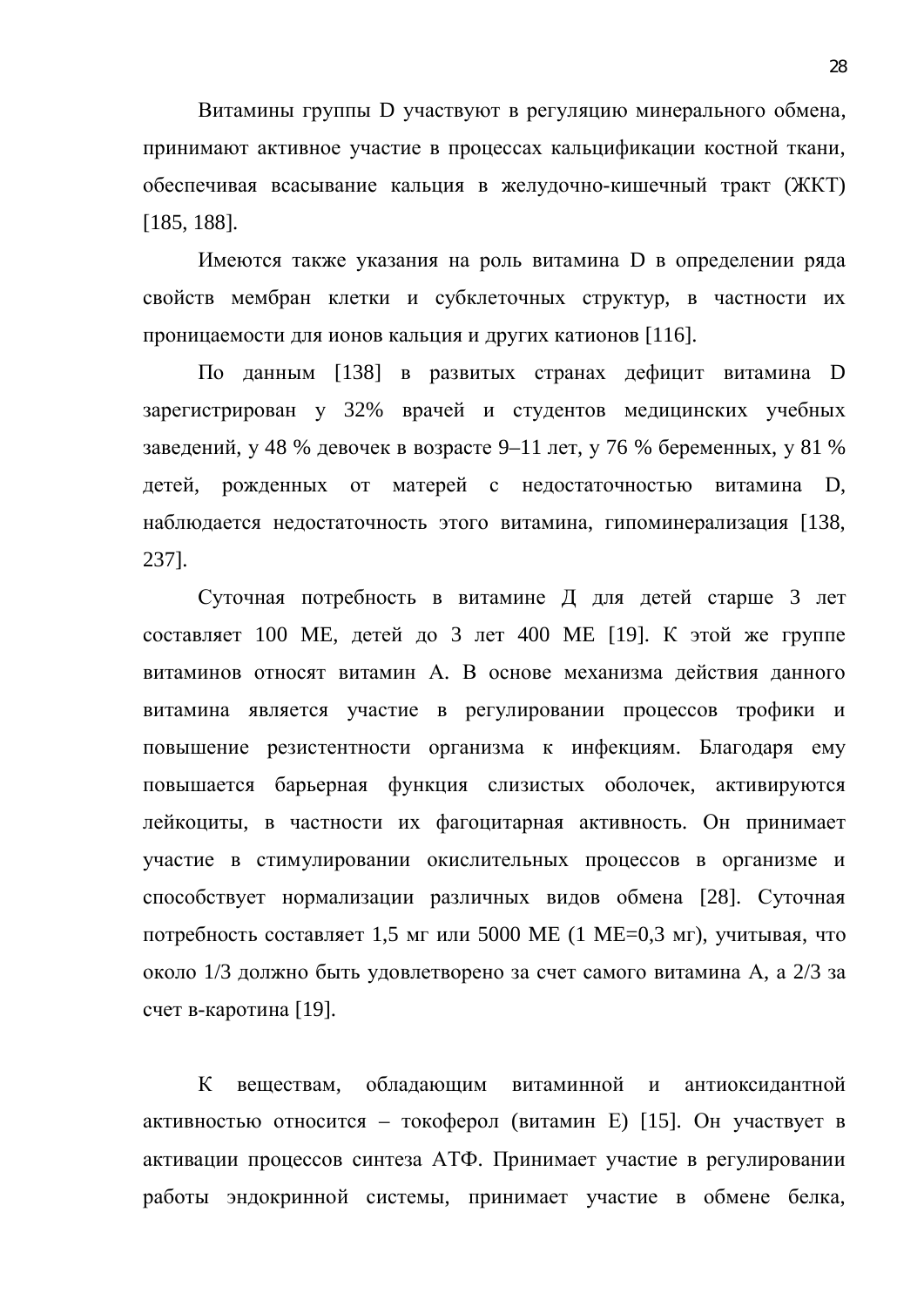Витамины группы D участвуют в регуляцию минерального обмена, принимают активное участие в процессах кальцификации костной ткани, обеспечивая всасывание кальция в желудочно-кишечный тракт (ЖКТ) [185, 188].

Имеются также указания на роль витамина D в определении ряда свойств мембран клетки и субклеточных структур, в частности их проницаемости для ионов кальция и других катионов [116].

По данным [138] в развитых странах дефицит витамина D зарегистрирован у 32% врачей и студентов медицинских учебных заведений, у 48 % девочек в возрасте 9–11 лет, у 76 % беременных, у 81 % детей, рожденных от матерей с недостаточностью витамина D, наблюдается недостаточность этого витамина, гипоминерализация [138, 237].

Суточная потребность в витамине Д для детей старше 3 лет составляет 100 МЕ, детей до 3 лет 400 МЕ [19]. К этой же группе витаминов относят витамин А. В основе механизма действия данного витамина является участие в регулировании процессов трофики и повышение резистентности организма к инфекциям. Благодаря ему повышается барьерная функция слизистых оболочек, активируются лейкоциты, в частности их фагоцитарная активность. Он принимает участие в стимулировании окислительных процессов в организме и способствует нормализации различных видов обмена [28]. Суточная потребность составляет 1,5 мг или 5000 МЕ (1 МЕ=0,3 мг), учитывая, что около 1/3 должно быть удовлетворено за счет самого витамина А, а 2/3 за счет в-каротина [19].

К веществам, обладающим витаминной и антиоксидантной активностью относится – токоферол (витамин Е) [15]. Он участвует в активации процессов синтеза АТФ. Принимает участие в регулировании работы эндокринной системы, принимает участие в обмене белка,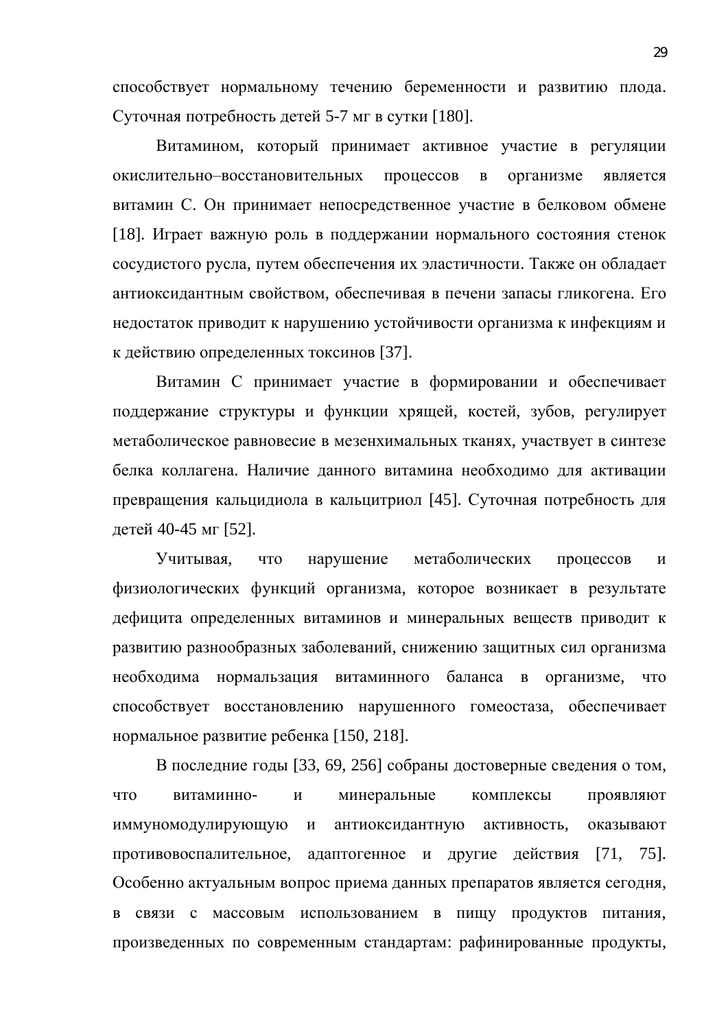способствует нормальному течению беременности и развитию плода. Суточная потребность детей 5-7 мг в сутки [180].

Витамином, который принимает активное участие в регуляции окислительно–восстановительных процессов в организме является витамин С. Он принимает непосредственное участие в белковом обмене [18]. Играет важную роль в поддержании нормального состояния стенок сосудистого русла, путем обеспечения их эластичности. Также он обладает антиоксидантным свойством, обеспечивая в печени запасы гликогена. Его недостаток приводит к нарушению устойчивости организма к инфекциям и к действию определенных токсинов [37].

Витамин С принимает участие в формировании и обеспечивает поддержание структуры и функции хрящей, костей, зубов, регулирует метаболическое равновесие в мезенхимальных тканях, участвует в синтезе белка коллагена. Наличие данного витамина необходимо для активации превращения кальцидиола в кальцитриол [45]. Суточная потребность для детей 40-45 мг [52].

Учитывая, что нарушение метаболических процессов и физиологических функций организма, которое возникает в результате дефицита определенных витаминов и минеральных веществ приводит к развитию разнообразных заболеваний, снижению защитных сил организма необходима нормальзация витаминного баланса в организме, что способствует восстановлению нарушенного гомеостаза, обеспечивает нормальное развитие ребенка [150, 218].

В последние годы [33, 69, 256] собраны достоверные сведения о том, что витаминно- и минеральные комплексы проявляют иммуномодулирующую и антиоксидантную активность, оказывают противовоспалительное, адаптогенное и другие действия [71, 75]. Особенно актуальным вопрос приема данных препаратов является сегодня, в связи с массовым использованием в пищу продуктов питания, произведенных по современным стандартам: рафинированные продукты,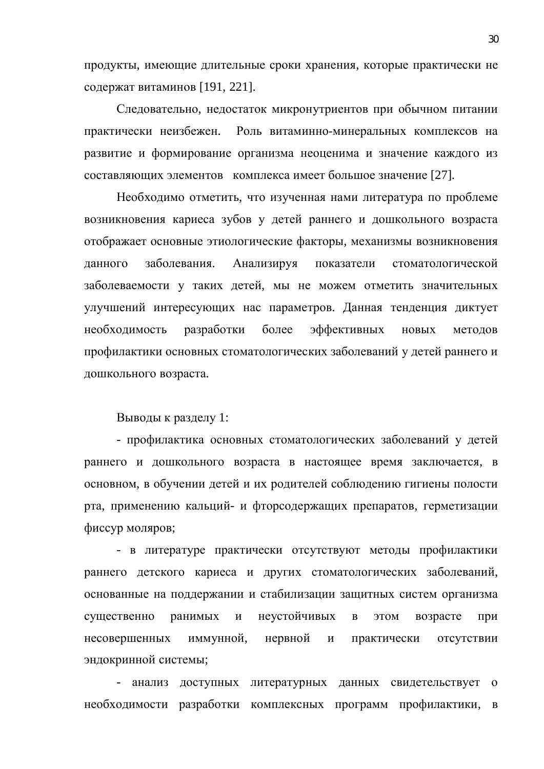продукты, имеющие длительные сроки хранения, которые практически не содержат витаминов [191, 221].

Следовательно, недостаток микронутриентов при обычном питании практически неизбежен. Роль витаминно-минеральных комплексов на развитие и формирование организма неоценима и значение каждого из составляющих элементов комплекса имеет большое значение [27].

Необходимо отметить, что изученная нами литература по проблеме возникновения кариеса зубов у детей раннего и дошкольного возраста отображает основные этиологические факторы, механизмы возникновения данного заболевания. Анализируя показатели стоматологической заболеваемости у таких детей, мы не можем отметить значительных улучшений интересующих нас параметров. Данная тенденция диктует необходимость разработки более эффективных новых методов профилактики основных стоматологических заболеваний у детей раннего и дошкольного возраста.

Выводы к разделу 1:

- профилактика основных стоматологических заболеваний у детей раннего и дошкольного возраста в настоящее время заключается, в основном, в обучении детей и их родителей соблюдению гигиены полости рта, применению кальций- и фторсодержащих препаратов, герметизации фиссур моляров;
- в литературе практически отсутствуют методы профилактики раннего детского кариеса и других стоматологических заболеваний, основанные на поддержании и стабилизации защитных систем организма существенно ранимых и неустойчивых в этом возрасте при несовершенных иммунной, нервной и практически отсутствии эндокринной системы;
- анализ доступных литературных данных свидетельствует о необходимости разработки комплексных программ профилактики, в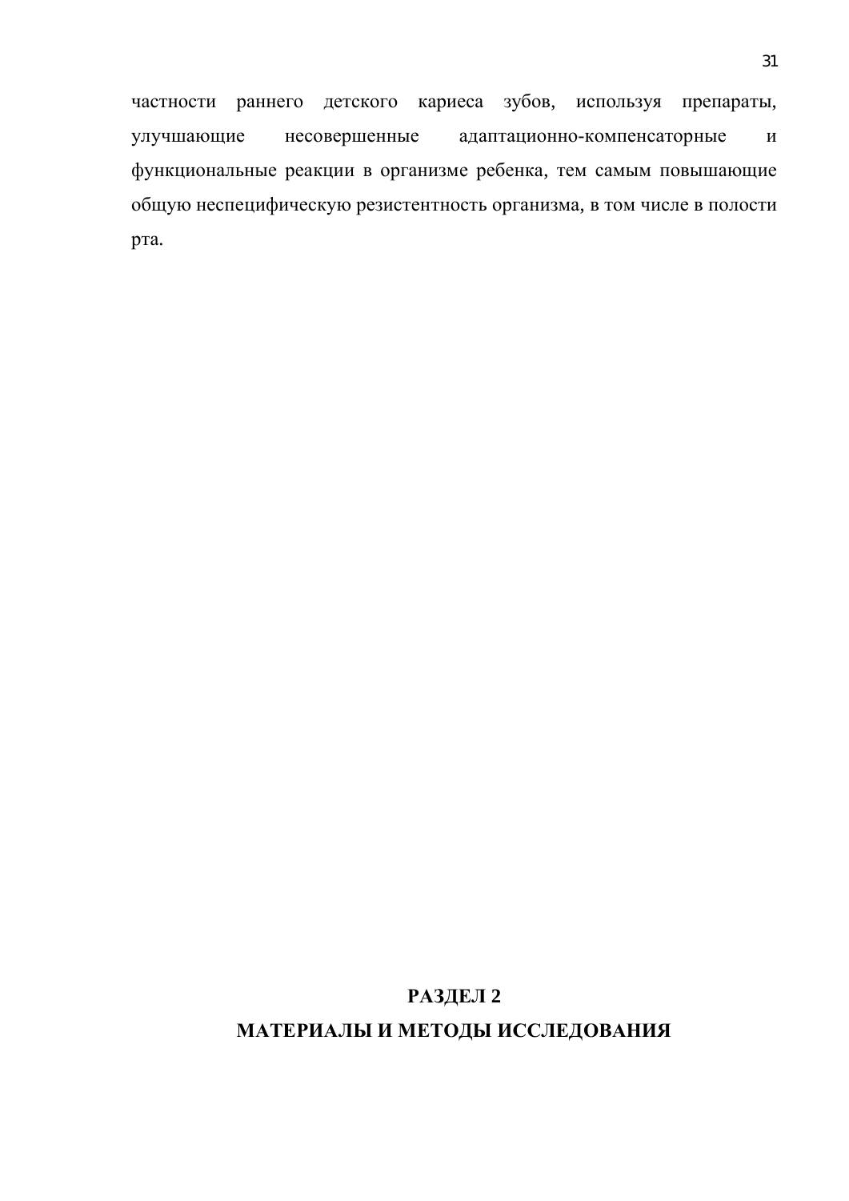частности раннего детского кариеса зубов, используя препараты, улучшающие несовершенные адаптационно-компенсаторные и функциональные реакции в организме ребенка, тем самым повышающие общую неспецифическую резистентность организма, в том числе в полости рта.

# РАЗДЕЛ 2
# МАТЕРИАЛЫ И МЕТОДЫ ИССЛЕДОВАНИЯ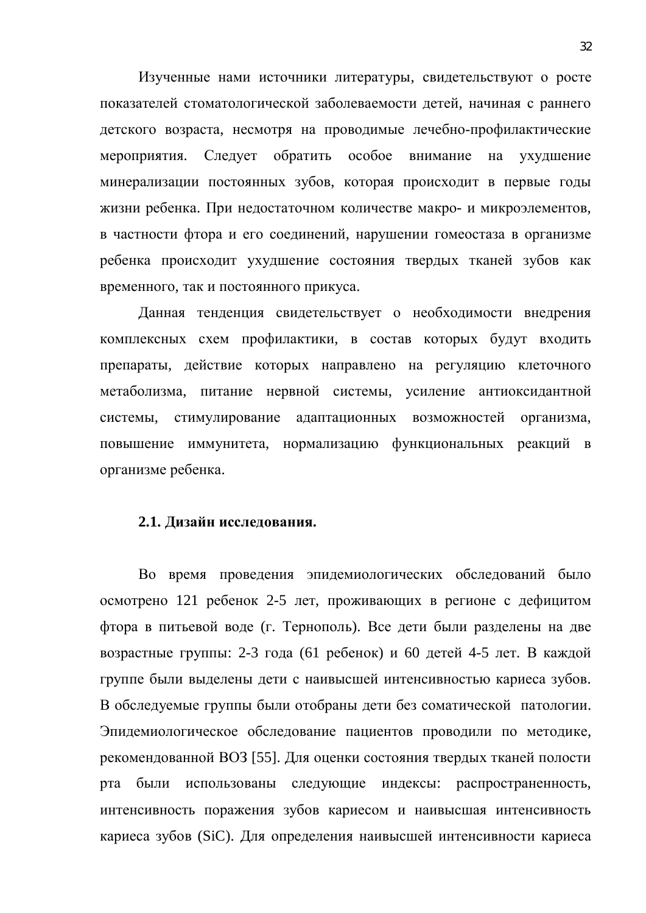Изученные нами источники литературы, свидетельствуют о росте показателей стоматологической заболеваемости детей, начиная с раннего детского возраста, несмотря на проводимые лечебно-профилактические мероприятия. Следует обратить особое внимание на ухудшение минерализации постоянных зубов, которая происходит в первые годы жизни ребенка. При недостаточном количестве макро- и микроэлементов, в частности фтора и его соединений, нарушении гомеостаза в организме ребенка происходит ухудшение состояния твердых тканей зубов как временного, так и постоянного прикуса.

Данная тенденция свидетельствует о необходимости внедрения комплексных схем профилактики, в состав которых будут входить препараты, действие которых направлено на регуляцию клеточного метаболизма, питание нервной системы, усиление антиоксидантной системы, стимулирование адаптационных возможностей организма, повышение иммунитета, нормализацию функциональных реакций в организме ребенка.

### 2.1. Дизайн исследования.

Во время проведения эпидемиологических обследований было осмотрено 121 ребенок 2-5 лет, проживающих в регионе с дефицитом фтора в питьевой воде (г. Тернополь). Все дети были разделены на две возрастные группы: 2-3 года (61 ребенок) и 60 детей 4-5 лет. В каждой группе были выделены дети с наивысшей интенсивностью кариеса зубов. В обследуемые группы были отобраны дети без соматической патологии. Эпидемиологическое обследование пациентов проводили по методике, рекомендованной ВОЗ [55]. Для оценки состояния твердых тканей полости рта были использованы следующие индексы: распространенность, интенсивность поражения зубов кариесом и наивысшая интенсивность кариеса зубов (SiC). Для определения наивысшей интенсивности кариеса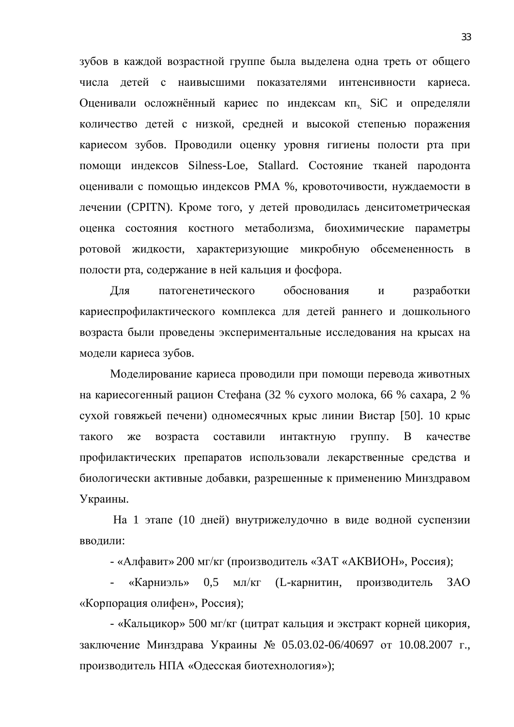зубов в каждой возрастной группе была выделена одна треть от общего числа детей с наивысшими показателями интенсивности кариеса. Оценивали осложнённый кариес по индексам $кп_з$, SiC и определяли количество детей с низкой, средней и высокой степенью поражения кариесом зубов. Проводили оценку уровня гигиены полости рта при помощи индексов Silness-Loe, Stallard. Состояние тканей пародонта оценивали с помощью индексов PMA %, кровоточивости, нуждаемости в лечении (CPITN). Кроме того, у детей проводилась денситометрическая оценка состояния костного метаболизма, биохимические параметры ротовой жидкости, характеризующие микробную обсемененность в полости рта, содержание в ней кальция и фосфора.

Для патогенетического обоснования и разработки кариеспрофилактического комплекса для детей раннего и дошкольного возраста были проведены экспериментальные исследования на крысах на модели кариеса зубов.

Моделирование кариеса проводили при помощи перевода животных на кариесогенный рацион Стефана (32 % сухого молока, 66 % сахара, 2 % сухой говяжьей печени) одномесячных крыс линии Вистар [50]. 10 крыс такого же возраста составили интактную группу. В качестве профилактических препаратов использовали лекарственные средства и биологически активные добавки, разрешенные к применению Минздравом Украины.

На 1 этапе (10 дней) внутрижелудочно в виде водной суспензии вводили:

- «Алфавит» 200 мг/кг (производитель «ЗАТ «АКВИОН», Россия);
- «Карниэль» 0,5 мл/кг (L-карнитин, производитель ЗАО «Корпорация олифен», Россия);
- «Кальцикор» 500 мг/кг (цитрат кальция и экстракт корней цикория, заключение Минздрава Украины № 05.03.02-06/40697 от 10.08.2007 г., производитель НПА «Одесская биотехнология»);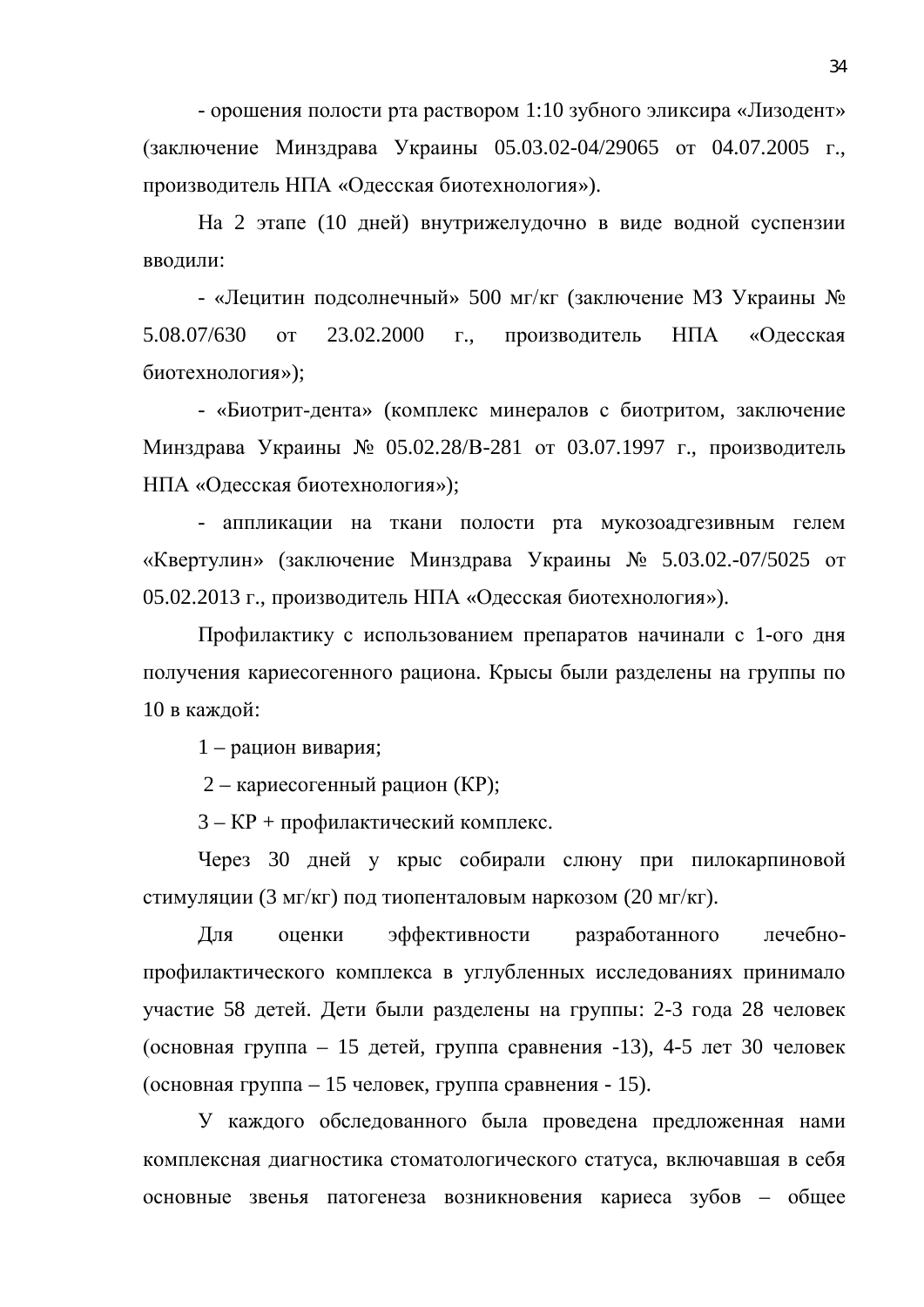- орошения полости рта раствором 1:10 зубного эликсира «Лизодент» (заключение Минздрава Украины 05.03.02-04/29065 от 04.07.2005 г., производитель НПА «Одесская биотехнология»).

На 2 этапе (10 дней) внутрижелудочно в виде водной суспензии вводили:

- «Лецитин подсолнечный» 500 мг/кг (заключение МЗ Украины № 5.08.07/630 от 23.02.2000 г., производитель НПА «Одесская биотехнология»);

- «Биотрит-дента» (комплекс минералов с биотритом, заключение Минздрава Украины № 05.02.28/В-281 от 03.07.1997 г., производитель НПА «Одесская биотехнология»);

- аппликации на ткани полости рта мукозоадгезивным гелем «Квертулин» (заключение Минздрава Украины № 5.03.02.-07/5025 от 05.02.2013 г., производитель НПА «Одесская биотехнология»).

Профилактику с использованием препаратов начинали с 1-ого дня получения кариесогенного рациона. Крысы были разделены на группы по 10 в каждой:

1 – рацион вивария;

2 – кариесогенный рацион (КР);

3 – КР + профилактический комплекс.

Через 30 дней у крыс собирали слюну при пилокарпиновой стимуляции (3 мг/кг) под тиопенталовым наркозом (20 мг/кг).

Для оценки эффективности разработанного лечебно-профилактического комплекса в углубленных исследованиях принимало участие 58 детей. Дети были разделены на группы: 2-3 года 28 человек (основная группа – 15 детей, группа сравнения -13), 4-5 лет 30 человек (основная группа – 15 человек, группа сравнения - 15).

У каждого обследованного была проведена предложенная нами комплексная диагностика стоматологического статуса, включавшая в себя основные звенья патогенеза возникновения кариеса зубов – общее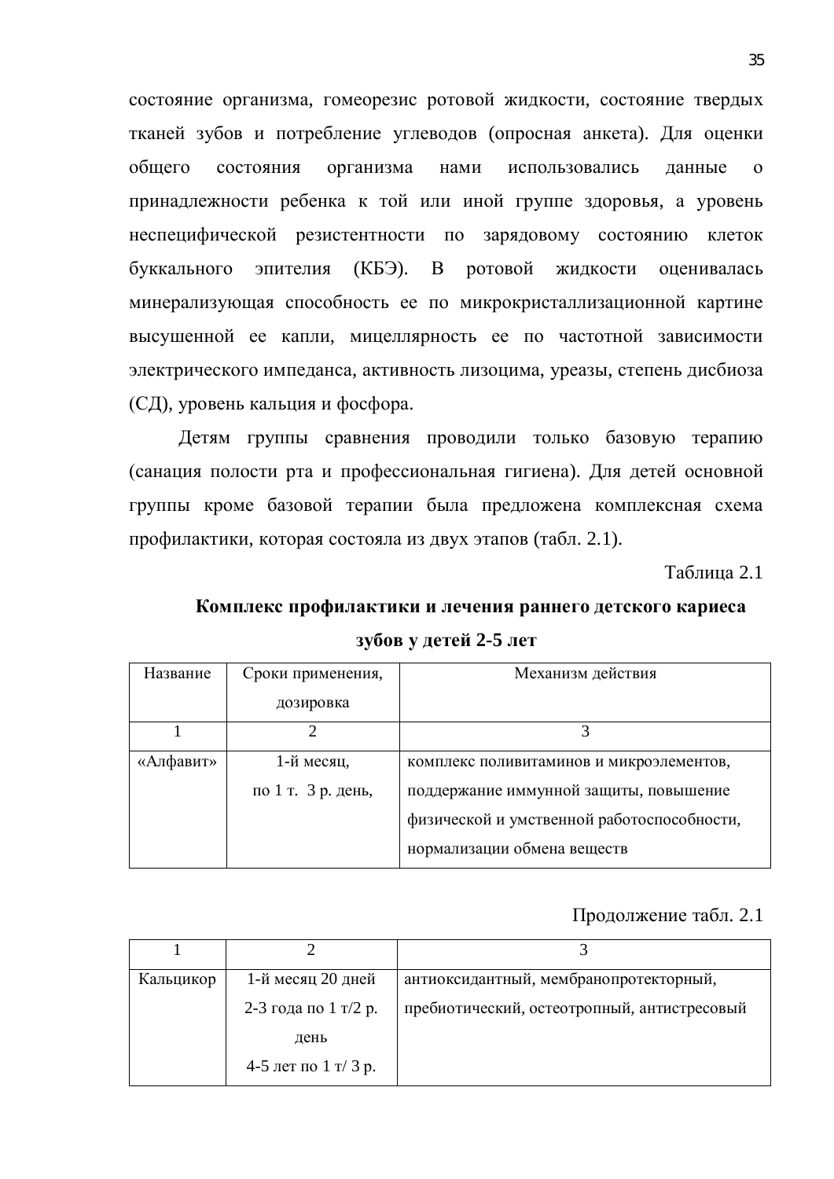состояние организма, гомеорезис ротовой жидкости, состояние твердых тканей зубов и потребление углеводов (опросная анкета). Для оценки общего состояния организма нами использовались данные о принадлежности ребенка к той или иной группе здоровья, а уровень неспецифической резистентности по зарядовому состоянию клеток буккального эпителия (КБЭ). В ротовой жидкости оценивалась минерализующая способность ее по микрокристаллизационной картине высушенной ее капли, мицеллярность ее по частотной зависимости электрического импеданса, активность лизоцима, уреазы, степень дисбиоза (СД), уровень кальция и фосфора.

Детям группы сравнения проводили только базовую терапию (санация полости рта и профессиональная гигиена). Для детей основной группы кроме базовой терапии была предложена комплексная схема профилактики, которая состояла из двух этапов (табл. 2.1).

Таблица 2.1

**Комплекс профилактики и лечения раннего детского кариеса зубов у детей 2-5 лет**

| Название | Сроки применения, дозировка | Механизм действия |
|---|---|---|
| 1 | 2 | 3 |
| «Алфавит» | 1-й месяц, по 1 т. 3 р. день, | комплекс поливитаминов и микроэлементов, поддержание иммунной защиты, повышение физической и умственной работоспособности, нормализации обмена веществ |
| Кальцикор | 1-й месяц 20 дней 2-3 года по 1 т/2 р. день 4-5 лет по 1 т/ 3 р. | антиоксидантный, мембранопротекторный, пребиотический, остеотропный, антистресовый |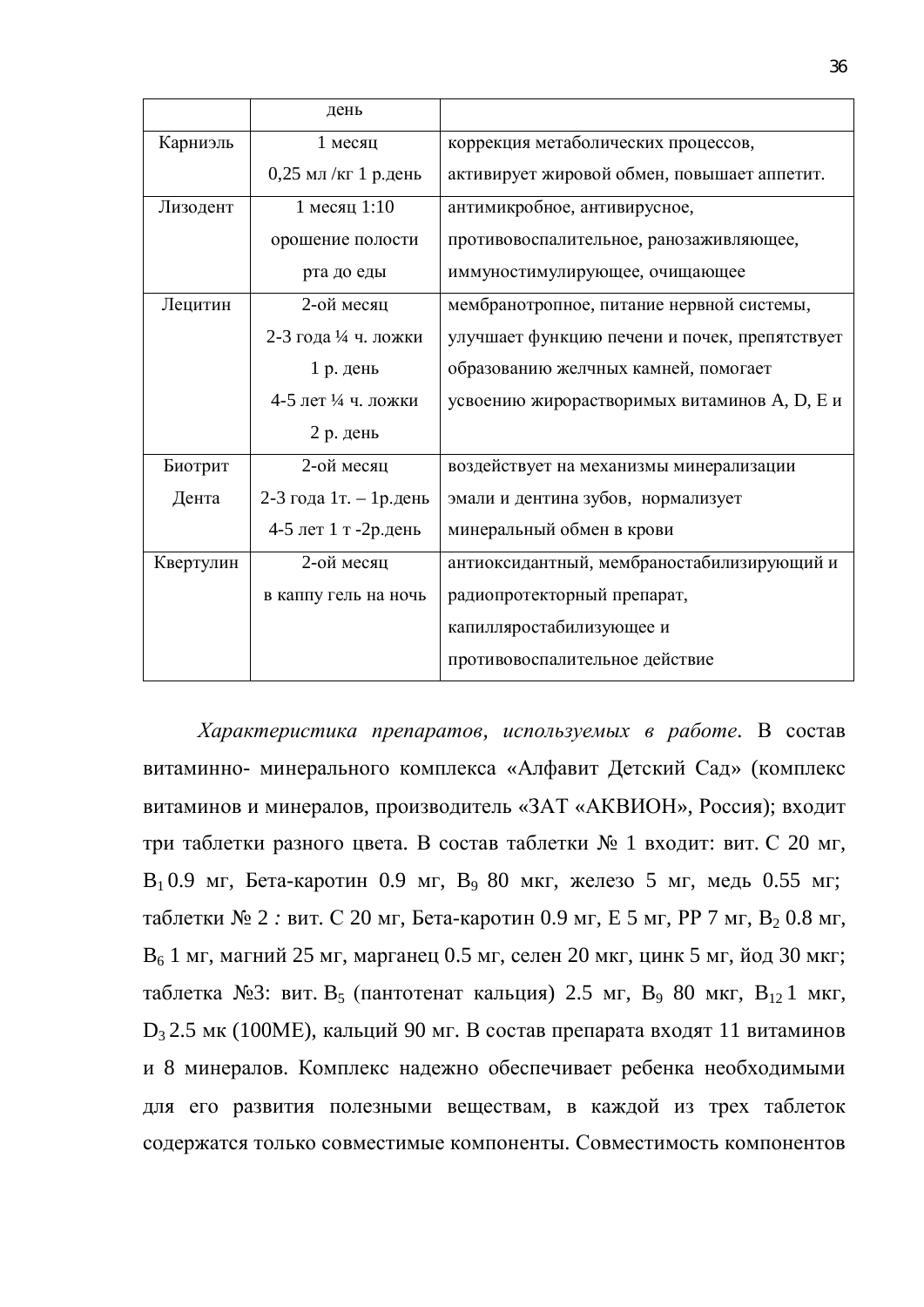| | день | |
|---|---|---|
| Карниэль | 1 месяц 0,25 мл /кг 1 р.день | коррекция метаболических процессов, активирует жировой обмен, повышает аппетит. |
| Лизодент | 1 месяц 1:10 орошение полости рта до еды | антимикробное, антивирусное, противовоспалительное, ранозаживляющее, иммуностимулирующее, очищающее |
| Лецитин | 2-ой месяц 2-3 года ¼ ч. ложки 1 р. день 4-5 лет ¼ ч. ложки 2 р. день | мембранотропное, питание нервной системы, улучшает функцию печени и почек, препятствует образованию желчных камней, помогает усвоению жирорастворимых витаминов A, D, E и |
| Биотрит Дента | 2-ой месяц 2-3 года 1т. – 1р.день 4-5 лет 1 т -2р.день | воздействует на механизмы минерализации эмали и дентина зубов, нормализует минеральный обмен в крови |
| Квертулин | 2-ой месяц в каппу гель на ночь | антиоксидантный, мембраностабилизирующий и радиопротекторный препарат, капилляростабилизующее и противовоспалительное действие |

*Характеристика препаратов, используемых в работе*. В состав витаминно- минерального комплекса «Алфавит Детский Сад» (комплекс витаминов и минералов, производитель «ЗАТ «АКВИОН», Россия); входит три таблетки разного цвета. В состав таблетки № 1 входит: вит. С 20 мг, $B_1$ 0.9 мг, Бета-каротин 0.9 мг, $B_9$ 80 мкг, железо 5 мг, медь 0.55 мг; таблетки № 2 *:* вит. С 20 мг, Бета-каротин 0.9 мг, Е 5 мг, РР 7 мг, $B_2$ 0.8 мг, $B_6$ 1 мг, магний 25 мг, марганец 0.5 мг, селен 20 мкг, цинк 5 мг, йод 30 мкг; таблетка №3: вит. $B_5$ (пантотенат кальция) 2.5 мг, $B_9$ 80 мкг, $B_{12}$ 1 мкг, $D_3$ 2.5 мк (100МЕ), кальций 90 мг. В состав препарата входят 11 витаминов и 8 минералов. Комплекс надежно обеспечивает ребенка необходимыми для его развития полезными веществам, в каждой из трех таблеток содержатся только совместимые компоненты. Совместимость компонентов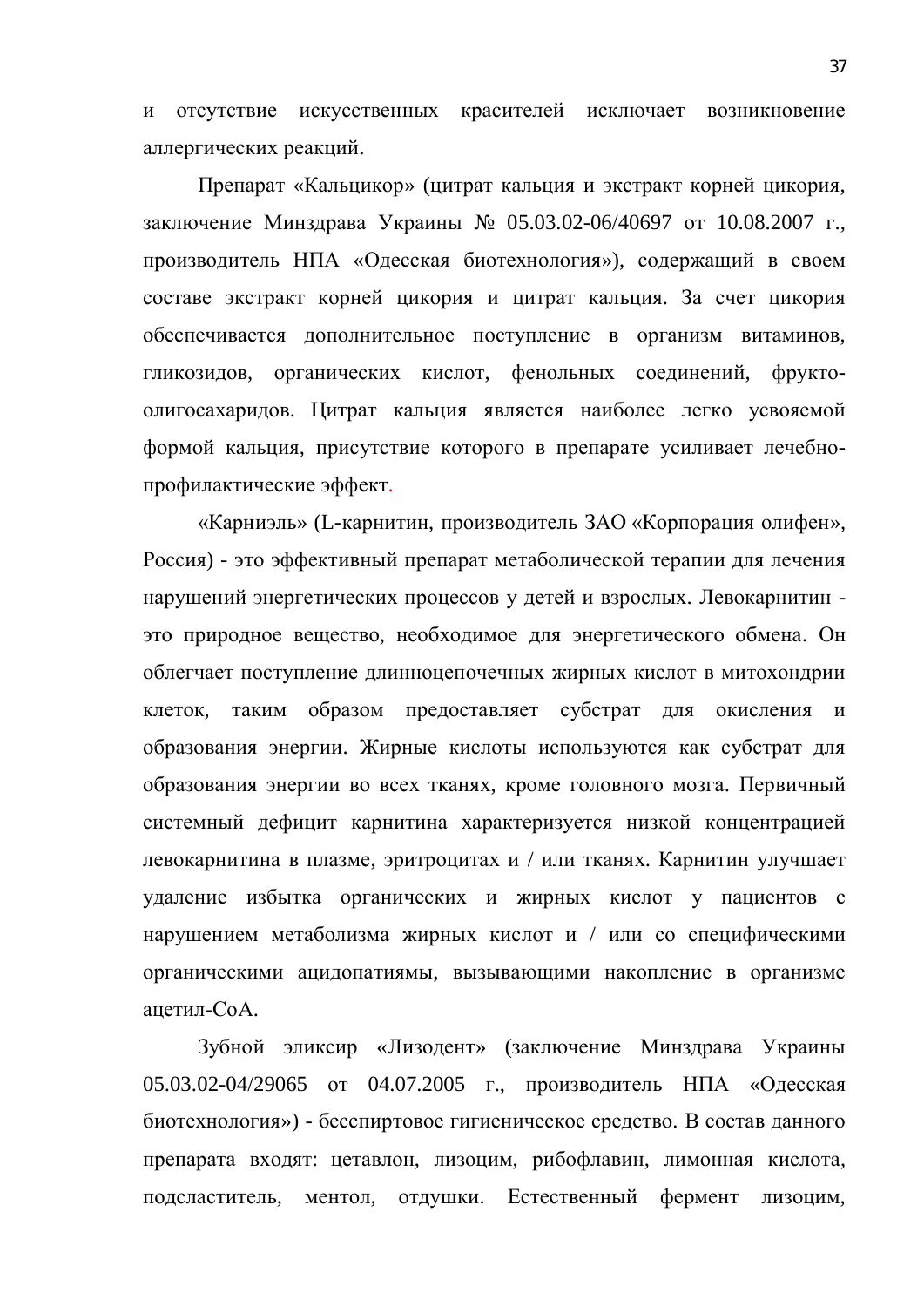и отсутствие искусственных красителей исключает возникновение аллергических реакций.

Препарат «Кальцикор» (цитрат кальция и экстракт корней цикория, заключение Минздрава Украины № 05.03.02-06/40697 от 10.08.2007 г., производитель НПА «Одесская биотехнология»), содержащий в своем составе экстракт корней цикория и цитрат кальция. За счет цикория обеспечивается дополнительное поступление в организм витаминов, гликозидов, органических кислот, фенольных соединений, фрукто-олигосахаридов. Цитрат кальция является наиболее легко усвояемой формой кальция, присутствие которого в препарате усиливает лечебно-профилактические эффект.

«Карниэль» (L-карнитин, производитель ЗАО «Корпорация олифен», Россия) - это эффективный препарат метаболической терапии для лечения нарушений энергетических процессов у детей и взрослых. Левокарнитин - это природное вещество, необходимое для энергетического обмена. Он облегчает поступление длинноцепочечных жирных кислот в митохондрии клеток, таким образом предоставляет субстрат для окисления и образования энергии. Жирные кислоты используются как субстрат для образования энергии во всех тканях, кроме головного мозга. Первичный системный дефицит карнитина характеризуется низкой концентрацией левокарнитина в плазме, эритроцитах и / или тканях. Карнитин улучшает удаление избытка органических и жирных кислот у пациентов с нарушением метаболизма жирных кислот и / или со специфическими органическими ацидопатиямы, вызывающими накопление в организме ацетил-CoA.

Зубной эликсир «Лизодент» (заключение Минздрава Украины 05.03.02-04/29065 от 04.07.2005 г., производитель НПА «Одесская биотехнология») - бесспиртовое гигиеническое средство. В состав данного препарата входят: цетавлон, лизоцим, рибофлавин, лимонная кислота, подсластитель, ментол, отдушки. Естественный фермент лизоцим,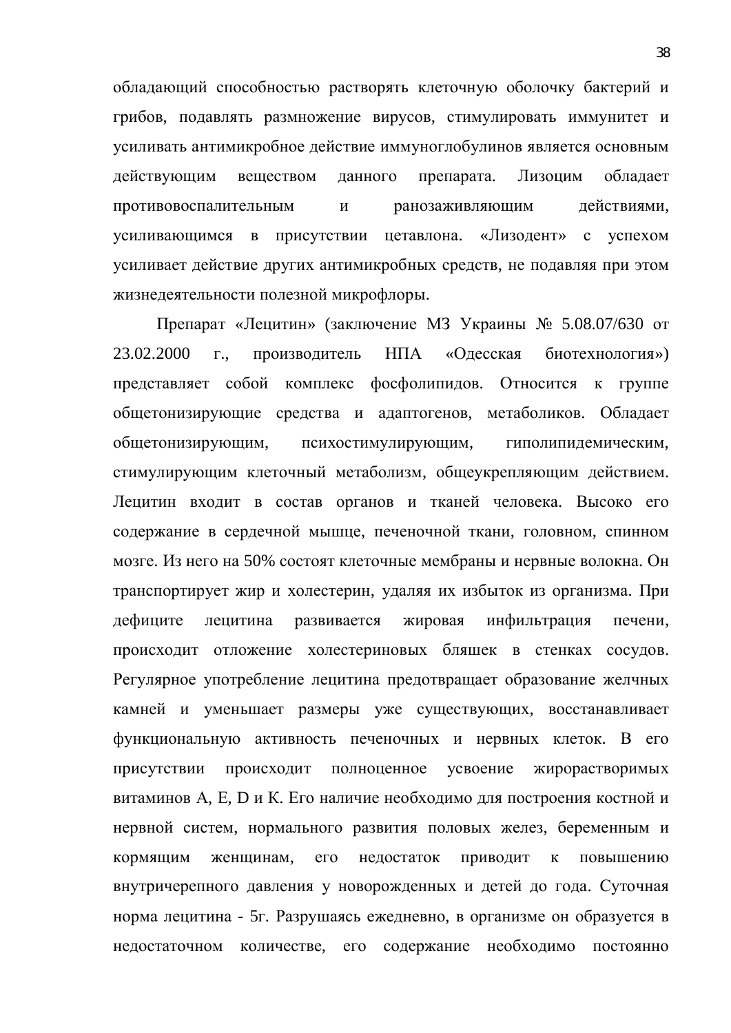обладающий способностью растворять клеточную оболочку бактерий и грибов, подавлять размножение вирусов, стимулировать иммунитет и усиливать антимикробное действие иммуноглобулинов является основным действующим веществом данного препарата. Лизоцим обладает противовоспалительным и ранозаживляющим действиями, усиливающимся в присутствии цетавлона. «Лизодент» с успехом усиливает действие других антимикробных средств, не подавляя при этом жизнедеятельности полезной микрофлоры.

Препарат «Лецитин» (заключение МЗ Украины № 5.08.07/630 от 23.02.2000 г., производитель НПА «Одесская биотехнология») представляет собой комплекс фосфолипидов. Относится к группе общетонизирующие средства и адаптогенов, метаболиков. Обладает общетонизирующим, психостимулирующим, гиполипидемическим, стимулирующим клеточный метаболизм, общеукрепляющим действием. Лецитин входит в состав органов и тканей человека. Высоко его содержание в сердечной мышце, печеночной ткани, головном, спинном мозге. Из него на 50% состоят клеточные мембраны и нервные волокна. Он транспортирует жир и холестерин, удаляя их избыток из организма. При дефиците лецитина развивается жировая инфильтрация печени, происходит отложение холестериновых бляшек в стенках сосудов. Регулярное употребление лецитина предотвращает образование желчных камней и уменьшает размеры уже существующих, восстанавливает функциональную активность печеночных и нервных клеток. В его присутствии происходит полноценное усвоение жирорастворимых витаминов А, Е, D и К. Его наличие необходимо для построения костной и нервной систем, нормального развития половых желез, беременным и кормящим женщинам, его недостаток приводит к повышению внутричерепного давления у новорожденных и детей до года. Суточная норма лецитина - 5г. Разрушаясь ежедневно, в организме он образуется в недостаточном количестве, его содержание необходимо постоянно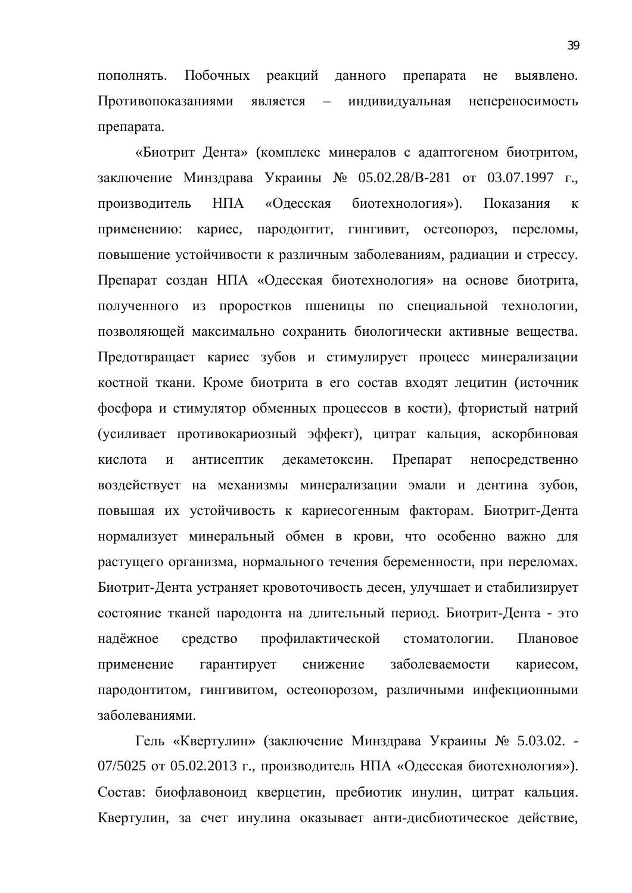пополнять. Побочных реакций данного препарата не выявлено. Противопоказаниями является – индивидуальная непереносимость препарата.

«Биотрит Дента» (комплекс минералов с адаптогеном биотритом, заключение Минздрава Украины № 05.02.28/В-281 от 03.07.1997 г., производитель НПА «Одесская биотехнология»). Показания к применению: кариес, пародонтит, гингивит, остеопороз, переломы, повышение устойчивости к различным заболеваниям, радиации и стрессу. Препарат создан НПА «Одесская биотехнология» на основе биотрита, полученного из проростков пшеницы по специальной технологии, позволяющей максимально сохранить биологически активные вещества. Предотвращает кариес зубов и стимулирует процесс минерализации костной ткани. Кроме биотрита в его состав входят лецитин (источник фосфора и стимулятор обменных процессов в кости), фтористый натрий (усиливает противокариозный эффект), цитрат кальция, аскорбиновая кислота и антисептик декаметоксин. Препарат непосредственно воздействует на механизмы минерализации эмали и дентина зубов, повышая их устойчивость к кариесогенным факторам. Биотрит-Дента нормализует минеральный обмен в крови, что особенно важно для растущего организма, нормального течения беременности, при переломах. Биотрит-Дента устраняет кровоточивость десен, улучшает и стабилизирует состояние тканей пародонта на длительный период. Биотрит-Дента - это надёжное средство профилактической стоматологии. Плановое применение гарантирует снижение заболеваемости кариесом, пародонтитом, гингивитом, остеопорозом, различными инфекционными заболеваниями.

Гель «Квертулин» (заключение Минздрава Украины № 5.03.02. - 07/5025 от 05.02.2013 г., производитель НПА «Одесская биотехнология»). Состав: биофлавоноид кверцетин, пребиотик инулин, цитрат кальция. Квертулин, за счет инулина оказывает анти-дисбиотическое действие,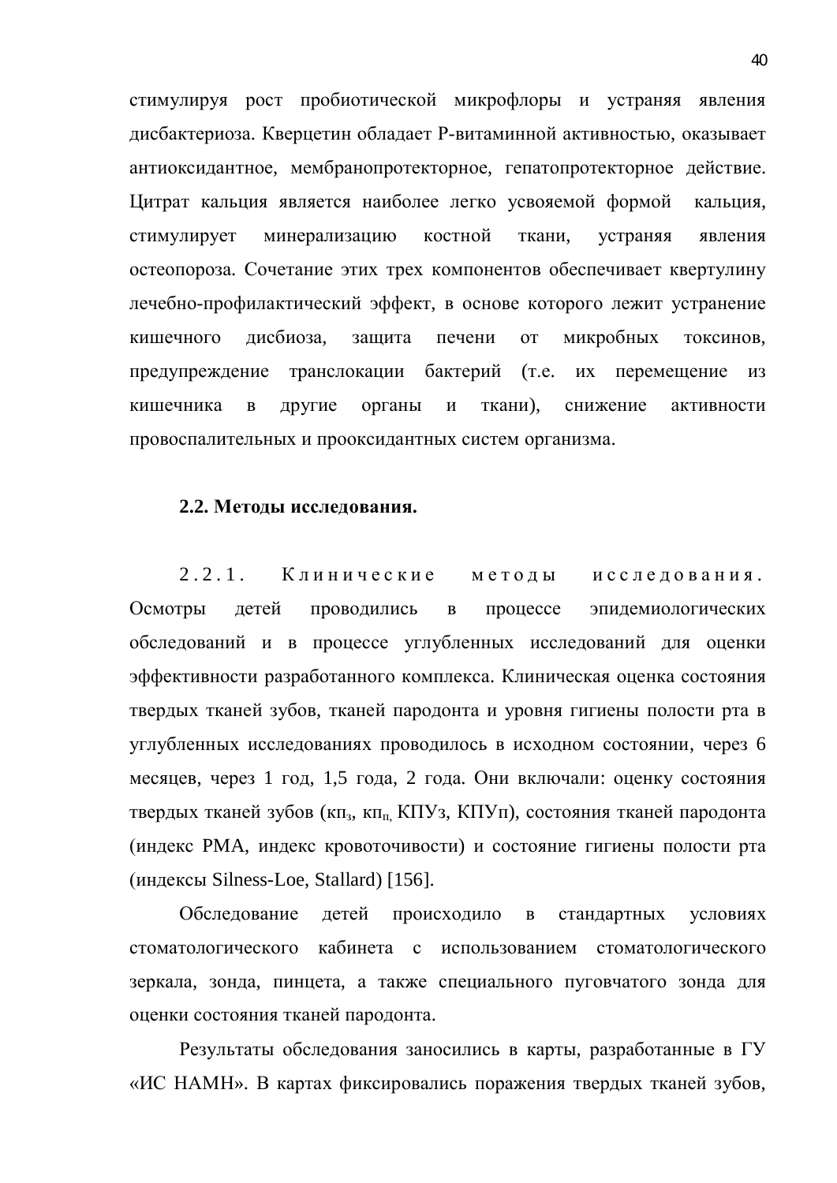стимулируя рост пробиотической микрофлоры и устраняя явления дисбактериоза. Кверцетин обладает Р-витаминной активностью, оказывает антиоксидантное, мембранопротекторное, гепатопротекторное действие. Цитрат кальция является наиболее легко усвояемой формой кальция, стимулирует минерализацию костной ткани, устраняя явления остеопороза. Сочетание этих трех компонентов обеспечивает квертулину лечебно-профилактический эффект, в основе которого лежит устранение кишечного дисбиоза, защита печени от микробных токсинов, предупреждение транслокации бактерий (т.е. их перемещение из кишечника в другие органы и ткани), снижение активности провоспалительных и прооксидантных систем организма.

### 2.2. Методы исследования.

2.2.1. Клинические методы исследования. Осмотры детей проводились в процессе эпидемиологических обследований и в процессе углубленных исследований для оценки эффективности разработанного комплекса. Клиническая оценка состояния твердых тканей зубов, тканей пародонта и уровня гигиены полости рта в углубленных исследованиях проводилось в исходном состоянии, через 6 месяцев, через 1 год, 1,5 года, 2 года. Они включали: оценку состояния твердых тканей зубов ($кп_з$, $кп_п$, КПУз, КПУп), состояния тканей пародонта (индекс РМА, индекс кровоточивости) и состояние гигиены полости рта (индексы Silness-Loe, Stallard) [156].

Обследование детей происходило в стандартных условиях стоматологического кабинета с использованием стоматологического зеркала, зонда, пинцета, а также специального пуговчатого зонда для оценки состояния тканей пародонта.

Результаты обследования заносились в карты, разработанные в ГУ «ИС НАМН». В картах фиксировались поражения твердых тканей зубов,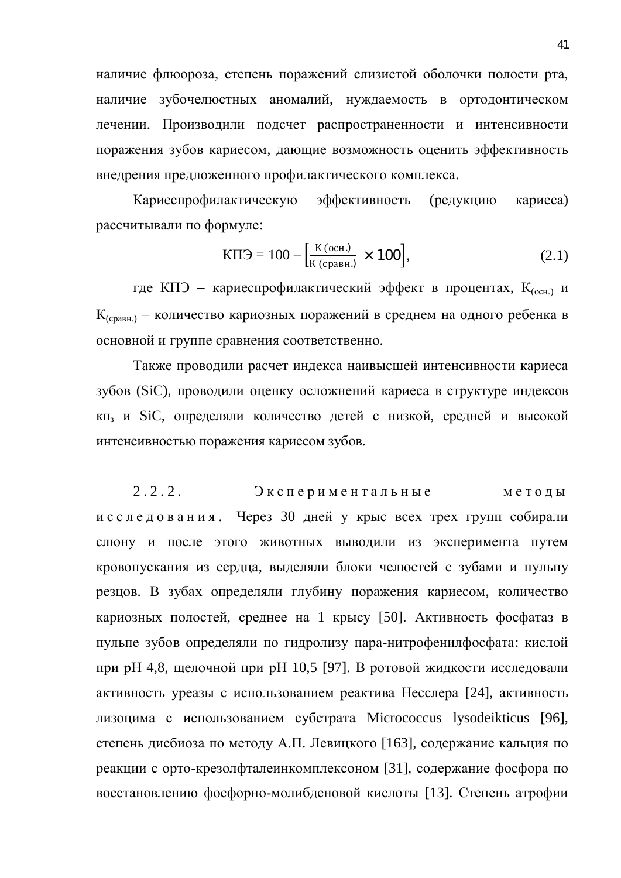наличие флюороза, степень поражений слизистой оболочки полости рта, наличие зубочелюстных аномалий, нуждаемость в ортодонтическом лечении. Производили подсчет распространенности и интенсивности поражения зубов кариесом, дающие возможность оценить эффективность внедрения предложенного профилактического комплекса.

Кариеспрофилактическую эффективность (редукцию кариеса) рассчитывали по формуле:

$$КПЭ = 100 - \left[\frac{К\,(осн.)}{К\,(сравн.)} \times 100\right], \tag{2.1}$$

где КПЭ – кариеспрофилактический эффект в процентах, $К_{(осн.)}$ и $К_{(сравн.)}$ – количество кариозных поражений в среднем на одного ребенка в основной и группе сравнения соответственно.

Также проводили расчет индекса наивысшей интенсивности кариеса зубов (SiC), проводили оценку осложнений кариеса в структуре индексов $кп_з$ и SiC, определяли количество детей с низкой, средней и высокой интенсивностью поражения кариесом зубов.

**2.2.2. Экспериментальные методы исследования.** Через 30 дней у крыс всех трех групп собирали слюну и после этого животных выводили из эксперимента путем кровопускания из сердца, выделяли блоки челюстей с зубами и пульпу резцов. В зубах определяли глубину поражения кариесом, количество кариозных полостей, среднее на 1 крысу [50]. Активность фосфатаз в пульпе зубов определяли по гидролизу пара-нитрофенилфосфата: кислой при pH 4,8, щелочной при pH 10,5 [97]. В ротовой жидкости исследовали активность уреазы с использованием реактива Несслера [24], активность лизоцима с использованием субстрата Micrococcus lysodeikticus [96], степень дисбиоза по методу А.П. Левицкого [163], содержание кальция по реакции с орто-крезолфталеинкомплексоном [31], содержание фосфора по восстановлению фосфорно-молибденовой кислоты [13]. Степень атрофии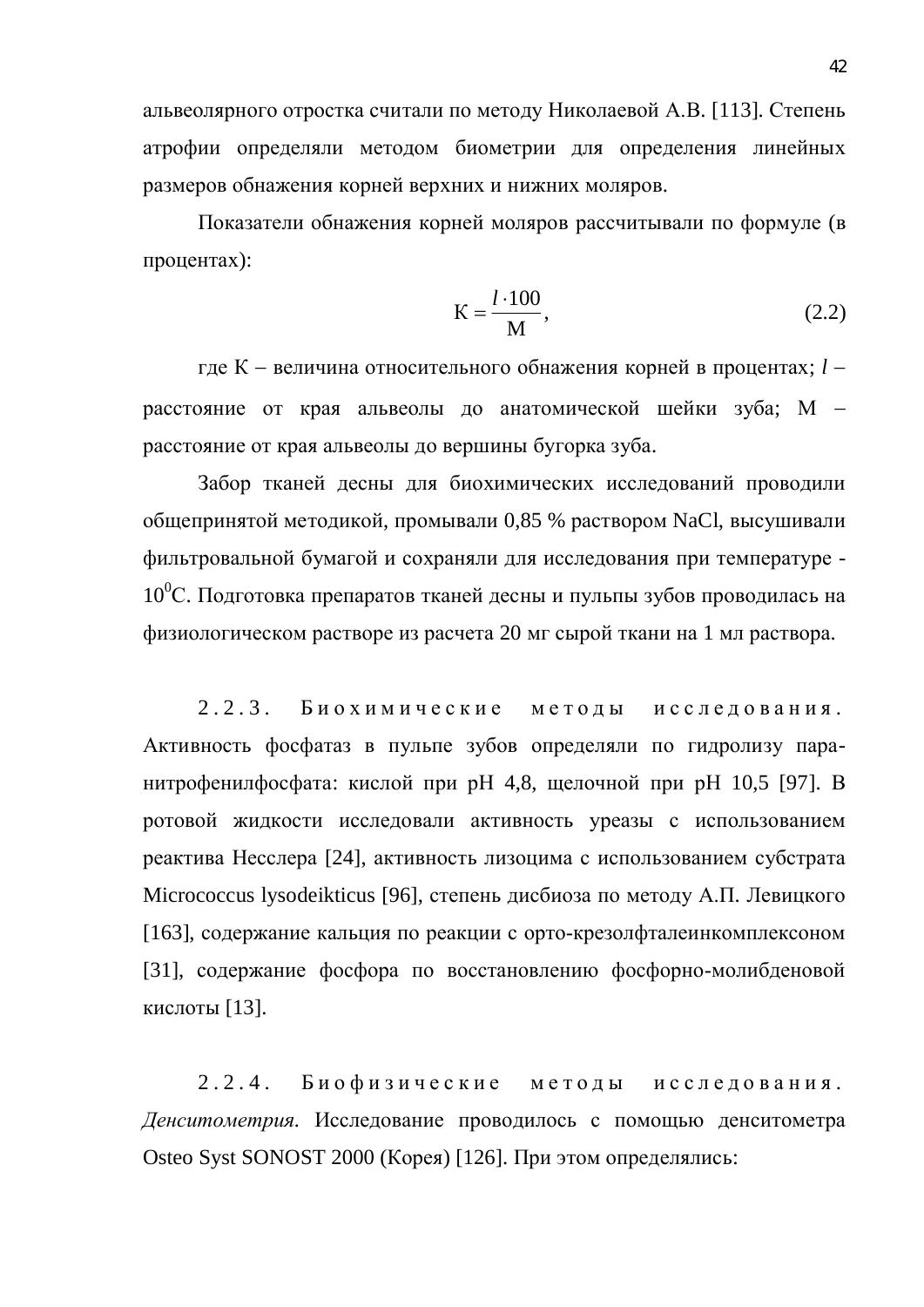альвеолярного отростка считали по методу Николаевой А.В. [113]. Степень атрофии определяли методом биометрии для определения линейных размеров обнажения корней верхних и нижних моляров.

Показатели обнажения корней моляров рассчитывали по формуле (в процентах):

$$\text{К} = \frac{l \cdot 100}{\text{М}}, \tag{2.2}$$

где К – величина относительного обнажения корней в процентах; $l$ – расстояние от края альвеолы до анатомической шейки зуба; М – расстояние от края альвеолы до вершины бугорка зуба.

Забор тканей десны для биохимических исследований проводили общепринятой методикой, промывали 0,85 % раствором NaCl, высушивали фильтровальной бумагой и сохраняли для исследования при температуре -$10^0$С. Подготовка препаратов тканей десны и пульпы зубов проводилась на физиологическом растворе из расчета 20 мг сырой ткани на 1 мл раствора.

2.2.3. Биохимические методы исследования. Активность фосфатаз в пульпе зубов определяли по гидролизу пара-нитрофенилфосфата: кислой при pH 4,8, щелочной при pH 10,5 [97]. В ротовой жидкости исследовали активность уреазы с использованием реактива Несслера [24], активность лизоцима с использованием субстрата Micrococcus lysodeikticus [96], степень дисбиоза по методу А.П. Левицкого [163], содержание кальция по реакции с орто-крезолфталеинкомплексоном [31], содержание фосфора по восстановлению фосфорно-молибденовой кислоты [13].

2.2.4. Биофизические методы исследования. *Денситометрия.* Исследование проводилось с помощью денситометра Osteo Syst SONOST 2000 (Корея) [126]. При этом определялись: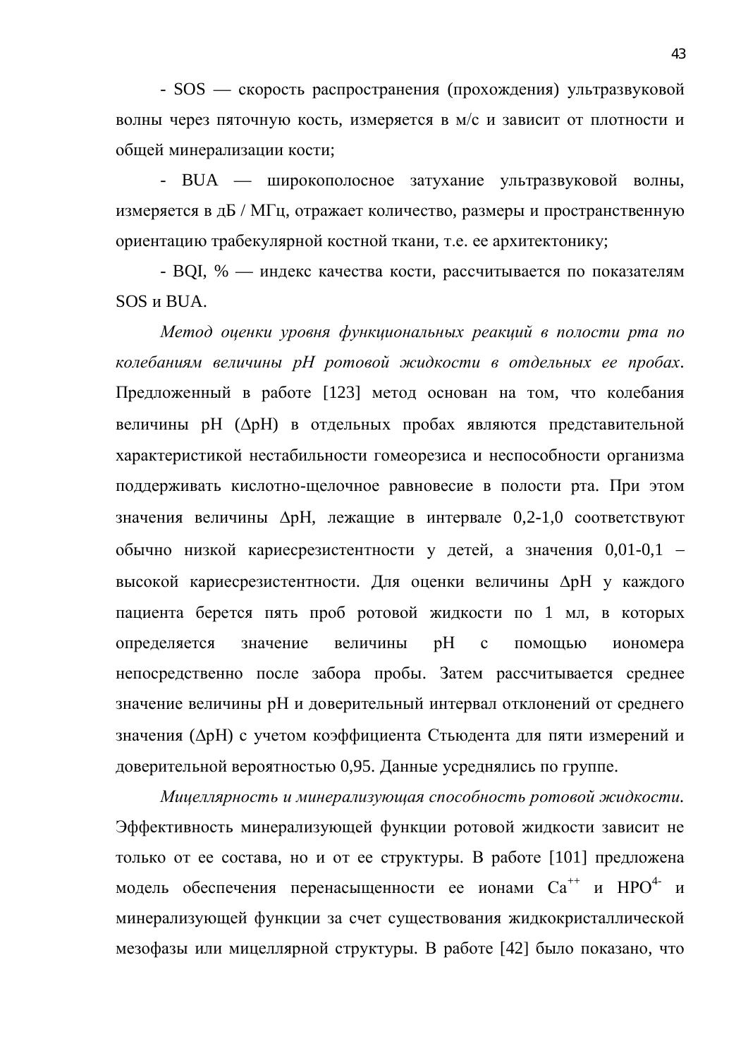- SOS — скорость распространения (прохождения) ультразвуковой волны через пяточную кость, измеряется в м/с и зависит от плотности и общей минерализации кости;

- BUA — широкополосное затухание ультразвуковой волны, измеряется в дБ / МГц, отражает количество, размеры и пространственную ориентацию трабекулярной костной ткани, т.е. ее архитектонику;

- BQI, % — индекс качества кости, рассчитывается по показателям SOS и BUA.

*Метод оценки уровня функциональных реакций в полости рта по колебаниям величины pH ротовой жидкости в отдельных ее пробах.* Предложенный в работе [123] метод основан на том, что колебания величины pH ($\Delta$pH) в отдельных пробах являются представительной характеристикой нестабильности гомеорезиса и неспособности организма поддерживать кислотно-щелочное равновесие в полости рта. При этом значения величины $\Delta$pH, лежащие в интервале 0,2-1,0 соответствуют обычно низкой кариесрезистентности у детей, а значения 0,01-0,1 – высокой кариесрезистентности. Для оценки величины $\Delta$pH у каждого пациента берется пять проб ротовой жидкости по 1 мл, в которых определяется значение величины pH с помощью иономера непосредственно после забора пробы. Затем рассчитывается среднее значение величины pH и доверительный интервал отклонений от среднего значения ($\Delta$pH) с учетом коэффициента Стьюдента для пяти измерений и доверительной вероятностью 0,95. Данные усреднялись по группе.

*Мицеллярность и минерализующая способность ротовой жидкости.* Эффективность минерализующей функции ротовой жидкости зависит не только от ее состава, но и от ее структуры. В работе [101] предложена модель обеспечения перенасыщенности ее ионами $Ca^{++}$ и $HPO^{4-}$ и минерализующей функции за счет существования жидкокристаллической мезофазы или мицеллярной структуры. В работе [42] было показано, что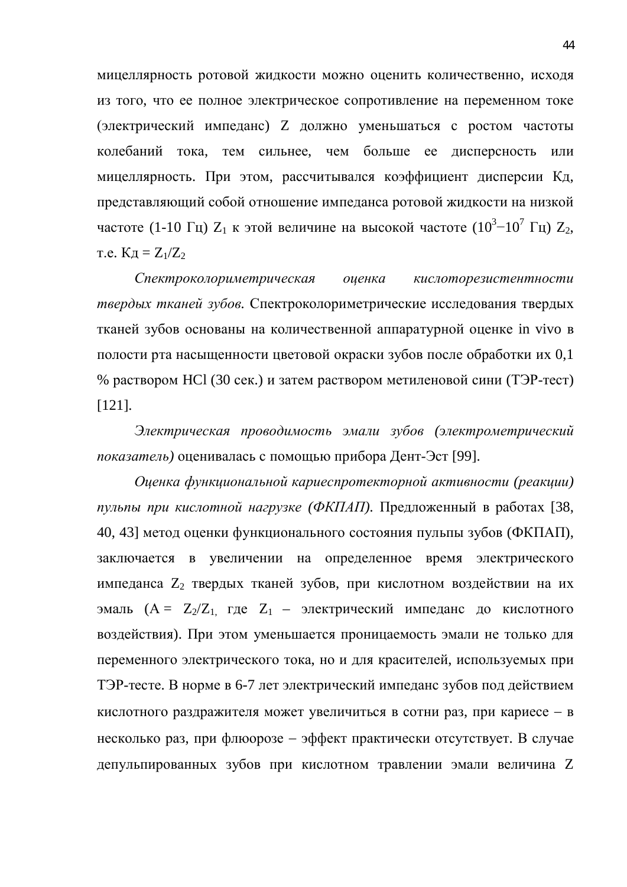мицеллярность ротовой жидкости можно оценить количественно, исходя из того, что ее полное электрическое сопротивление на переменном токе (электрический импеданс) Z должно уменьшаться с ростом частоты колебаний тока, тем сильнее, чем больше ее дисперсность или мицеллярность. При этом, рассчитывался коэффициент дисперсии Кд, представляющий собой отношение импеданса ротовой жидкости на низкой частоте (1-10 Гц) $Z_1$ к этой величине на высокой частоте ($10^3$–$10^7$ Гц) $Z_2$, т.е. Кд = $Z_1/Z_2$

*Спектроколориметрическая оценка кислоторезистентности твердых тканей зубов.* Спектроколориметрические исследования твердых тканей зубов основаны на количественной аппаратурной оценке in vivo в полости рта насыщенности цветовой окраски зубов после обработки их 0,1 % раствором HCl (30 сек.) и затем раствором метиленовой сини (ТЭР-тест) [121].

*Электрическая проводимость эмали зубов (электрометрический показатель)* оценивалась с помощью прибора Дент-Эст [99].

*Оценка функциональной кариеспротекторной активности (реакции) пульпы при кислотной нагрузке (ФКПАП).* Предложенный в работах [38, 40, 43] метод оценки функционального состояния пульпы зубов (ФКПАП), заключается в увеличении на определенное время электрического импеданса $Z_2$ твердых тканей зубов, при кислотном воздействии на их эмаль (А = $Z_2/Z_1$, где $Z_1$ – электрический импеданс до кислотного воздействия). При этом уменьшается проницаемость эмали не только для переменного электрического тока, но и для красителей, используемых при ТЭР-тесте. В норме в 6-7 лет электрический импеданс зубов под действием кислотного раздражителя может увеличиться в сотни раз, при кариесе – в несколько раз, при флюорозе – эффект практически отсутствует. В случае депульпированных зубов при кислотном травлении эмали величина Z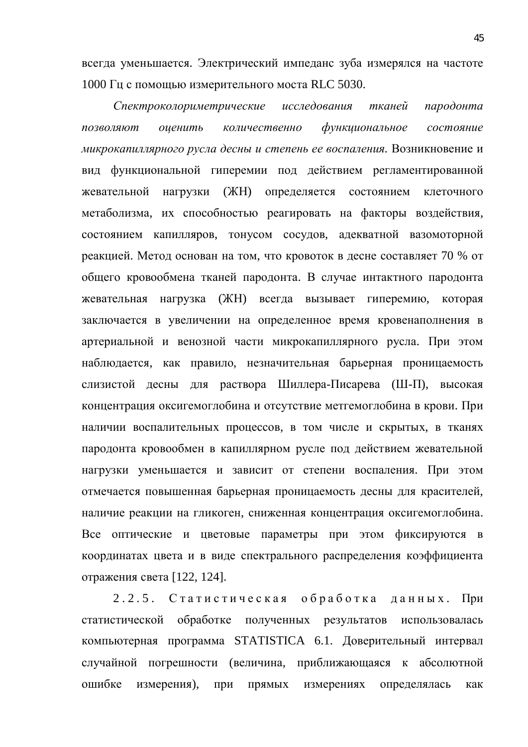всегда уменьшается. Электрический импеданс зуба измерялся на частоте 1000 Гц с помощью измерительного моста RLC 5030.

*Спектроколориметрические исследования тканей пародонта позволяют оценить количественно функциональное состояние микрокапиллярного русла десны и степень ее воспаления.* Возникновение и вид функциональной гиперемии под действием регламентированной жевательной нагрузки (ЖН) определяется состоянием клеточного метаболизма, их способностью реагировать на факторы воздействия, состоянием капилляров, тонусом сосудов, адекватной вазомоторной реакцией. Метод основан на том, что кровоток в десне составляет 70 % от общего кровообмена тканей пародонта. В случае интактного пародонта жевательная нагрузка (ЖН) всегда вызывает гиперемию, которая заключается в увеличении на определенное время кровенаполнения в артериальной и венозной части микрокапиллярного русла. При этом наблюдается, как правило, незначительная барьерная проницаемость слизистой десны для раствора Шиллера-Писарева (Ш-П), высокая концентрация оксигемоглобина и отсутствие метгемоглобина в крови. При наличии воспалительных процессов, в том числе и скрытых, в тканях пародонта кровообмен в капиллярном русле под действием жевательной нагрузки уменьшается и зависит от степени воспаления. При этом отмечается повышенная барьерная проницаемость десны для красителей, наличие реакции на гликоген, сниженная концентрация оксигемоглобина. Все оптические и цветовые параметры при этом фиксируются в координатах цвета и в виде спектрального распределения коэффициента отражения света [122, 124].

2.2.5. Статистическая обработка данных. При статистической обработке полученных результатов использовалась компьютерная программа STATISTICA 6.1. Доверительный интервал случайной погрешности (величина, приближающаяся к абсолютной ошибке измерения), при прямых измерениях определялась как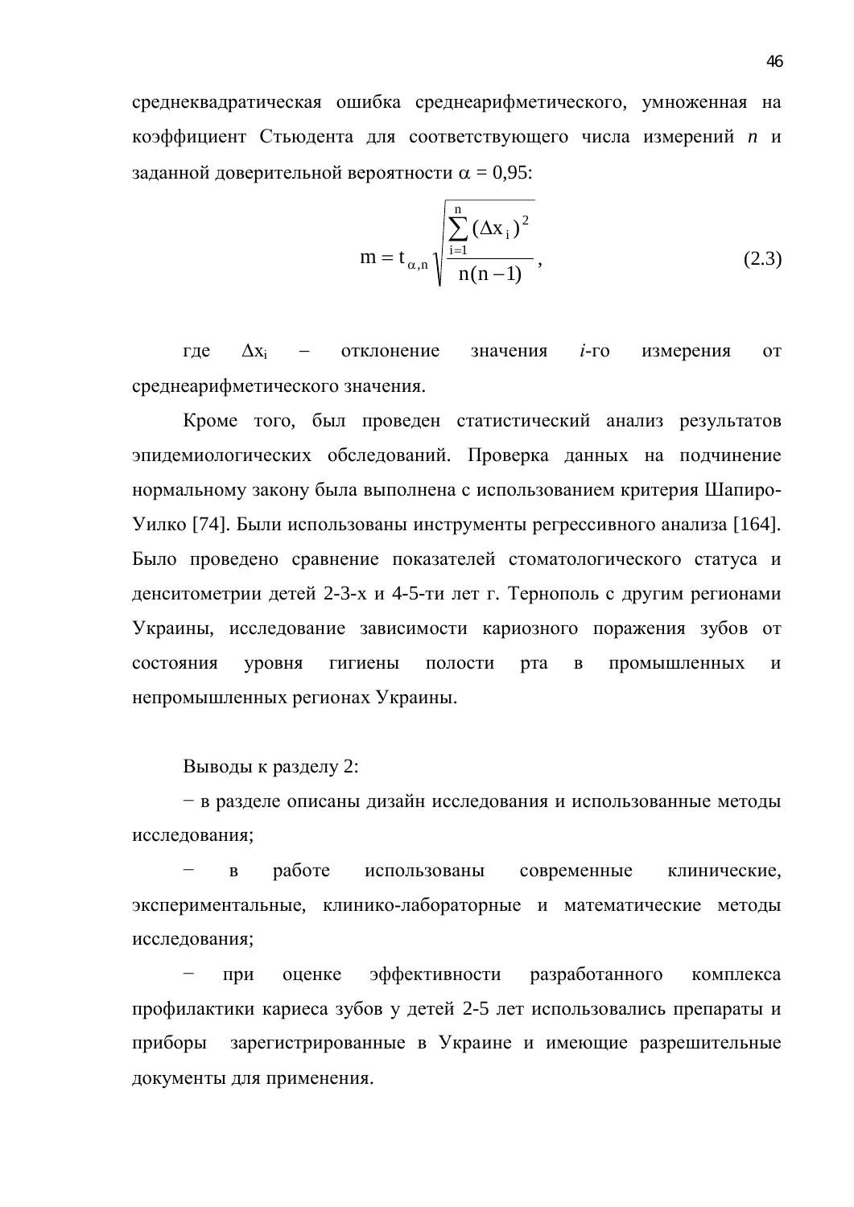среднеквадратическая ошибка среднеарифметического, умноженная на коэффициент Стьюдента для соответствующего числа измерений *n* и заданной доверительной вероятности $\alpha = 0{,}95$:

$$m = t_{\alpha,n}\sqrt{\frac{\sum_{i=1}^{n}(\Delta x_i)^2}{n(n-1)}}, \qquad (2.3)$$

где $\Delta x_i$ – отклонение значения *i*-го измерения от среднеарифметического значения.

Кроме того, был проведен статистический анализ результатов эпидемиологических обследований. Проверка данных на подчинение нормальному закону была выполнена с использованием критерия Шапиро-Уилко [74]. Были использованы инструменты регрессивного анализа [164]. Было проведено сравнение показателей стоматологического статуса и денситометрии детей 2-3-х и 4-5-ти лет г. Тернополь с другим регионами Украины, исследование зависимости кариозного поражения зубов от состояния уровня гигиены полости рта в промышленных и непромышленных регионах Украины.

Выводы к разделу 2:

− в разделе описаны дизайн исследования и использованные методы исследования;

− в работе использованы современные клинические, экспериментальные, клинико-лабораторные и математические методы исследования;

− при оценке эффективности разработанного комплекса профилактики кариеса зубов у детей 2-5 лет использовались препараты и приборы зарегистрированные в Украине и имеющие разрешительные документы для применения.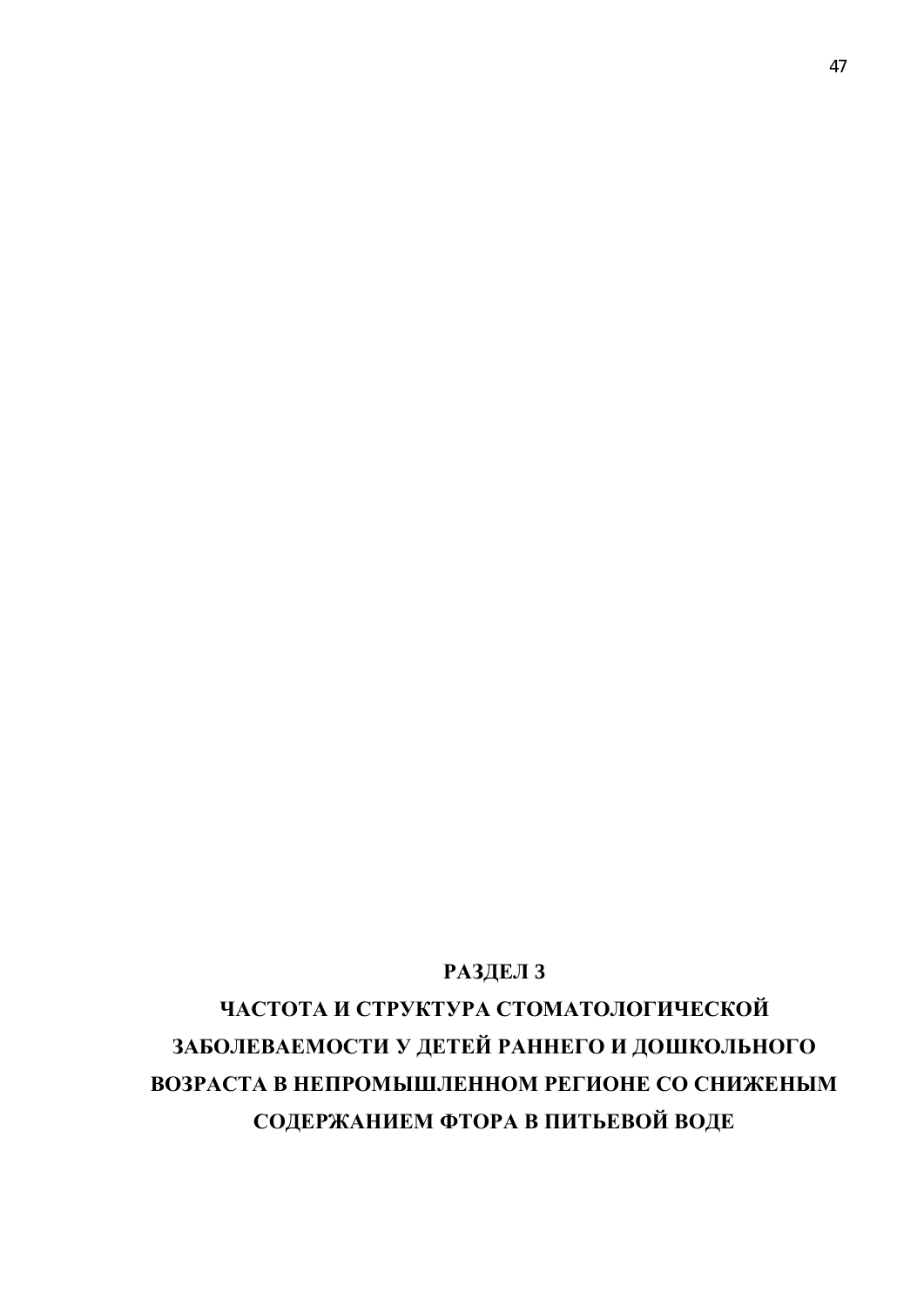# РАЗДЕЛ 3

# ЧАСТОТА И СТРУКТУРА СТОМАТОЛОГИЧЕСКОЙ ЗАБОЛЕВАЕМОСТИ У ДЕТЕЙ РАННЕГО И ДОШКОЛЬНОГО ВОЗРАСТА В НЕПРОМЫШЛЕННОМ РЕГИОНЕ СО СНИЖЕНЫМ СОДЕРЖАНИЕМ ФТОРА В ПИТЬЕВОЙ ВОДЕ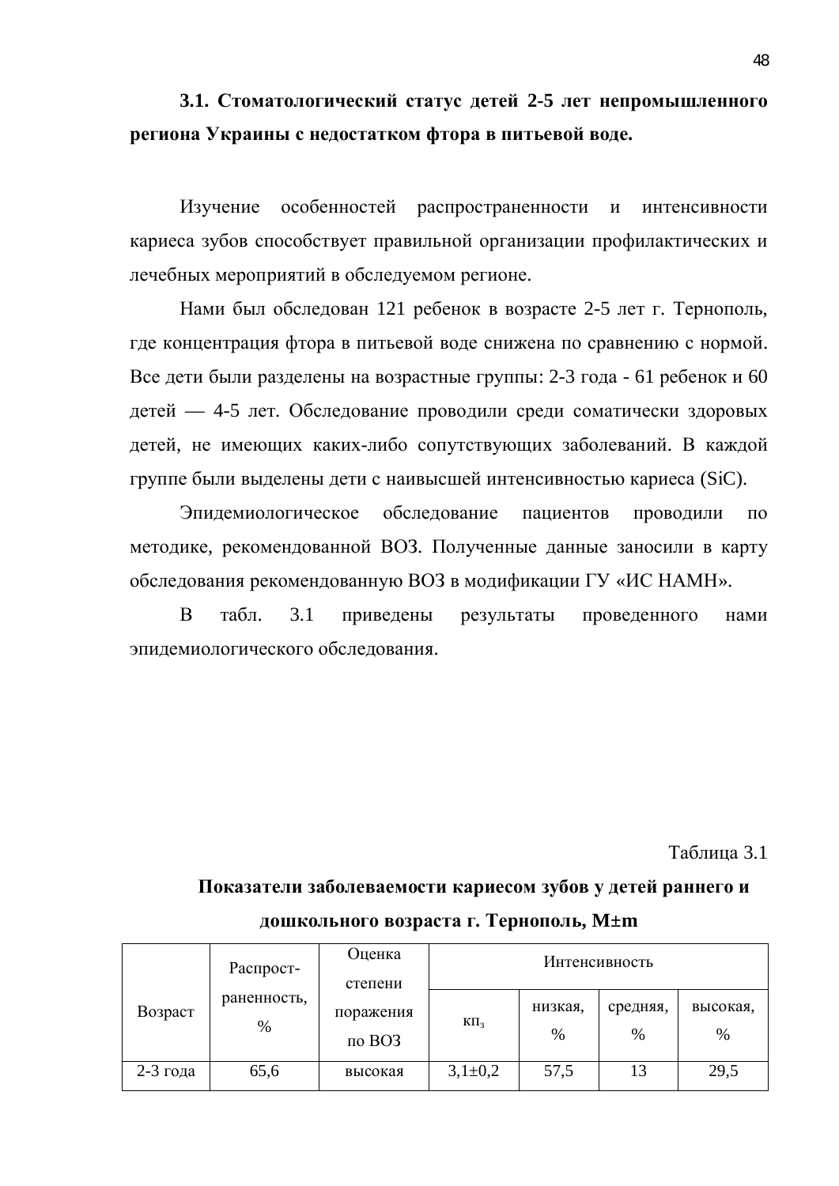### 3.1. Стоматологический статус детей 2-5 лет непромышленного региона Украины с недостатком фтора в питьевой воде.

Изучение особенностей распространенности и интенсивности кариеса зубов способствует правильной организации профилактических и лечебных мероприятий в обследуемом регионе.

Нами был обследован 121 ребенок в возрасте 2-5 лет г. Тернополь, где концентрация фтора в питьевой воде снижена по сравнению с нормой. Все дети были разделены на возрастные группы: 2-3 года - 61 ребенок и 60 детей — 4-5 лет. Обследование проводили среди соматически здоровых детей, не имеющих каких-либо сопутствующих заболеваний. В каждой группе были выделены дети с наивысшей интенсивностью кариеса (SiC).

Эпидемиологическое обследование пациентов проводили по методике, рекомендованной ВОЗ. Полученные данные заносили в карту обследования рекомендованную ВОЗ в модификации ГУ «ИС НАМН».

В табл. 3.1 приведены результаты проведенного нами эпидемиологического обследования.

Таблица 3.1

**Показатели заболеваемости кариесом зубов у детей раннего и дошкольного возраста г. Тернополь, M±m**

| Возраст | Распрост-раненность, % | Оценка степени поражения по ВОЗ | Интенсивность | | | |
|---|---|---|---|---|---|---|
| | | | $кп_з$ | низкая, % | средняя, % | высокая, % |
| 2-3 года | 65,6 | высокая | 3,1±0,2 | 57,5 | 13 | 29,5 |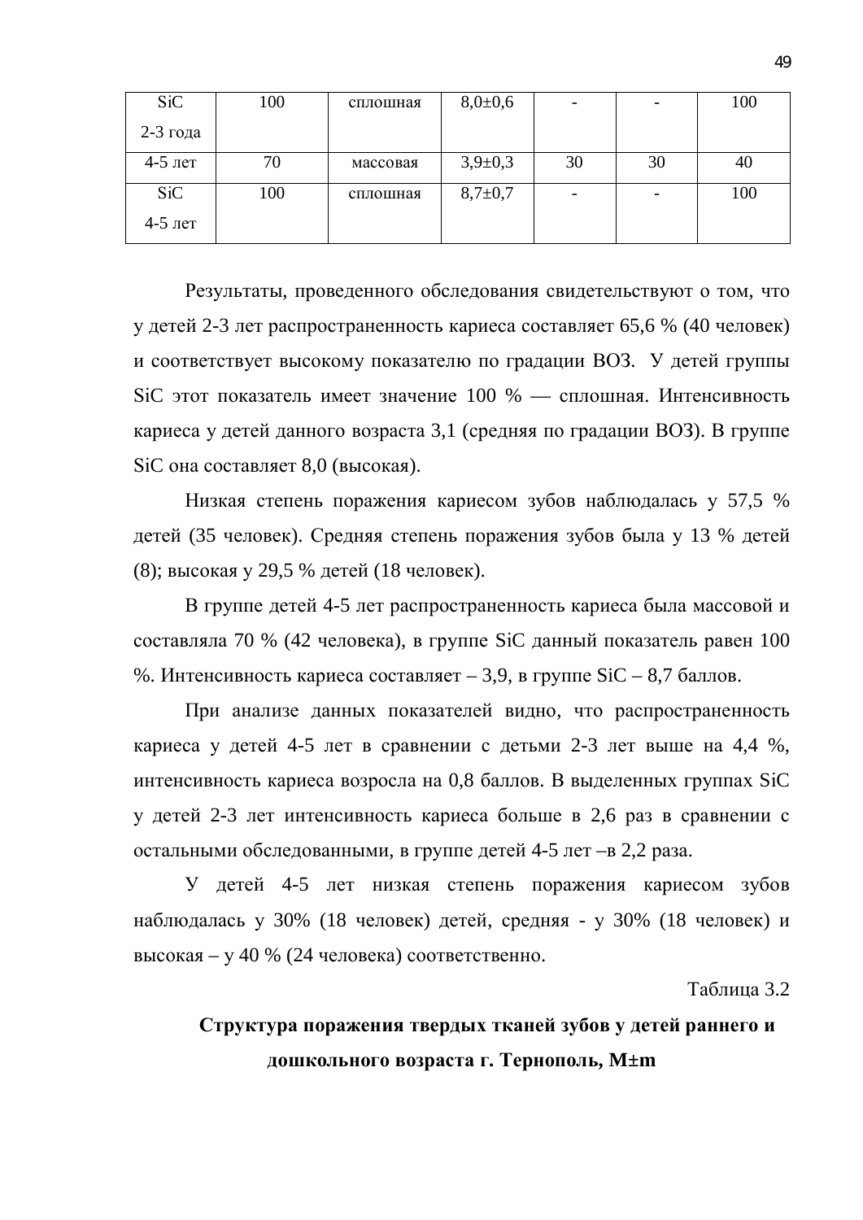| SiC 2-3 года | 100 | сплошная | 8,0±0,6 | - | - | 100 |
|---|---|---|---|---|---|---|
| 4-5 лет | 70 | массовая | 3,9±0,3 | 30 | 30 | 40 |
| SiC 4-5 лет | 100 | сплошная | 8,7±0,7 | - | - | 100 |

Результаты, проведенного обследования свидетельствуют о том, что у детей 2-3 лет распространенность кариеса составляет 65,6 % (40 человек) и соответствует высокому показателю по градации ВОЗ. У детей группы SiC этот показатель имеет значение 100 % — сплошная. Интенсивность кариеса у детей данного возраста 3,1 (средняя по градации ВОЗ). В группе SiC она составляет 8,0 (высокая).

Низкая степень поражения кариесом зубов наблюдалась у 57,5 % детей (35 человек). Средняя степень поражения зубов была у 13 % детей (8); высокая у 29,5 % детей (18 человек).

В группе детей 4-5 лет распространенность кариеса была массовой и составляла 70 % (42 человека), в группе SiC данный показатель равен 100 %. Интенсивность кариеса составляет – 3,9, в группе SiC – 8,7 баллов.

При анализе данных показателей видно, что распространенность кариеса у детей 4-5 лет в сравнении с детьми 2-3 лет выше на 4,4 %, интенсивность кариеса возросла на 0,8 баллов. В выделенных группах SiC у детей 2-3 лет интенсивность кариеса больше в 2,6 раз в сравнении с остальными обследованными, в группе детей 4-5 лет –в 2,2 раза.

У детей 4-5 лет низкая степень поражения кариесом зубов наблюдалась у 30% (18 человек) детей, средняя - у 30% (18 человек) и высокая – у 40 % (24 человека) соответственно.

Таблица 3.2

**Структура поражения твердых тканей зубов у детей раннего и дошкольного возраста г. Тернополь, M±m**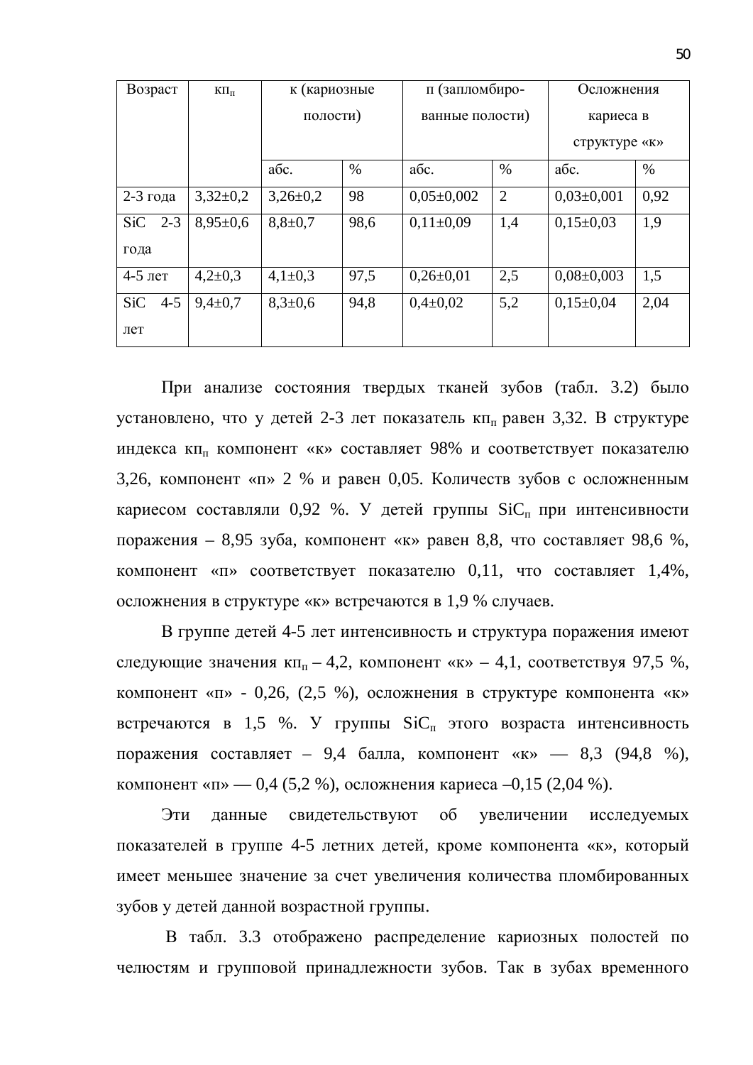| Возраст | $кп_п$ | к (кариозные полости) | | п (запломбированные полости) | | Осложнения кариеса в структуре «к» | |
|---|---|---|---|---|---|---|---|
| | | абс. | % | абс. | % | абс. | % |
| 2-3 года | 3,32±0,2 | 3,26±0,2 | 98 | 0,05±0,002 | 2 | 0,03±0,001 | 0,92 |
| SiC 2-3 года | 8,95±0,6 | 8,8±0,7 | 98,6 | 0,11±0,09 | 1,4 | 0,15±0,03 | 1,9 |
| 4-5 лет | 4,2±0,3 | 4,1±0,3 | 97,5 | 0,26±0,01 | 2,5 | 0,08±0,003 | 1,5 |
| SiC 4-5 лет | 9,4±0,7 | 8,3±0,6 | 94,8 | 0,4±0,02 | 5,2 | 0,15±0,04 | 2,04 |

При анализе состояния твердых тканей зубов (табл. 3.2) было установлено, что у детей 2-3 лет показатель $кп_п$ равен 3,32. В структуре индекса $кп_п$ компонент «к» составляет 98% и соответствует показателю 3,26, компонент «п» 2 % и равен 0,05. Количеств зубов с осложненным кариесом составляли 0,92 %. У детей группы $SiC_п$ при интенсивности поражения – 8,95 зуба, компонент «к» равен 8,8, что составляет 98,6 %, компонент «п» соответствует показателю 0,11, что составляет 1,4%, осложнения в структуре «к» встречаются в 1,9 % случаев.

В группе детей 4-5 лет интенсивность и структура поражения имеют следующие значения $кп_п$ – 4,2, компонент «к» – 4,1, соответствуя 97,5 %, компонент «п» - 0,26, (2,5 %), осложнения в структуре компонента «к» встречаются в 1,5 %. У группы $SiC_п$ этого возраста интенсивность поражения составляет – 9,4 балла, компонент «к» — 8,3 (94,8 %), компонент «п» — 0,4 (5,2 %), осложнения кариеса –0,15 (2,04 %).

Эти данные свидетельствуют об увеличении исследуемых показателей в группе 4-5 летних детей, кроме компонента «к», который имеет меньшее значение за счет увеличения количества пломбированных зубов у детей данной возрастной группы.

В табл. 3.3 отображено распределение кариозных полостей по челюстям и групповой принадлежности зубов. Так в зубах временного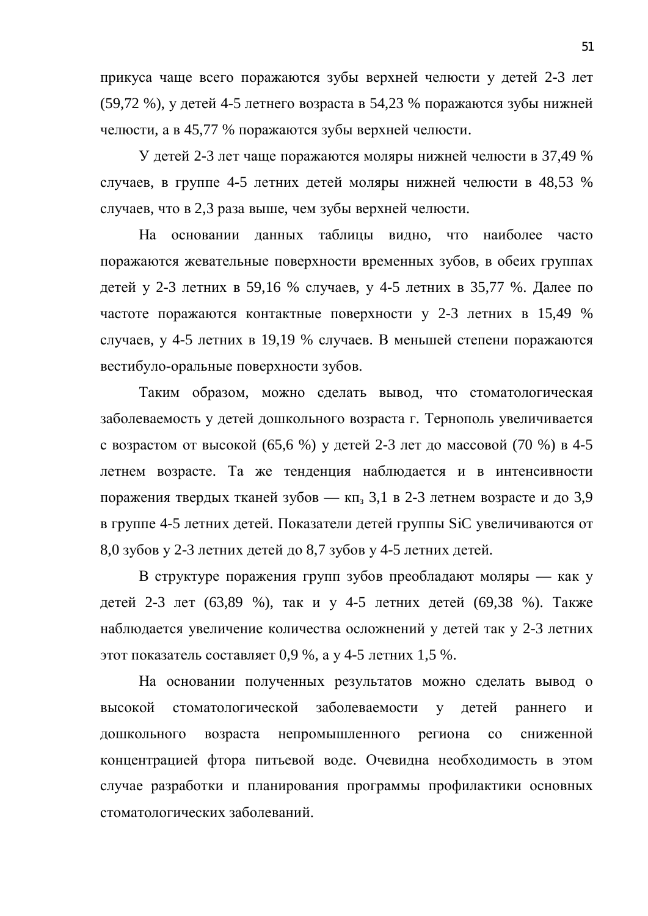прикуса чаще всего поражаются зубы верхней челюсти у детей 2-3 лет (59,72 %), у детей 4-5 летнего возраста в 54,23 % поражаются зубы нижней челюсти, а в 45,77 % поражаются зубы верхней челюсти.

У детей 2-3 лет чаще поражаются моляры нижней челюсти в 37,49 % случаев, в группе 4-5 летних детей моляры нижней челюсти в 48,53 % случаев, что в 2,3 раза выше, чем зубы верхней челюсти.

На основании данных таблицы видно, что наиболее часто поражаются жевательные поверхности временных зубов, в обеих группах детей у 2-3 летних в 59,16 % случаев, у 4-5 летних в 35,77 %. Далее по частоте поражаются контактные поверхности у 2-3 летних в 15,49 % случаев, у 4-5 летних в 19,19 % случаев. В меньшей степени поражаются вестибуло-оральные поверхности зубов.

Таким образом, можно сделать вывод, что стоматологическая заболеваемость у детей дошкольного возраста г. Тернополь увеличивается с возрастом от высокой (65,6 %) у детей 2-3 лет до массовой (70 %) в 4-5 летнем возрасте. Та же тенденция наблюдается и в интенсивности поражения твердых тканей зубов — $кп_з$ 3,1 в 2-3 летнем возрасте и до 3,9 в группе 4-5 летних детей. Показатели детей группы SiC увеличиваются от 8,0 зубов у 2-3 летних детей до 8,7 зубов у 4-5 летних детей.

В структуре поражения групп зубов преобладают моляры — как у детей 2-3 лет (63,89 %), так и у 4-5 летних детей (69,38 %). Также наблюдается увеличение количества осложнений у детей так у 2-3 летних этот показатель составляет 0,9 %, а у 4-5 летних 1,5 %.

На основании полученных результатов можно сделать вывод о высокой стоматологической заболеваемости у детей раннего и дошкольного возраста непромышленного региона со сниженной концентрацией фтора питьевой воде. Очевидна необходимость в этом случае разработки и планирования программы профилактики основных стоматологических заболеваний.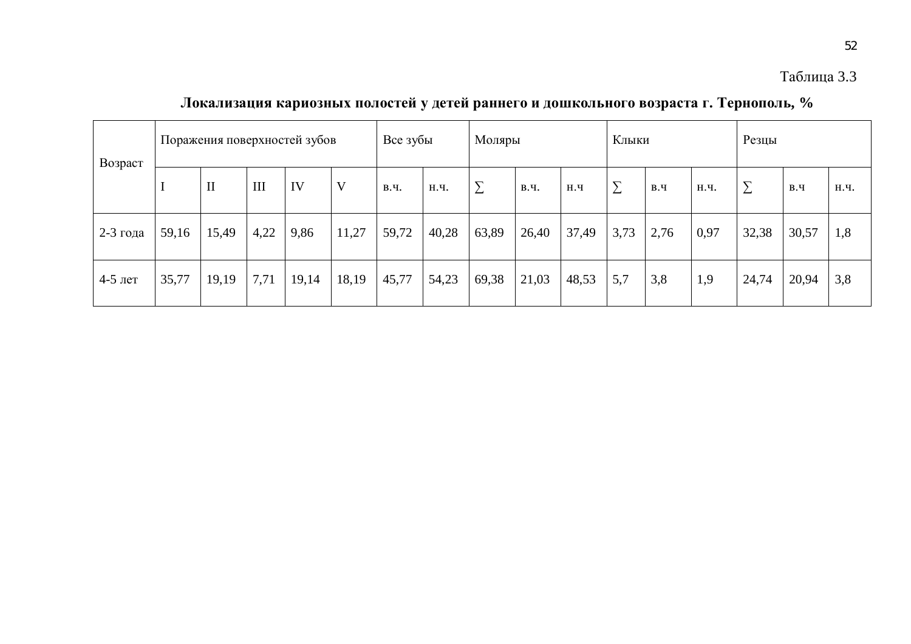Таблица 3.3

**Локализация кариозных полостей у детей раннего и дошкольного возраста г. Тернополь, %**

| Возраст | Поражения поверхностей зубов | | | | | Все зубы | | Моляры | | | Клыки | | | Резцы | | |
|---|---|---|---|---|---|---|---|---|---|---|---|---|---|---|---|---|
| | I | II | III | IV | V | в.ч. | н.ч. | ∑ | в.ч. | н.ч | ∑ | в.ч | н.ч. | ∑ | в.ч | н.ч. |
| 2-3 года | 59,16 | 15,49 | 4,22 | 9,86 | 11,27 | 59,72 | 40,28 | 63,89 | 26,40 | 37,49 | 3,73 | 2,76 | 0,97 | 32,38 | 30,57 | 1,8 |
| 4-5 лет | 35,77 | 19,19 | 7,71 | 19,14 | 18,19 | 45,77 | 54,23 | 69,38 | 21,03 | 48,53 | 5,7 | 3,8 | 1,9 | 24,74 | 20,94 | 3,8 |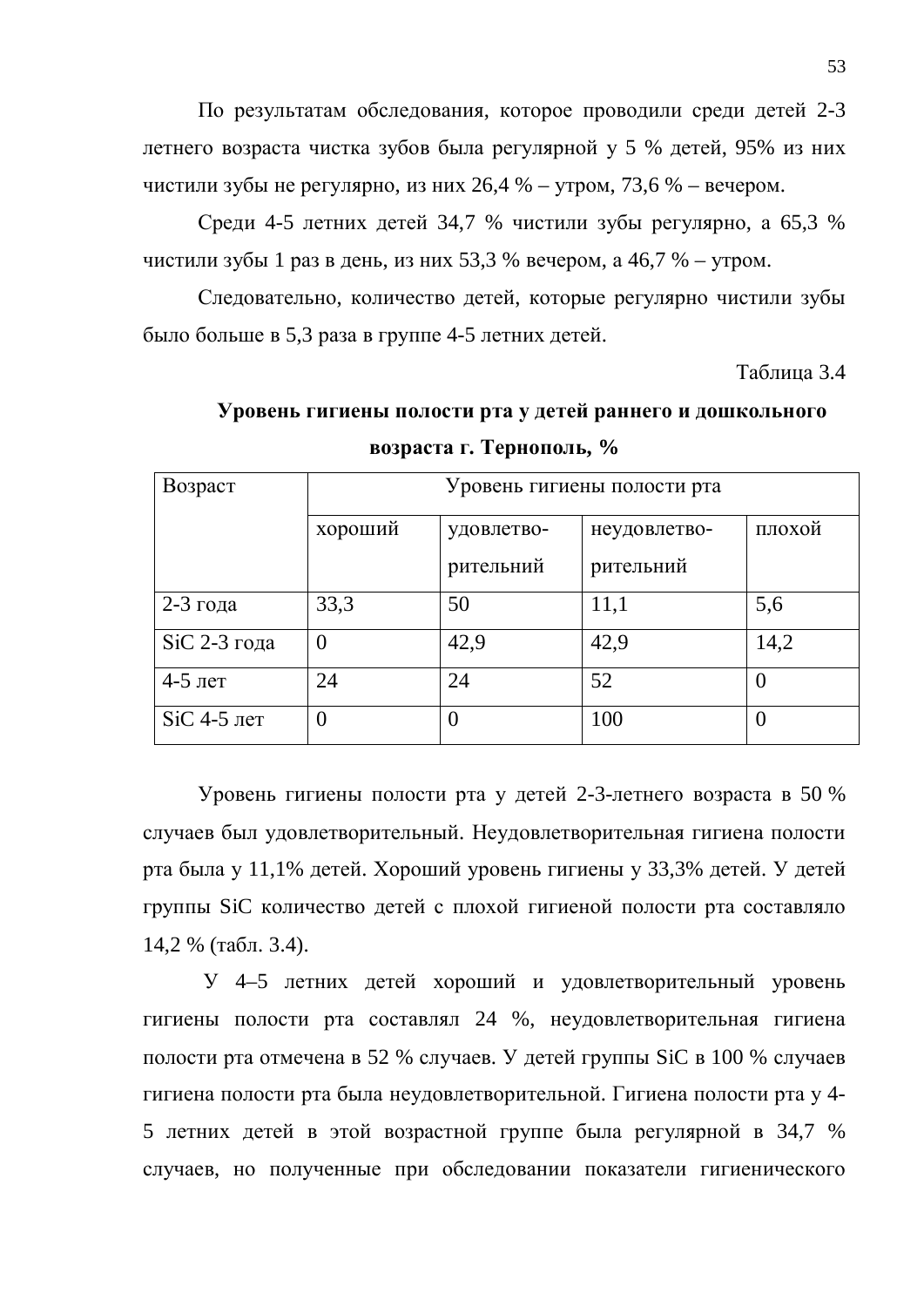По результатам обследования, которое проводили среди детей 2-3 летнего возраста чистка зубов была регулярной у 5 % детей, 95% из них чистили зубы не регулярно, из них 26,4 % – утром, 73,6 % – вечером.

Среди 4-5 летних детей 34,7 % чистили зубы регулярно, а 65,3 % чистили зубы 1 раз в день, из них 53,3 % вечером, а 46,7 % – утром.

Следовательно, количество детей, которые регулярно чистили зубы было больше в 5,3 раза в группе 4-5 летних детей.

Таблица 3.4

**Уровень гигиены полости рта у детей раннего и дошкольного возраста г. Тернополь, %**

| Возраст | Уровень гигиены полости рта | | | |
|---|---|---|---|---|
| | хороший | удовлетво-рительний | неудовлетво-рительний | плохой |
| 2-3 года | 33,3 | 50 | 11,1 | 5,6 |
| SiC 2-3 года | 0 | 42,9 | 42,9 | 14,2 |
| 4-5 лет | 24 | 24 | 52 | 0 |
| SiC 4-5 лет | 0 | 0 | 100 | 0 |

Уровень гигиены полости рта у детей 2-3-летнего возраста в 50 % случаев был удовлетворительный. Неудовлетворительная гигиена полости рта была у 11,1% детей. Хороший уровень гигиены у 33,3% детей. У детей группы SiC количество детей с плохой гигиеной полости рта составляло 14,2 % (табл. 3.4).

У 4–5 летних детей хороший и удовлетворительный уровень гигиены полости рта составлял 24 %, неудовлетворительная гигиена полости рта отмечена в 52 % случаев. У детей группы SiC в 100 % случаев гигиена полости рта была неудовлетворительной. Гигиена полости рта у 4-5 летних детей в этой возрастной группе была регулярной в 34,7 % случаев, но полученные при обследовании показатели гигиенического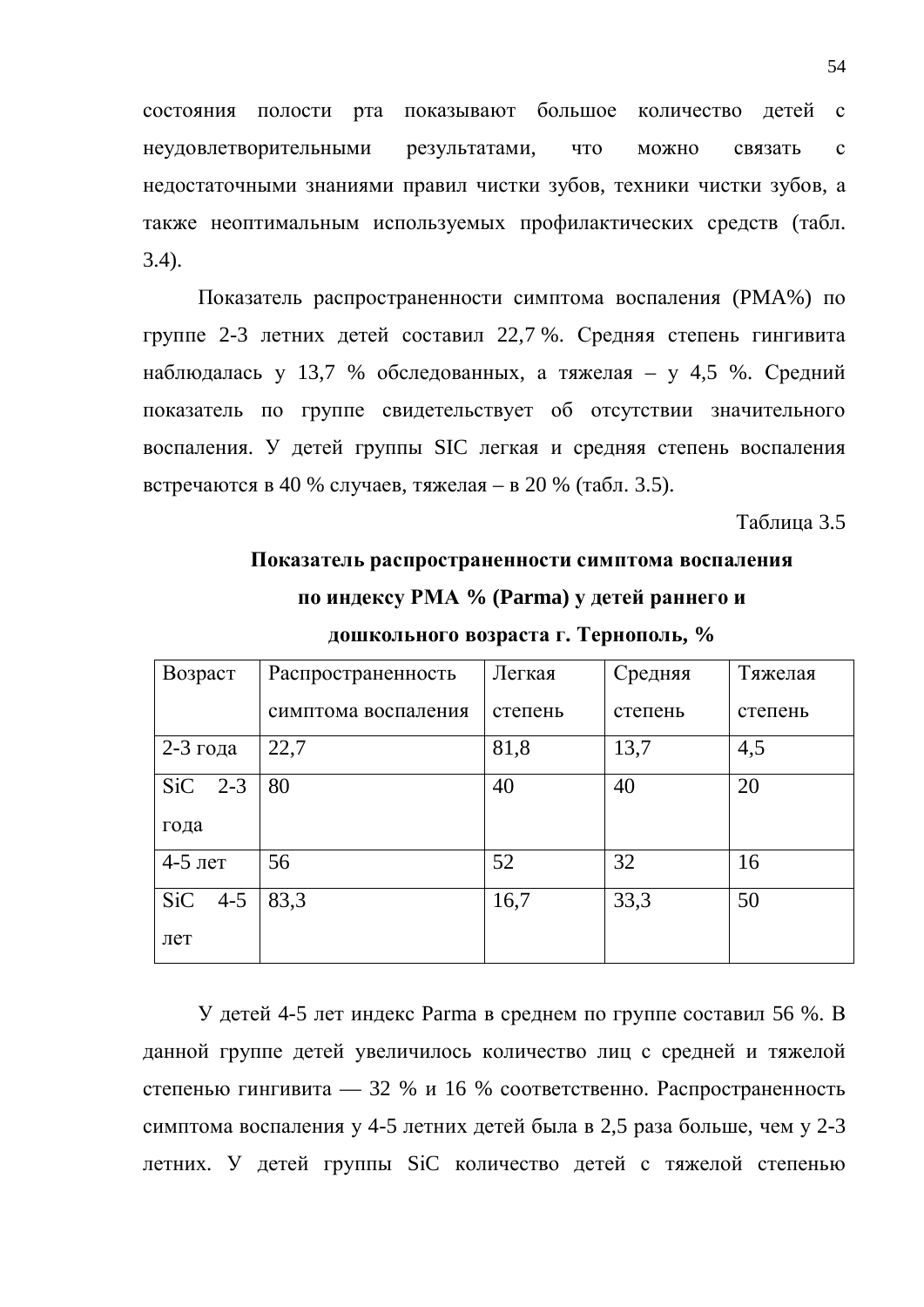состояния полости рта показывают большое количество детей с неудовлетворительными результатами, что можно связать с недостаточными знаниями правил чистки зубов, техники чистки зубов, а также неоптимальным используемых профилактических средств (табл. 3.4).

Показатель распространенности симптома воспаления (РМА%) по группе 2-3 летних детей составил 22,7 %. Средняя степень гингивита наблюдалась у 13,7 % обследованных, а тяжелая – у 4,5 %. Средний показатель по группе свидетельствует об отсутствии значительного воспаления. У детей группы SIC легкая и средняя степень воспаления встречаются в 40 % случаев, тяжелая – в 20 % (табл. 3.5).

Таблица 3.5

**Показатель распространенности симптома воспаления по индексу РМА % (Parma) у детей раннего и дошкольного возраста г. Тернополь, %**

| Возраст | Распространенность симптома воспаления | Легкая степень | Средняя степень | Тяжелая степень |
|---|---|---|---|---|
| 2-3 года | 22,7 | 81,8 | 13,7 | 4,5 |
| SiC 2-3 года | 80 | 40 | 40 | 20 |
| 4-5 лет | 56 | 52 | 32 | 16 |
| SiC 4-5 лет | 83,3 | 16,7 | 33,3 | 50 |

У детей 4-5 лет индекс Parma в среднем по группе составил 56 %. В данной группе детей увеличилось количество лиц с средней и тяжелой степенью гингивита — 32 % и 16 % соответственно. Распространенность симптома воспаления у 4-5 летних детей была в 2,5 раза больше, чем у 2-3 летних. У детей группы SiC количество детей с тяжелой степенью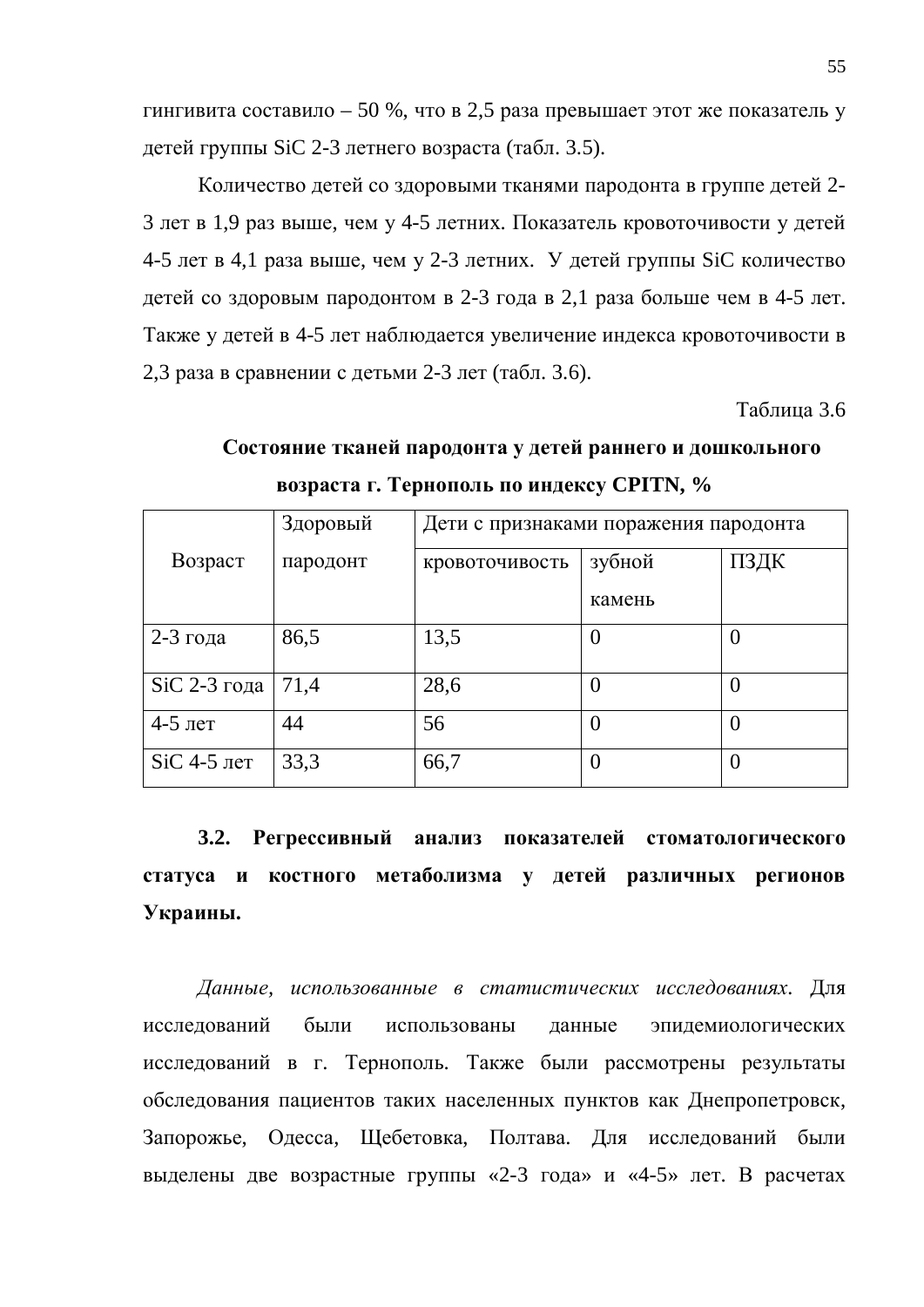гингивита составило – 50 %, что в 2,5 раза превышает этот же показатель у детей группы SiC 2-3 летнего возраста (табл. 3.5).

Количество детей со здоровыми тканями пародонта в группе детей 2-3 лет в 1,9 раз выше, чем у 4-5 летних. Показатель кровоточивости у детей 4-5 лет в 4,1 раза выше, чем у 2-3 летних. У детей группы SiC количество детей со здоровым пародонтом в 2-3 года в 2,1 раза больше чем в 4-5 лет. Также у детей в 4-5 лет наблюдается увеличение индекса кровоточивости в 2,3 раза в сравнении с детьми 2-3 лет (табл. 3.6).

Таблица 3.6

**Состояние тканей пародонта у детей раннего и дошкольного возраста г. Тернополь по индексу CPITN, %**

| Возраст | Здоровый пародонт | Дети с признаками поражения пародонта | | |
|---|---|---|---|---|
| | | кровоточивость | зубной камень | ПЗДК |
| 2-3 года | 86,5 | 13,5 | 0 | 0 |
| SiC 2-3 года | 71,4 | 28,6 | 0 | 0 |
| 4-5 лет | 44 | 56 | 0 | 0 |
| SiC 4-5 лет | 33,3 | 66,7 | 0 | 0 |

## 3.2. Регрессивный анализ показателей стоматологического статуса и костного метаболизма у детей различных регионов Украины.

*Данные, использованные в статистических исследованиях*. Для исследований были использованы данные эпидемиологических исследований в г. Тернополь. Также были рассмотрены результаты обследования пациентов таких населенных пунктов как Днепропетровск, Запорожье, Одесса, Щебетовка, Полтава. Для исследований были выделены две возрастные группы «2-3 года» и «4-5» лет. В расчетах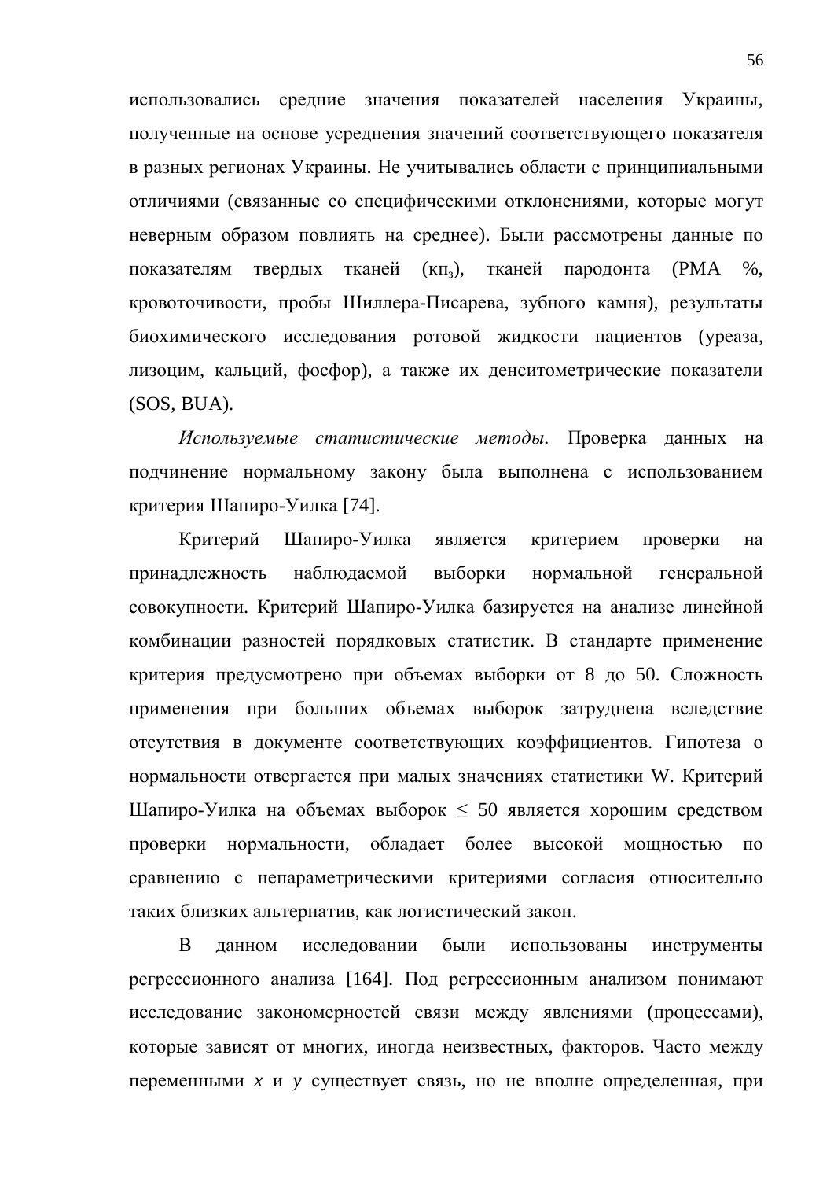использовались средние значения показателей населения Украины, полученные на основе усреднения значений соответствующего показателя в разных регионах Украины. Не учитывались области с принципиальными отличиями (связанные со специфическими отклонениями, которые могут неверным образом повлиять на среднее). Были рассмотрены данные по показателям твердых тканей (кп$_з$), тканей пародонта (РМА %, кровоточивости, пробы Шиллера-Писарева, зубного камня), результаты биохимического исследования ротовой жидкости пациентов (уреаза, лизоцим, кальций, фосфор), а также их денситометрические показатели (SOS, BUA).

*Используемые статистические методы*. Проверка данных на подчинение нормальному закону была выполнена с использованием критерия Шапиро-Уилка [74].

Критерий Шапиро-Уилка является критерием проверки на принадлежность наблюдаемой выборки нормальной генеральной совокупности. Критерий Шапиро-Уилка базируется на анализе линейной комбинации разностей порядковых статистик. В стандарте применение критерия предусмотрено при объемах выборки от 8 до 50. Сложность применения при больших объемах выборок затруднена вследствие отсутствия в документе соответствующих коэффициентов. Гипотеза о нормальности отвергается при малых значениях статистики W. Критерий Шапиро-Уилка на объемах выборок $\leq$ 50 является хорошим средством проверки нормальности, обладает более высокой мощностью по сравнению с непараметрическими критериями согласия относительно таких близких альтернатив, как логистический закон.

В данном исследовании были использованы инструменты регрессионного анализа [164]. Под регрессионным анализом понимают исследование закономерностей связи между явлениями (процессами), которые зависят от многих, иногда неизвестных, факторов. Часто между переменными $x$ и $y$ существует связь, но не вполне определенная, при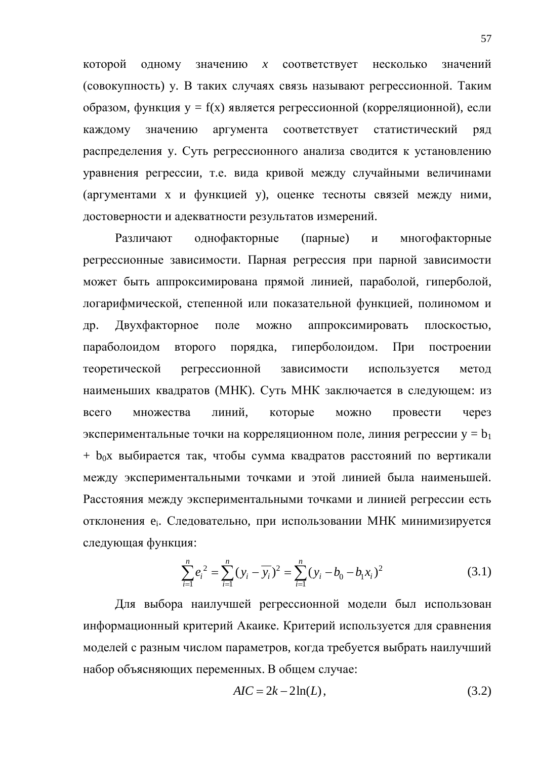которой одному значению $x$ соответствует несколько значений (совокупность) у. В таких случаях связь называют регрессионной. Таким образом, функция $y = f(x)$ является регрессионной (корреляционной), если каждому значению аргумента соответствует статистический ряд распределения у. Суть регрессионного анализа сводится к установлению уравнения регрессии, т.е. вида кривой между случайными величинами (аргументами х и функцией у), оценке тесноты связей между ними, достоверности и адекватности результатов измерений.

Различают однофакторные (парные) и многофакторные регрессионные зависимости. Парная регрессия при парной зависимости может быть аппроксимирована прямой линией, параболой, гиперболой, логарифмической, степенной или показательной функцией, полиномом и др. Двухфакторное поле можно аппроксимировать плоскостью, параболоидом второго порядка, гиперболоидом. При построении теоретической регрессионной зависимости используется метод наименьших квадратов (МНК). Суть МНК заключается в следующем: из всего множества линий, которые можно провести через экспериментальные точки на корреляционном поле, линия регрессии $y = b_1 + b_0x$ выбирается так, чтобы сумма квадратов расстояний по вертикали между экспериментальными точками и этой линией была наименьшей. Расстояния между экспериментальными точками и линией регрессии есть отклонения $e_i$. Следовательно, при использовании МНК минимизируется следующая функция:

$$\sum_{i=1}^{n} e_i^2 = \sum_{i=1}^{n} (y_i - \overline{y_i})^2 = \sum_{i=1}^{n} (y_i - b_0 - b_1 x_i)^2 \tag{3.1}$$

Для выбора наилучшей регрессионной модели был использован информационный критерий Акаике. Критерий используется для сравнения моделей с разным числом параметров, когда требуется выбрать наилучший набор объясняющих переменных. В общем случае:

$$AIC = 2k - 2\ln(L), \tag{3.2}$$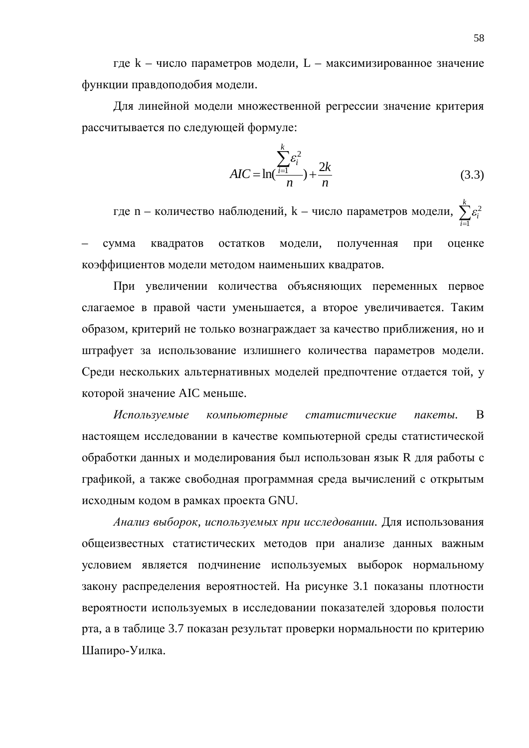где k – число параметров модели, L – максимизированное значение функции правдоподобия модели.

Для линейной модели множественной регрессии значение критерия рассчитывается по следующей формуле:

$$AIC = \ln\left(\frac{\sum_{i=1}^{k} \varepsilon_i^2}{n}\right) + \frac{2k}{n} \tag{3.3}$$

где n – количество наблюдений, k – число параметров модели, $\sum_{i=1}^{k} \varepsilon_i^2$ – сумма квадратов остатков модели, полученная при оценке коэффициентов модели методом наименьших квадратов.

При увеличении количества объясняющих переменных первое слагаемое в правой части уменьшается, а второе увеличивается. Таким образом, критерий не только вознаграждает за качество приближения, но и штрафует за использование излишнего количества параметров модели. Среди нескольких альтернативных моделей предпочтение отдается той, у которой значение AIC меньше.

*Используемые компьютерные статистические пакеты.* В настоящем исследовании в качестве компьютерной среды статистической обработки данных и моделирования был использован язык R для работы с графикой, а также свободная программная среда вычислений с открытым исходным кодом в рамках проекта GNU.

*Анализ выборок, используемых при исследовании.* Для использования общеизвестных статистических методов при анализе данных важным условием является подчинение используемых выборок нормальному закону распределения вероятностей. На рисунке 3.1 показаны плотности вероятности используемых в исследовании показателей здоровья полости рта, а в таблице 3.7 показан результат проверки нормальности по критерию Шапиро-Уилка.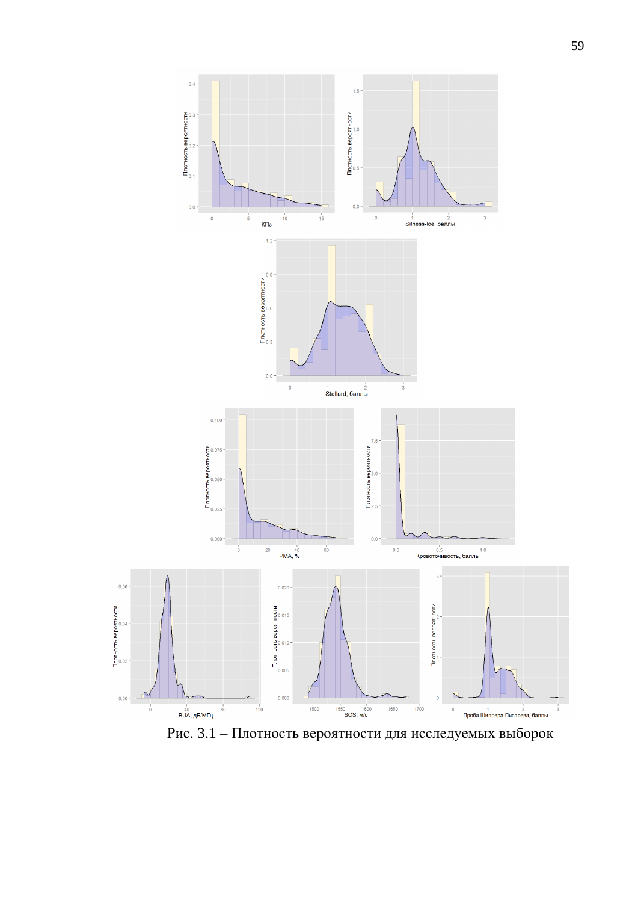Рис. 3.1 – Плотность вероятности для исследуемых выборок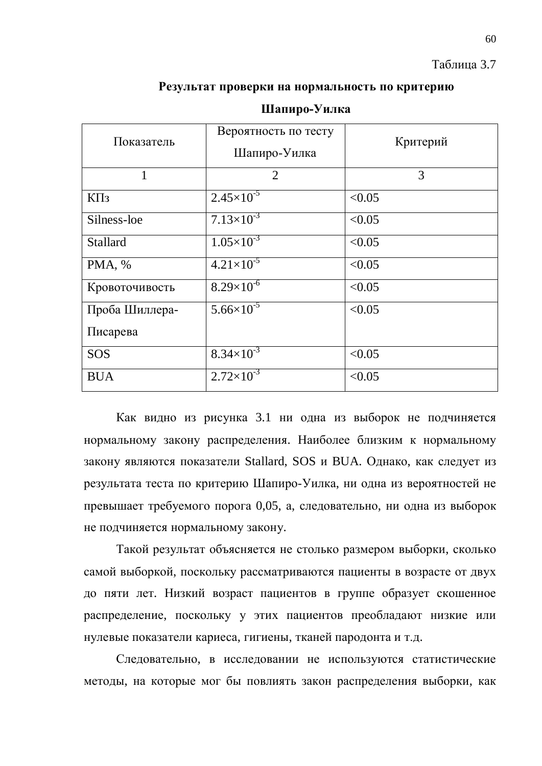Таблица 3.7

**Результат проверки на нормальность по критерию Шапиро-Уилка**

| Показатель | Вероятность по тесту Шапиро-Уилка | Критерий |
|---|---|---|
| 1 | 2 | 3 |
| КПз | $2.45 \times 10^{-5}$ | <0.05 |
| Silness-loe | $7.13 \times 10^{-3}$ | <0.05 |
| Stallard | $1.05 \times 10^{-3}$ | <0.05 |
| PMA, % | $4.21 \times 10^{-5}$ | <0.05 |
| Кровоточивость | $8.29 \times 10^{-6}$ | <0.05 |
| Проба Шиллера-Писарева | $5.66 \times 10^{-5}$ | <0.05 |
| SOS | $8.34 \times 10^{-3}$ | <0.05 |
| BUA | $2.72 \times 10^{-3}$ | <0.05 |

Как видно из рисунка 3.1 ни одна из выборок не подчиняется нормальному закону распределения. Наиболее близким к нормальному закону являются показатели Stallard, SOS и BUA. Однако, как следует из результата теста по критерию Шапиро-Уилка, ни одна из вероятностей не превышает требуемого порога 0,05, а, следовательно, ни одна из выборок не подчиняется нормальному закону.

Такой результат объясняется не столько размером выборки, сколько самой выборкой, поскольку рассматриваются пациенты в возрасте от двух до пяти лет. Низкий возраст пациентов в группе образует скошенное распределение, поскольку у этих пациентов преобладают низкие или нулевые показатели кариеса, гигиены, тканей пародонта и т.д.

Следовательно, в исследовании не используются статистические методы, на которые мог бы повлиять закон распределения выборки, как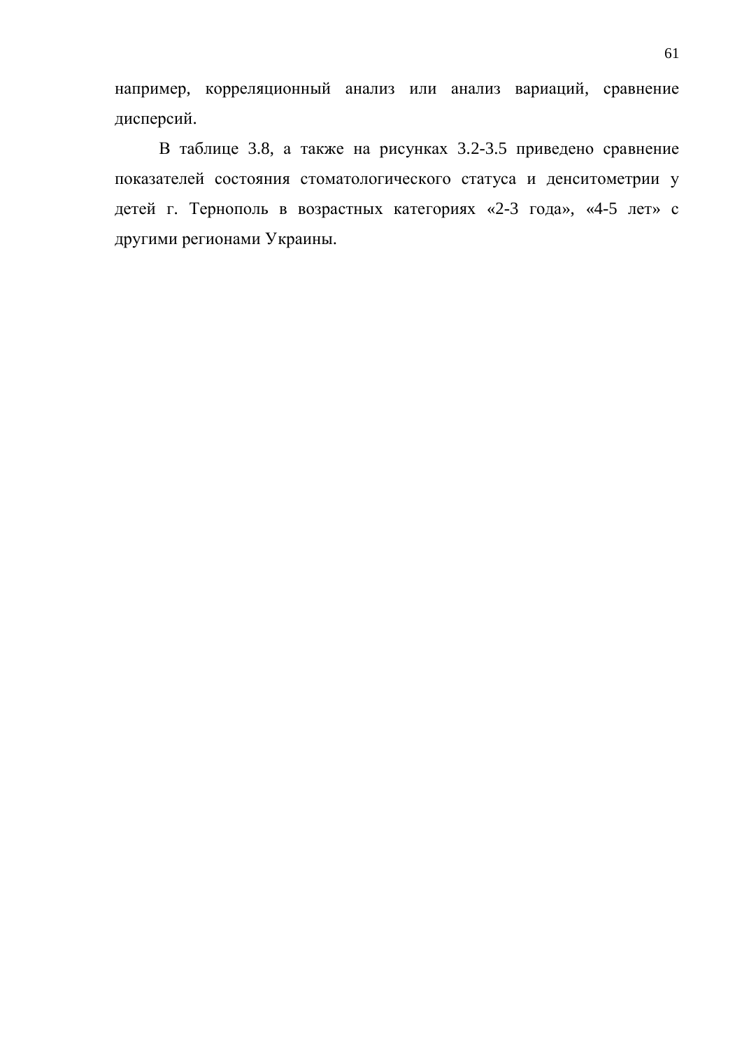например, корреляционный анализ или анализ вариаций, сравнение дисперсий.

В таблице 3.8, а также на рисунках 3.2-3.5 приведено сравнение показателей состояния стоматологического статуса и денситометрии у детей г. Тернополь в возрастных категориях «2-3 года», «4-5 лет» с другими регионами Украины.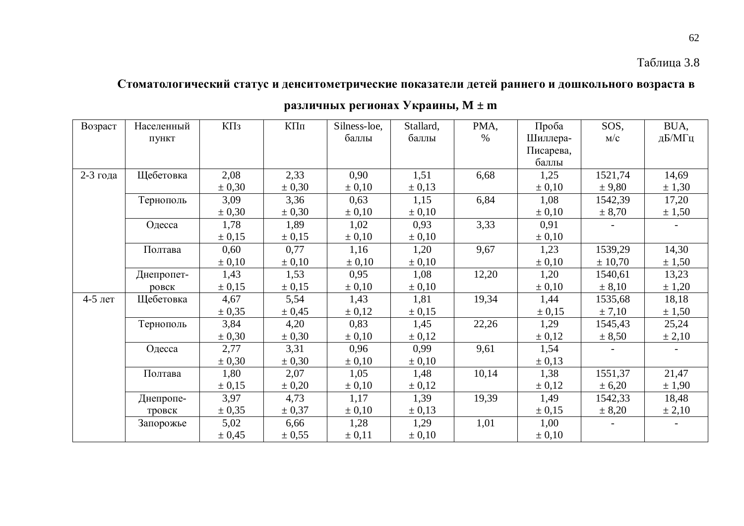Таблица 3.8

**Стоматологический статус и денситометрические показатели детей раннего и дошкольного возраста в различных регионах Украины, M ± m**

| Возраст | Населенный пункт | КПз | КПп | Silness-loe, баллы | Stallard, баллы | PMA, % | Проба Шиллера-Писарева, баллы | SOS, м/с | BUA, дБ/МГц |
|---|---|---|---|---|---|---|---|---|---|
| 2-3 года | Щебетовка | 2,08 ± 0,30 | 2,33 ± 0,30 | 0,90 ± 0,10 | 1,51 ± 0,13 | 6,68 | 1,25 ± 0,10 | 1521,74 ± 9,80 | 14,69 ± 1,30 |
| | Тернополь | 3,09 ± 0,30 | 3,36 ± 0,30 | 0,63 ± 0,10 | 1,15 ± 0,10 | 6,84 | 1,08 ± 0,10 | 1542,39 ± 8,70 | 17,20 ± 1,50 |
| | Одесса | 1,78 ± 0,15 | 1,89 ± 0,15 | 1,02 ± 0,10 | 0,93 ± 0,10 | 3,33 | 0,91 ± 0,10 | - | - |
| | Полтава | 0,60 ± 0,10 | 0,77 ± 0,10 | 1,16 ± 0,10 | 1,20 ± 0,10 | 9,67 | 1,23 ± 0,10 | 1539,29 ± 10,70 | 14,30 ± 1,50 |
| | Днепропетровск | 1,43 ± 0,15 | 1,53 ± 0,15 | 0,95 ± 0,10 | 1,08 ± 0,10 | 12,20 | 1,20 ± 0,10 | 1540,61 ± 8,10 | 13,23 ± 1,20 |
| 4-5 лет | Щебетовка | 4,67 ± 0,35 | 5,54 ± 0,45 | 1,43 ± 0,12 | 1,81 ± 0,15 | 19,34 | 1,44 ± 0,15 | 1535,68 ± 7,10 | 18,18 ± 1,50 |
| | Тернополь | 3,84 ± 0,30 | 4,20 ± 0,30 | 0,83 ± 0,10 | 1,45 ± 0,12 | 22,26 | 1,29 ± 0,12 | 1545,43 ± 8,50 | 25,24 ± 2,10 |
| | Одесса | 2,77 ± 0,30 | 3,31 ± 0,30 | 0,96 ± 0,10 | 0,99 ± 0,10 | 9,61 | 1,54 ± 0,13 | - | - |
| | Полтава | 1,80 ± 0,15 | 2,07 ± 0,20 | 1,05 ± 0,10 | 1,48 ± 0,12 | 10,14 | 1,38 ± 0,12 | 1551,37 ± 6,20 | 21,47 ± 1,90 |
| | Днепропетровск | 3,97 ± 0,35 | 4,73 ± 0,37 | 1,17 ± 0,10 | 1,39 ± 0,13 | 19,39 | 1,49 ± 0,15 | 1542,33 ± 8,20 | 18,48 ± 2,10 |
| | Запорожье | 5,02 ± 0,45 | 6,66 ± 0,55 | 1,28 ± 0,11 | 1,29 ± 0,10 | 1,01 | 1,00 ± 0,10 | - | - |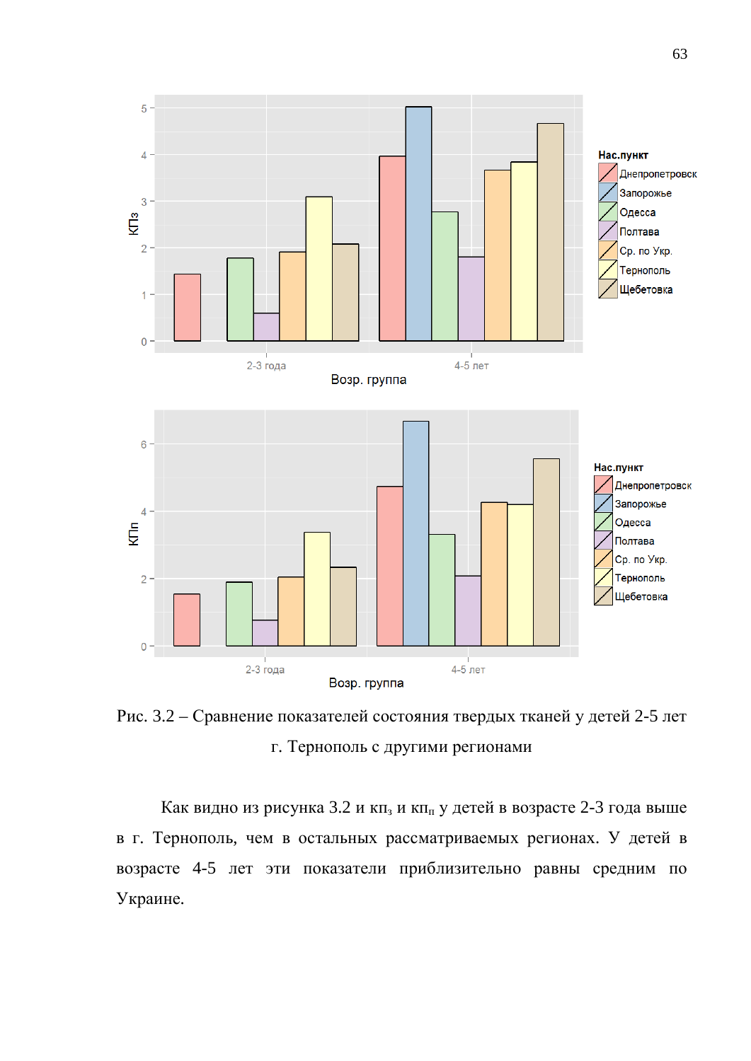Рис. 3.2 – Сравнение показателей состояния твердых тканей у детей 2-5 лет г. Тернополь с другими регионами

Как видно из рисунка 3.2 и кп$_з$ и кп$_п$ у детей в возрасте 2-3 года выше в г. Тернополь, чем в остальных рассматриваемых регионах. У детей в возрасте 4-5 лет эти показатели приблизительно равны средним по Украине.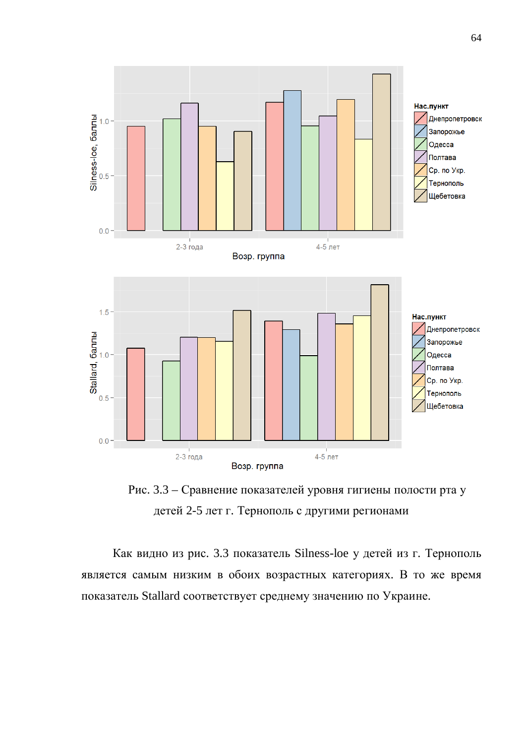Рис. 3.3 – Сравнение показателей уровня гигиены полости рта у детей 2-5 лет г. Тернополь с другими регионами

Как видно из рис. 3.3 показатель Silness-loe у детей из г. Тернополь является самым низким в обоих возрастных категориях. В то же время показатель Stallard соответствует среднему значению по Украине.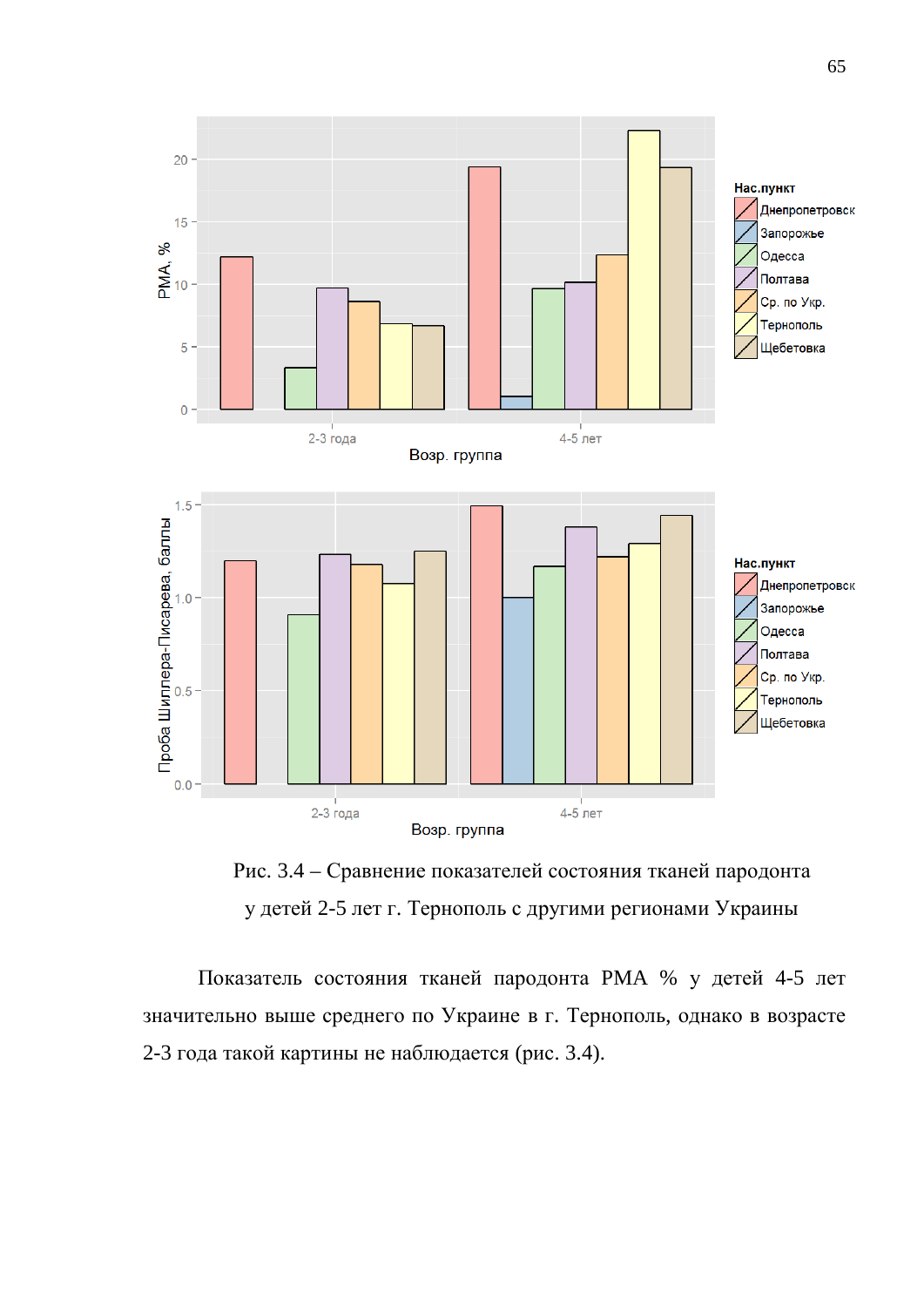Рис. 3.4 – Сравнение показателей состояния тканей пародонта у детей 2-5 лет г. Тернополь с другими регионами Украины

Показатель состояния тканей пародонта РМА % у детей 4-5 лет значительно выше среднего по Украине в г. Тернополь, однако в возрасте 2-3 года такой картины не наблюдается (рис. 3.4).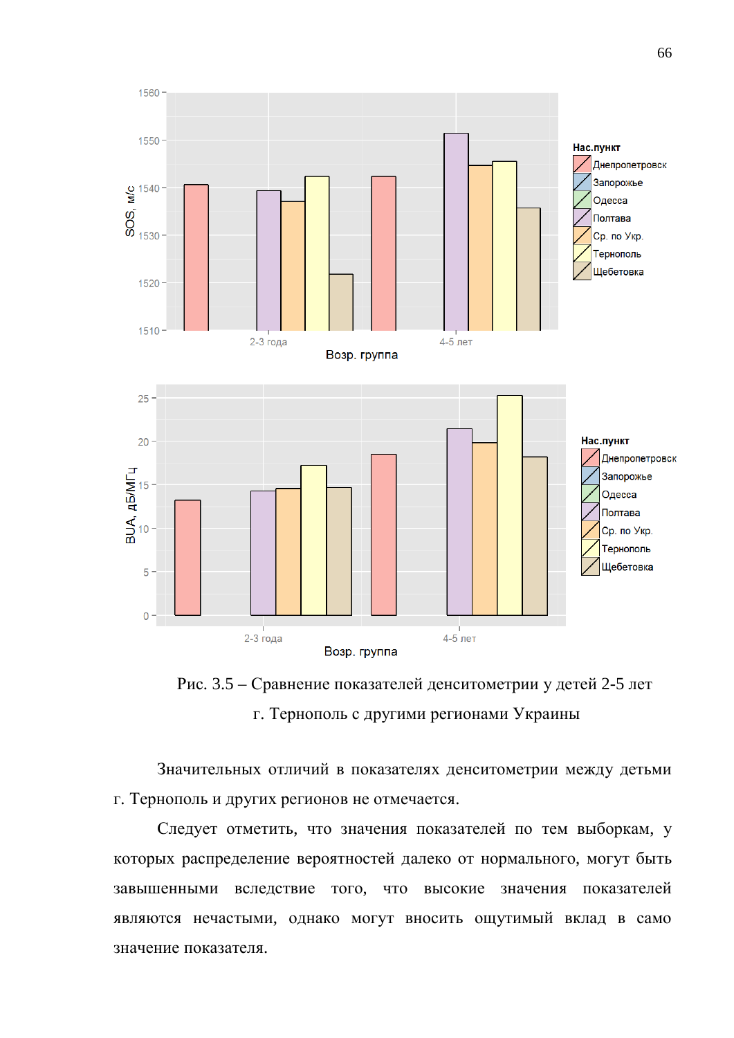Рис. 3.5 – Сравнение показателей денситометрии у детей 2-5 лет г. Тернополь с другими регионами Украины

Значительных отличий в показателях денситометрии между детьми г. Тернополь и других регионов не отмечается.

Следует отметить, что значения показателей по тем выборкам, у которых распределение вероятностей далеко от нормального, могут быть завышенными вследствие того, что высокие значения показателей являются нечастыми, однако могут вносить ощутимый вклад в само значение показателя.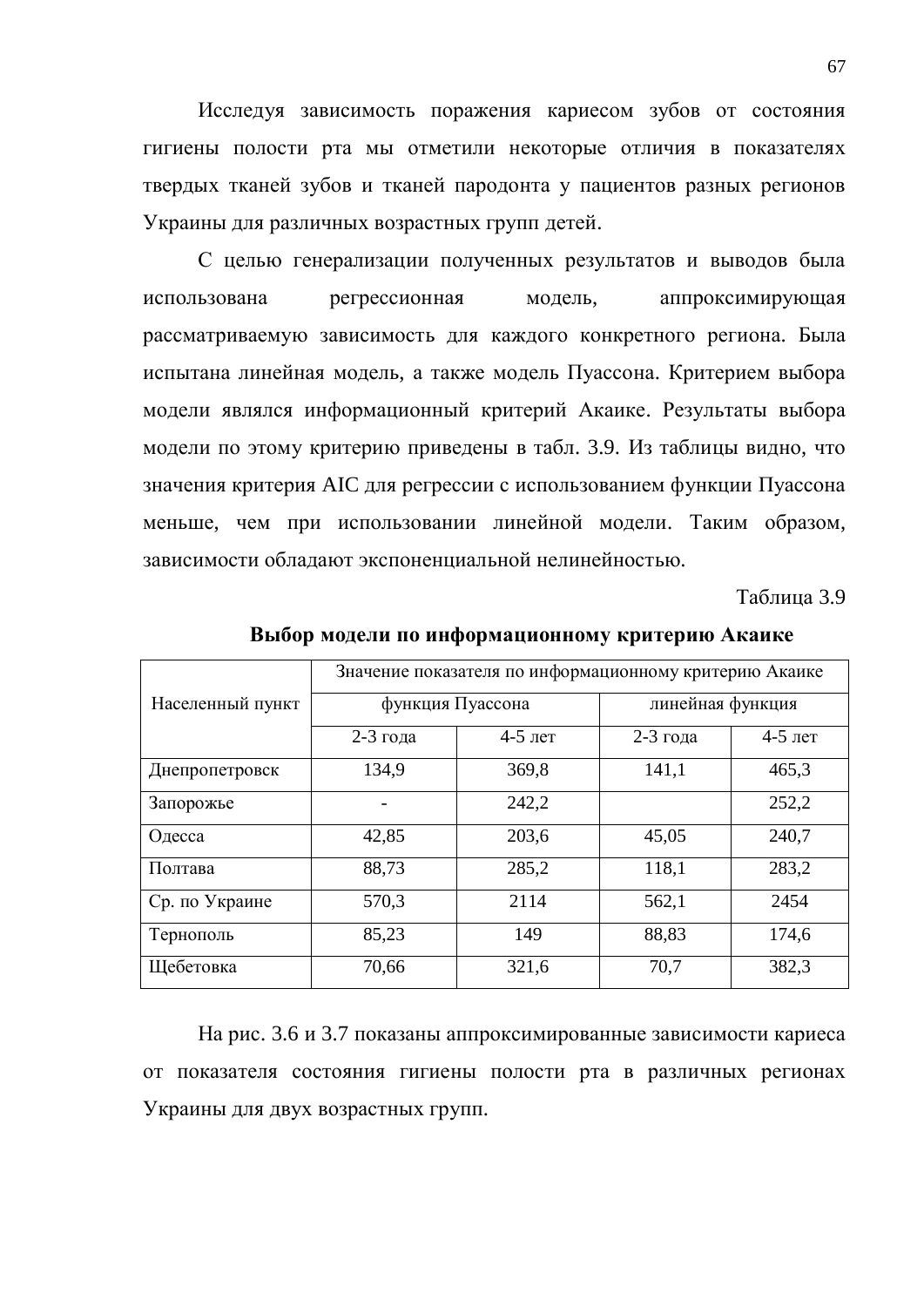Исследуя зависимость поражения кариесом зубов от состояния гигиены полости рта мы отметили некоторые отличия в показателях твердых тканей зубов и тканей пародонта у пациентов разных регионов Украины для различных возрастных групп детей.

С целью генерализации полученных результатов и выводов была использована регрессионная модель, аппроксимирующая рассматриваемую зависимость для каждого конкретного региона. Была испытана линейная модель, а также модель Пуассона. Критерием выбора модели являлся информационный критерий Акаике. Результаты выбора модели по этому критерию приведены в табл. 3.9. Из таблицы видно, что значения критерия AIC для регрессии с использованием функции Пуассона меньше, чем при использовании линейной модели. Таким образом, зависимости обладают экспоненциальной нелинейностью.

Таблица 3.9

**Выбор модели по информационному критерию Акаике**

| Населенный пункт | Значение показателя по информационному критерию Акаике | | | |
|---|---|---|---|---|
| | функция Пуассона | | линейная функция | |
| | 2-3 года | 4-5 лет | 2-3 года | 4-5 лет |
| Днепропетровск | 134,9 | 369,8 | 141,1 | 465,3 |
| Запорожье | - | 242,2 | | 252,2 |
| Одесса | 42,85 | 203,6 | 45,05 | 240,7 |
| Полтава | 88,73 | 285,2 | 118,1 | 283,2 |
| Ср. по Украине | 570,3 | 2114 | 562,1 | 2454 |
| Тернополь | 85,23 | 149 | 88,83 | 174,6 |
| Щебетовка | 70,66 | 321,6 | 70,7 | 382,3 |

На рис. 3.6 и 3.7 показаны аппроксимированные зависимости кариеса от показателя состояния гигиены полости рта в различных регионах Украины для двух возрастных групп.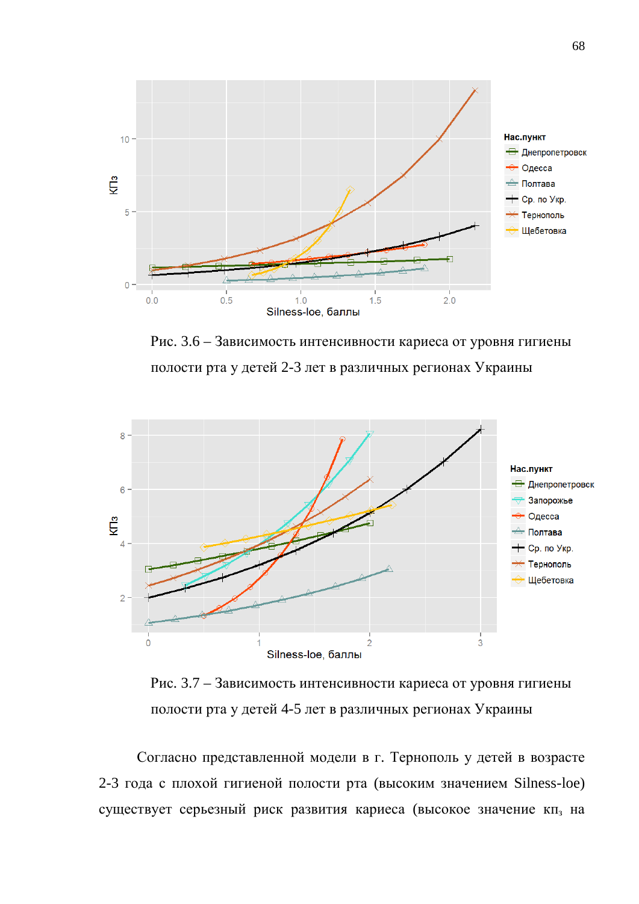Рис. 3.6 – Зависимость интенсивности кариеса от уровня гигиены полости рта у детей 2-3 лет в различных регионах Украины

Рис. 3.7 – Зависимость интенсивности кариеса от уровня гигиены полости рта у детей 4-5 лет в различных регионах Украины

Согласно представленной модели в г. Тернополь у детей в возрасте 2-3 года с плохой гигиеной полости рта (высоким значением Silness-loe) существует серьезный риск развития кариеса (высокое значение $кп_з$ на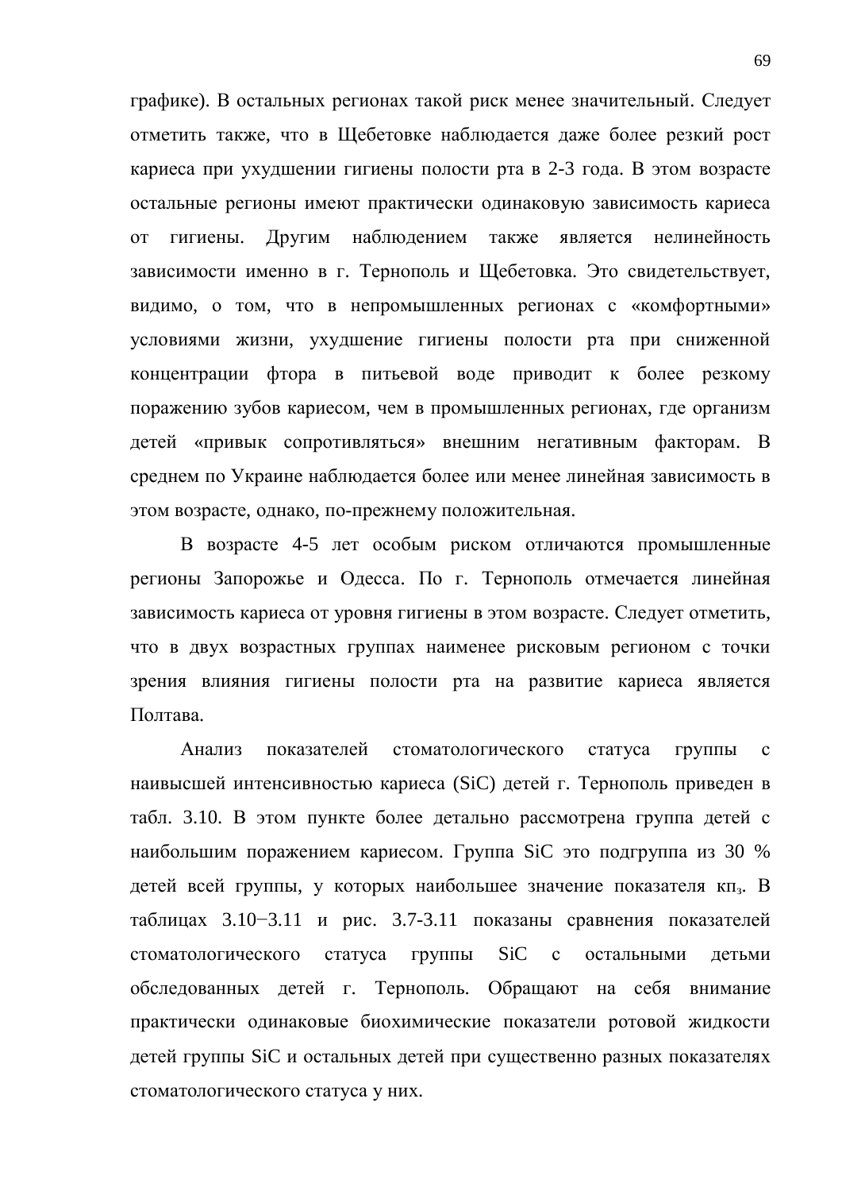графике). В остальных регионах такой риск менее значительный. Следует отметить также, что в Щебетовке наблюдается даже более резкий рост кариеса при ухудшении гигиены полости рта в 2-3 года. В этом возрасте остальные регионы имеют практически одинаковую зависимость кариеса от гигиены. Другим наблюдением также является нелинейность зависимости именно в г. Тернополь и Щебетовка. Это свидетельствует, видимо, о том, что в непромышленных регионах с «комфортными» условиями жизни, ухудшение гигиены полости рта при сниженной концентрации фтора в питьевой воде приводит к более резкому поражению зубов кариесом, чем в промышленных регионах, где организм детей «привык сопротивляться» внешним негативным факторам. В среднем по Украине наблюдается более или менее линейная зависимость в этом возрасте, однако, по-прежнему положительная.

В возрасте 4-5 лет особым риском отличаются промышленные регионы Запорожье и Одесса. По г. Тернополь отмечается линейная зависимость кариеса от уровня гигиены в этом возрасте. Следует отметить, что в двух возрастных группах наименее рисковым регионом с точки зрения влияния гигиены полости рта на развитие кариеса является Полтава.

Анализ показателей стоматологического статуса группы с наивысшей интенсивностью кариеса (SiC) детей г. Тернополь приведен в табл. 3.10. В этом пункте более детально рассмотрена группа детей с наибольшим поражением кариесом. Группа SiC это подгруппа из 30 % детей всей группы, у которых наибольшее значение показателя $кп_з$. В таблицах 3.10−3.11 и рис. 3.7-3.11 показаны сравнения показателей стоматологического статуса группы SiC с остальными детьми обследованных детей г. Тернополь. Обращают на себя внимание практически одинаковые биохимические показатели ротовой жидкости детей группы SiC и остальных детей при существенно разных показателях стоматологического статуса у них.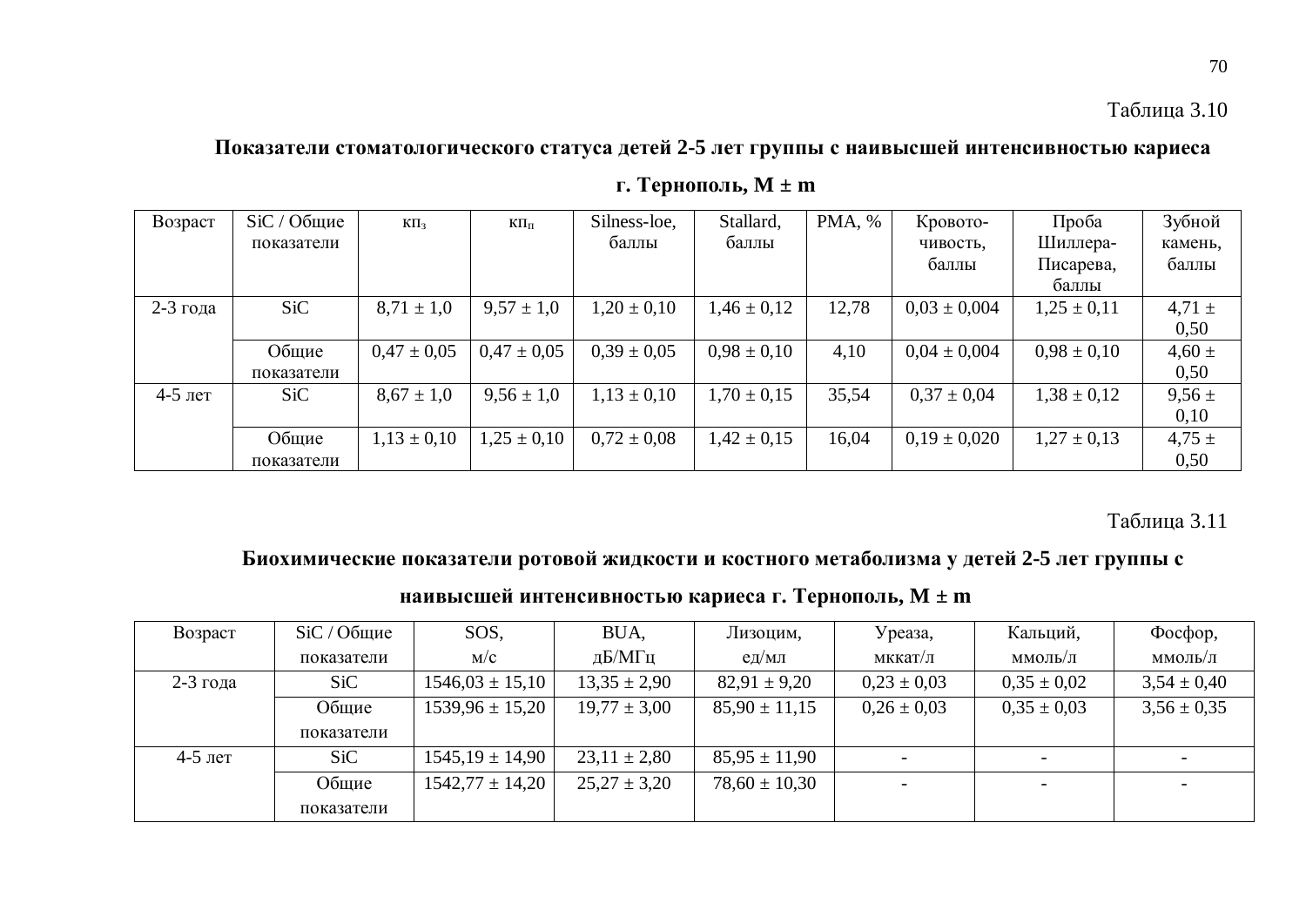Таблица 3.10

**Показатели стоматологического статуса детей 2-5 лет группы с наивысшей интенсивностью кариеса г. Тернополь, M ± m**

| Возраст | SiC / Общие показатели | $кп_з$ | $кп_п$ | Silness-loe, баллы | Stallard, баллы | PMA, % | Кровоточивость, баллы | Проба Шиллера-Писарева, баллы | Зубной камень, баллы |
|---|---|---|---|---|---|---|---|---|---|
| 2-3 года | SiC | 8,71 ± 1,0 | 9,57 ± 1,0 | 1,20 ± 0,10 | 1,46 ± 0,12 | 12,78 | 0,03 ± 0,004 | 1,25 ± 0,11 | 4,71 ± 0,50 |
| | Общие показатели | 0,47 ± 0,05 | 0,47 ± 0,05 | 0,39 ± 0,05 | 0,98 ± 0,10 | 4,10 | 0,04 ± 0,004 | 0,98 ± 0,10 | 4,60 ± 0,50 |
| 4-5 лет | SiC | 8,67 ± 1,0 | 9,56 ± 1,0 | 1,13 ± 0,10 | 1,70 ± 0,15 | 35,54 | 0,37 ± 0,04 | 1,38 ± 0,12 | 9,56 ± 0,10 |
| | Общие показатели | 1,13 ± 0,10 | 1,25 ± 0,10 | 0,72 ± 0,08 | 1,42 ± 0,15 | 16,04 | 0,19 ± 0,020 | 1,27 ± 0,13 | 4,75 ± 0,50 |

Таблица 3.11

**Биохимические показатели ротовой жидкости и костного метаболизма у детей 2-5 лет группы с наивысшей интенсивностью кариеса г. Тернополь, M ± m**

| Возраст | SiC / Общие показатели | SOS, м/с | BUA, дБ/МГц | Лизоцим, ед/мл | Уреаза, мккат/л | Кальций, ммоль/л | Фосфор, ммоль/л |
|---|---|---|---|---|---|---|---|
| 2-3 года | SiC | 1546,03 ± 15,10 | 13,35 ± 2,90 | 82,91 ± 9,20 | 0,23 ± 0,03 | 0,35 ± 0,02 | 3,54 ± 0,40 |
| | Общие показатели | 1539,96 ± 15,20 | 19,77 ± 3,00 | 85,90 ± 11,15 | 0,26 ± 0,03 | 0,35 ± 0,03 | 3,56 ± 0,35 |
| 4-5 лет | SiC | 1545,19 ± 14,90 | 23,11 ± 2,80 | 85,95 ± 11,90 | - | - | - |
| | Общие показатели | 1542,77 ± 14,20 | 25,27 ± 3,20 | 78,60 ± 10,30 | - | - | - |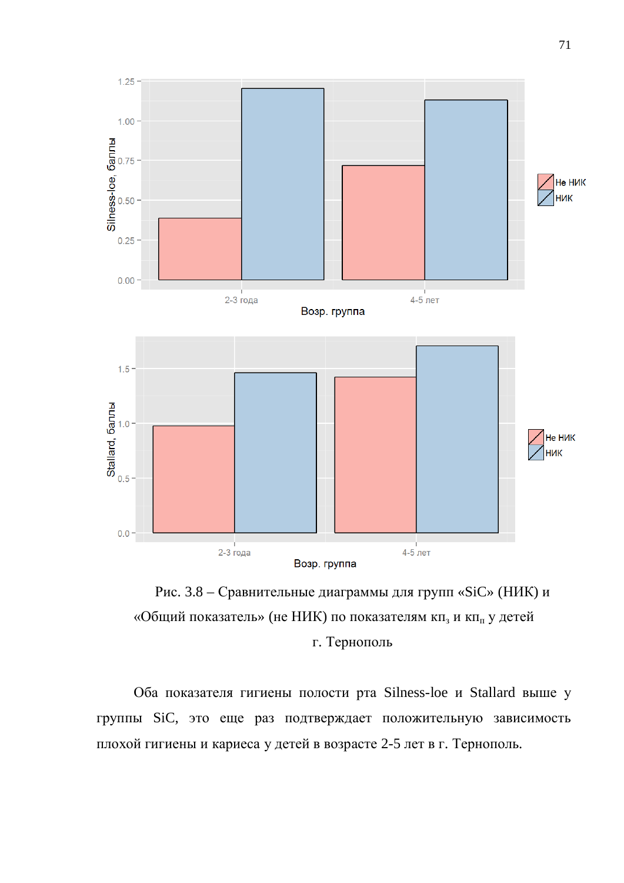Рис. 3.8 – Сравнительные диаграммы для групп «SiC» (НИК) и «Общий показатель» (не НИК) по показателям $кп_з$ и $кп_п$ у детей г. Тернополь

Оба показателя гигиены полости рта Silness-loe и Stallard выше у группы SiC, это еще раз подтверждает положительную зависимость плохой гигиены и кариеса у детей в возрасте 2-5 лет в г. Тернополь.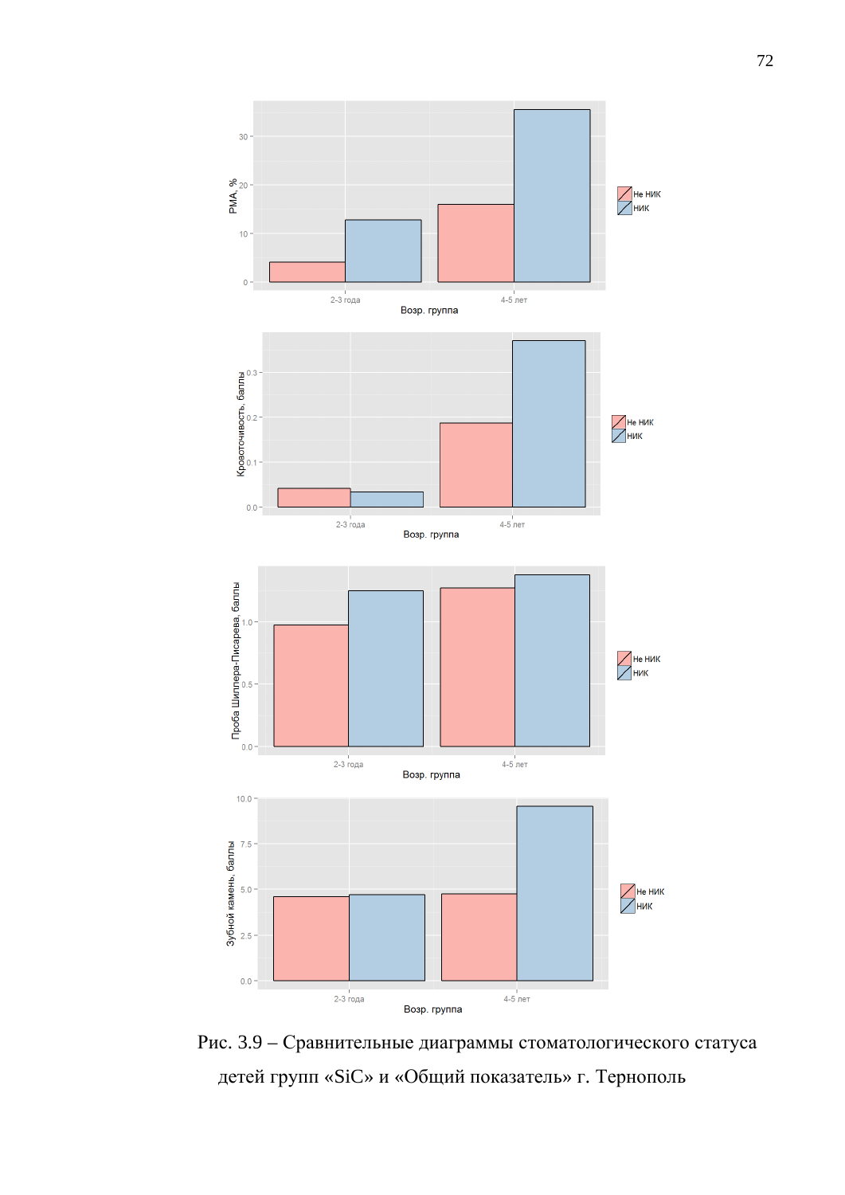Рис. 3.9 – Сравнительные диаграммы стоматологического статуса детей групп «SiC» и «Общий показатель» г. Тернополь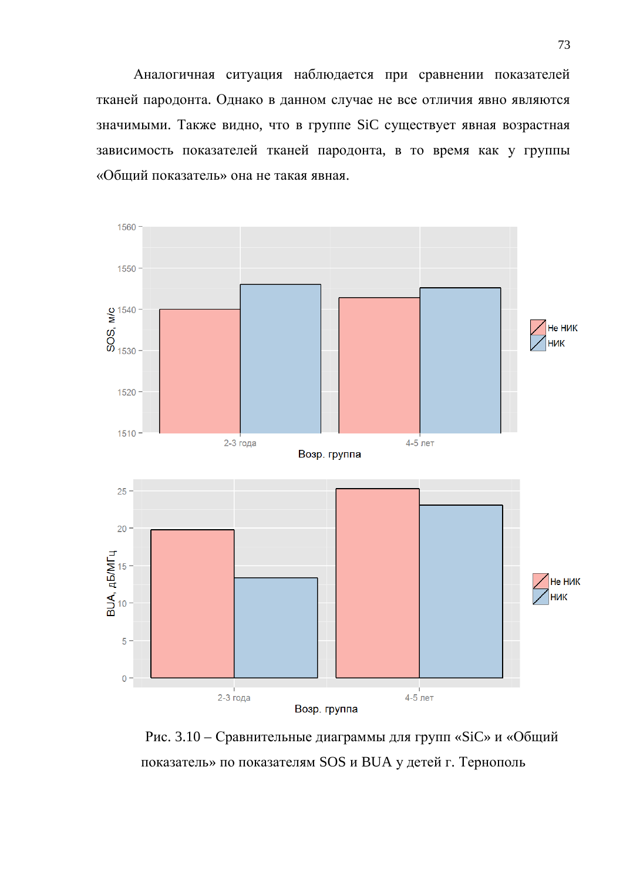Аналогичная ситуация наблюдается при сравнении показателей тканей пародонта. Однако в данном случае не все отличия явно являются значимыми. Также видно, что в группе SiC существует явная возрастная зависимость показателей тканей пародонта, в то время как у группы «Общий показатель» она не такая явная.

Рис. 3.10 – Сравнительные диаграммы для групп «SiC» и «Общий показатель» по показателям SOS и BUA у детей г. Тернополь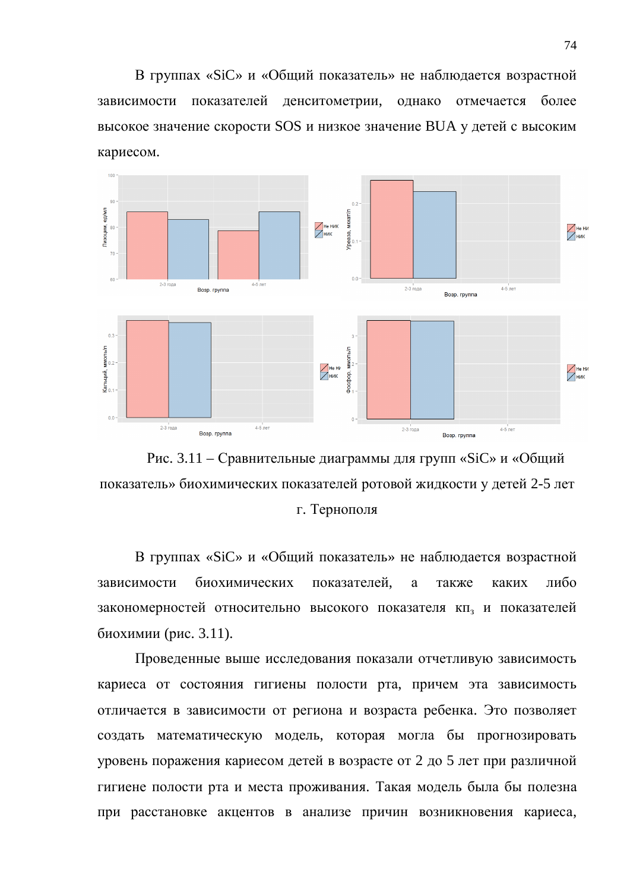В группах «SiC» и «Общий показатель» не наблюдается возрастной зависимости показателей денситометрии, однако отмечается более высокое значение скорости SOS и низкое значение BUA у детей с высоким кариесом.

Рис. 3.11 – Сравнительные диаграммы для групп «SiC» и «Общий показатель» биохимических показателей ротовой жидкости у детей 2-5 лет г. Тернополя

В группах «SiC» и «Общий показатель» не наблюдается возрастной зависимости биохимических показателей, а также каких либо закономерностей относительно высокого показателя кп$_з$ и показателей биохимии (рис. 3.11).

Проведенные выше исследования показали отчетливую зависимость кариеса от состояния гигиены полости рта, причем эта зависимость отличается в зависимости от региона и возраста ребенка. Это позволяет создать математическую модель, которая могла бы прогнозировать уровень поражения кариесом детей в возрасте от 2 до 5 лет при различной гигиене полости рта и места проживания. Такая модель была бы полезна при расстановке акцентов в анализе причин возникновения кариеса,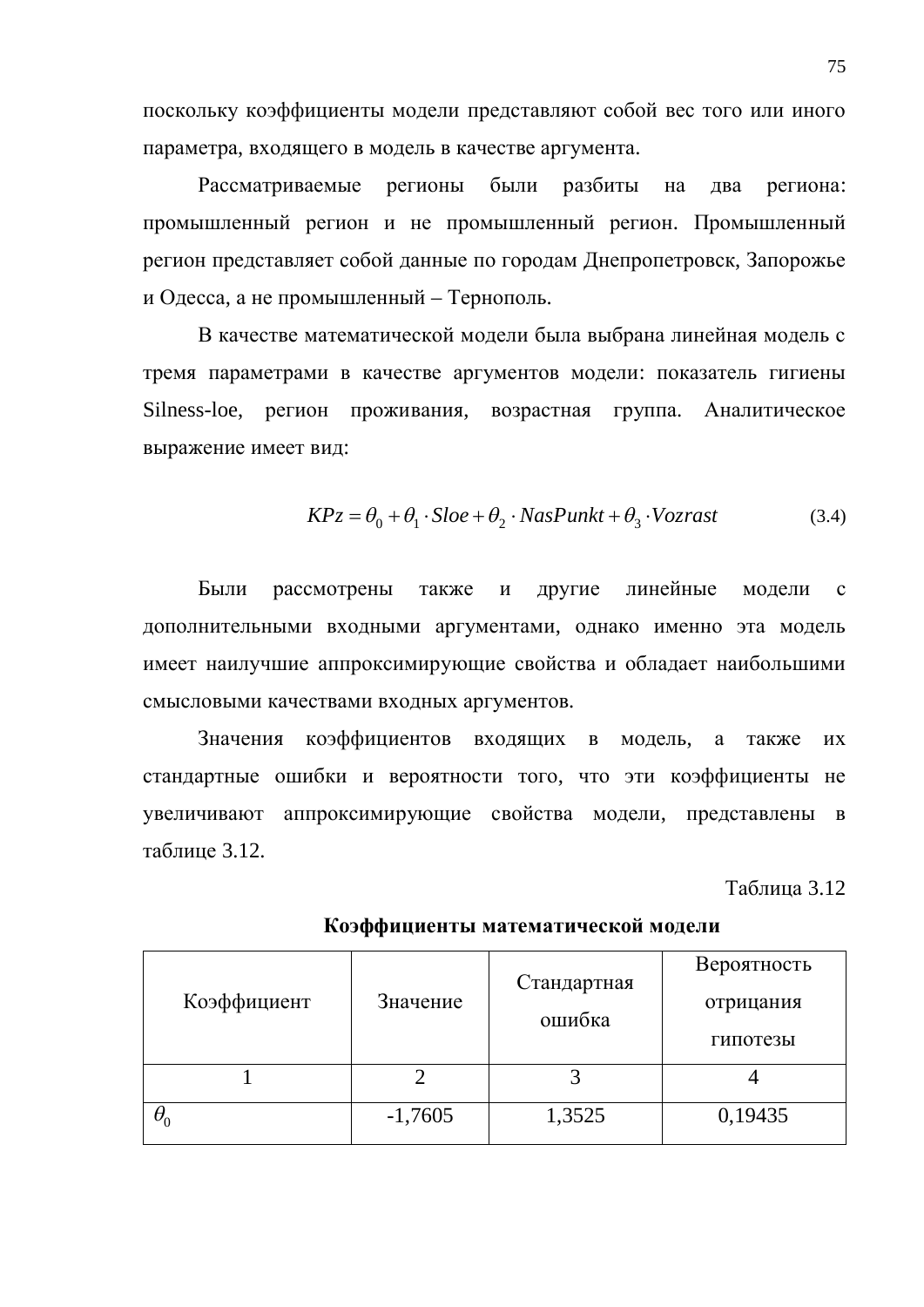поскольку коэффициенты модели представляют собой вес того или иного параметра, входящего в модель в качестве аргумента.

Рассматриваемые регионы были разбиты на два региона: промышленный регион и не промышленный регион. Промышленный регион представляет собой данные по городам Днепропетровск, Запорожье и Одесса, а не промышленный – Тернополь.

В качестве математической модели была выбрана линейная модель с тремя параметрами в качестве аргументов модели: показатель гигиены Silness-loe, регион проживания, возрастная группа. Аналитическое выражение имеет вид:

$$KPz = \theta_0 + \theta_1 \cdot Sloe + \theta_2 \cdot NasPunkt + \theta_3 \cdot Vozrast \qquad (3.4)$$

Были рассмотрены также и другие линейные модели с дополнительными входными аргументами, однако именно эта модель имеет наилучшие аппроксимирующие свойства и обладает наибольшими смысловыми качествами входных аргументов.

Значения коэффициентов входящих в модель, а также их стандартные ошибки и вероятности того, что эти коэффициенты не увеличивают аппроксимирующие свойства модели, представлены в таблице 3.12.

Таблица 3.12

**Коэффициенты математической модели**

| Коэффициент | Значение | Стандартная ошибка | Вероятность отрицания гипотезы |
|---|---|---|---|
| 1 | 2 | 3 | 4 |
| $\theta_0$ | -1,7605 | 1,3525 | 0,19435 |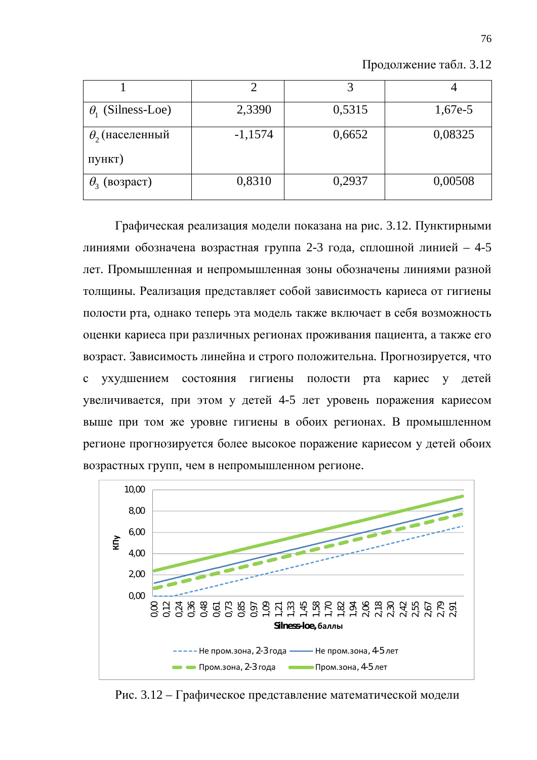Продолжение табл. 3.12

| 1 | 2 | 3 | 4 |
|---|---|---|---|
| $\theta_1$ (Silness-Loe) | 2,3390 | 0,5315 | 1,67e-5 |
| $\theta_2$ (населенный пункт) | -1,1574 | 0,6652 | 0,08325 |
| $\theta_3$ (возраст) | 0,8310 | 0,2937 | 0,00508 |

Графическая реализация модели показана на рис. 3.12. Пунктирными линиями обозначена возрастная группа 2-3 года, сплошной линией – 4-5 лет. Промышленная и непромышленная зоны обозначены линиями разной толщины. Реализация представляет собой зависимость кариеса от гигиены полости рта, однако теперь эта модель также включает в себя возможность оценки кариеса при различных регионах проживания пациента, а также его возраст. Зависимость линейна и строго положительна. Прогнозируется, что с ухудшением состояния гигиены полости рта кариес у детей увеличивается, при этом у детей 4-5 лет уровень поражения кариесом выше при том же уровне гигиены в обоих регионах. В промышленном регионе прогнозируется более высокое поражение кариесом у детей обоих возрастных групп, чем в непромышленном регионе.

Рис. 3.12 – Графическое представление математической модели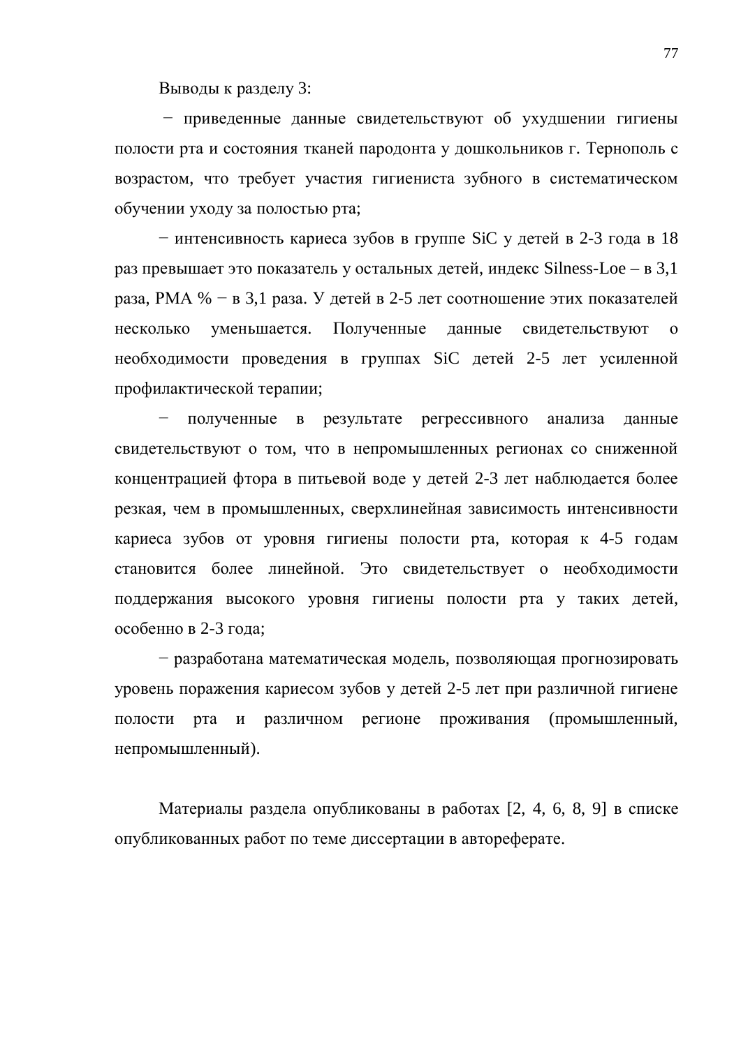Выводы к разделу 3:

− приведенные данные свидетельствуют об ухудшении гигиены полости рта и состояния тканей пародонта у дошкольников г. Тернополь с возрастом, что требует участия гигиениста зубного в систематическом обучении уходу за полостью рта;

− интенсивность кариеса зубов в группе SiC у детей в 2-3 года в 18 раз превышает это показатель у остальных детей, индекс Silness-Loe – в 3,1 раза, PMA % − в 3,1 раза. У детей в 2-5 лет соотношение этих показателей несколько уменьшается. Полученные данные свидетельствуют о необходимости проведения в группах SiC детей 2-5 лет усиленной профилактической терапии;

− полученные в результате регрессивного анализа данные свидетельствуют о том, что в непромышленных регионах со сниженной концентрацией фтора в питьевой воде у детей 2-3 лет наблюдается более резкая, чем в промышленных, сверхлинейная зависимость интенсивности кариеса зубов от уровня гигиены полости рта, которая к 4-5 годам становится более линейной. Это свидетельствует о необходимости поддержания высокого уровня гигиены полости рта у таких детей, особенно в 2-3 года;

− разработана математическая модель, позволяющая прогнозировать уровень поражения кариесом зубов у детей 2-5 лет при различной гигиене полости рта и различном регионе проживания (промышленный, непромышленный).

Материалы раздела опубликованы в работах [2, 4, 6, 8, 9] в списке опубликованных работ по теме диссертации в автореферате.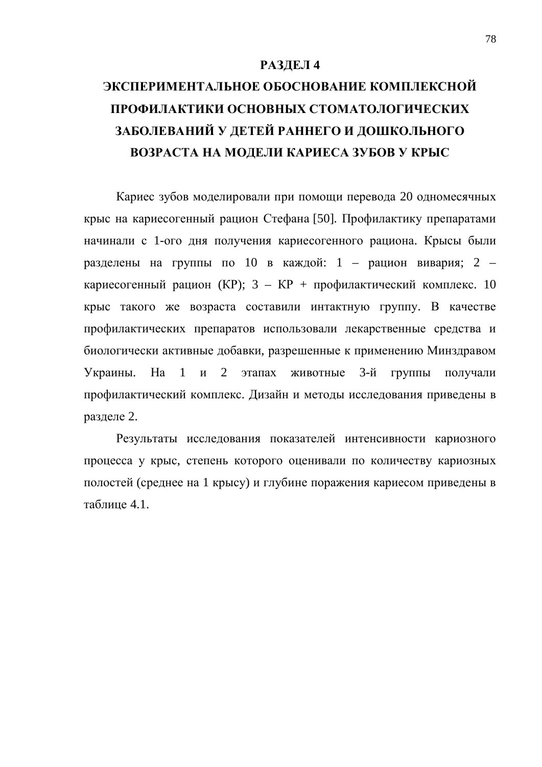# РАЗДЕЛ 4

# ЭКСПЕРИМЕНТАЛЬНОЕ ОБОСНОВАНИЕ КОМПЛЕКСНОЙ ПРОФИЛАКТИКИ ОСНОВНЫХ СТОМАТОЛОГИЧЕСКИХ ЗАБОЛЕВАНИЙ У ДЕТЕЙ РАННЕГО И ДОШКОЛЬНОГО ВОЗРАСТА НА МОДЕЛИ КАРИЕСА ЗУБОВ У КРЫС

Кариес зубов моделировали при помощи перевода 20 одномесячных крыс на кариесогенный рацион Стефана [50]. Профилактику препаратами начинали с 1-ого дня получения кариесогенного рациона. Крысы были разделены на группы по 10 в каждой: 1 – рацион вивария; 2 – кариесогенный рацион (КР); 3 – КР + профилактический комплекс. 10 крыс такого же возраста составили интактную группу. В качестве профилактических препаратов использовали лекарственные средства и биологически активные добавки, разрешенные к применению Минздравом Украины. На 1 и 2 этапах животные 3-й группы получали профилактический комплекс. Дизайн и методы исследования приведены в разделе 2.

Результаты исследования показателей интенсивности кариозного процесса у крыс, степень которого оценивали по количеству кариозных полостей (среднее на 1 крысу) и глубине поражения кариесом приведены в таблице 4.1.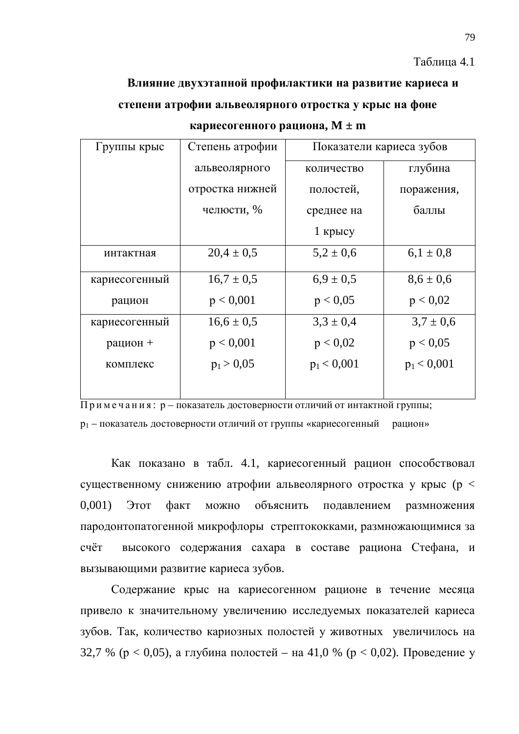Таблица 4.1

**Влияние двухэтапной профилактики на развитие кариеса и степени атрофии альвеолярного отростка у крыс на фоне кариесогенного рациона, M ± m**

| Группы крыс | Степень атрофии альвеолярного отростка нижней челюсти, % | Показатели кариеса зубов | |
|---|---|---|---|
| | | количество полостей, среднее на 1 крысу | глубина поражения, баллы |
| интактная | 20,4 ± 0,5 | 5,2 ± 0,6 | 6,1 ± 0,8 |
| кариесогенный рацион | 16,7 ± 0,5<br>$p < 0,001$ | 6,9 ± 0,5<br>$p < 0,05$ | 8,6 ± 0,6<br>$p < 0,02$ |
| кариесогенный рацион + комплекс | 16,6 ± 0,5<br>$p < 0,001$<br>$p_1 > 0,05$ | 3,3 ± 0,4<br>$p < 0,02$<br>$p_1 < 0,001$ | 3,7 ± 0,6<br>$p < 0,05$<br>$p_1 < 0,001$ |

Примечания: p – показатель достоверности отличий от интактной группы; $p_1$ – показатель достоверности отличий от группы «кариесогенный рацион»

Как показано в табл. 4.1, кариесогенный рацион способствовал существенному снижению атрофии альвеолярного отростка у крыс ($p < 0,001$) Этот факт можно объяснить подавлением размножения пародонтопатогенной микрофлоры стрептококками, размножающимися за счёт высокого содержания сахара в составе рациона Стефана, и вызывающими развитие кариеса зубов.

Содержание крыс на кариесогенном рационе в течение месяца привело к значительному увеличению исследуемых показателей кариеса зубов. Так, количество кариозных полостей у животных увеличилось на 32,7 % ($p < 0,05$), а глубина полостей – на 41,0 % ($p < 0,02$). Проведение у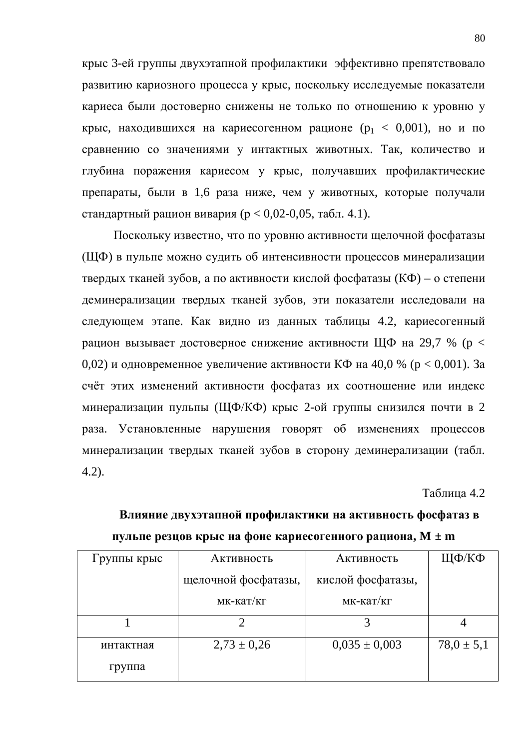крыс 3-ей группы двухэтапной профилактики эффективно препятствовало развитию кариозного процесса у крыс, поскольку исследуемые показатели кариеса были достоверно снижены не только по отношению к уровню у крыс, находившихся на кариесогенном рационе ($p_1 < 0{,}001$), но и по сравнению со значениями у интактных животных. Так, количество и глубина поражения кариесом у крыс, получавших профилактические препараты, были в 1,6 раза ниже, чем у животных, которые получали стандартный рацион вивария ($p < 0{,}02$-$0{,}05$, табл. 4.1).

Поскольку известно, что по уровню активности щелочной фосфатазы (ЩФ) в пульпе можно судить об интенсивности процессов минерализации твердых тканей зубов, а по активности кислой фосфатазы (КФ) – о степени деминерализации твердых тканей зубов, эти показатели исследовали на следующем этапе. Как видно из данных таблицы 4.2, кариесогенный рацион вызывает достоверное снижение активности ЩФ на 29,7 % ($p < 0{,}02$) и одновременное увеличение активности КФ на 40,0 % ($p < 0{,}001$). За счёт этих изменений активности фосфатаз их соотношение или индекс минерализации пульпы (ЩФ/КФ) крыс 2-ой группы снизился почти в 2 раза. Установленные нарушения говорят об изменениях процессов минерализации твердых тканей зубов в сторону деминерализации (табл. 4.2).

Таблица 4.2

**Влияние двухэтапной профилактики на активность фосфатаз в пульпе резцов крыс на фоне кариесогенного рациона, M ± m**

| Группы крыс | Активность щелочной фосфатазы, мк-кат/кг | Активность кислой фосфатазы, мк-кат/кг | ЩФ/КФ |
|---|---|---|---|
| 1 | 2 | 3 | 4 |
| интактная группа | 2,73 ± 0,26 | 0,035 ± 0,003 | 78,0 ± 5,1 |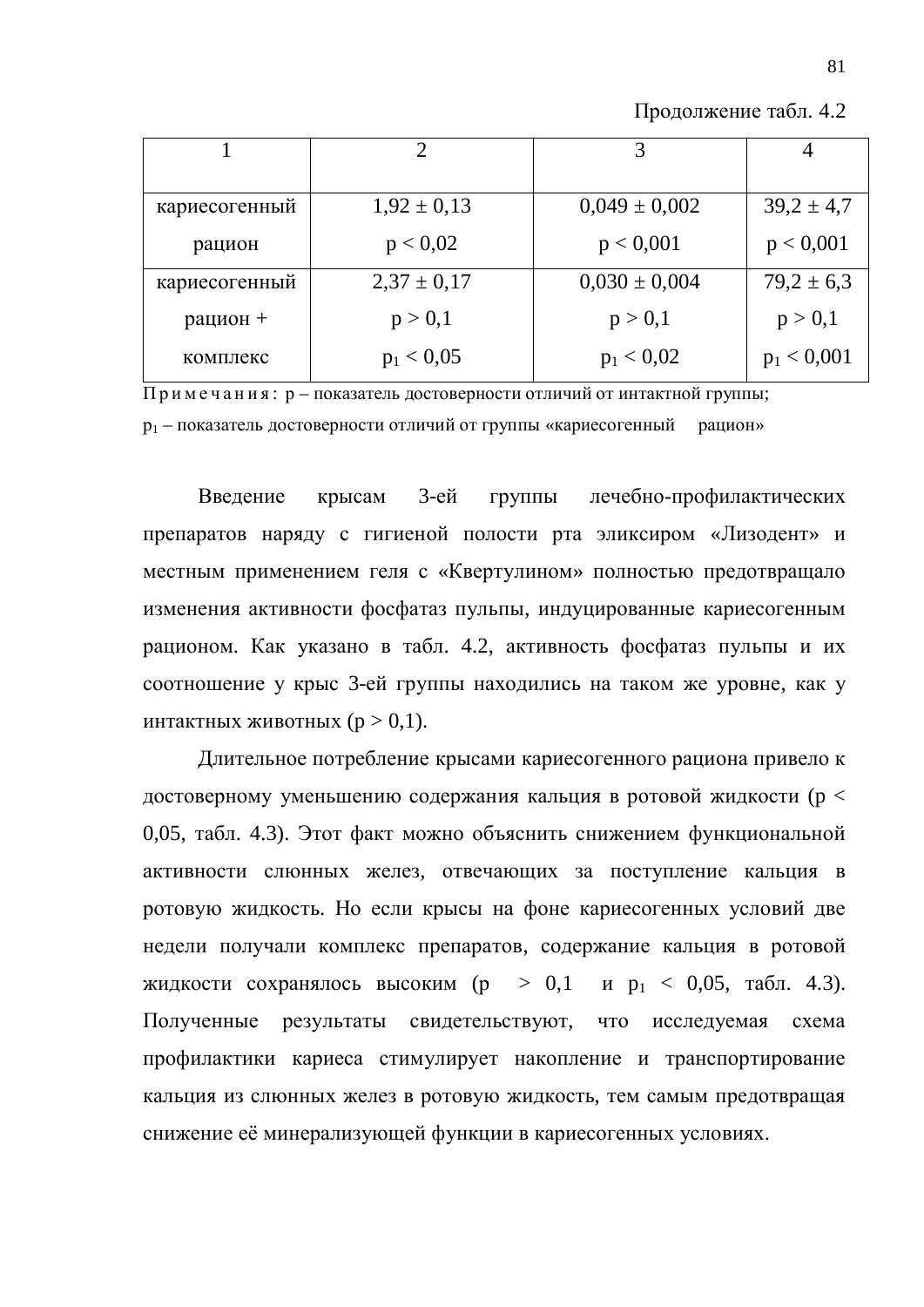Продолжение табл. 4.2

| 1 | 2 | 3 | 4 |
|---|---|---|---|
| кариесогенный рацион | $1{,}92 \pm 0{,}13$<br>$p < 0{,}02$ | $0{,}049 \pm 0{,}002$<br>$p < 0{,}001$ | $39{,}2 \pm 4{,}7$<br>$p < 0{,}001$ |
| кариесогенный рацион + комплекс | $2{,}37 \pm 0{,}17$<br>$p > 0{,}1$<br>$p_1 < 0{,}05$ | $0{,}030 \pm 0{,}004$<br>$p > 0{,}1$<br>$p_1 < 0{,}02$ | $79{,}2 \pm 6{,}3$<br>$p > 0{,}1$<br>$p_1 < 0{,}001$ |

Примечания: p – показатель достоверности отличий от интактной группы; $p_1$ – показатель достоверности отличий от группы «кариесогенный рацион»

Введение крысам 3-ей группы лечебно-профилактических препаратов наряду с гигиеной полости рта эликсиром «Лизодент» и местным применением геля с «Квертулином» полностью предотвращало изменения активности фосфатаз пульпы, индуцированные кариесогенным рационом. Как указано в табл. 4.2, активность фосфатаз пульпы и их соотношение у крыс 3-ей группы находились на таком же уровне, как у интактных животных ($p > 0{,}1$).

Длительное потребление крысами кариесогенного рациона привело к достоверному уменьшению содержания кальция в ротовой жидкости ($p < 0{,}05$, табл. 4.3). Этот факт можно объяснить снижением функциональной активности слюнных желез, отвечающих за поступление кальция в ротовую жидкость. Но если крысы на фоне кариесогенных условий две недели получали комплекс препаратов, содержание кальция в ротовой жидкости сохранялось высоким ($p > 0{,}1$ и $p_1 < 0{,}05$, табл. 4.3). Полученные результаты свидетельствуют, что исследуемая схема профилактики кариеса стимулирует накопление и транспортирование кальция из слюнных желез в ротовую жидкость, тем самым предотвращая снижение её минерализующей функции в кариесогенных условиях.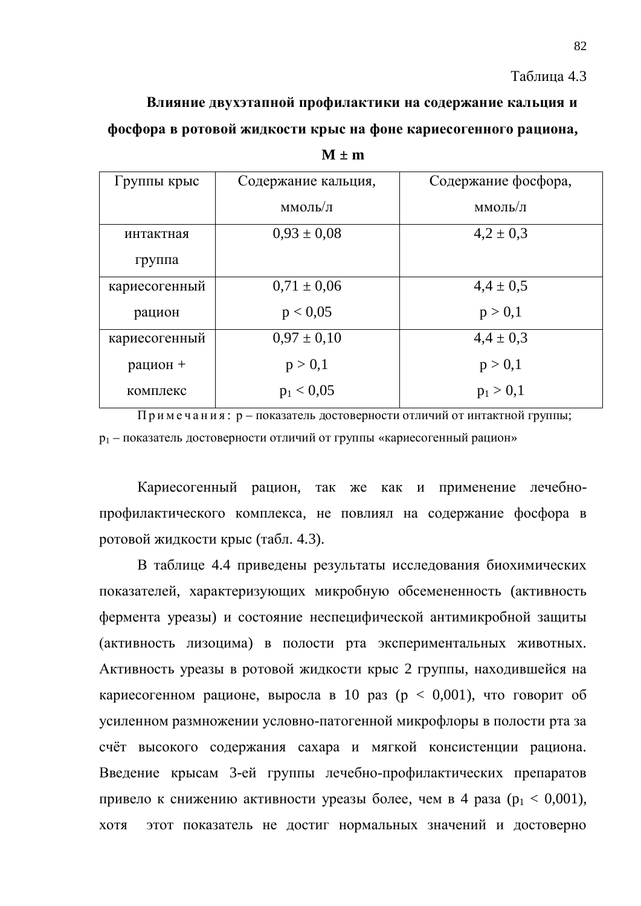Таблица 4.3

**Влияние двухэтапной профилактики на содержание кальция и фосфора в ротовой жидкости крыс на фоне кариесогенного рациона, M ± m**

| Группы крыс | Содержание кальция, ммоль/л | Содержание фосфора, ммоль/л |
|---|---|---|
| интактная группа | 0,93 ± 0,08 | 4,2 ± 0,3 |
| кариесогенный рацион | 0,71 ± 0,06<br>$p < 0,05$ | 4,4 ± 0,5<br>$p > 0,1$ |
| кариесогенный рацион + комплекс | 0,97 ± 0,10<br>$p > 0,1$<br>$p_1 < 0,05$ | 4,4 ± 0,3<br>$p > 0,1$<br>$p_1 > 0,1$ |

Примечания: р – показатель достоверности отличий от интактной группы; $p_1$ – показатель достоверности отличий от группы «кариесогенный рацион»

Кариесогенный рацион, так же как и применение лечебно-профилактического комплекса, не повлиял на содержание фосфора в ротовой жидкости крыс (табл. 4.3).

В таблице 4.4 приведены результаты исследования биохимических показателей, характеризующих микробную обсемененность (активность фермента уреазы) и состояние неспецифической антимикробной защиты (активность лизоцима) в полости рта экспериментальных животных. Активность уреазы в ротовой жидкости крыс 2 группы, находившейся на кариесогенном рационе, выросла в 10 раз ($p < 0,001$), что говорит об усиленном размножении условно-патогенной микрофлоры в полости рта за счёт высокого содержания сахара и мягкой консистенции рациона. Введение крысам 3-ей группы лечебно-профилактических препаратов привело к снижению активности уреазы более, чем в 4 раза ($p_1 < 0,001$), хотя этот показатель не достиг нормальных значений и достоверно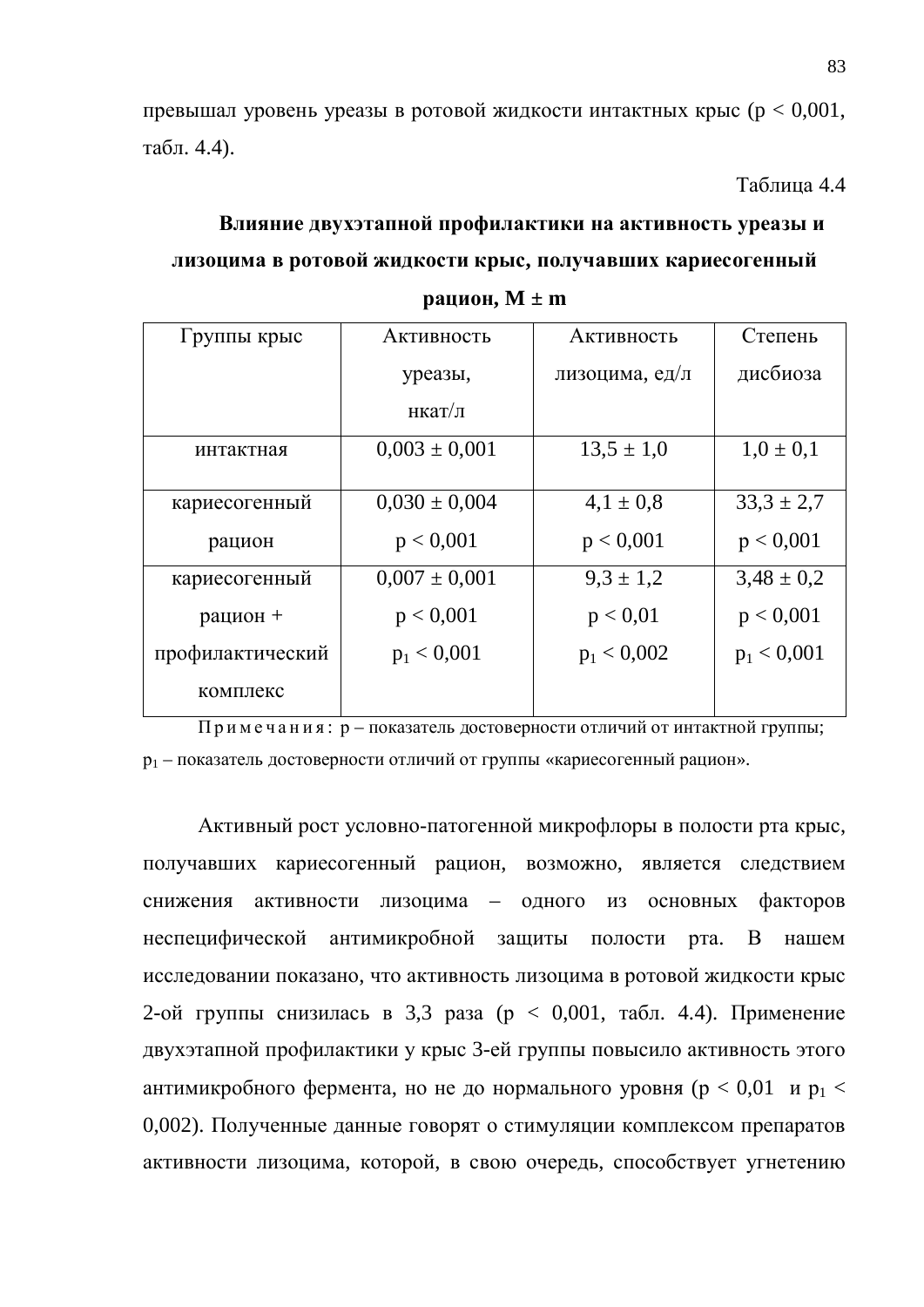превышал уровень уреазы в ротовой жидкости интактных крыс ($p < 0,001$, табл. 4.4).

Таблица 4.4

**Влияние двухэтапной профилактики на активность уреазы и лизоцима в ротовой жидкости крыс, получавших кариесогенный рацион, M ± m**

| Группы крыс | Активность уреазы, нкат/л | Активность лизоцима, ед/л | Степень дисбиоза |
|---|---|---|---|
| интактная | 0,003 ± 0,001 | 13,5 ± 1,0 | 1,0 ± 0,1 |
| кариесогенный рацион | 0,030 ± 0,004<br>$p < 0,001$ | 4,1 ± 0,8<br>$p < 0,001$ | 33,3 ± 2,7<br>$p < 0,001$ |
| кариесогенный рацион + профилактический комплекс | 0,007 ± 0,001<br>$p < 0,001$<br>$p_1 < 0,001$ | 9,3 ± 1,2<br>$p < 0,01$<br>$p_1 < 0,002$ | 3,48 ± 0,2<br>$p < 0,001$<br>$p_1 < 0,001$ |

Примечания: p – показатель достоверности отличий от интактной группы; $p_1$ – показатель достоверности отличий от группы «кариесогенный рацион».

Активный рост условно-патогенной микрофлоры в полости рта крыс, получавших кариесогенный рацион, возможно, является следствием снижения активности лизоцима – одного из основных факторов неспецифической антимикробной защиты полости рта. В нашем исследовании показано, что активность лизоцима в ротовой жидкости крыс 2-ой группы снизилась в 3,3 раза ($p < 0,001$, табл. 4.4). Применение двухэтапной профилактики у крыс 3-ей группы повысило активность этого антимикробного фермента, но не до нормального уровня ($p < 0,01$ и $p_1 < 0,002$). Полученные данные говорят о стимуляции комплексом препаратов активности лизоцима, которой, в свою очередь, способствует угнетению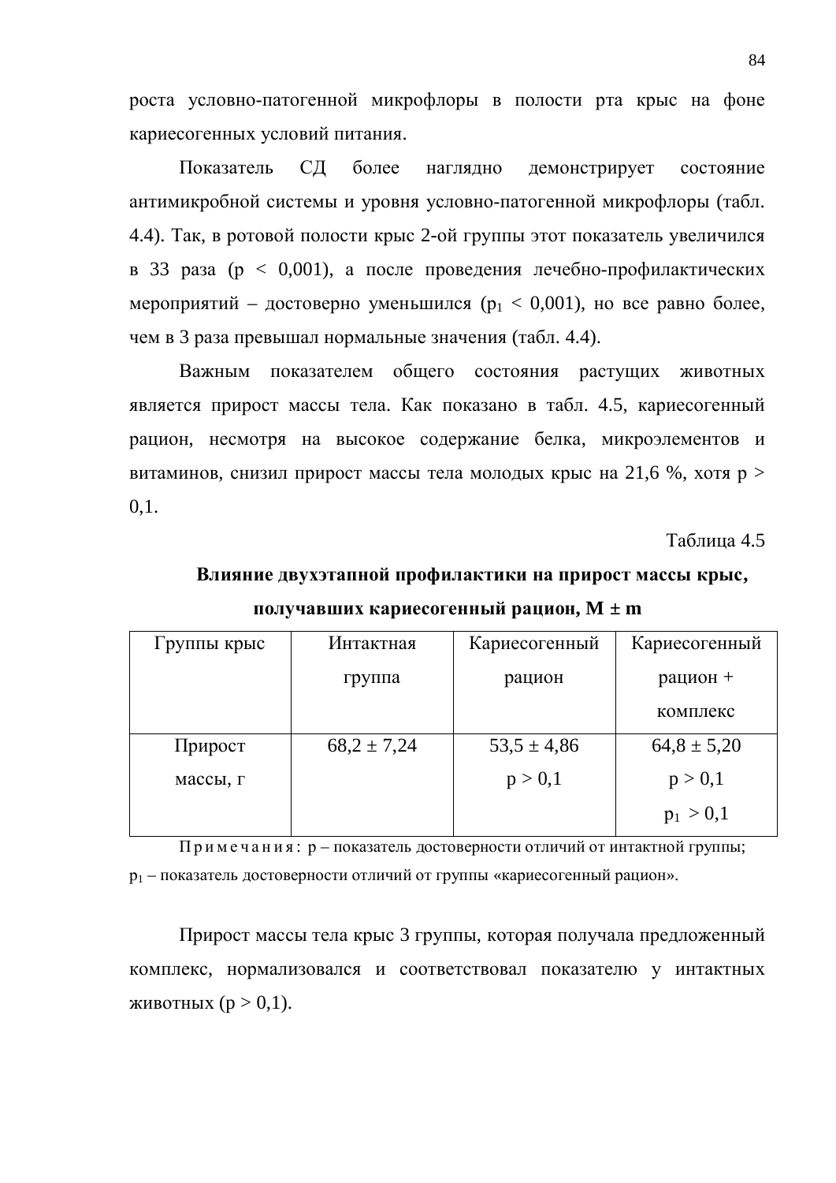роста условно-патогенной микрофлоры в полости рта крыс на фоне кариесогенных условий питания.

Показатель СД более наглядно демонстрирует состояние антимикробной системы и уровня условно-патогенной микрофлоры (табл. 4.4). Так, в ротовой полости крыс 2-ой группы этот показатель увеличился в 33 раза ($p < 0{,}001$), а после проведения лечебно-профилактических мероприятий – достоверно уменьшился ($p_1 < 0{,}001$), но все равно более, чем в 3 раза превышал нормальные значения (табл. 4.4).

Важным показателем общего состояния растущих животных является прирост массы тела. Как показано в табл. 4.5, кариесогенный рацион, несмотря на высокое содержание белка, микроэлементов и витаминов, снизил прирост массы тела молодых крыс на 21,6 %, хотя $p > 0{,}1$.

Таблица 4.5

**Влияние двухэтапной профилактики на прирост массы крыс, получавших кариесогенный рацион, M ± m**

| Группы крыс | Интактная группа | Кариесогенный рацион | Кариесогенный рацион + комплекс |
|---|---|---|---|
| Прирост массы, г | 68,2 ± 7,24 | 53,5 ± 4,86<br>$p > 0{,}1$ | 64,8 ± 5,20<br>$p > 0{,}1$<br>$p_1 > 0{,}1$ |

Примечания: p – показатель достоверности отличий от интактной группы; $p_1$ – показатель достоверности отличий от группы «кариесогенный рацион».

Прирост массы тела крыс 3 группы, которая получала предложенный комплекс, нормализовался и соответствовал показателю у интактных животных ($p > 0{,}1$).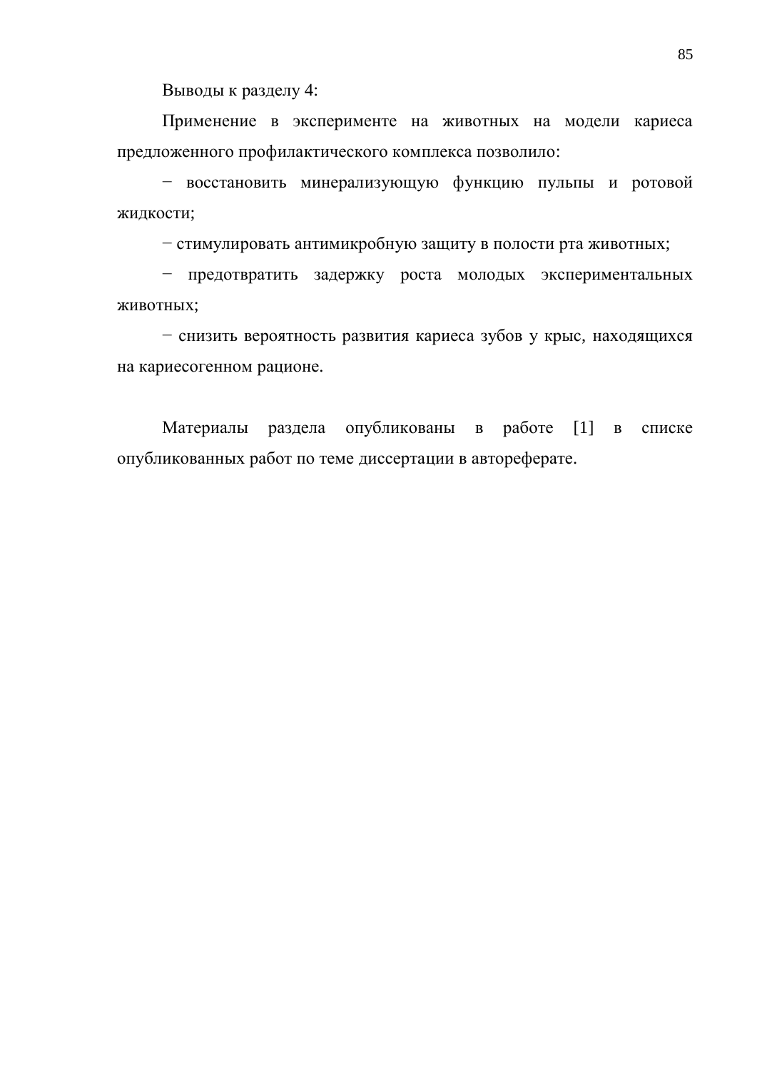Выводы к разделу 4:

Применение в эксперименте на животных на модели кариеса предложенного профилактического комплекса позволило:

− восстановить минерализующую функцию пульпы и ротовой жидкости;

− стимулировать антимикробную защиту в полости рта животных;

− предотвратить задержку роста молодых экспериментальных животных;

− снизить вероятность развития кариеса зубов у крыс, находящихся на кариесогенном рационе.

Материалы раздела опубликованы в работе [1] в списке опубликованных работ по теме диссертации в автореферате.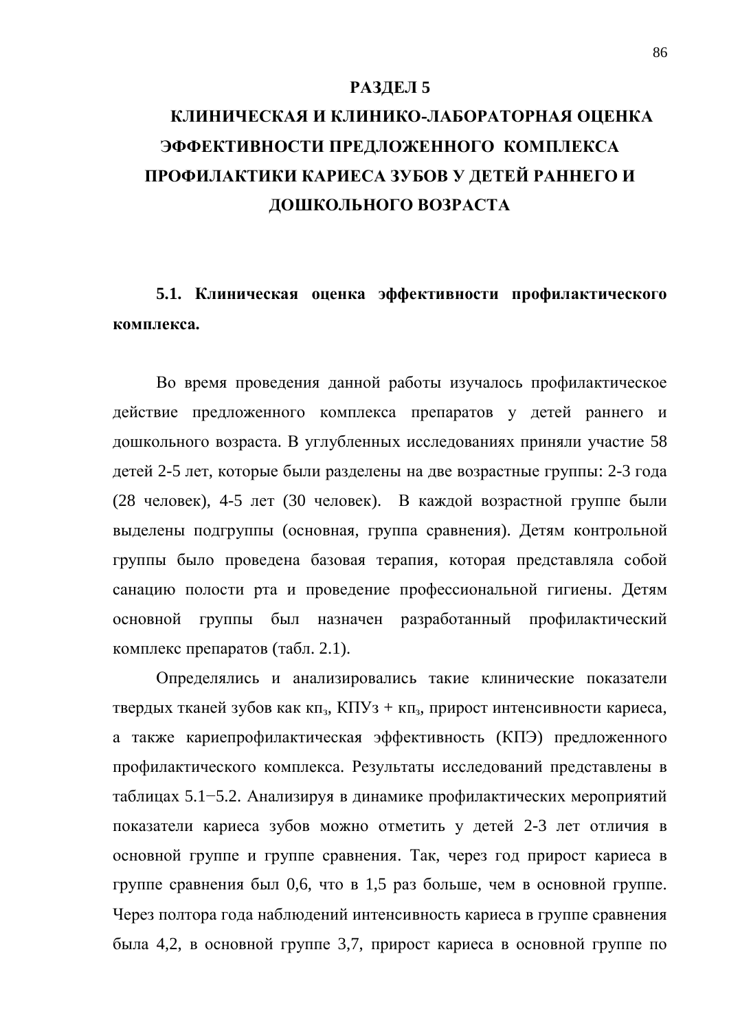# РАЗДЕЛ 5

# КЛИНИЧЕСКАЯ И КЛИНИКО-ЛАБОРАТОРНАЯ ОЦЕНКА ЭФФЕКТИВНОСТИ ПРЕДЛОЖЕННОГО КОМПЛЕКСА ПРОФИЛАКТИКИ КАРИЕСА ЗУБОВ У ДЕТЕЙ РАННЕГО И ДОШКОЛЬНОГО ВОЗРАСТА

## 5.1. Клиническая оценка эффективности профилактического комплекса.

Во время проведения данной работы изучалось профилактическое действие предложенного комплекса препаратов у детей раннего и дошкольного возраста. В углубленных исследованиях приняли участие 58 детей 2-5 лет, которые были разделены на две возрастные группы: 2-3 года (28 человек), 4-5 лет (30 человек). В каждой возрастной группе были выделены подгруппы (основная, группа сравнения). Детям контрольной группы было проведена базовая терапия, которая представляла собой санацию полости рта и проведение профессиональной гигиены. Детям основной группы был назначен разработанный профилактический комплекс препаратов (табл. 2.1).

Определялись и анализировались такие клинические показатели твердых тканей зубов как $кп_з$, КПУз + $кп_з$, прирост интенсивности кариеса, а также кариепрофилактическая эффективность (КПЭ) предложенного профилактического комплекса. Результаты исследований представлены в таблицах 5.1−5.2. Анализируя в динамике профилактических мероприятий показатели кариеса зубов можно отметить у детей 2-3 лет отличия в основной группе и группе сравнения. Так, через год прирост кариеса в группе сравнения был 0,6, что в 1,5 раз больше, чем в основной группе. Через полтора года наблюдений интенсивность кариеса в группе сравнения была 4,2, в основной группе 3,7, прирост кариеса в основной группе по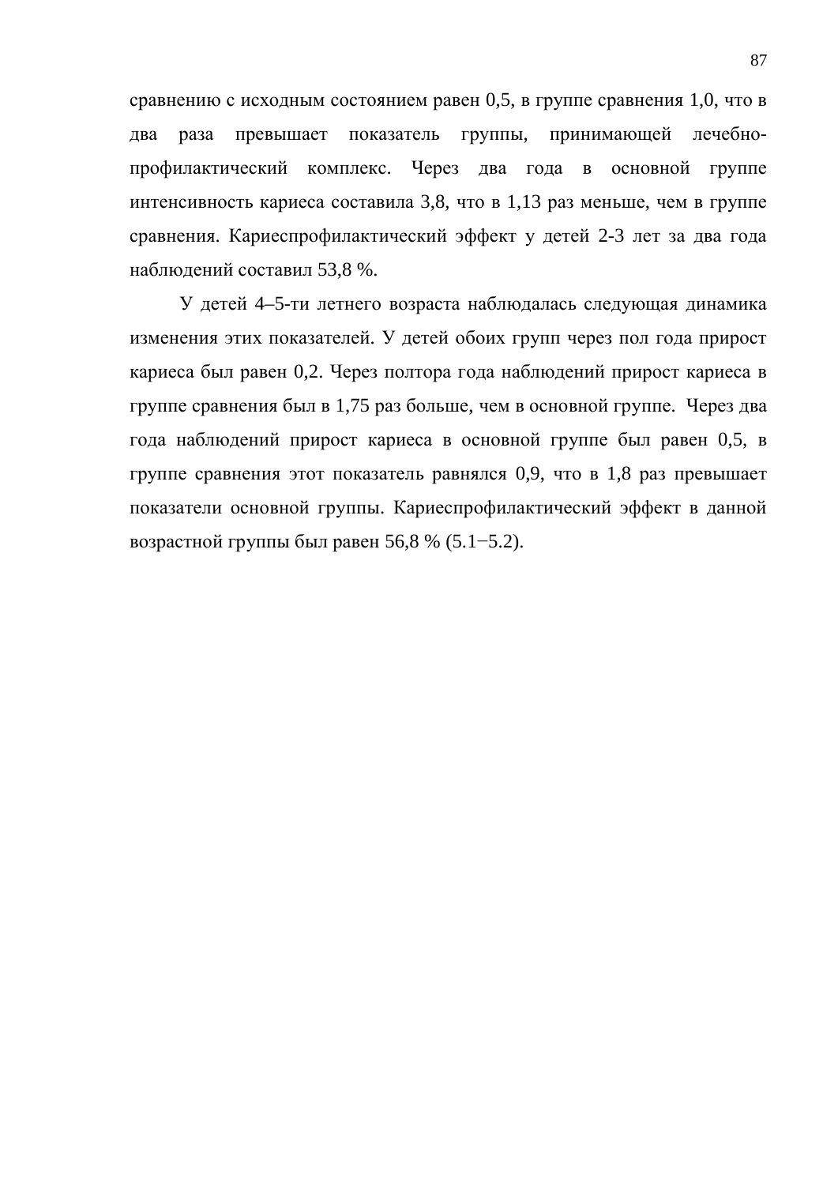сравнению с исходным состоянием равен 0,5, в группе сравнения 1,0, что в два раза превышает показатель группы, принимающей лечебно-профилактический комплекс. Через два года в основной группе интенсивность кариеса составила 3,8, что в 1,13 раз меньше, чем в группе сравнения. Кариеспрофилактический эффект у детей 2-3 лет за два года наблюдений составил 53,8 %.

У детей 4–5-ти летнего возраста наблюдалась следующая динамика изменения этих показателей. У детей обоих групп через пол года прирост кариеса был равен 0,2. Через полтора года наблюдений прирост кариеса в группе сравнения был в 1,75 раз больше, чем в основной группе. Через два года наблюдений прирост кариеса в основной группе был равен 0,5, в группе сравнения этот показатель равнялся 0,9, что в 1,8 раз превышает показатели основной группы. Кариеспрофилактический эффект в данной возрастной группы был равен 56,8 % (5.1–5.2).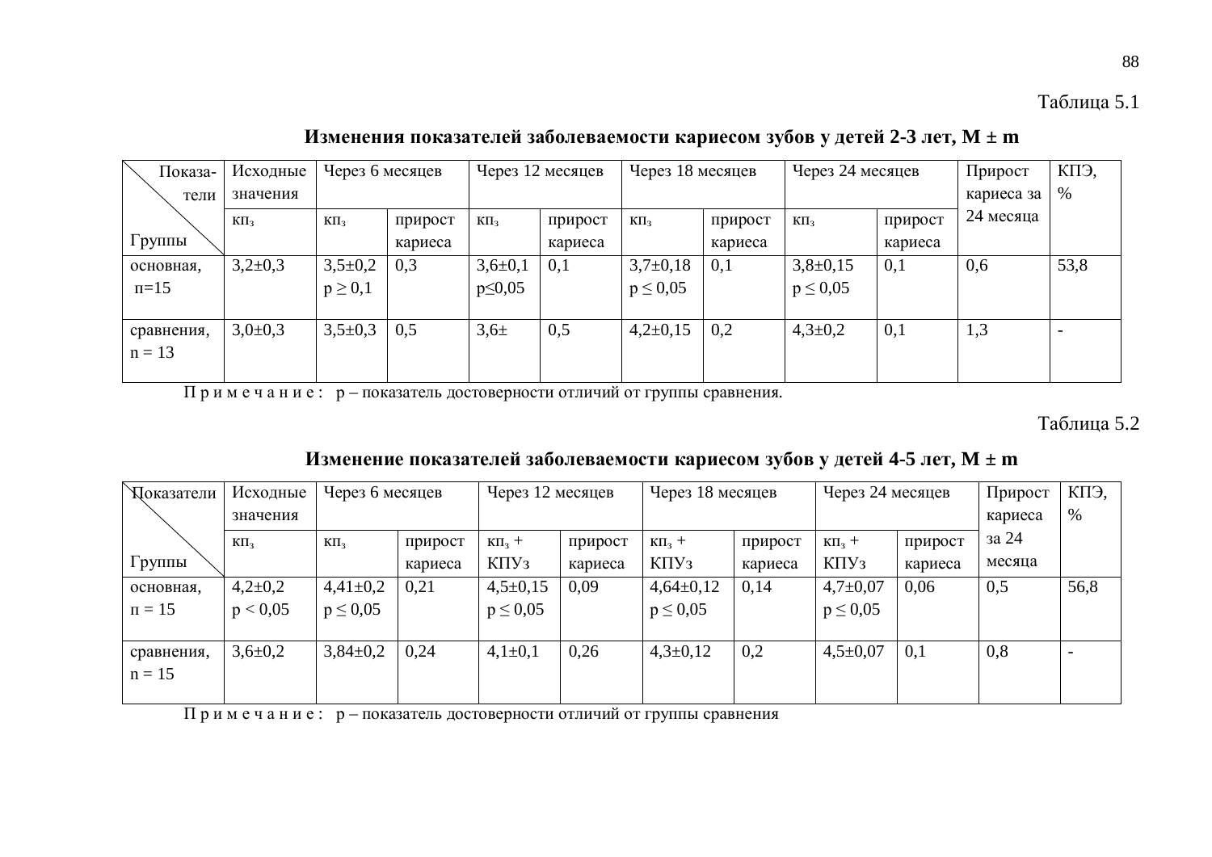Таблица 5.1

**Изменения показателей заболеваемости кариесом зубов у детей 2-3 лет, M ± m**

| Показатели / Группы | Исходные значения | Через 6 месяцев | | Через 12 месяцев | | Через 18 месяцев | | Через 24 месяцев | | Прирост кариеса за 24 месяца | КПЭ, % |
|---|---|---|---|---|---|---|---|---|---|---|---|
| | кп$_з$ | кп$_з$ | прирост кариеса | кп$_з$ | прирост кариеса | кп$_з$ | прирост кариеса | кп$_з$ | прирост кариеса | | |
| основная, п=15 | 3,2±0,3 | 3,5±0,2 $p \geq 0,1$ | 0,3 | 3,6±0,1 $p \leq 0,05$ | 0,1 | 3,7±0,18 $p \leq 0,05$ | 0,1 | 3,8±0,15 $p \leq 0,05$ | 0,1 | 0,6 | 53,8 |
| сравнения, n = 13 | 3,0±0,3 | 3,5±0,3 | 0,5 | 3,6± | 0,5 | 4,2±0,15 | 0,2 | 4,3±0,2 | 0,1 | 1,3 | - |

П р и м е ч а н и е : p – показатель достоверности отличий от группы сравнения.

Таблица 5.2

**Изменение показателей заболеваемости кариесом зубов у детей 4-5 лет, M ± m**

| Показатели / Группы | Исходные значения | Через 6 месяцев | | Через 12 месяцев | | Через 18 месяцев | | Через 24 месяцев | | Прирост кариеса за 24 месяца | КПЭ, % |
|---|---|---|---|---|---|---|---|---|---|---|---|
| | кп$_з$ | кп$_з$ | прирост кариеса | кп$_з$ + КПУз | прирост кариеса | кп$_з$ + КПУз | прирост кариеса | кп$_з$ + КПУз | прирост кариеса | | |
| основная, п = 15 | 4,2±0,2 $p < 0,05$ | 4,41±0,2 $p \leq 0,05$ | 0,21 | 4,5±0,15 $p \leq 0,05$ | 0,09 | 4,64±0,12 $p \leq 0,05$ | 0,14 | 4,7±0,07 $p \leq 0,05$ | 0,06 | 0,5 | 56,8 |
| сравнения, n = 15 | 3,6±0,2 | 3,84±0,2 | 0,24 | 4,1±0,1 | 0,26 | 4,3±0,12 | 0,2 | 4,5±0,07 | 0,1 | 0,8 | - |

П р и м е ч а н и е : p – показатель достоверности отличий от группы сравнения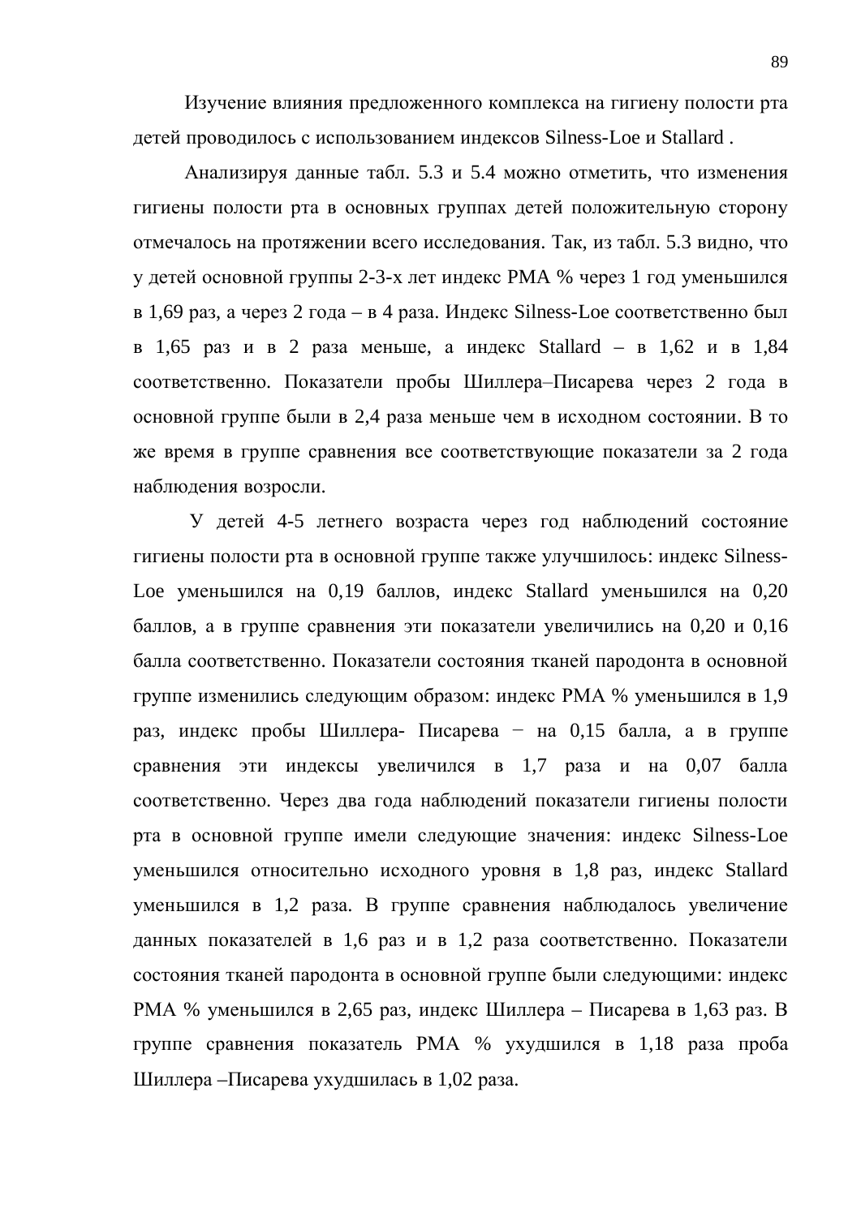Изучение влияния предложенного комплекса на гигиену полости рта детей проводилось с использованием индексов Silness-Loe и Stallard .

Анализируя данные табл. 5.3 и 5.4 можно отметить, что изменения гигиены полости рта в основных группах детей положительную сторону отмечалось на протяжении всего исследования. Так, из табл. 5.3 видно, что у детей основной группы 2-3-х лет индекс РМА % через 1 год уменьшился в 1,69 раз, а через 2 года – в 4 раза. Индекс Silness-Loe соответственно был в 1,65 раз и в 2 раза меньше, а индекс Stallard – в 1,62 и в 1,84 соответственно. Показатели пробы Шиллера–Писарева через 2 года в основной группе были в 2,4 раза меньше чем в исходном состоянии. В то же время в группе сравнения все соответствующие показатели за 2 года наблюдения возросли.

У детей 4-5 летнего возраста через год наблюдений состояние гигиены полости рта в основной группе также улучшилось: индекс Silness-Loe уменьшился на 0,19 баллов, индекс Stallard уменьшился на 0,20 баллов, а в группе сравнения эти показатели увеличились на 0,20 и 0,16 балла соответственно. Показатели состояния тканей пародонта в основной группе изменились следующим образом: индекс РМА % уменьшился в 1,9 раз, индекс пробы Шиллера- Писарева − на 0,15 балла, а в группе сравнения эти индексы увеличился в 1,7 раза и на 0,07 балла соответственно. Через два года наблюдений показатели гигиены полости рта в основной группе имели следующие значения: индекс Silness-Loe уменьшился относительно исходного уровня в 1,8 раз, индекс Stallard уменьшился в 1,2 раза. В группе сравнения наблюдалось увеличение данных показателей в 1,6 раз и в 1,2 раза соответственно. Показатели состояния тканей пародонта в основной группе были следующими: индекс РМА % уменьшился в 2,65 раз, индекс Шиллера – Писарева в 1,63 раз. В группе сравнения показатель РМА % ухудшился в 1,18 раза проба Шиллера –Писарева ухудшилась в 1,02 раза.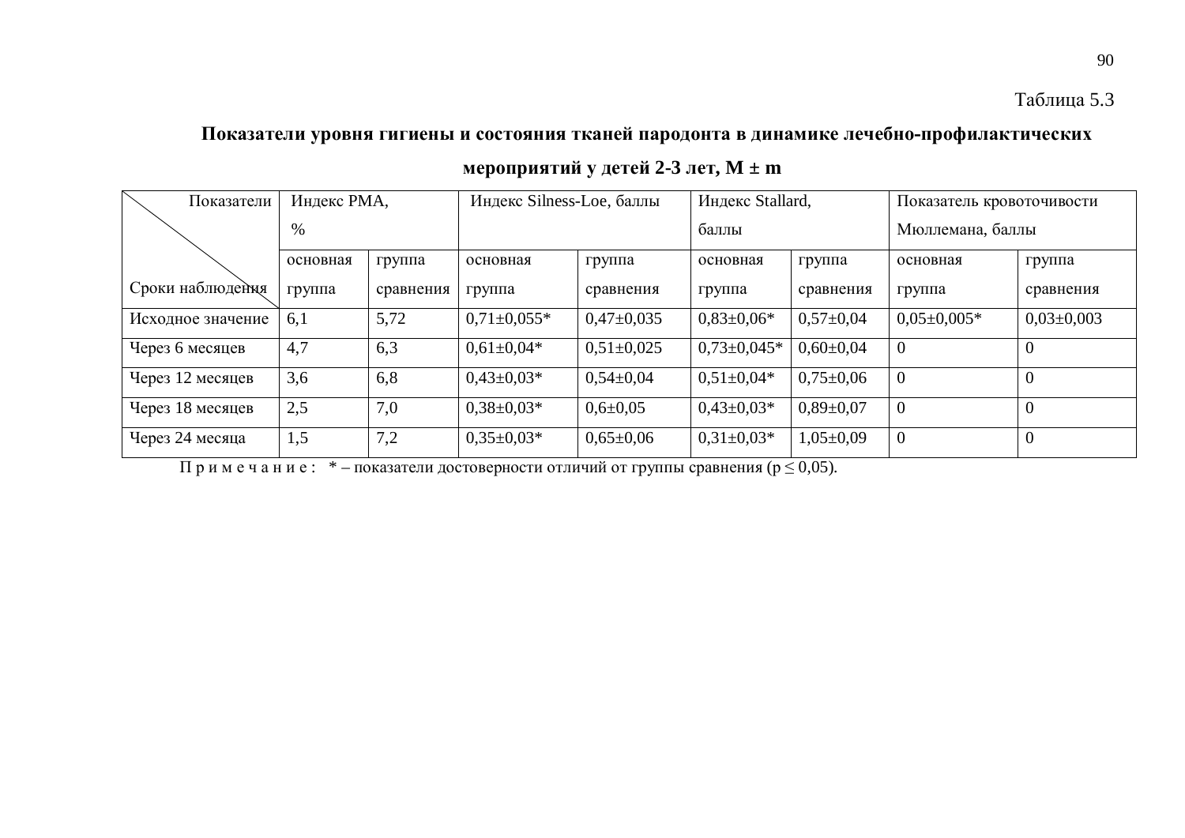Таблица 5.3

**Показатели уровня гигиены и состояния тканей пародонта в динамике лечебно-профилактических мероприятий у детей 2-3 лет, M ± m**

| Показатели / Сроки наблюдения | Индекс РМА, % | | Индекс Silness-Loe, баллы | | Индекс Stallard, баллы | | Показатель кровоточивости Мюллемана, баллы | |
|---|---|---|---|---|---|---|---|---|
| | основная группа | группа сравнения | основная группа | группа сравнения | основная группа | группа сравнения | основная группа | группа сравнения |
| Исходное значение | 6,1 | 5,72 | 0,71±0,055* | 0,47±0,035 | 0,83±0,06* | 0,57±0,04 | 0,05±0,005* | 0,03±0,003 |
| Через 6 месяцев | 4,7 | 6,3 | 0,61±0,04* | 0,51±0,025 | 0,73±0,045* | 0,60±0,04 | 0 | 0 |
| Через 12 месяцев | 3,6 | 6,8 | 0,43±0,03* | 0,54±0,04 | 0,51±0,04* | 0,75±0,06 | 0 | 0 |
| Через 18 месяцев | 2,5 | 7,0 | 0,38±0,03* | 0,6±0,05 | 0,43±0,03* | 0,89±0,07 | 0 | 0 |
| Через 24 месяца | 1,5 | 7,2 | 0,35±0,03* | 0,65±0,06 | 0,31±0,03* | 1,05±0,09 | 0 | 0 |

П р и м е ч а н и е : * – показатели достоверности отличий от группы сравнения ($p \leq 0{,}05$).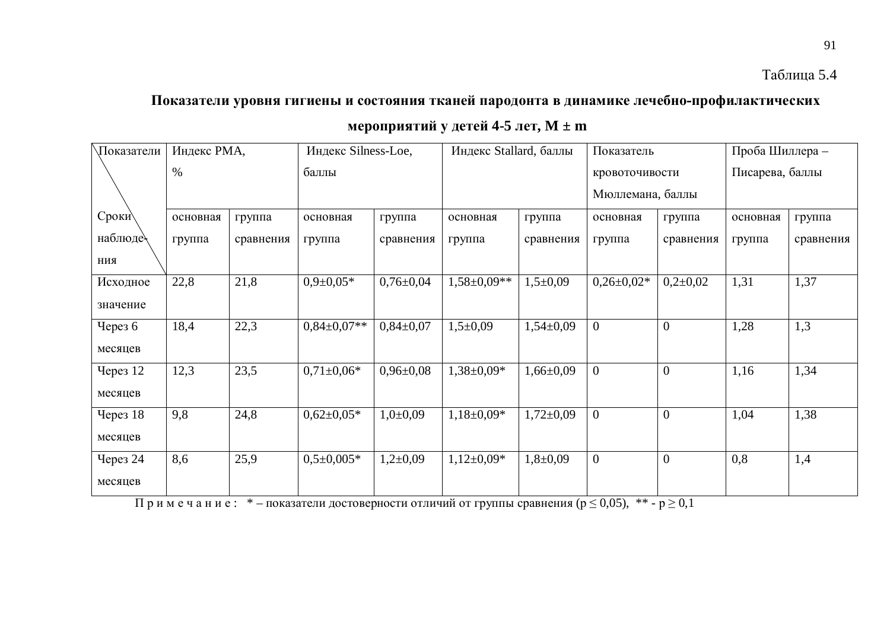Таблица 5.4

**Показатели уровня гигиены и состояния тканей пародонта в динамике лечебно-профилактических мероприятий у детей 4-5 лет, М ± m**

| Показатели / Сроки наблюдения | Индекс РМА, % | | Индекс Silness-Loe, баллы | | Индекс Stallard, баллы | | Показатель кровоточивости Мюллемана, баллы | | Проба Шиллера – Писарева, баллы | |
|---|---|---|---|---|---|---|---|---|---|---|
| | основная группа | группа сравнения | основная группа | группа сравнения | основная группа | группа сравнения | основная группа | группа сравнения | основная группа | группа сравнения |
| Исходное значение | 22,8 | 21,8 | 0,9±0,05* | 0,76±0,04 | 1,58±0,09** | 1,5±0,09 | 0,26±0,02* | 0,2±0,02 | 1,31 | 1,37 |
| Через 6 месяцев | 18,4 | 22,3 | 0,84±0,07** | 0,84±0,07 | 1,5±0,09 | 1,54±0,09 | 0 | 0 | 1,28 | 1,3 |
| Через 12 месяцев | 12,3 | 23,5 | 0,71±0,06* | 0,96±0,08 | 1,38±0,09* | 1,66±0,09 | 0 | 0 | 1,16 | 1,34 |
| Через 18 месяцев | 9,8 | 24,8 | 0,62±0,05* | 1,0±0,09 | 1,18±0,09* | 1,72±0,09 | 0 | 0 | 1,04 | 1,38 |
| Через 24 месяцев | 8,6 | 25,9 | 0,5±0,005* | 1,2±0,09 | 1,12±0,09* | 1,8±0,09 | 0 | 0 | 0,8 | 1,4 |

П р и м е ч а н и е : * – показатели достоверности отличий от группы сравнения ($p \leq 0,05$), ** - $p \geq 0,1$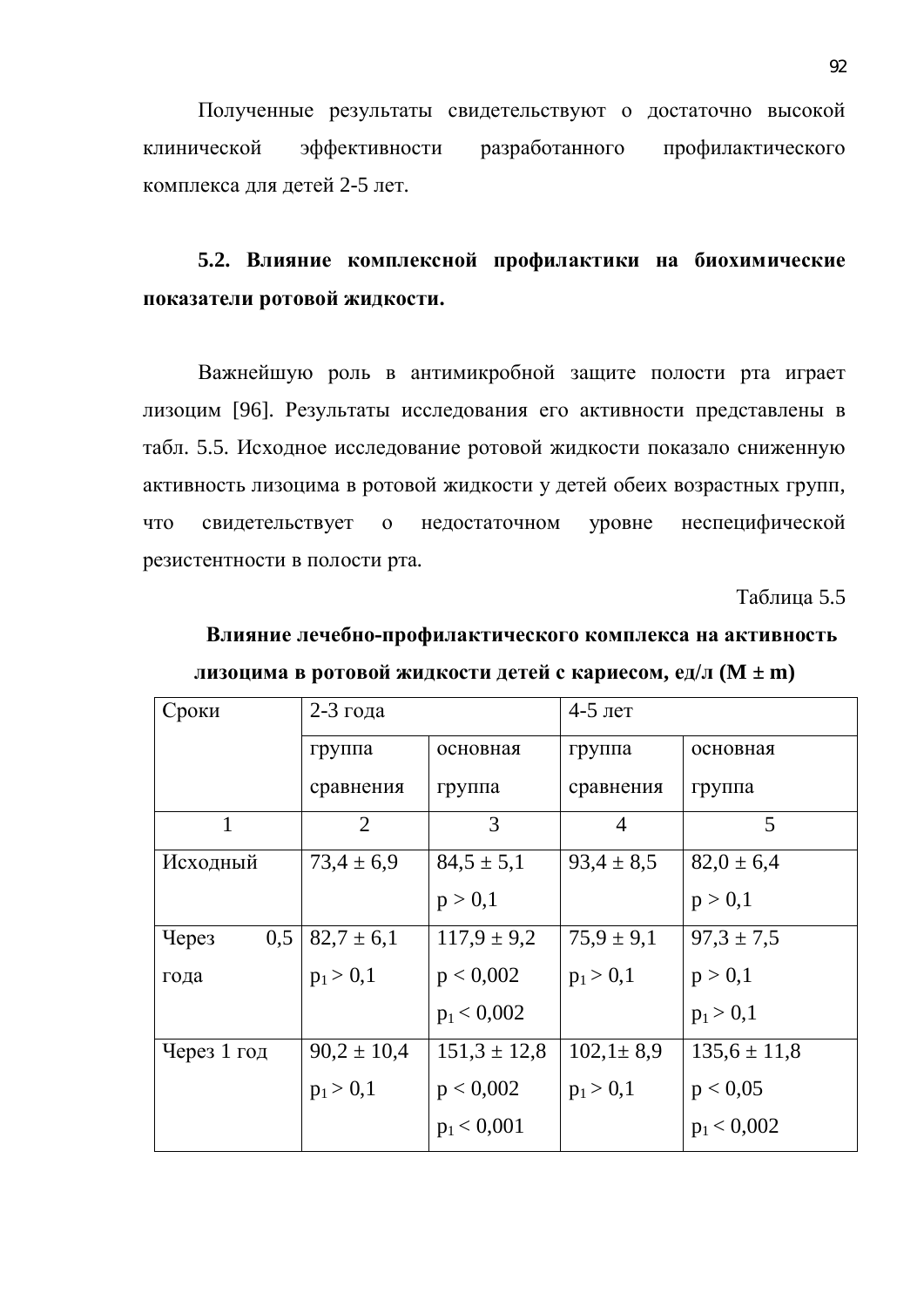Полученные результаты свидетельствуют о достаточно высокой клинической эффективности разработанного профилактического комплекса для детей 2-5 лет.

### 5.2. Влияние комплексной профилактики на биохимические показатели ротовой жидкости.

Важнейшую роль в антимикробной защите полости рта играет лизоцим [96]. Результаты исследования его активности представлены в табл. 5.5. Исходное исследование ротовой жидкости показало сниженную активность лизоцима в ротовой жидкости у детей обеих возрастных групп, что свидетельствует о недостаточном уровне неспецифической резистентности в полости рта.

Таблица 5.5

**Влияние лечебно-профилактического комплекса на активность лизоцима в ротовой жидкости детей с кариесом, ед/л (M ± m)**

| Сроки | 2-3 года | | 4-5 лет | |
|---|---|---|---|---|
| | группа сравнения | основная группа | группа сравнения | основная группа |
| 1 | 2 | 3 | 4 | 5 |
| Исходный | 73,4 ± 6,9 | 84,5 ± 5,1<br>$p > 0,1$ | 93,4 ± 8,5 | 82,0 ± 6,4<br>$p > 0,1$ |
| Через 0,5 года | 82,7 ± 6,1<br>$p_1 > 0,1$ | 117,9 ± 9,2<br>$p < 0,002$<br>$p_1 < 0,002$ | 75,9 ± 9,1<br>$p_1 > 0,1$ | 97,3 ± 7,5<br>$p > 0,1$<br>$p_1 > 0,1$ |
| Через 1 год | 90,2 ± 10,4<br>$p_1 > 0,1$ | 151,3 ± 12,8<br>$p < 0,002$<br>$p_1 < 0,001$ | 102,1± 8,9<br>$p_1 > 0,1$ | 135,6 ± 11,8<br>$p < 0,05$<br>$p_1 < 0,002$ |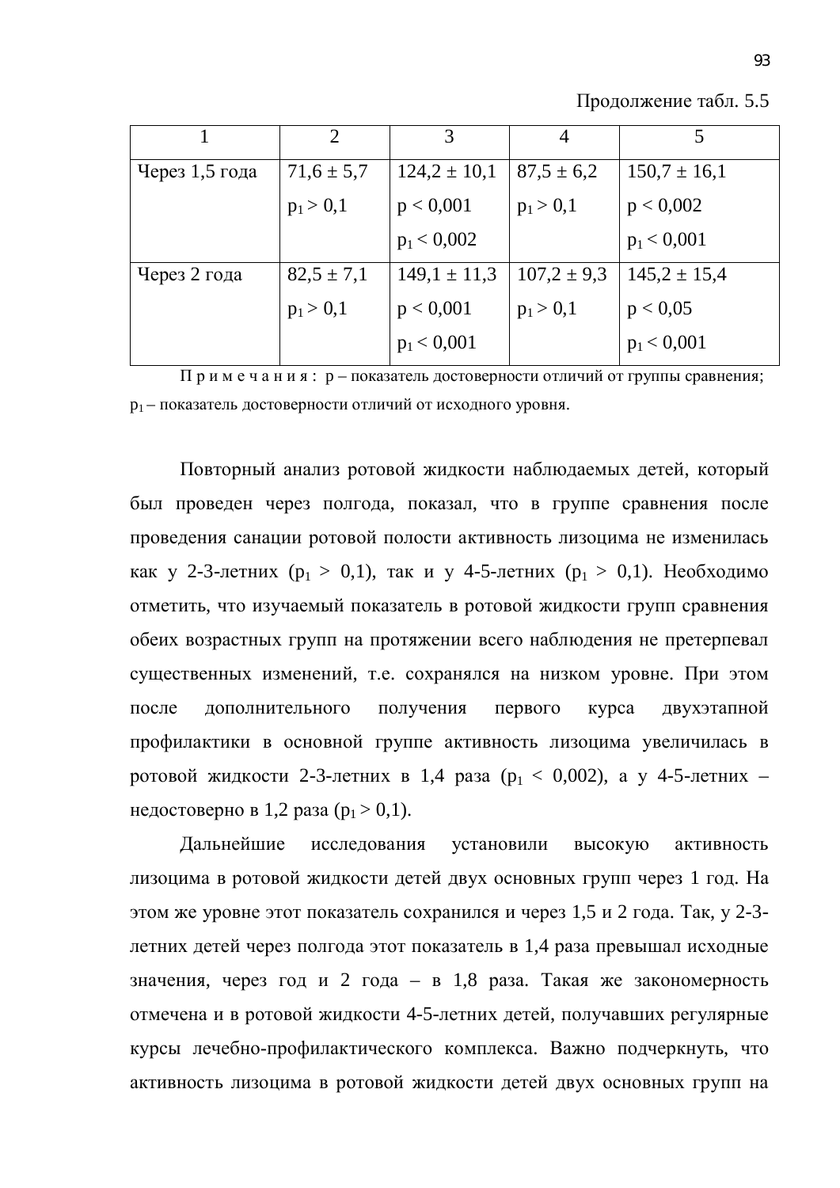Продолжение табл. 5.5

| 1 | 2 | 3 | 4 | 5 |
|---|---|---|---|---|
| Через 1,5 года | 71,6 ± 5,7<br>$p_1 > 0,1$ | 124,2 ± 10,1<br>$p < 0,001$<br>$p_1 < 0,002$ | 87,5 ± 6,2<br>$p_1 > 0,1$ | 150,7 ± 16,1<br>$p < 0,002$<br>$p_1 < 0,001$ |
| Через 2 года | 82,5 ± 7,1<br>$p_1 > 0,1$ | 149,1 ± 11,3<br>$p < 0,001$<br>$p_1 < 0,001$ | 107,2 ± 9,3<br>$p_1 > 0,1$ | 145,2 ± 15,4<br>$p < 0,05$<br>$p_1 < 0,001$ |

П р и м е ч а н и я : p – показатель достоверности отличий от группы сравнения; $p_1$ – показатель достоверности отличий от исходного уровня.

Повторный анализ ротовой жидкости наблюдаемых детей, который был проведен через полгода, показал, что в группе сравнения после проведения санации ротовой полости активность лизоцима не изменилась как у 2-3-летних ($p_1 > 0,1$), так и у 4-5-летних ($p_1 > 0,1$). Необходимо отметить, что изучаемый показатель в ротовой жидкости групп сравнения обеих возрастных групп на протяжении всего наблюдения не претерпевал существенных изменений, т.е. сохранялся на низком уровне. При этом после дополнительного получения первого курса двухэтапной профилактики в основной группе активность лизоцима увеличилась в ротовой жидкости 2-3-летних в 1,4 раза ($p_1 < 0,002$), а у 4-5-летних – недостоверно в 1,2 раза ($p_1 > 0,1$).

Дальнейшие исследования установили высокую активность лизоцима в ротовой жидкости детей двух основных групп через 1 год. На этом же уровне этот показатель сохранился и через 1,5 и 2 года. Так, у 2-3-летних детей через полгода этот показатель в 1,4 раза превышал исходные значения, через год и 2 года – в 1,8 раза. Такая же закономерность отмечена и в ротовой жидкости 4-5-летних детей, получавших регулярные курсы лечебно-профилактического комплекса. Важно подчеркнуть, что активность лизоцима в ротовой жидкости детей двух основных групп на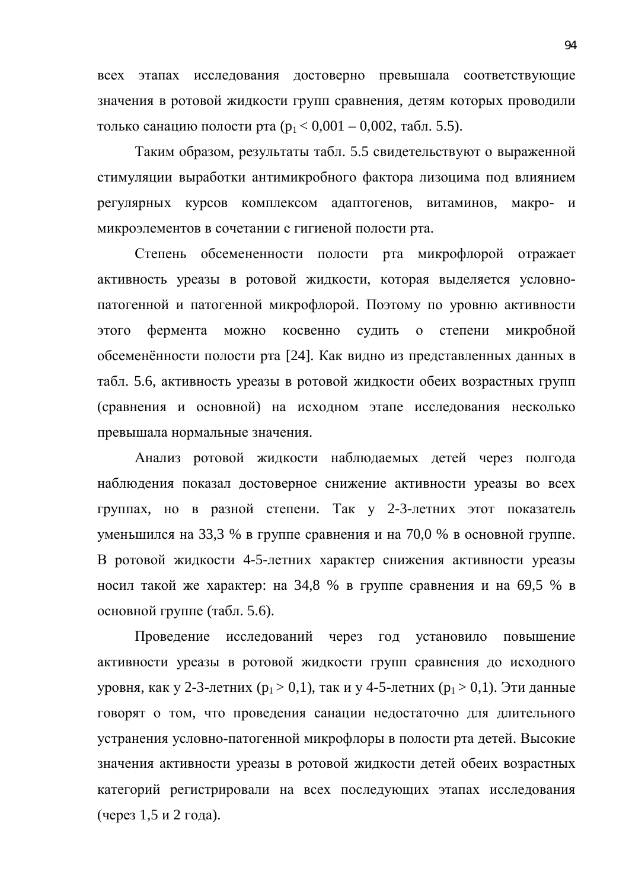всех этапах исследования достоверно превышала соответствующие значения в ротовой жидкости групп сравнения, детям которых проводили только санацию полости рта ($p_1 < 0{,}001 – 0{,}002$, табл. 5.5).

Таким образом, результаты табл. 5.5 свидетельствуют о выраженной стимуляции выработки антимикробного фактора лизоцима под влиянием регулярных курсов комплексом адаптогенов, витаминов, макро- и микроэлементов в сочетании с гигиеной полости рта.

Степень обсемененности полости рта микрофлорой отражает активность уреазы в ротовой жидкости, которая выделяется условно-патогенной и патогенной микрофлорой. Поэтому по уровню активности этого фермента можно косвенно судить о степени микробной обсеменённости полости рта [24]. Как видно из представленных данных в табл. 5.6, активность уреазы в ротовой жидкости обеих возрастных групп (сравнения и основной) на исходном этапе исследования несколько превышала нормальные значения.

Анализ ротовой жидкости наблюдаемых детей через полгода наблюдения показал достоверное снижение активности уреазы во всех группах, но в разной степени. Так у 2-3-летних этот показатель уменьшился на 33,3 % в группе сравнения и на 70,0 % в основной группе. В ротовой жидкости 4-5-летних характер снижения активности уреазы носил такой же характер: на 34,8 % в группе сравнения и на 69,5 % в основной группе (табл. 5.6).

Проведение исследований через год установило повышение активности уреазы в ротовой жидкости групп сравнения до исходного уровня, как у 2-3-летних ($p_1 > 0{,}1$), так и у 4-5-летних ($p_1 > 0{,}1$). Эти данные говорят о том, что проведения санации недостаточно для длительного устранения условно-патогенной микрофлоры в полости рта детей. Высокие значения активности уреазы в ротовой жидкости детей обеих возрастных категорий регистрировали на всех последующих этапах исследования (через 1,5 и 2 года).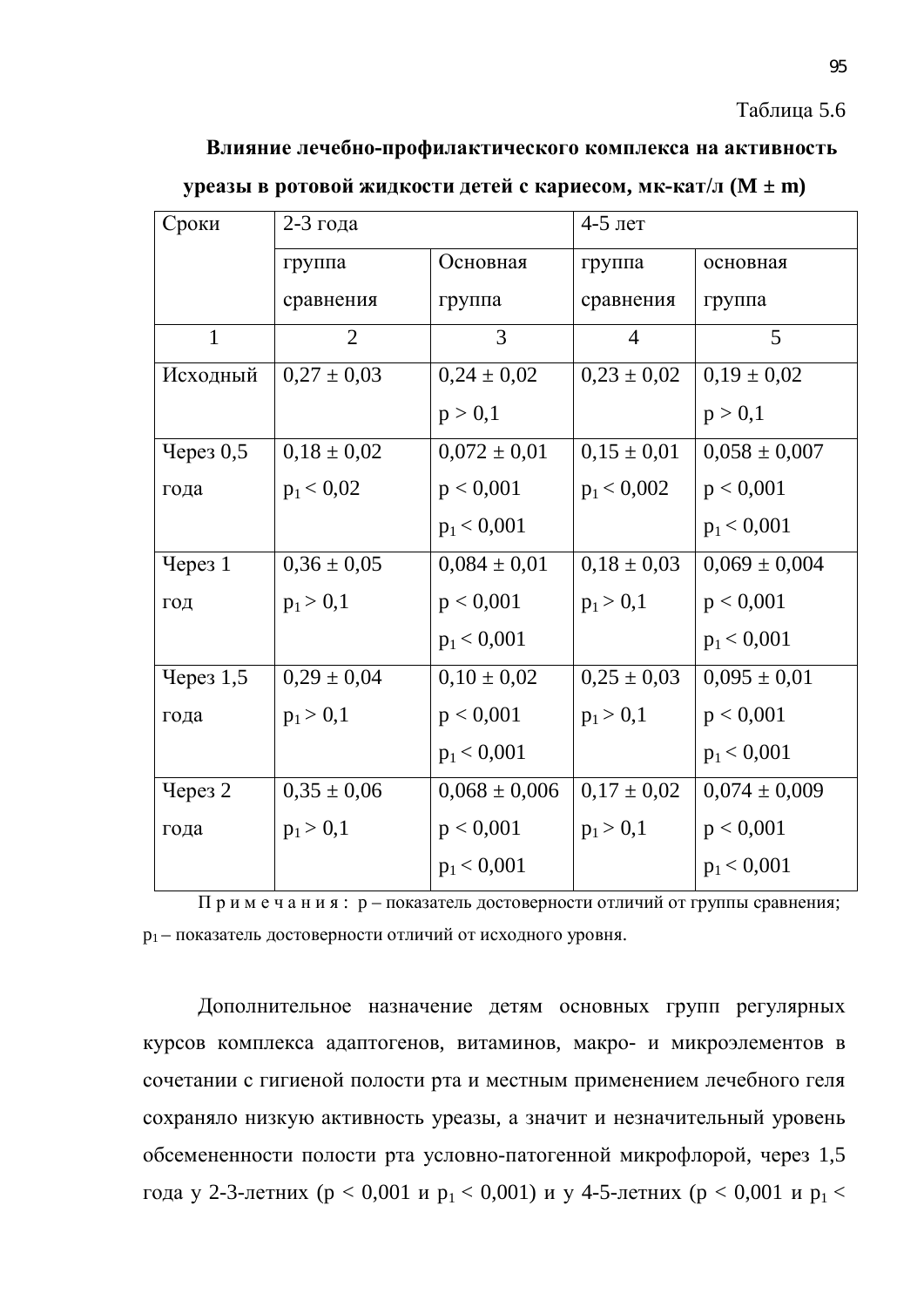Таблица 5.6

**Влияние лечебно-профилактического комплекса на активность уреазы в ротовой жидкости детей с кариесом, мк-кат/л (M ± m)**

| Сроки | 2-3 года | | 4-5 лет | |
|---|---|---|---|---|
| | группа сравнения | Основная группа | группа сравнения | основная группа |
| 1 | 2 | 3 | 4 | 5 |
| Исходный | 0,27 ± 0,03 | 0,24 ± 0,02 $p > 0,1$ | 0,23 ± 0,02 | 0,19 ± 0,02 $p > 0,1$ |
| Через 0,5 года | 0,18 ± 0,02 $p_1 < 0,02$ | 0,072 ± 0,01 $p < 0,001$ $p_1 < 0,001$ | 0,15 ± 0,01 $p_1 < 0,002$ | 0,058 ± 0,007 $p < 0,001$ $p_1 < 0,001$ |
| Через 1 год | 0,36 ± 0,05 $p_1 > 0,1$ | 0,084 ± 0,01 $p < 0,001$ $p_1 < 0,001$ | 0,18 ± 0,03 $p_1 > 0,1$ | 0,069 ± 0,004 $p < 0,001$ $p_1 < 0,001$ |
| Через 1,5 года | 0,29 ± 0,04 $p_1 > 0,1$ | 0,10 ± 0,02 $p < 0,001$ $p_1 < 0,001$ | 0,25 ± 0,03 $p_1 > 0,1$ | 0,095 ± 0,01 $p < 0,001$ $p_1 < 0,001$ |
| Через 2 года | 0,35 ± 0,06 $p_1 > 0,1$ | 0,068 ± 0,006 $p < 0,001$ $p_1 < 0,001$ | 0,17 ± 0,02 $p_1 > 0,1$ | 0,074 ± 0,009 $p < 0,001$ $p_1 < 0,001$ |

П р и м е ч а н и я : p – показатель достоверности отличий от группы сравнения; $p_1$ – показатель достоверности отличий от исходного уровня.

Дополнительное назначение детям основных групп регулярных курсов комплекса адаптогенов, витаминов, макро- и микроэлементов в сочетании с гигиеной полости рта и местным применением лечебного геля сохраняло низкую активность уреазы, а значит и незначительный уровень обсемененности полости рта условно-патогенной микрофлорой, через 1,5 года у 2-3-летних ($p < 0,001$ и $p_1 < 0,001$) и у 4-5-летних ($p < 0,001$ и $p_1 <$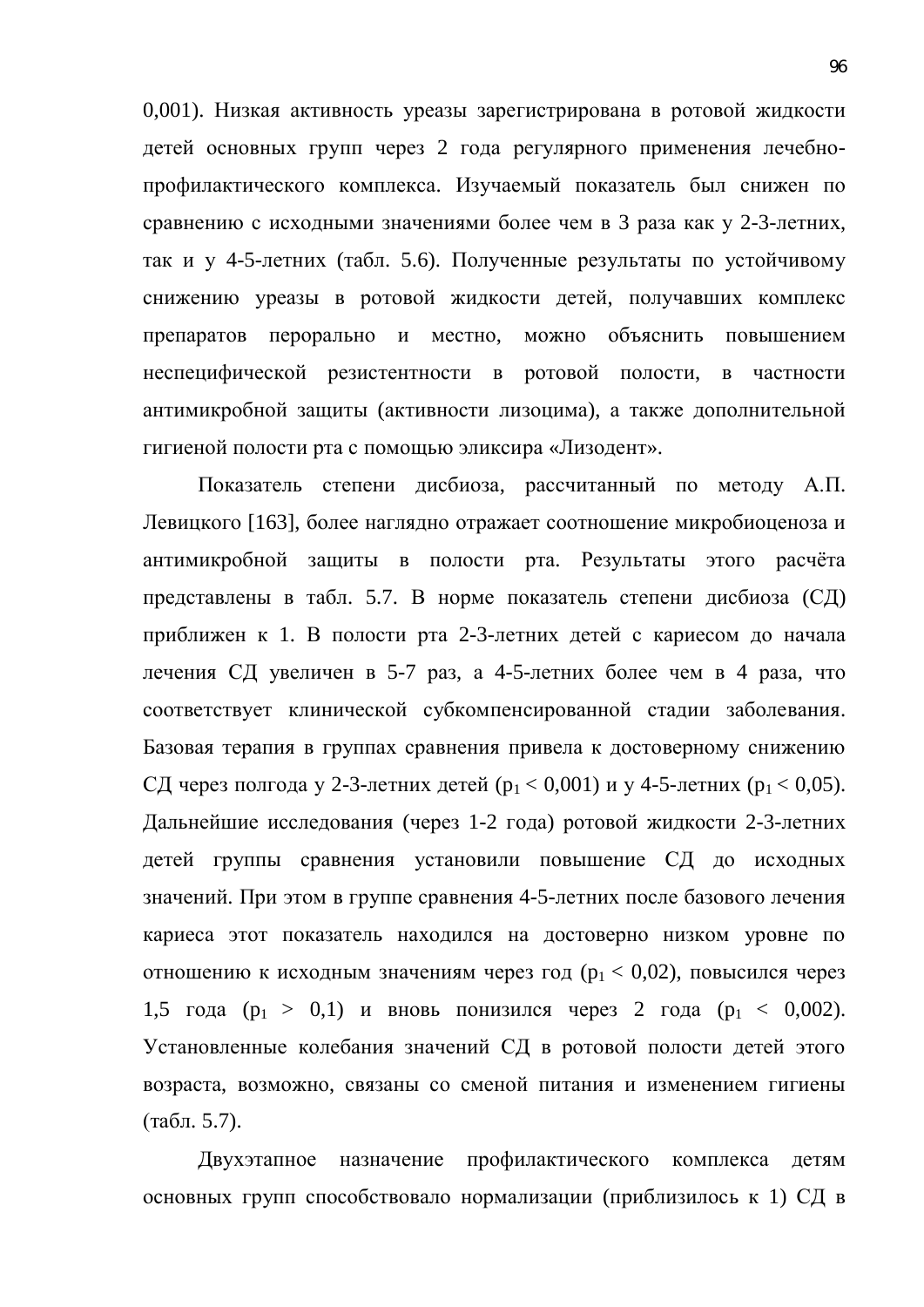0,001). Низкая активность уреазы зарегистрирована в ротовой жидкости детей основных групп через 2 года регулярного применения лечебно-профилактического комплекса. Изучаемый показатель был снижен по сравнению с исходными значениями более чем в 3 раза как у 2-3-летних, так и у 4-5-летних (табл. 5.6). Полученные результаты по устойчивому снижению уреазы в ротовой жидкости детей, получавших комплекс препаратов перорально и местно, можно объяснить повышением неспецифической резистентности в ротовой полости, в частности антимикробной защиты (активности лизоцима), а также дополнительной гигиеной полости рта с помощью эликсира «Лизодент».

Показатель степени дисбиоза, рассчитанный по методу А.П. Левицкого [163], более наглядно отражает соотношение микробиоценоза и антимикробной защиты в полости рта. Результаты этого расчёта представлены в табл. 5.7. В норме показатель степени дисбиоза (СД) приближен к 1. В полости рта 2-3-летних детей с кариесом до начала лечения СД увеличен в 5-7 раз, а 4-5-летних более чем в 4 раза, что соответствует клинической субкомпенсированной стадии заболевания. Базовая терапия в группах сравнения привела к достоверному снижению СД через полгода у 2-3-летних детей ($p_1 < 0,001$) и у 4-5-летних ($p_1 < 0,05$). Дальнейшие исследования (через 1-2 года) ротовой жидкости 2-3-летних детей группы сравнения установили повышение СД до исходных значений. При этом в группе сравнения 4-5-летних после базового лечения кариеса этот показатель находился на достоверно низком уровне по отношению к исходным значениям через год ($p_1 < 0,02$), повысился через 1,5 года ($p_1 > 0,1$) и вновь понизился через 2 года ($p_1 < 0,002$). Установленные колебания значений СД в ротовой полости детей этого возраста, возможно, связаны со сменой питания и изменением гигиены (табл. 5.7).

Двухэтапное назначение профилактического комплекса детям основных групп способствовало нормализации (приблизилось к 1) СД в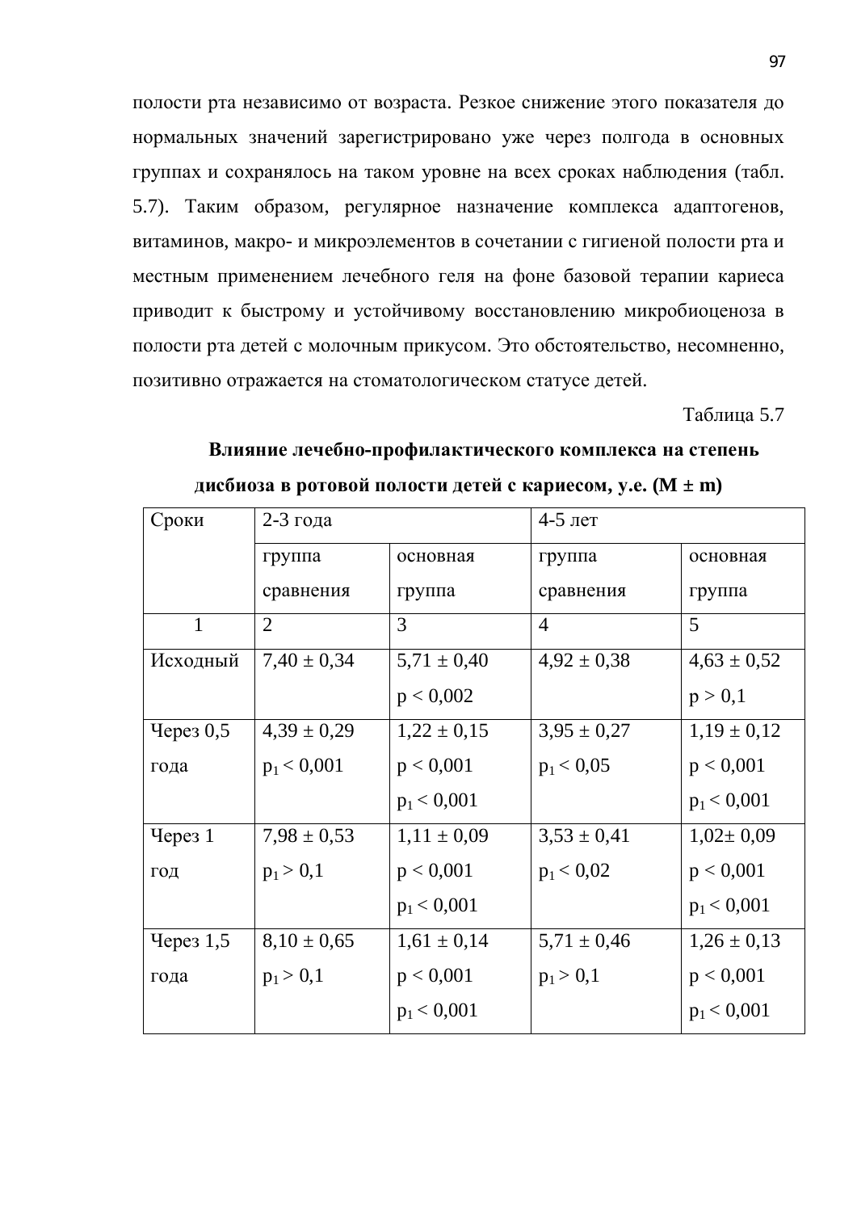полости рта независимо от возраста. Резкое снижение этого показателя до нормальных значений зарегистрировано уже через полгода в основных группах и сохранялось на таком уровне на всех сроках наблюдения (табл. 5.7). Таким образом, регулярное назначение комплекса адаптогенов, витаминов, макро- и микроэлементов в сочетании с гигиеной полости рта и местным применением лечебного геля на фоне базовой терапии кариеса приводит к быстрому и устойчивому восстановлению микробиоценоза в полости рта детей с молочным прикусом. Это обстоятельство, несомненно, позитивно отражается на стоматологическом статусе детей.

Таблица 5.7

**Влияние лечебно-профилактического комплекса на степень дисбиоза в ротовой полости детей с кариесом, у.е. (M ± m)**

| Сроки | 2-3 года | | 4-5 лет | |
|---|---|---|---|---|
| | группа сравнения | основная группа | группа сравнения | основная группа |
| 1 | 2 | 3 | 4 | 5 |
| Исходный | 7,40 ± 0,34 | 5,71 ± 0,40<br>$p < 0,002$ | 4,92 ± 0,38 | 4,63 ± 0,52<br>$p > 0,1$ |
| Через 0,5 года | 4,39 ± 0,29<br>$p_1 < 0,001$ | 1,22 ± 0,15<br>$p < 0,001$<br>$p_1 < 0,001$ | 3,95 ± 0,27<br>$p_1 < 0,05$ | 1,19 ± 0,12<br>$p < 0,001$<br>$p_1 < 0,001$ |
| Через 1 год | 7,98 ± 0,53<br>$p_1 > 0,1$ | 1,11 ± 0,09<br>$p < 0,001$<br>$p_1 < 0,001$ | 3,53 ± 0,41<br>$p_1 < 0,02$ | 1,02± 0,09<br>$p < 0,001$<br>$p_1 < 0,001$ |
| Через 1,5 года | 8,10 ± 0,65<br>$p_1 > 0,1$ | 1,61 ± 0,14<br>$p < 0,001$<br>$p_1 < 0,001$ | 5,71 ± 0,46<br>$p_1 > 0,1$ | 1,26 ± 0,13<br>$p < 0,001$<br>$p_1 < 0,001$ |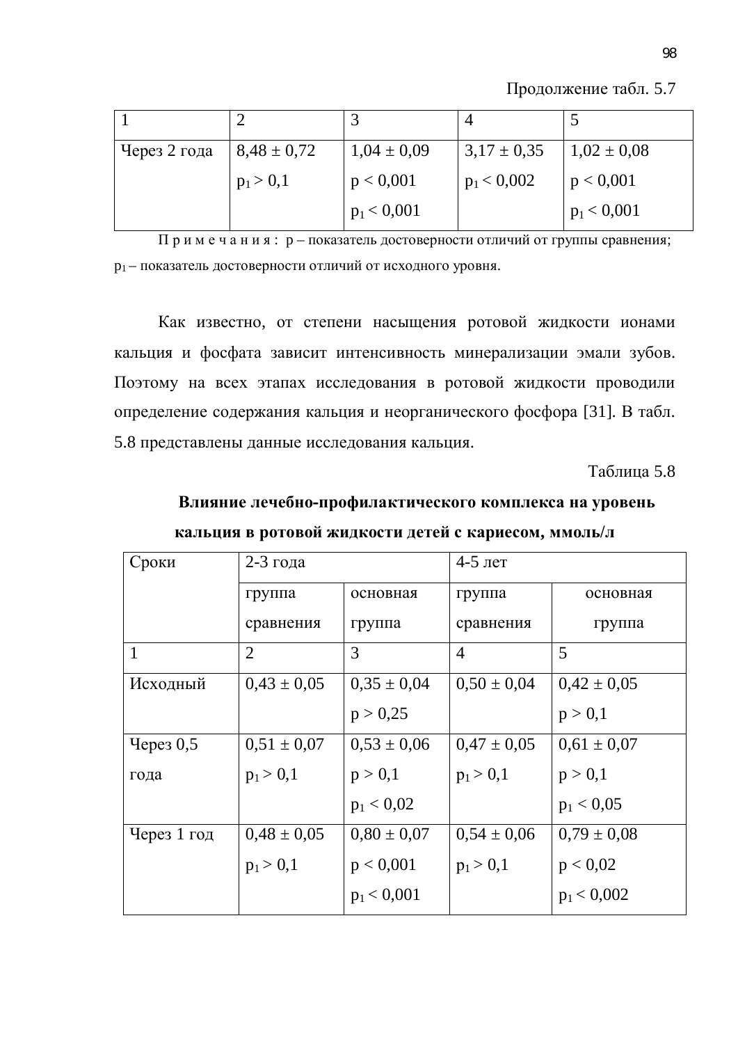Продолжение табл. 5.7

| 1 | 2 | 3 | 4 | 5 |
|---|---|---|---|---|
| Через 2 года | 8,48 ± 0,72<br>$p_1 > 0,1$ | 1,04 ± 0,09<br>$p < 0,001$<br>$p_1 < 0,001$ | 3,17 ± 0,35<br>$p_1 < 0,002$ | 1,02 ± 0,08<br>$p < 0,001$<br>$p_1 < 0,001$ |

П р и м е ч а н и я : p – показатель достоверности отличий от группы сравнения; $p_1$ – показатель достоверности отличий от исходного уровня.

Как известно, от степени насыщения ротовой жидкости ионами кальция и фосфата зависит интенсивность минерализации эмали зубов. Поэтому на всех этапах исследования в ротовой жидкости проводили определение содержания кальция и неорганического фосфора [31]. В табл. 5.8 представлены данные исследования кальция.

Таблица 5.8

**Влияние лечебно-профилактического комплекса на уровень кальция в ротовой жидкости детей с кариесом, ммоль/л**

| Сроки | 2-3 года | | 4-5 лет | |
|---|---|---|---|---|
| | группа сравнения | основная группа | группа сравнения | основная группа |
| 1 | 2 | 3 | 4 | 5 |
| Исходный | 0,43 ± 0,05 | 0,35 ± 0,04<br>$p > 0,25$ | 0,50 ± 0,04 | 0,42 ± 0,05<br>$p > 0,1$ |
| Через 0,5 года | 0,51 ± 0,07<br>$p_1 > 0,1$ | 0,53 ± 0,06<br>$p > 0,1$<br>$p_1 < 0,02$ | 0,47 ± 0,05<br>$p_1 > 0,1$ | 0,61 ± 0,07<br>$p > 0,1$<br>$p_1 < 0,05$ |
| Через 1 год | 0,48 ± 0,05<br>$p_1 > 0,1$ | 0,80 ± 0,07<br>$p < 0,001$<br>$p_1 < 0,001$ | 0,54 ± 0,06<br>$p_1 > 0,1$ | 0,79 ± 0,08<br>$p < 0,02$<br>$p_1 < 0,002$ |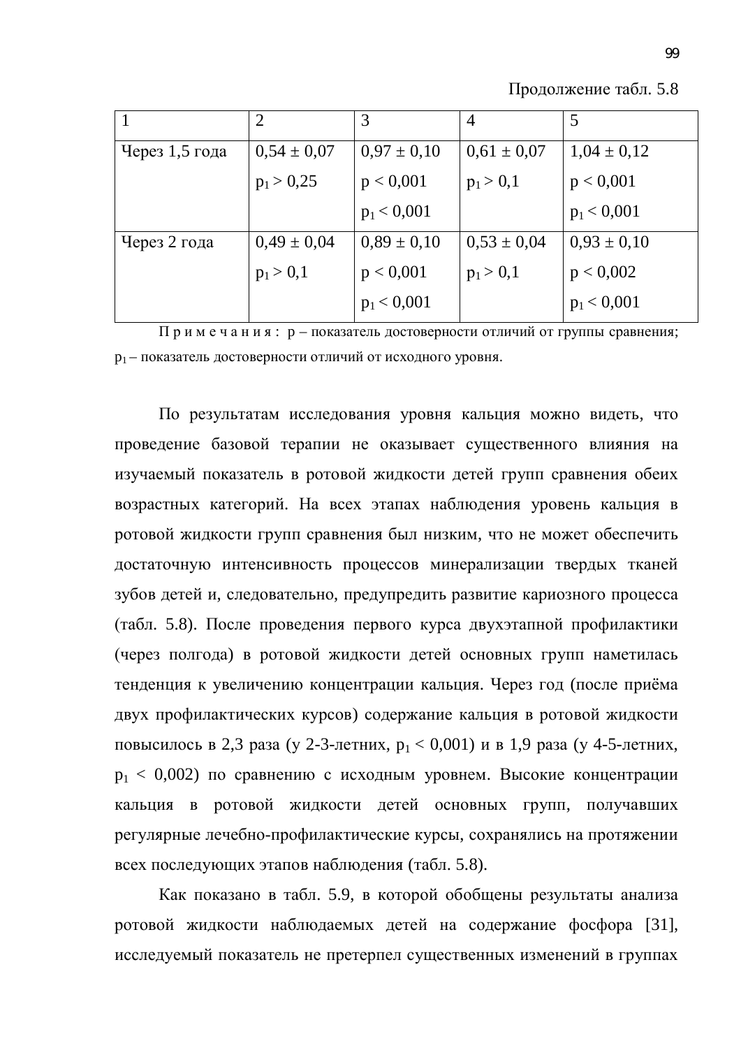Продолжение табл. 5.8

| 1 | 2 | 3 | 4 | 5 |
|---|---|---|---|---|
| Через 1,5 года | 0,54 ± 0,07<br>$p_1 > 0,25$ | 0,97 ± 0,10<br>$p < 0,001$<br>$p_1 < 0,001$ | 0,61 ± 0,07<br>$p_1 > 0,1$ | 1,04 ± 0,12<br>$p < 0,001$<br>$p_1 < 0,001$ |
| Через 2 года | 0,49 ± 0,04<br>$p_1 > 0,1$ | 0,89 ± 0,10<br>$p < 0,001$<br>$p_1 < 0,001$ | 0,53 ± 0,04<br>$p_1 > 0,1$ | 0,93 ± 0,10<br>$p < 0,002$<br>$p_1 < 0,001$ |

Примечания: p – показатель достоверности отличий от группы сравнения; $p_1$ – показатель достоверности отличий от исходного уровня.

По результатам исследования уровня кальция можно видеть, что проведение базовой терапии не оказывает существенного влияния на изучаемый показатель в ротовой жидкости детей групп сравнения обеих возрастных категорий. На всех этапах наблюдения уровень кальция в ротовой жидкости групп сравнения был низким, что не может обеспечить достаточную интенсивность процессов минерализации твердых тканей зубов детей и, следовательно, предупредить развитие кариозного процесса (табл. 5.8). После проведения первого курса двухэтапной профилактики (через полгода) в ротовой жидкости детей основных групп наметилась тенденция к увеличению концентрации кальция. Через год (после приёма двух профилактических курсов) содержание кальция в ротовой жидкости повысилось в 2,3 раза (у 2-3-летних, $p_1 < 0,001$) и в 1,9 раза (у 4-5-летних, $p_1 < 0,002$) по сравнению с исходным уровнем. Высокие концентрации кальция в ротовой жидкости детей основных групп, получавших регулярные лечебно-профилактические курсы, сохранялись на протяжении всех последующих этапов наблюдения (табл. 5.8).

Как показано в табл. 5.9, в которой обобщены результаты анализа ротовой жидкости наблюдаемых детей на содержание фосфора [31], исследуемый показатель не претерпел существенных изменений в группах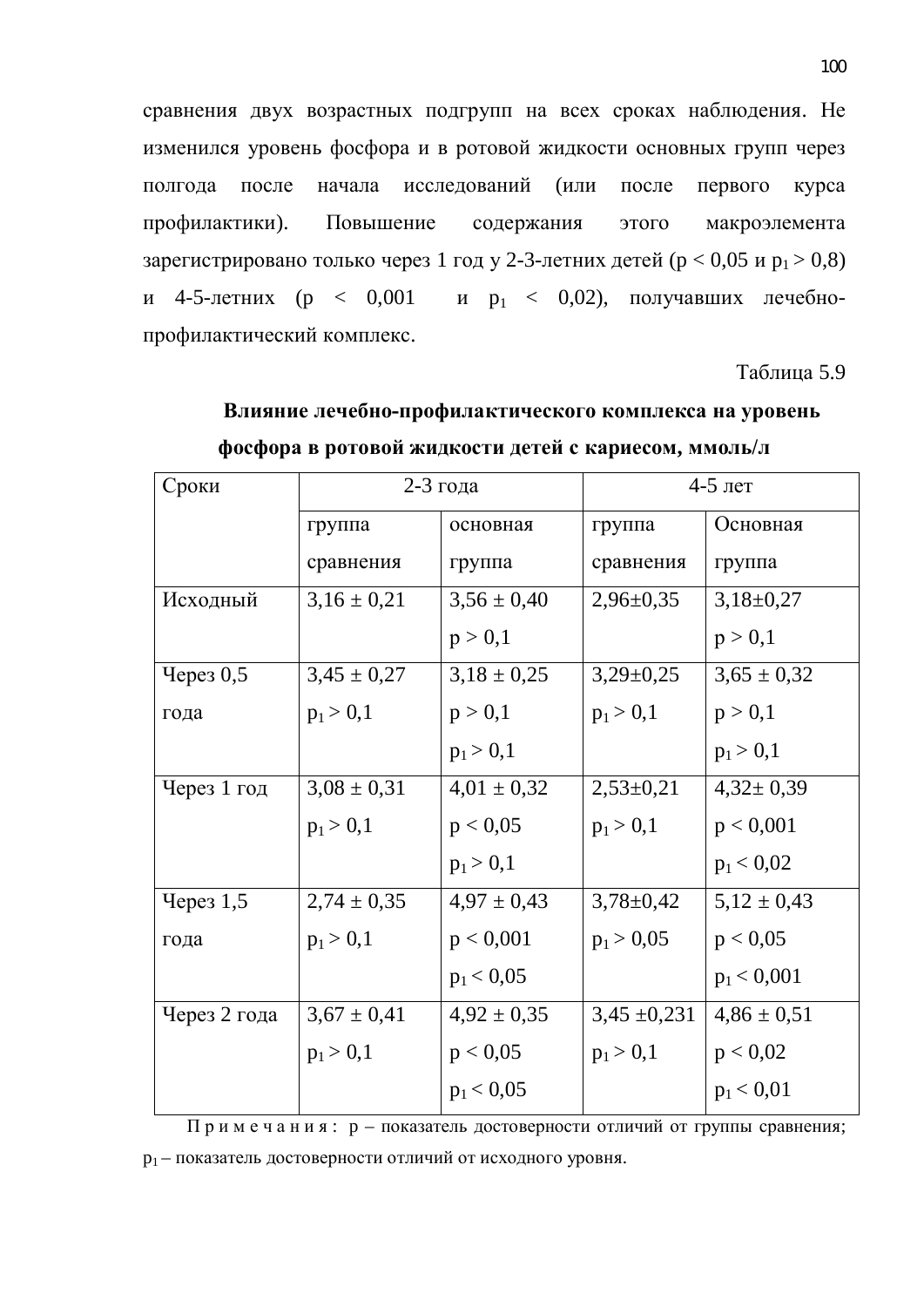сравнения двух возрастных подгрупп на всех сроках наблюдения. Не изменился уровень фосфора и в ротовой жидкости основных групп через полгода после начала исследований (или после первого курса профилактики). Повышение содержания этого макроэлемента зарегистрировано только через 1 год у 2-3-летних детей ($p < 0{,}05$ и $p_1 > 0{,}8$) и 4-5-летних ($p < 0{,}001$ и $p_1 < 0{,}02$), получавших лечебно-профилактический комплекс.

Таблица 5.9

**Влияние лечебно-профилактического комплекса на уровень фосфора в ротовой жидкости детей с кариесом, ммоль/л**

| Сроки | 2-3 года | | 4-5 лет | |
|---|---|---|---|---|
| | группа сравнения | основная группа | группа сравнения | Основная группа |
| Исходный | $3{,}16 \pm 0{,}21$ | $3{,}56 \pm 0{,}40$<br>$p > 0{,}1$ | $2{,}96 \pm 0{,}35$ | $3{,}18 \pm 0{,}27$<br>$p > 0{,}1$ |
| Через 0,5 года | $3{,}45 \pm 0{,}27$<br>$p_1 > 0{,}1$ | $3{,}18 \pm 0{,}25$<br>$p > 0{,}1$<br>$p_1 > 0{,}1$ | $3{,}29 \pm 0{,}25$<br>$p_1 > 0{,}1$ | $3{,}65 \pm 0{,}32$<br>$p > 0{,}1$<br>$p_1 > 0{,}1$ |
| Через 1 год | $3{,}08 \pm 0{,}31$<br>$p_1 > 0{,}1$ | $4{,}01 \pm 0{,}32$<br>$p < 0{,}05$<br>$p_1 > 0{,}1$ | $2{,}53 \pm 0{,}21$<br>$p_1 > 0{,}1$ | $4{,}32 \pm 0{,}39$<br>$p < 0{,}001$<br>$p_1 < 0{,}02$ |
| Через 1,5 года | $2{,}74 \pm 0{,}35$<br>$p_1 > 0{,}1$ | $4{,}97 \pm 0{,}43$<br>$p < 0{,}001$<br>$p_1 < 0{,}05$ | $3{,}78 \pm 0{,}42$<br>$p_1 > 0{,}05$ | $5{,}12 \pm 0{,}43$<br>$p < 0{,}05$<br>$p_1 < 0{,}001$ |
| Через 2 года | $3{,}67 \pm 0{,}41$<br>$p_1 > 0{,}1$ | $4{,}92 \pm 0{,}35$<br>$p < 0{,}05$<br>$p_1 < 0{,}05$ | $3{,}45 \pm 0{,}231$<br>$p_1 > 0{,}1$ | $4{,}86 \pm 0{,}51$<br>$p < 0{,}02$<br>$p_1 < 0{,}01$ |

П р и м е ч а н и я : p – показатель достоверности отличий от группы сравнения; $p_1$ – показатель достоверности отличий от исходного уровня.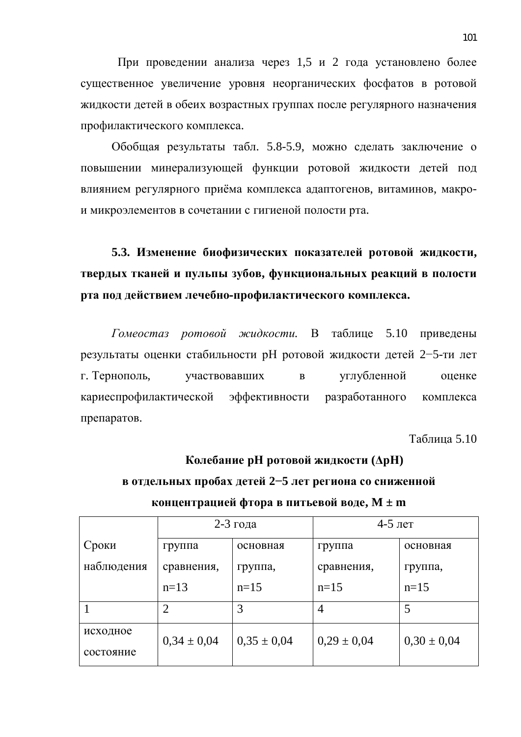При проведении анализа через 1,5 и 2 года установлено более существенное увеличение уровня неорганических фосфатов в ротовой жидкости детей в обеих возрастных группах после регулярного назначения профилактического комплекса.

Обобщая результаты табл. 5.8-5.9, можно сделать заключение о повышении минерализующей функции ротовой жидкости детей под влиянием регулярного приёма комплекса адаптогенов, витаминов, макро- и микроэлементов в сочетании с гигиеной полости рта.

### 5.3. Изменение биофизических показателей ротовой жидкости, твердых тканей и пульпы зубов, функциональных реакций в полости рта под действием лечебно-профилактического комплекса.

*Гомеостаз ротовой жидкости.* В таблице 5.10 приведены результаты оценки стабильности pH ротовой жидкости детей 2−5-ти лет г. Тернополь, участвовавших в углубленной оценке кариеспрофилактической эффективности разработанного комплекса препаратов.

Таблица 5.10

**Колебание pH ротовой жидкости (ΔpH) в отдельных пробах детей 2−5 лет региона со сниженной концентрацией фтора в питьевой воде, M ± m**

| Сроки наблюдения | 2-3 года | | 4-5 лет | |
|---|---|---|---|---|
| | группа сравнения, n=13 | основная группа, n=15 | группа сравнения, n=15 | основная группа, n=15 |
| 1 | 2 | 3 | 4 | 5 |
| исходное состояние | 0,34 ± 0,04 | 0,35 ± 0,04 | 0,29 ± 0,04 | 0,30 ± 0,04 |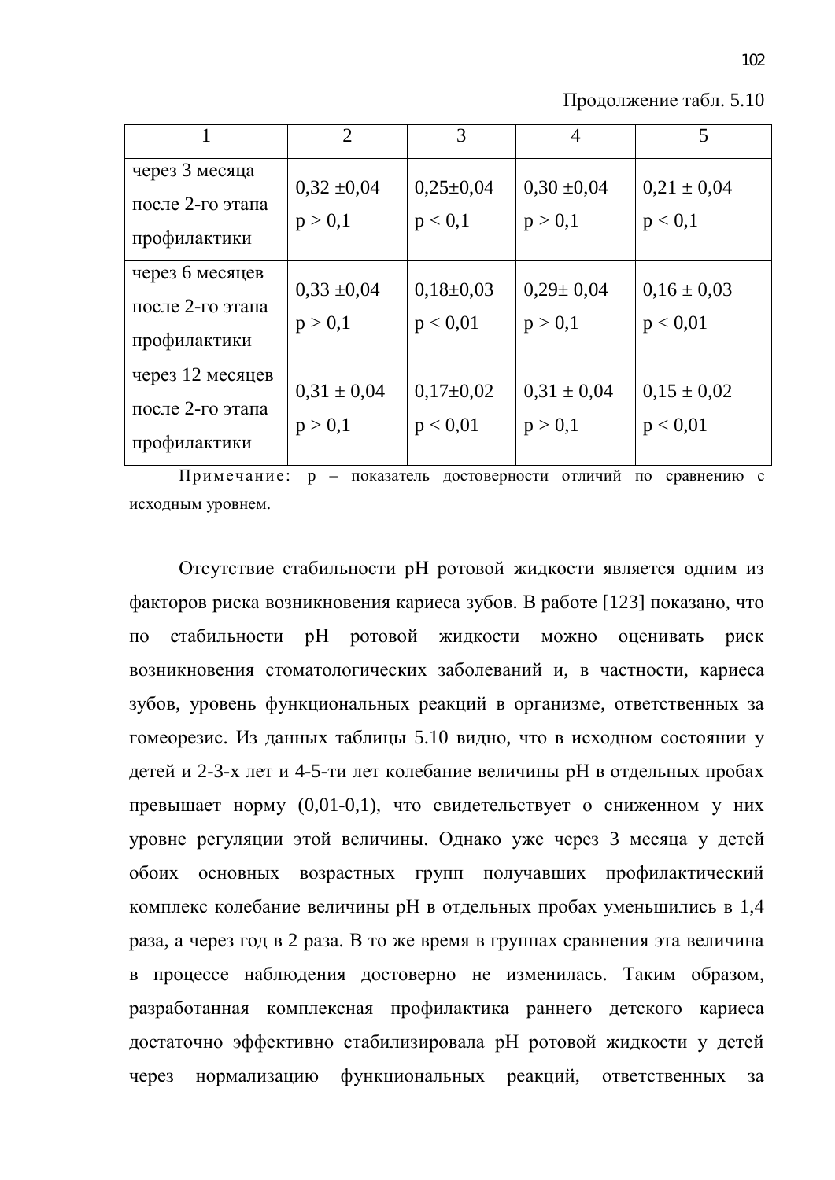Продолжение табл. 5.10

| 1 | 2 | 3 | 4 | 5 |
|---|---|---|---|---|
| через 3 месяца после 2-го этапа профилактики | 0,32 ±0,04 $p > 0{,}1$ | 0,25±0,04 $p < 0{,}1$ | 0,30 ±0,04 $p > 0{,}1$ | 0,21 ± 0,04 $p < 0{,}1$ |
| через 6 месяцев после 2-го этапа профилактики | 0,33 ±0,04 $p > 0{,}1$ | 0,18±0,03 $p < 0{,}01$ | 0,29± 0,04 $p > 0{,}1$ | 0,16 ± 0,03 $p < 0{,}01$ |
| через 12 месяцев после 2-го этапа профилактики | 0,31 ± 0,04 $p > 0{,}1$ | 0,17±0,02 $p < 0{,}01$ | 0,31 ± 0,04 $p > 0{,}1$ | 0,15 ± 0,02 $p < 0{,}01$ |

Примечание: p – показатель достоверности отличий по сравнению с исходным уровнем.

Отсутствие стабильности pH ротовой жидкости является одним из факторов риска возникновения кариеса зубов. В работе [123] показано, что по стабильности pH ротовой жидкости можно оценивать риск возникновения стоматологических заболеваний и, в частности, кариеса зубов, уровень функциональных реакций в организме, ответственных за гомеорезис. Из данных таблицы 5.10 видно, что в исходном состоянии у детей и 2-3-х лет и 4-5-ти лет колебание величины pH в отдельных пробах превышает норму (0,01-0,1), что свидетельствует о сниженном у них уровне регуляции этой величины. Однако уже через 3 месяца у детей обоих основных возрастных групп получавших профилактический комплекс колебание величины pH в отдельных пробах уменьшились в 1,4 раза, а через год в 2 раза. В то же время в группах сравнения эта величина в процессе наблюдения достоверно не изменилась. Таким образом, разработанная комплексная профилактика раннего детского кариеса достаточно эффективно стабилизировала pH ротовой жидкости у детей через нормализацию функциональных реакций, ответственных за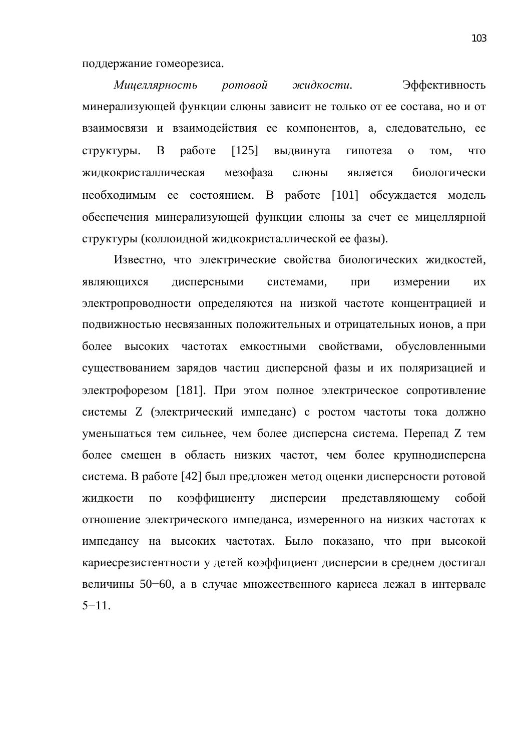поддержание гомеорезиса.

*Мицеллярность ротовой жидкости.* Эффективность минерализующей функции слюны зависит не только от ее состава, но и от взаимосвязи и взаимодействия ее компонентов, а, следовательно, ее структуры. В работе [125] выдвинута гипотеза о том, что жидкокристаллическая мезофаза слюны является биологически необходимым ее состоянием. В работе [101] обсуждается модель обеспечения минерализующей функции слюны за счет ее мицеллярной структуры (коллоидной жидкокристаллической ее фазы).

Известно, что электрические свойства биологических жидкостей, являющихся дисперсными системами, при измерении их электропроводности определяются на низкой частоте концентрацией и подвижностью несвязанных положительных и отрицательных ионов, а при более высоких частотах емкостными свойствами, обусловленными существованием зарядов частиц дисперсной фазы и их поляризацией и электрофорезом [181]. При этом полное электрическое сопротивление системы Z (электрический импеданс) с ростом частоты тока должно уменьшаться тем сильнее, чем более дисперсна система. Перепад Z тем более смещен в область низких частот, чем более крупнодисперсна система. В работе [42] был предложен метод оценки дисперсности ротовой жидкости по коэффициенту дисперсии представляющему собой отношение электрического импеданса, измеренного на низких частотах к импедансу на высоких частотах. Было показано, что при высокой кариесрезистентности у детей коэффициент дисперсии в среднем достигал величины 50–60, а в случае множественного кариеса лежал в интервале 5–11.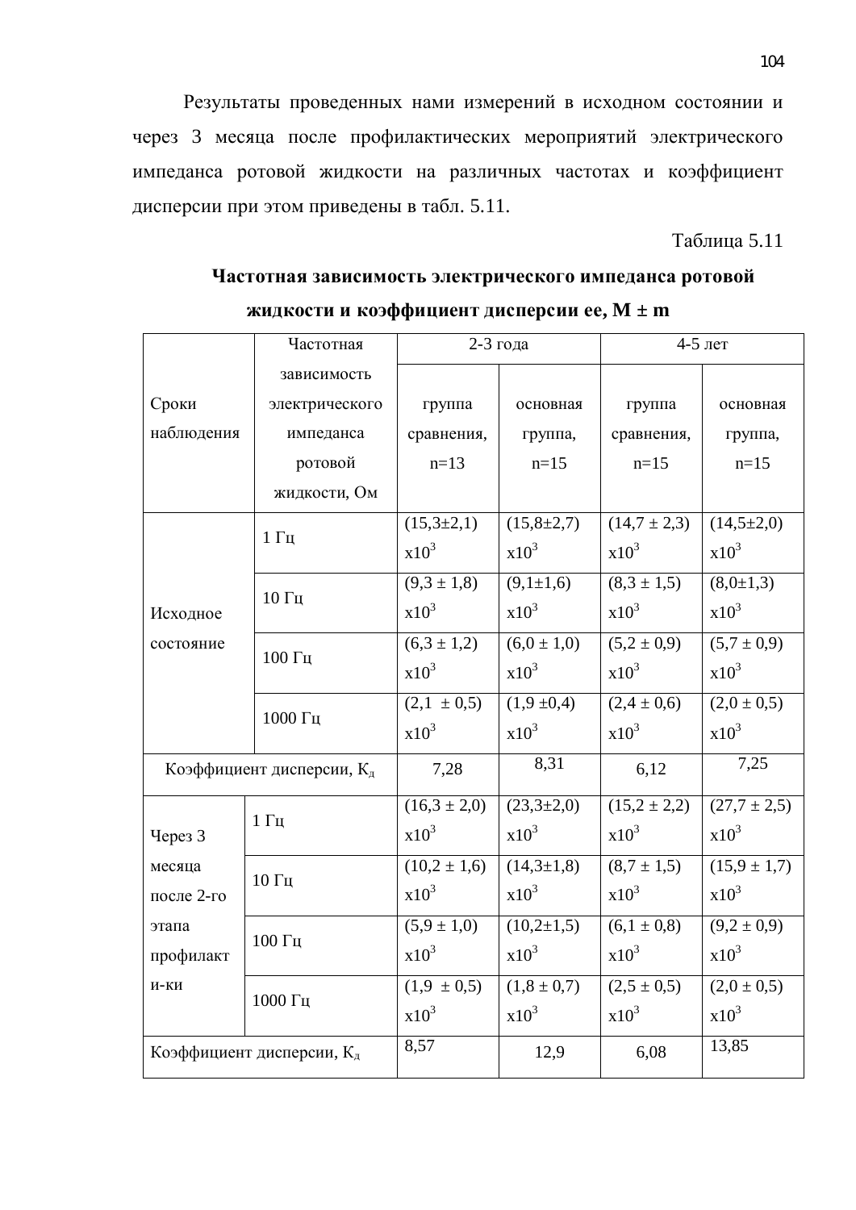Результаты проведенных нами измерений в исходном состоянии и через 3 месяца после профилактических мероприятий электрического импеданса ротовой жидкости на различных частотах и коэффициент дисперсии при этом приведены в табл. 5.11.

Таблица 5.11

**Частотная зависимость электрического импеданса ротовой жидкости и коэффициент дисперсии ее, M ± m**

| Сроки наблюдения | Частотная зависимость электрического импеданса ротовой жидкости, Ом | 2-3 года | | 4-5 лет | |
|---|---|---|---|---|---|
| | | группа сравнения, n=13 | основная группа, n=15 | группа сравнения, n=15 | основная группа, n=15 |
| Исходное состояние | 1 Гц | $(15,3 \pm 2,1) \times 10^3$ | $(15,8 \pm 2,7) \times 10^3$ | $(14,7 \pm 2,3) \times 10^3$ | $(14,5 \pm 2,0) \times 10^3$ |
| | 10 Гц | $(9,3 \pm 1,8) \times 10^3$ | $(9,1 \pm 1,6) \times 10^3$ | $(8,3 \pm 1,5) \times 10^3$ | $(8,0 \pm 1,3) \times 10^3$ |
| | 100 Гц | $(6,3 \pm 1,2) \times 10^3$ | $(6,0 \pm 1,0) \times 10^3$ | $(5,2 \pm 0,9) \times 10^3$ | $(5,7 \pm 0,9) \times 10^3$ |
| | 1000 Гц | $(2,1 \pm 0,5) \times 10^3$ | $(1,9 \pm 0,4) \times 10^3$ | $(2,4 \pm 0,6) \times 10^3$ | $(2,0 \pm 0,5) \times 10^3$ |
| Коэффициент дисперсии, $К_д$ | | 7,28 | 8,31 | 6,12 | 7,25 |
| Через 3 месяца после 2-го этапа профилакт и-ки | 1 Гц | $(16,3 \pm 2,0) \times 10^3$ | $(23,3 \pm 2,0) \times 10^3$ | $(15,2 \pm 2,2) \times 10^3$ | $(27,7 \pm 2,5) \times 10^3$ |
| | 10 Гц | $(10,2 \pm 1,6) \times 10^3$ | $(14,3 \pm 1,8) \times 10^3$ | $(8,7 \pm 1,5) \times 10^3$ | $(15,9 \pm 1,7) \times 10^3$ |
| | 100 Гц | $(5,9 \pm 1,0) \times 10^3$ | $(10,2 \pm 1,5) \times 10^3$ | $(6,1 \pm 0,8) \times 10^3$ | $(9,2 \pm 0,9) \times 10^3$ |
| | 1000 Гц | $(1,9 \pm 0,5) \times 10^3$ | $(1,8 \pm 0,7) \times 10^3$ | $(2,5 \pm 0,5) \times 10^3$ | $(2,0 \pm 0,5) \times 10^3$ |
| Коэффициент дисперсии, $К_д$ | | 8,57 | 12,9 | 6,08 | 13,85 |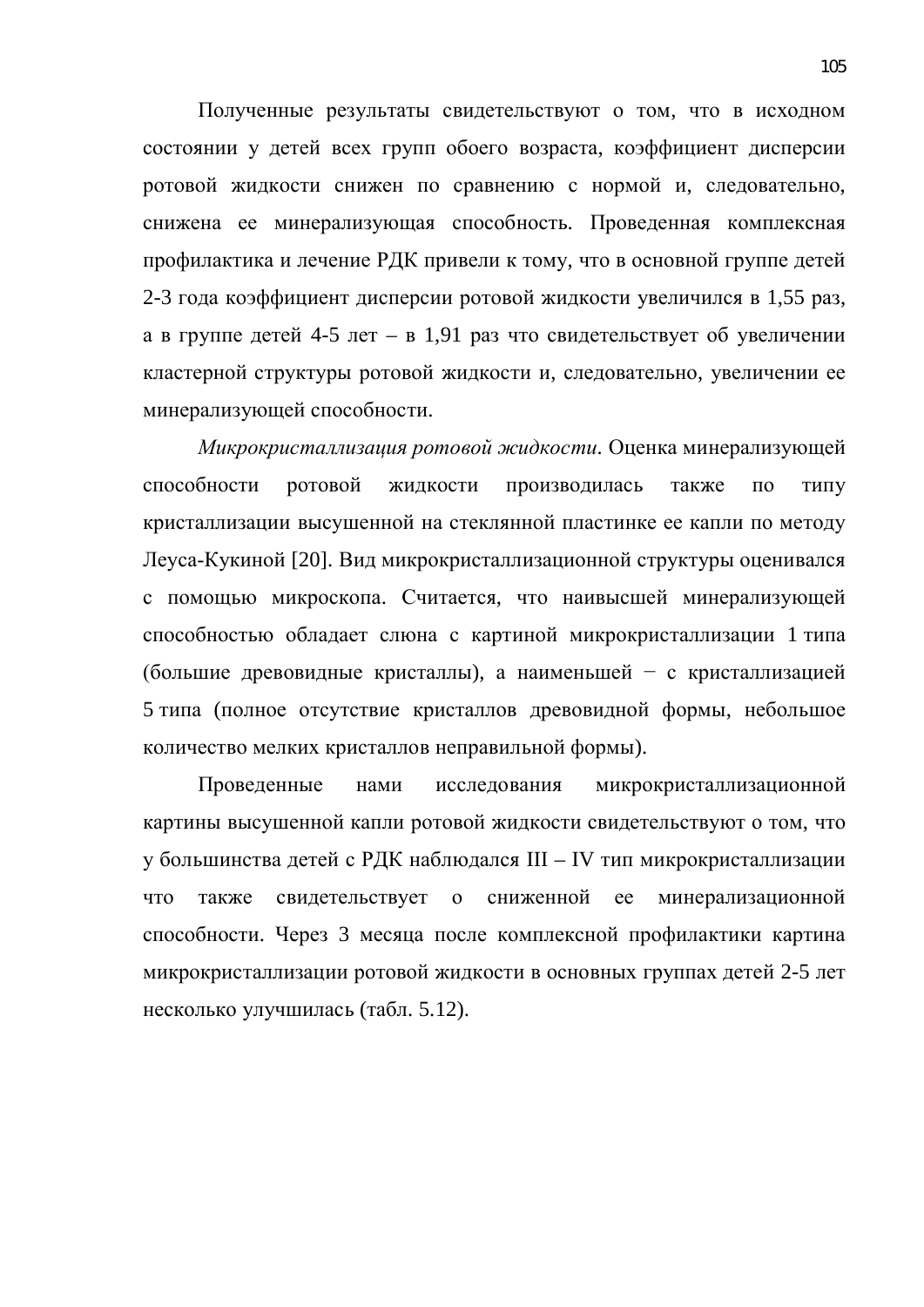Полученные результаты свидетельствуют о том, что в исходном состоянии у детей всех групп обоего возраста, коэффициент дисперсии ротовой жидкости снижен по сравнению с нормой и, следовательно, снижена ее минерализующая способность. Проведенная комплексная профилактика и лечение РДК привели к тому, что в основной группе детей 2-3 года коэффициент дисперсии ротовой жидкости увеличился в 1,55 раз, а в группе детей 4-5 лет – в 1,91 раз что свидетельствует об увеличении кластерной структуры ротовой жидкости и, следовательно, увеличении ее минерализующей способности.

*Микрокристаллизация ротовой жидкости.* Оценка минерализующей способности ротовой жидкости производилась также по типу кристаллизации высушенной на стеклянной пластинке ее капли по методу Леуса-Кукиной [20]. Вид микрокристаллизационной структуры оценивался с помощью микроскопа. Считается, что наивысшей минерализующей способностью обладает слюна с картиной микрокристаллизации 1 типа (большие древовидные кристаллы), а наименьшей − с кристаллизацией 5 типа (полное отсутствие кристаллов древовидной формы, небольшое количество мелких кристаллов неправильной формы).

Проведенные нами исследования микрокристаллизационной картины высушенной капли ротовой жидкости свидетельствуют о том, что у большинства детей с РДК наблюдался III – IV тип микрокристаллизации что также свидетельствует о сниженной ее минерализационной способности. Через 3 месяца после комплексной профилактики картина микрокристаллизации ротовой жидкости в основных группах детей 2-5 лет несколько улучшилась (табл. 5.12).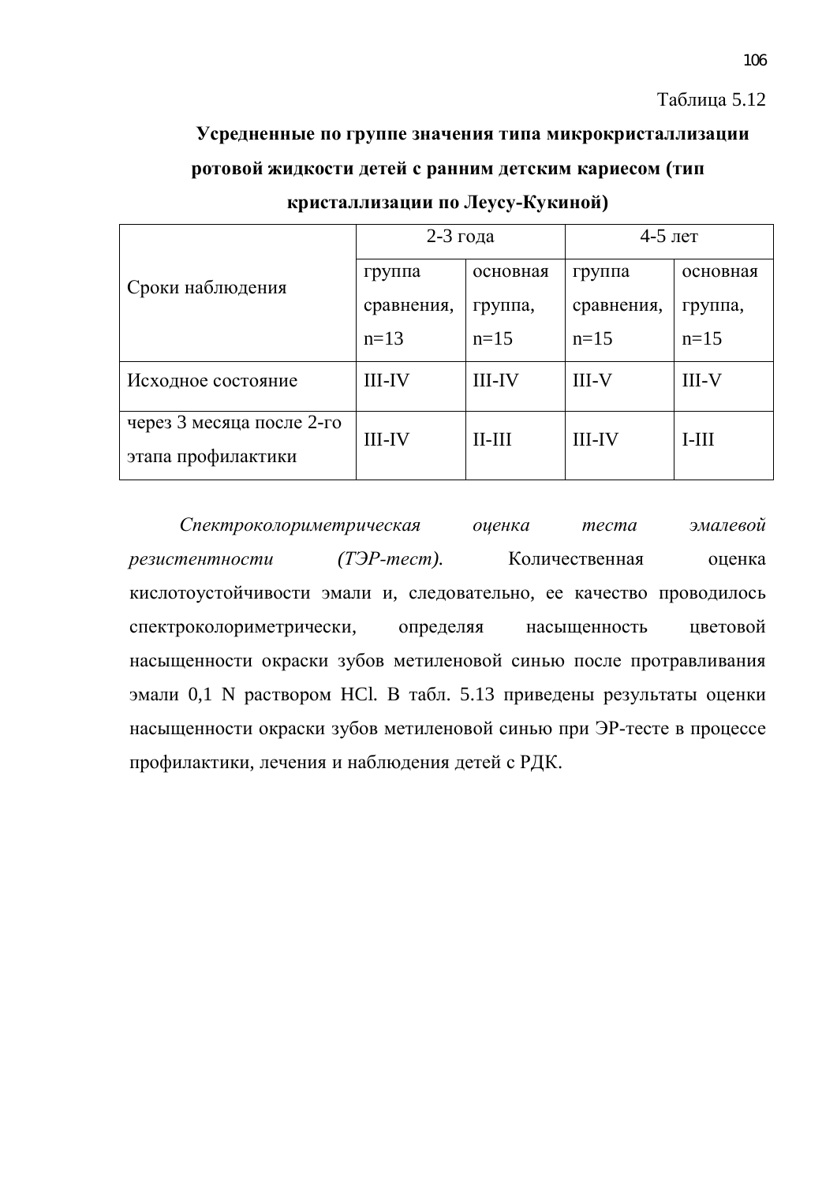Таблица 5.12

**Усредненные по группе значения типа микрокристаллизации ротовой жидкости детей с ранним детским кариесом (тип кристаллизации по Леусу-Кукиной)**

| Сроки наблюдения | 2-3 года | | 4-5 лет | |
|---|---|---|---|---|
| | группа сравнения, n=13 | основная группа, n=15 | группа сравнения, n=15 | основная группа, n=15 |
| Исходное состояние | III-IV | III-IV | III-V | III-V |
| через 3 месяца после 2-го этапа профилактики | III-IV | II-III | III-IV | I-III |

*Спектроколориметрическая оценка теста эмалевой резистентности (ТЭР-тест).* Количественная оценка кислотоустойчивости эмали и, следовательно, ее качество проводилось спектроколориметрически, определяя насыщенность цветовой насыщенности окраски зубов метиленовой синью после протравливания эмали 0,1 N раствором HCl. В табл. 5.13 приведены результаты оценки насыщенности окраски зубов метиленовой синью при ЭР-тесте в процессе профилактики, лечения и наблюдения детей с РДК.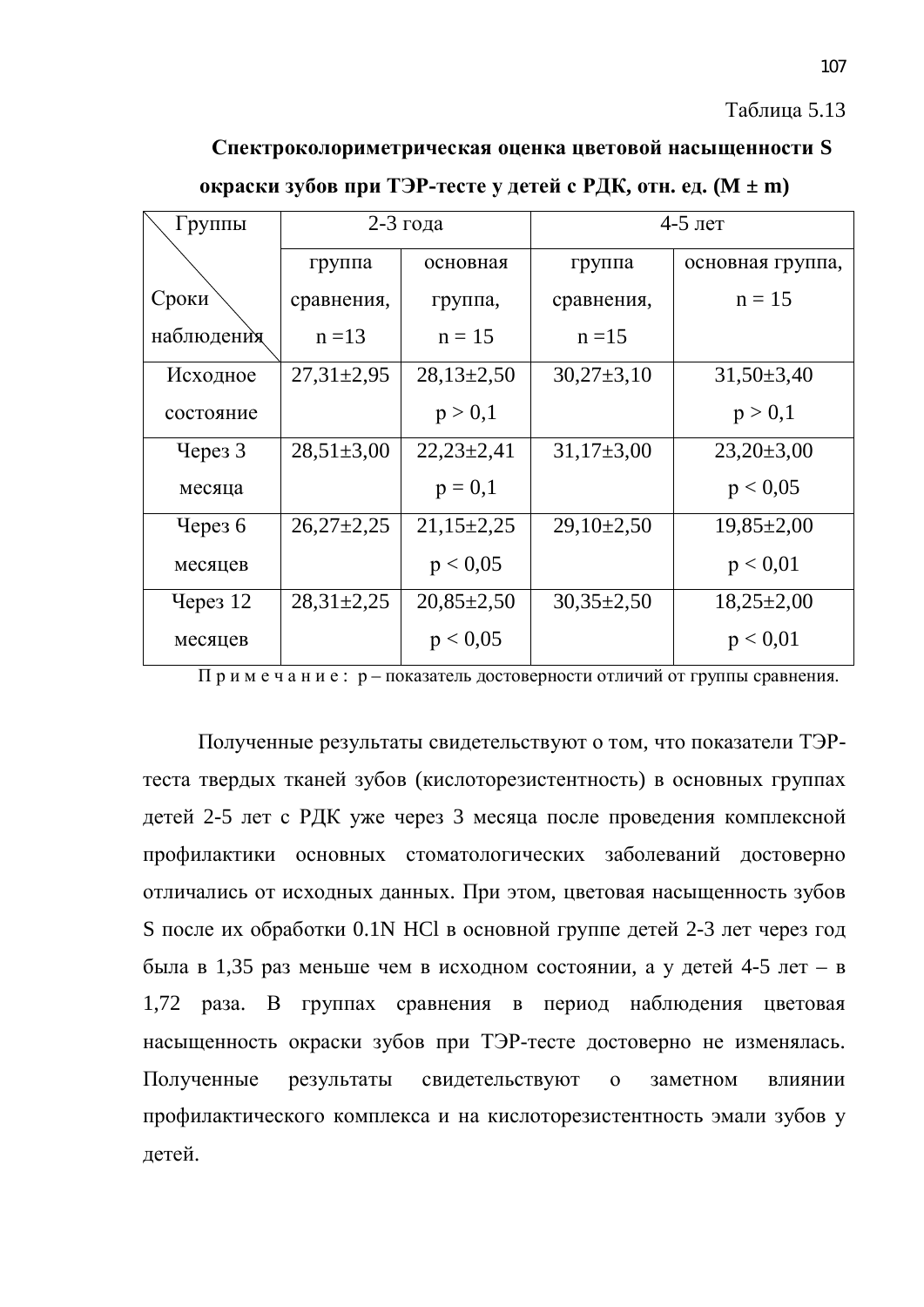Таблица 5.13

**Спектроколориметрическая оценка цветовой насыщенности S окраски зубов при ТЭР-тесте у детей с РДК, отн. ед. (M ± m)**

| Группы / Сроки наблюдения | 2-3 года | | 4-5 лет | |
|---|---|---|---|---|
| | группа сравнения, n =13 | основная группа, n = 15 | группа сравнения, n =15 | основная группа, n = 15 |
| Исходное состояние | 27,31±2,95 | 28,13±2,50 p > 0,1 | 30,27±3,10 | 31,50±3,40 p > 0,1 |
| Через 3 месяца | 28,51±3,00 | 22,23±2,41 p = 0,1 | 31,17±3,00 | 23,20±3,00 p < 0,05 |
| Через 6 месяцев | 26,27±2,25 | 21,15±2,25 p < 0,05 | 29,10±2,50 | 19,85±2,00 p < 0,01 |
| Через 12 месяцев | 28,31±2,25 | 20,85±2,50 p < 0,05 | 30,35±2,50 | 18,25±2,00 p < 0,01 |

П р и м е ч а н и е : p – показатель достоверности отличий от группы сравнения.

Полученные результаты свидетельствуют о том, что показатели ТЭР-теста твердых тканей зубов (кислоторезистентность) в основных группах детей 2-5 лет с РДК уже через 3 месяца после проведения комплексной профилактики основных стоматологических заболеваний достоверно отличались от исходных данных. При этом, цветовая насыщенность зубов S после их обработки 0.1N HCl в основной группе детей 2-3 лет через год была в 1,35 раз меньше чем в исходном состоянии, а у детей 4-5 лет – в 1,72 раза. В группах сравнения в период наблюдения цветовая насыщенность окраски зубов при ТЭР-тесте достоверно не изменялась. Полученные результаты свидетельствуют о заметном влиянии профилактического комплекса и на кислоторезистентность эмали зубов у детей.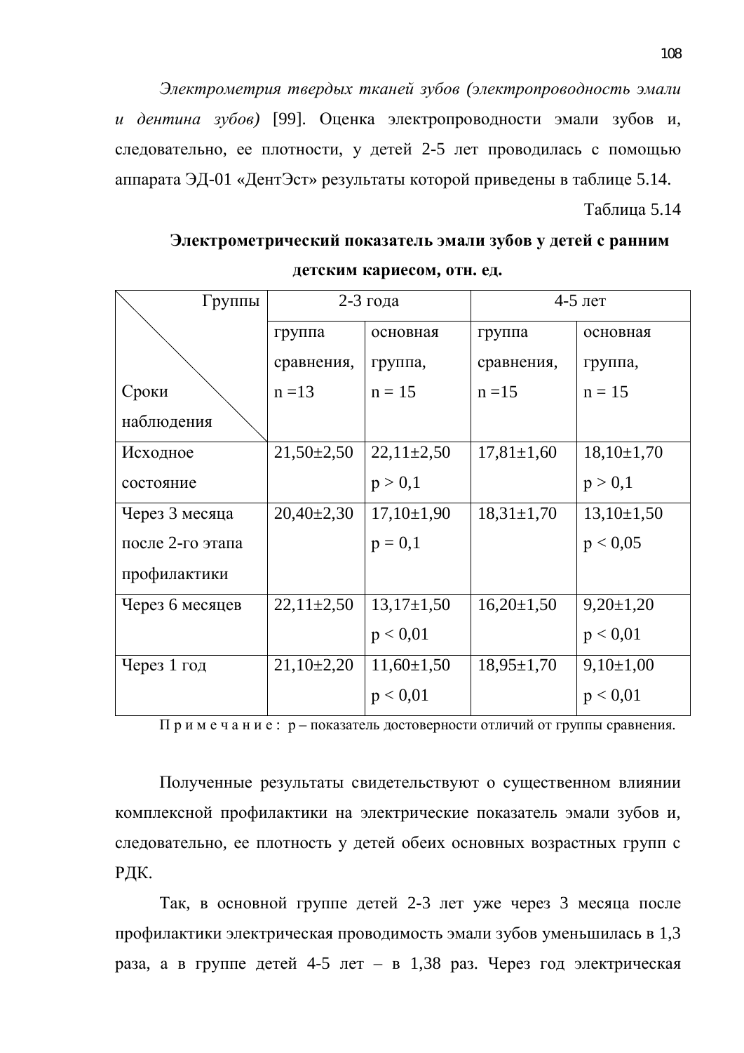*Электрометрия твердых тканей зубов (электропроводность эмали и дентина зубов)* [99]. Оценка электропроводности эмали зубов и, следовательно, ее плотности, у детей 2-5 лет проводилась с помощью аппарата ЭД-01 «ДентЭст» результаты которой приведены в таблице 5.14.

Таблица 5.14

**Электрометрический показатель эмали зубов у детей с ранним детским кариесом, отн. ед.**

| Группы / Сроки наблюдения | 2-3 года | | 4-5 лет | |
|---|---|---|---|---|
| | группа сравнения, n =13 | основная группа, n = 15 | группа сравнения, n =15 | основная группа, n = 15 |
| Исходное состояние | 21,50±2,50 | 22,11±2,50 $p > 0,1$ | 17,81±1,60 | 18,10±1,70 $p > 0,1$ |
| Через 3 месяца после 2-го этапа профилактики | 20,40±2,30 | 17,10±1,90 $p = 0,1$ | 18,31±1,70 | 13,10±1,50 $p < 0,05$ |
| Через 6 месяцев | 22,11±2,50 | 13,17±1,50 $p < 0,01$ | 16,20±1,50 | 9,20±1,20 $p < 0,01$ |
| Через 1 год | 21,10±2,20 | 11,60±1,50 $p < 0,01$ | 18,95±1,70 | 9,10±1,00 $p < 0,01$ |

П р и м е ч а н и е : р – показатель достоверности отличий от группы сравнения.

Полученные результаты свидетельствуют о существенном влиянии комплексной профилактики на электрические показатель эмали зубов и, следовательно, ее плотность у детей обеих основных возрастных групп с РДК.

Так, в основной группе детей 2-3 лет уже через 3 месяца после профилактики электрическая проводимость эмали зубов уменьшилась в 1,3 раза, а в группе детей 4-5 лет – в 1,38 раз. Через год электрическая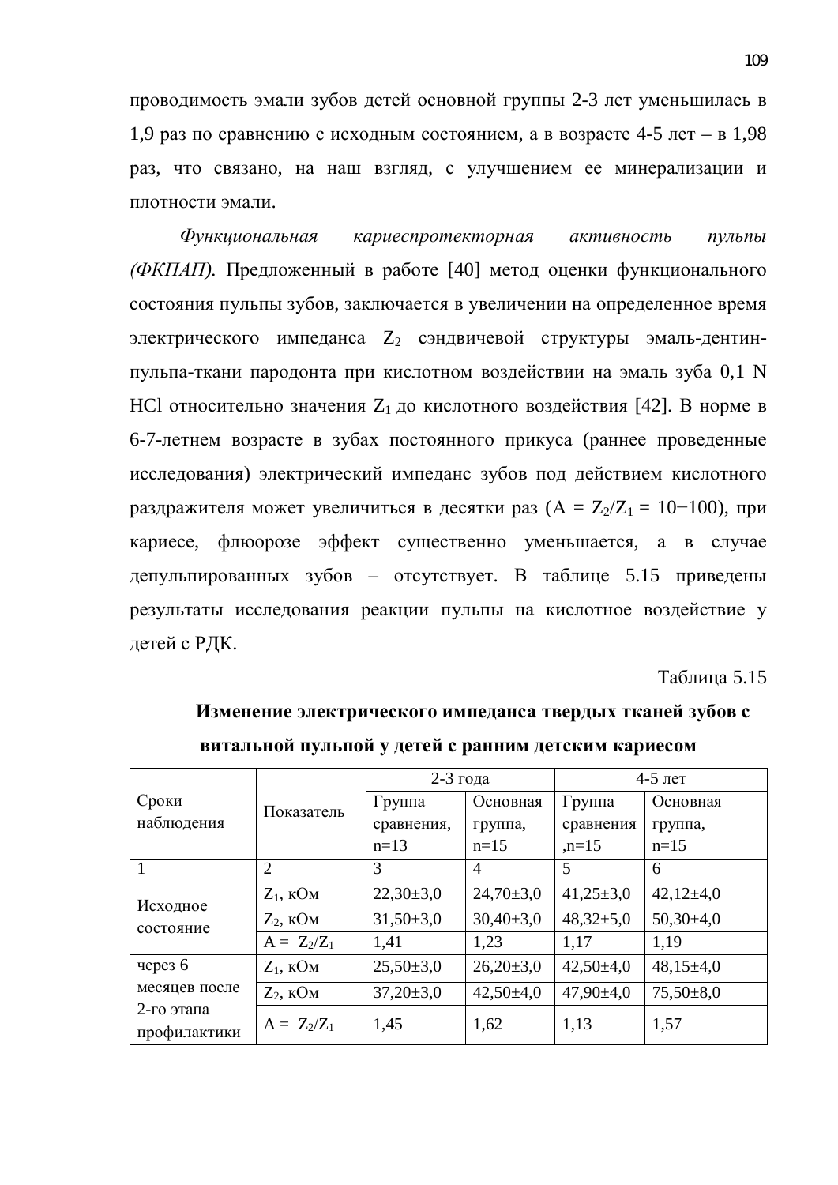проводимость эмали зубов детей основной группы 2-3 лет уменьшилась в 1,9 раз по сравнению с исходным состоянием, а в возрасте 4-5 лет – в 1,98 раз, что связано, на наш взгляд, с улучшением ее минерализации и плотности эмали.

*Функциональная кариеспротекторная активность пульпы (ФКПАП).* Предложенный в работе [40] метод оценки функционального состояния пульпы зубов, заключается в увеличении на определенное время электрического импеданса $Z_2$ сэндвичевой структуры эмаль-дентин-пульпа-ткани пародонта при кислотном воздействии на эмаль зуба 0,1 N HCl относительно значения $Z_1$ до кислотного воздействия [42]. В норме в 6-7-летнем возрасте в зубах постоянного прикуса (раннее проведенные исследования) электрический импеданс зубов под действием кислотного раздражителя может увеличиться в десятки раз ($A = Z_2/Z_1 = 10-100$), при кариесе, флюорозе эффект существенно уменьшается, а в случае депульпированных зубов – отсутствует. В таблице 5.15 приведены результаты исследования реакции пульпы на кислотное воздействие у детей с РДК.

Таблица 5.15

**Изменение электрического импеданса твердых тканей зубов с витальной пульпой у детей с ранним детским кариесом**

| Сроки наблюдения | Показатель | 2-3 года | | 4-5 лет | |
|---|---|---|---|---|---|
| | | Группа сравнения, n=13 | Основная группа, n=15 | Группа сравнения ,n=15 | Основная группа, n=15 |
| 1 | 2 | 3 | 4 | 5 | 6 |
| Исходное состояние | $Z_1$, кОм | 22,30±3,0 | 24,70±3,0 | 41,25±3,0 | 42,12±4,0 |
| | $Z_2$, кОм | 31,50±3,0 | 30,40±3,0 | 48,32±5,0 | 50,30±4,0 |
| | $A = Z_2/Z_1$ | 1,41 | 1,23 | 1,17 | 1,19 |
| через 6 месяцев после 2-го этапа профилактики | $Z_1$, кОм | 25,50±3,0 | 26,20±3,0 | 42,50±4,0 | 48,15±4,0 |
| | $Z_2$, кОм | 37,20±3,0 | 42,50±4,0 | 47,90±4,0 | 75,50±8,0 |
| | $A = Z_2/Z_1$ | 1,45 | 1,62 | 1,13 | 1,57 |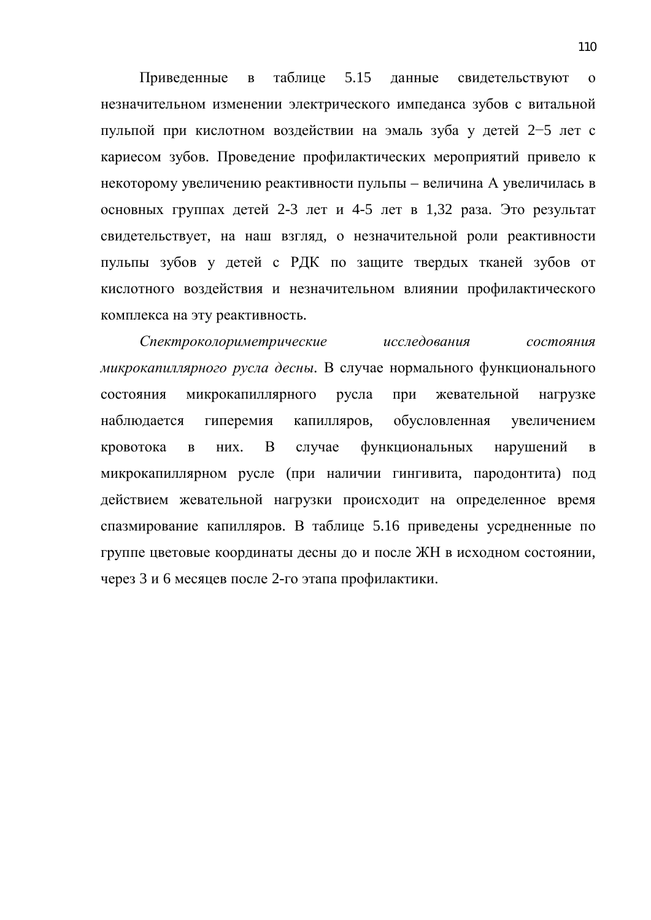Приведенные в таблице 5.15 данные свидетельствуют о незначительном изменении электрического импеданса зубов с витальной пульпой при кислотном воздействии на эмаль зуба у детей 2–5 лет с кариесом зубов. Проведение профилактических мероприятий привело к некоторому увеличению реактивности пульпы – величина А увеличилась в основных группах детей 2-3 лет и 4-5 лет в 1,32 раза. Это результат свидетельствует, на наш взгляд, о незначительной роли реактивности пульпы зубов у детей с РДК по защите твердых тканей зубов от кислотного воздействия и незначительном влиянии профилактического комплекса на эту реактивность.

*Спектроколориметрические исследования состояния микрокапиллярного русла десны.* В случае нормального функционального состояния микрокапиллярного русла при жевательной нагрузке наблюдается гиперемия капилляров, обусловленная увеличением кровотока в них. В случае функциональных нарушений в микрокапиллярном русле (при наличии гингивита, пародонтита) под действием жевательной нагрузки происходит на определенное время спазмирование капилляров. В таблице 5.16 приведены усредненные по группе цветовые координаты десны до и после ЖН в исходном состоянии, через 3 и 6 месяцев после 2-го этапа профилактики.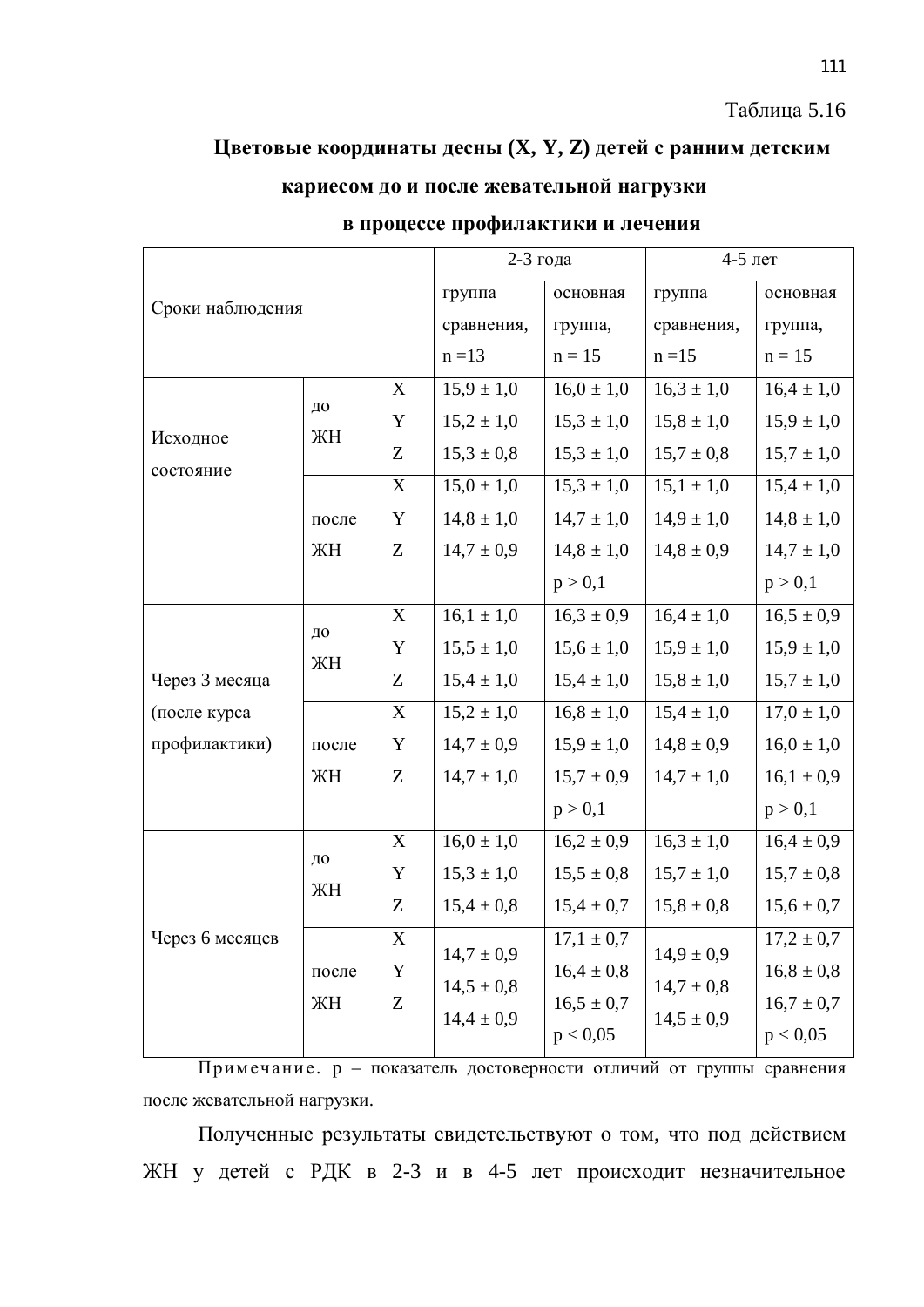Таблица 5.16

**Цветовые координаты десны (X, Y, Z) детей с ранним детским кариесом до и после жевательной нагрузки в процессе профилактики и лечения**

| Сроки наблюдения | | | 2-3 года | | 4-5 лет | |
|---|---|---|---|---|---|---|
| | | | группа сравнения, n =13 | основная группа, n = 15 | группа сравнения, n =15 | основная группа, n = 15 |
| Исходное состояние | до ЖН | X | 15,9 ± 1,0 | 16,0 ± 1,0 | 16,3 ± 1,0 | 16,4 ± 1,0 |
| | | Y | 15,2 ± 1,0 | 15,3 ± 1,0 | 15,8 ± 1,0 | 15,9 ± 1,0 |
| | | Z | 15,3 ± 0,8 | 15,3 ± 1,0 | 15,7 ± 0,8 | 15,7 ± 1,0 |
| | после ЖН | X | 15,0 ± 1,0 | 15,3 ± 1,0 | 15,1 ± 1,0 | 15,4 ± 1,0 |
| | | Y | 14,8 ± 1,0 | 14,7 ± 1,0 | 14,9 ± 1,0 | 14,8 ± 1,0 |
| | | Z | 14,7 ± 0,9 | 14,8 ± 1,0 | 14,8 ± 0,9 | 14,7 ± 1,0 |
| | | | | $p > 0,1$ | | $p > 0,1$ |
| Через 3 месяца (после курса профилактики) | до ЖН | X | 16,1 ± 1,0 | 16,3 ± 0,9 | 16,4 ± 1,0 | 16,5 ± 0,9 |
| | | Y | 15,5 ± 1,0 | 15,6 ± 1,0 | 15,9 ± 1,0 | 15,9 ± 1,0 |
| | | Z | 15,4 ± 1,0 | 15,4 ± 1,0 | 15,8 ± 1,0 | 15,7 ± 1,0 |
| | после ЖН | X | 15,2 ± 1,0 | 16,8 ± 1,0 | 15,4 ± 1,0 | 17,0 ± 1,0 |
| | | Y | 14,7 ± 0,9 | 15,9 ± 1,0 | 14,8 ± 0,9 | 16,0 ± 1,0 |
| | | Z | 14,7 ± 1,0 | 15,7 ± 0,9 | 14,7 ± 1,0 | 16,1 ± 0,9 |
| | | | | $p > 0,1$ | | $p > 0,1$ |
| Через 6 месяцев | до ЖН | X | 16,0 ± 1,0 | 16,2 ± 0,9 | 16,3 ± 1,0 | 16,4 ± 0,9 |
| | | Y | 15,3 ± 1,0 | 15,5 ± 0,8 | 15,7 ± 1,0 | 15,7 ± 0,8 |
| | | Z | 15,4 ± 0,8 | 15,4 ± 0,7 | 15,8 ± 0,8 | 15,6 ± 0,7 |
| | после ЖН | X | 14,7 ± 0,9 | 17,1 ± 0,7 | 14,9 ± 0,9 | 17,2 ± 0,7 |
| | | Y | 14,5 ± 0,8 | 16,4 ± 0,8 | 14,7 ± 0,8 | 16,8 ± 0,8 |
| | | Z | 14,4 ± 0,9 | 16,5 ± 0,7 | 14,5 ± 0,9 | 16,7 ± 0,7 |
| | | | | $p < 0,05$ | | $p < 0,05$ |

Примечание. p – показатель достоверности отличий от группы сравнения после жевательной нагрузки.

Полученные результаты свидетельствуют о том, что под действием ЖН у детей с РДК в 2-3 и в 4-5 лет происходит незначительное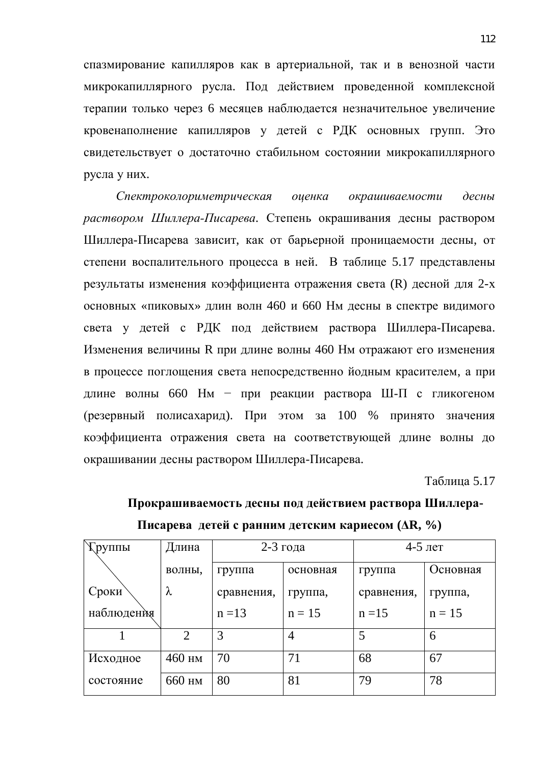спазмирование капилляров как в артериальной, так и в венозной части микрокапиллярного русла. Под действием проведенной комплексной терапии только через 6 месяцев наблюдается незначительное увеличение кровенаполнение капилляров у детей с РДК основных групп. Это свидетельствует о достаточно стабильном состоянии микрокапиллярного русла у них.

*Спектроколориметрическая оценка окрашиваемости десны раствором Шиллера-Писарева*. Степень окрашивания десны раствором Шиллера-Писарева зависит, как от барьерной проницаемости десны, от степени воспалительного процесса в ней. В таблице 5.17 представлены результаты изменения коэффициента отражения света (R) десной для 2-х основных «пиковых» длин волн 460 и 660 Нм десны в спектре видимого света у детей с РДК под действием раствора Шиллера-Писарева. Изменения величины R при длине волны 460 Нм отражают его изменения в процессе поглощения света непосредственно йодным красителем, а при длине волны 660 Нм − при реакции раствора Ш-П с гликогеном (резервный полисахарид). При этом за 100 % принято значения коэффициента отражения света на соответствующей длине волны до окрашивании десны раствором Шиллера-Писарева.

Таблица 5.17

**Прокрашиваемость десны под действием раствора Шиллера-Писарева детей с ранним детским кариесом (ΔR, %)**

| Группы / Сроки наблюдения | Длина волны, λ | 2-3 года | | 4-5 лет | |
|---|---|---|---|---|---|
| | | группа сравнения, n =13 | основная группа, n = 15 | группа сравнения, n =15 | Основная группа, n = 15 |
| 1 | 2 | 3 | 4 | 5 | 6 |
| Исходное состояние | 460 нм | 70 | 71 | 68 | 67 |
| | 660 нм | 80 | 81 | 79 | 78 |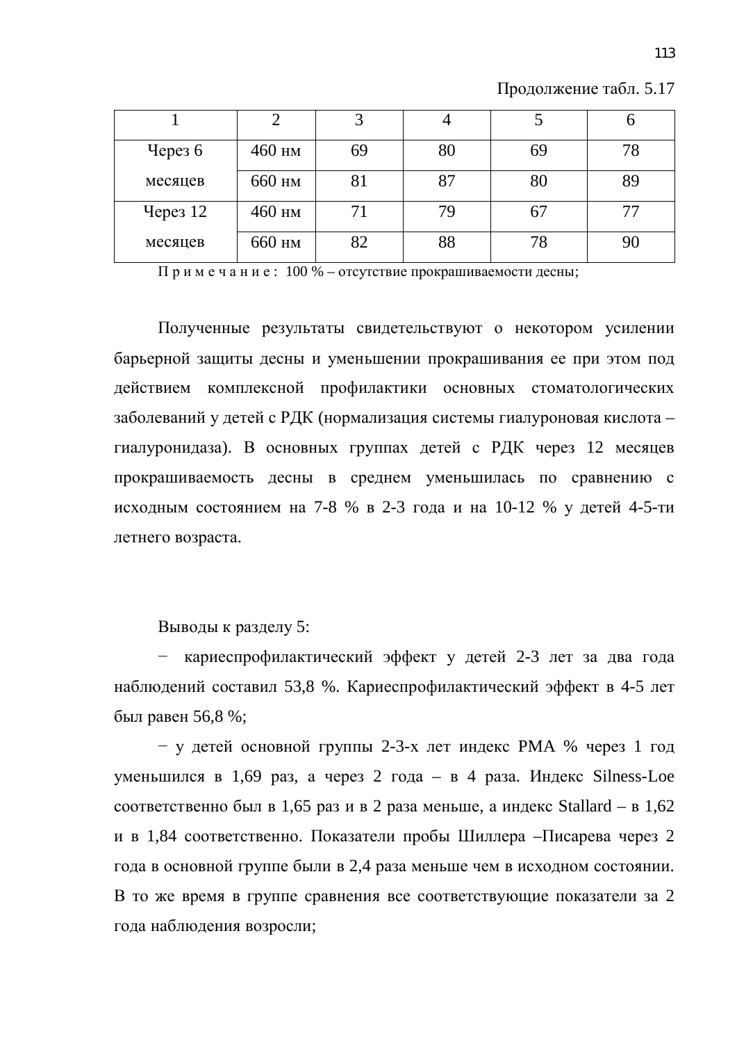Продолжение табл. 5.17

| 1 | 2 | 3 | 4 | 5 | 6 |
|---|---|---|---|---|---|
| Через 6 месяцев | 460 нм | 69 | 80 | 69 | 78 |
| | 660 нм | 81 | 87 | 80 | 89 |
| Через 12 месяцев | 460 нм | 71 | 79 | 67 | 77 |
| | 660 нм | 82 | 88 | 78 | 90 |

П р и м е ч а н и е : 100 % – отсутствие прокрашиваемости десны;

Полученные результаты свидетельствуют о некотором усилении барьерной защиты десны и уменьшении прокрашивания ее при этом под действием комплексной профилактики основных стоматологических заболеваний у детей с РДК (нормализация системы гиалуроновая кислота – гиалуронидаза). В основных группах детей с РДК через 12 месяцев прокрашиваемость десны в среднем уменьшилась по сравнению с исходным состоянием на 7-8 % в 2-3 года и на 10-12 % у детей 4-5-ти летнего возраста.

Выводы к разделу 5:

− кариеспрофилактический эффект у детей 2-3 лет за два года наблюдений составил 53,8 %. Кариеспрофилактический эффект в 4-5 лет был равен 56,8 %;

− у детей основной группы 2-3-х лет индекс РМА % через 1 год уменьшился в 1,69 раз, а через 2 года – в 4 раза. Индекс Silness-Loe соответственно был в 1,65 раз и в 2 раза меньше, а индекс Stallard – в 1,62 и в 1,84 соответственно. Показатели пробы Шиллера –Писарева через 2 года в основной группе были в 2,4 раза меньше чем в исходном состоянии. В то же время в группе сравнения все соответствующие показатели за 2 года наблюдения возросли;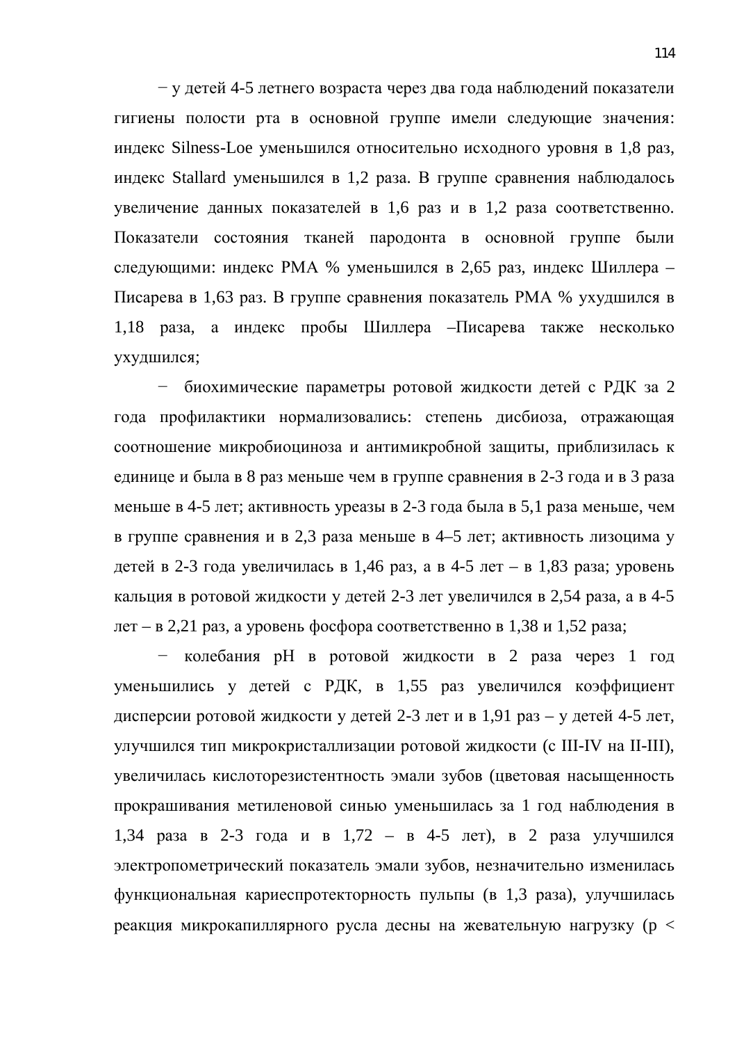− у детей 4-5 летнего возраста через два года наблюдений показатели гигиены полости рта в основной группе имели следующие значения: индекс Silness-Loe уменьшился относительно исходного уровня в 1,8 раз, индекс Stallard уменьшился в 1,2 раза. В группе сравнения наблюдалось увеличение данных показателей в 1,6 раз и в 1,2 раза соответственно. Показатели состояния тканей пародонта в основной группе были следующими: индекс РМА % уменьшился в 2,65 раз, индекс Шиллера – Писарева в 1,63 раз. В группе сравнения показатель РМА % ухудшился в 1,18 раза, а индекс пробы Шиллера –Писарева также несколько ухудшился;

− биохимические параметры ротовой жидкости детей с РДК за 2 года профилактики нормализовались: степень дисбиоза, отражающая соотношение микробиоциноза и антимикробной защиты, приблизилась к единице и была в 8 раз меньше чем в группе сравнения в 2-3 года и в 3 раза меньше в 4-5 лет; активность уреазы в 2-3 года была в 5,1 раза меньше, чем в группе сравнения и в 2,3 раза меньше в 4–5 лет; активность лизоцима у детей в 2-3 года увеличилась в 1,46 раз, а в 4-5 лет – в 1,83 раза; уровень кальция в ротовой жидкости у детей 2-3 лет увеличился в 2,54 раза, а в 4-5 лет – в 2,21 раз, а уровень фосфора соответственно в 1,38 и 1,52 раза;

− колебания pH в ротовой жидкости в 2 раза через 1 год уменьшились у детей с РДК, в 1,55 раз увеличился коэффициент дисперсии ротовой жидкости у детей 2-3 лет и в 1,91 раз – у детей 4-5 лет, улучшился тип микрокристаллизации ротовой жидкости (с III-IV на II-III), увеличилась кислоторезистентность эмали зубов (цветовая насыщенность прокрашивания метиленовой синью уменьшилась за 1 год наблюдения в 1,34 раза в 2-3 года и в 1,72 – в 4-5 лет), в 2 раза улучшился электропометрический показатель эмали зубов, незначительно изменилась функциональная кариеспротекторность пульпы (в 1,3 раза), улучшилась реакция микрокапиллярного русла десны на жевательную нагрузку (р <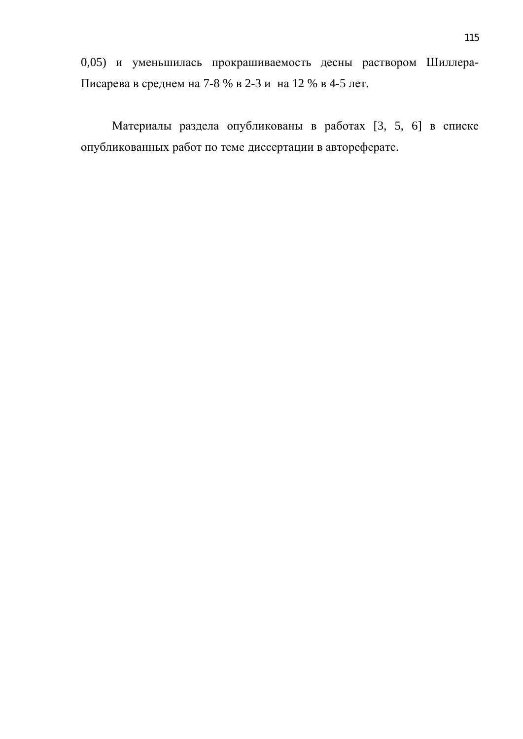0,05) и уменьшилась прокрашиваемость десны раствором Шиллера-Писарева в среднем на 7-8 % в 2-3 и на 12 % в 4-5 лет.

Материалы раздела опубликованы в работах [3, 5, 6] в списке опубликованных работ по теме диссертации в автореферате.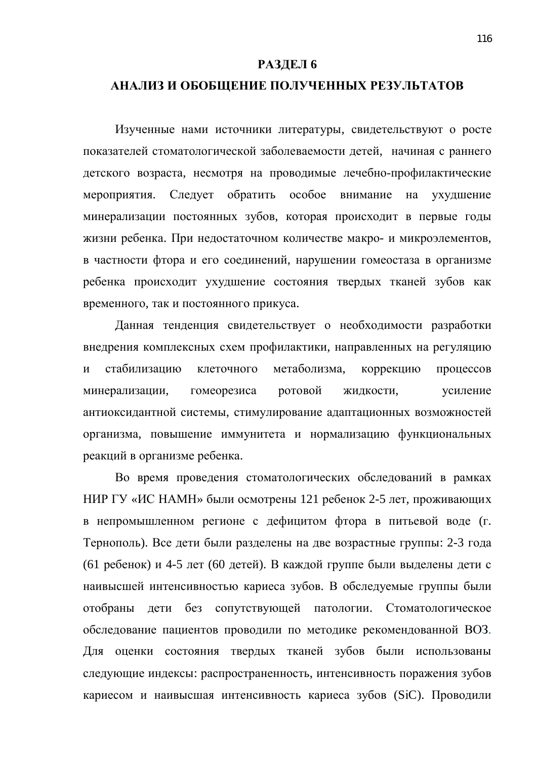# РАЗДЕЛ 6

# АНАЛИЗ И ОБОБЩЕНИЕ ПОЛУЧЕННЫХ РЕЗУЛЬТАТОВ

Изученные нами источники литературы, свидетельствуют о росте показателей стоматологической заболеваемости детей, начиная с раннего детского возраста, несмотря на проводимые лечебно-профилактические мероприятия. Следует обратить особое внимание на ухудшение минерализации постоянных зубов, которая происходит в первые годы жизни ребенка. При недостаточном количестве макро- и микроэлементов, в частности фтора и его соединений, нарушении гомеостаза в организме ребенка происходит ухудшение состояния твердых тканей зубов как временного, так и постоянного прикуса.

Данная тенденция свидетельствует о необходимости разработки внедрения комплексных схем профилактики, направленных на регуляцию и стабилизацию клеточного метаболизма, коррекцию процессов минерализации, гомеорезиса ротовой жидкости, усиление антиоксидантной системы, стимулирование адаптационных возможностей организма, повышение иммунитета и нормализацию функциональных реакций в организме ребенка.

Во время проведения стоматологических обследований в рамках НИР ГУ «ИС НАМН» были осмотрены 121 ребенок 2-5 лет, проживающих в непромышленном регионе с дефицитом фтора в питьевой воде (г. Тернополь). Все дети были разделены на две возрастные группы: 2-3 года (61 ребенок) и 4-5 лет (60 детей). В каждой группе были выделены дети с наивысшей интенсивностью кариеса зубов. В обследуемые группы были отобраны дети без сопутствующей патологии. Стоматологическое обследование пациентов проводили по методике рекомендованной ВОЗ. Для оценки состояния твердых тканей зубов были использованы следующие индексы: распространенность, интенсивность поражения зубов кариесом и наивысшая интенсивность кариеса зубов (SiC). Проводили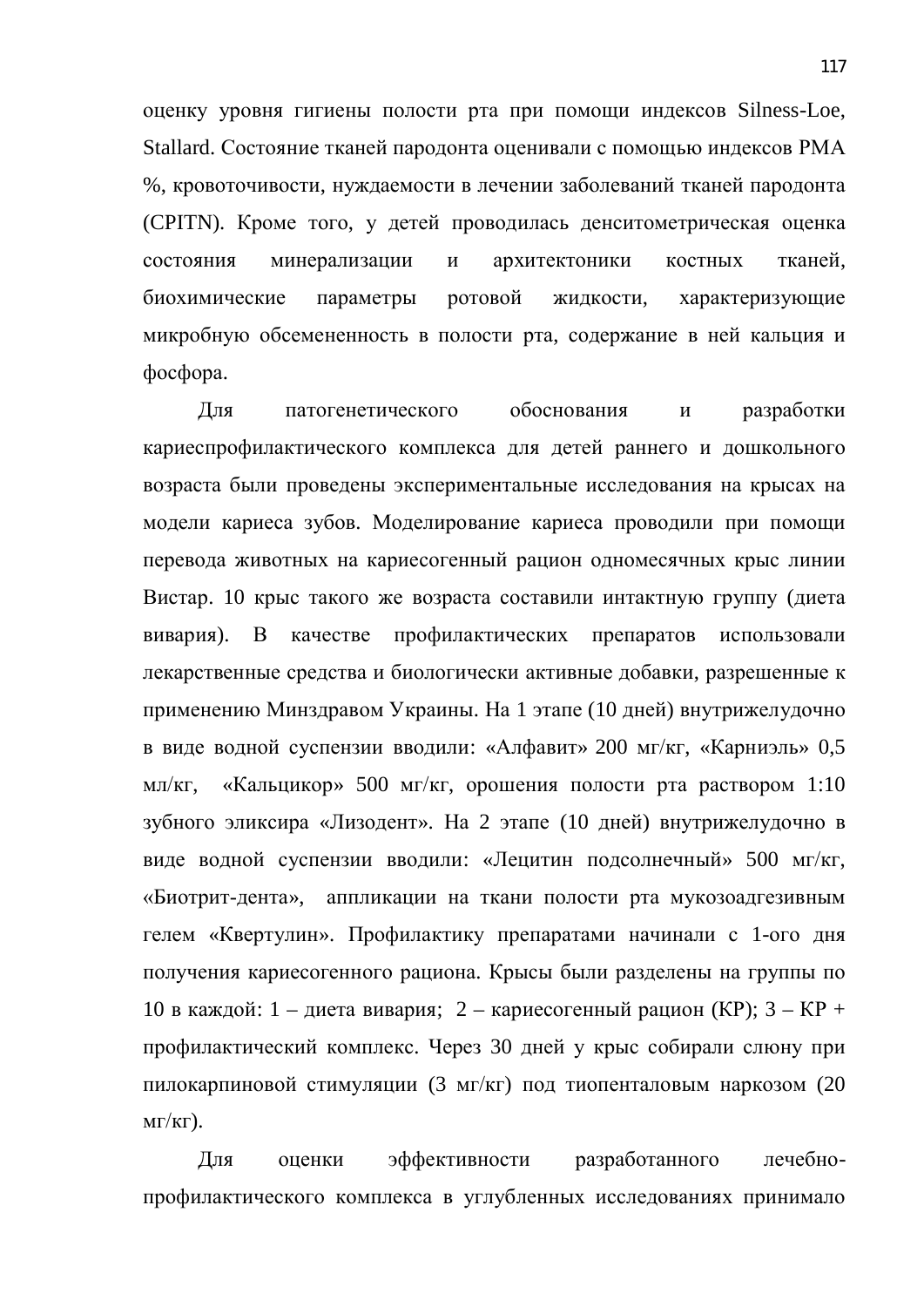оценку уровня гигиены полости рта при помощи индексов Silness-Loe, Stallard. Состояние тканей пародонта оценивали с помощью индексов РМА %, кровоточивости, нуждаемости в лечении заболеваний тканей пародонта (CPITN). Кроме того, у детей проводилась денситометрическая оценка состояния минерализации и архитектоники костных тканей, биохимические параметры ротовой жидкости, характеризующие микробную обсемененность в полости рта, содержание в ней кальция и фосфора.

Для патогенетического обоснования и разработки кариеспрофилактического комплекса для детей раннего и дошкольного возраста были проведены экспериментальные исследования на крысах на модели кариеса зубов. Моделирование кариеса проводили при помощи перевода животных на кариесогенный рацион одномесячных крыс линии Вистар. 10 крыс такого же возраста составили интактную группу (диета вивария). В качестве профилактических препаратов использовали лекарственные средства и биологически активные добавки, разрешенные к применению Минздравом Украины. На 1 этапе (10 дней) внутрижелудочно в виде водной суспензии вводили: «Алфавит» 200 мг/кг, «Карниэль» 0,5 мл/кг, «Кальцикор» 500 мг/кг, орошения полости рта раствором 1:10 зубного эликсира «Лизодент». На 2 этапе (10 дней) внутрижелудочно в виде водной суспензии вводили: «Лецитин подсолнечный» 500 мг/кг, «Биотрит-дента», аппликации на ткани полости рта мукозоадгезивным гелем «Квертулин». Профилактику препаратами начинали с 1-ого дня получения кариесогенного рациона. Крысы были разделены на группы по 10 в каждой: 1 – диета вивария; 2 – кариесогенный рацион (КР); 3 – КР + профилактический комплекс. Через 30 дней у крыс собирали слюну при пилокарпиновой стимуляции (3 мг/кг) под тиопенталовым наркозом (20 мг/кг).

Для оценки эффективности разработанного лечебно-профилактического комплекса в углубленных исследованиях принимало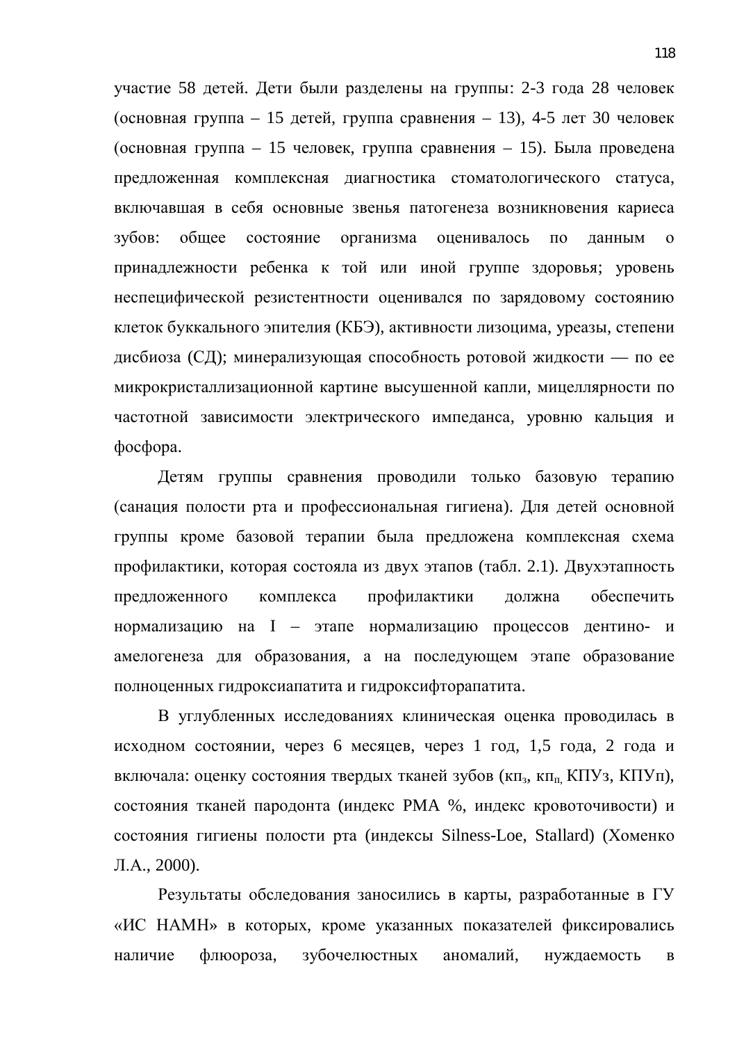участие 58 детей. Дети были разделены на группы: 2-3 года 28 человек (основная группа – 15 детей, группа сравнения – 13), 4-5 лет 30 человек (основная группа – 15 человек, группа сравнения – 15). Была проведена предложенная комплексная диагностика стоматологического статуса, включавшая в себя основные звенья патогенеза возникновения кариеса зубов: общее состояние организма оценивалось по данным о принадлежности ребенка к той или иной группе здоровья; уровень неспецифической резистентности оценивался по зарядовому состоянию клеток буккального эпителия (КБЭ), активности лизоцима, уреазы, степени дисбиоза (СД); минерализующая способность ротовой жидкости — по ее микрокристаллизационной картине высушенной капли, мицеллярности по частотной зависимости электрического импеданса, уровню кальция и фосфора.

Детям группы сравнения проводили только базовую терапию (санация полости рта и профессиональная гигиена). Для детей основной группы кроме базовой терапии была предложена комплексная схема профилактики, которая состояла из двух этапов (табл. 2.1). Двухэтапность предложенного комплекса профилактики должна обеспечить нормализацию на I – этапе нормализацию процессов дентино- и амелогенеза для образования, а на последующем этапе образование полноценных гидроксиапатита и гидроксифторапатита.

В углубленных исследованиях клиническая оценка проводилась в исходном состоянии, через 6 месяцев, через 1 год, 1,5 года, 2 года и включала: оценку состояния твердых тканей зубов ($кп_з$, $кп_п$, КПУз, КПУп), состояния тканей пародонта (индекс РМА %, индекс кровоточивости) и состояния гигиены полости рта (индексы Silness-Loe, Stallard) (Хоменко Л.А., 2000).

Результаты обследования заносились в карты, разработанные в ГУ «ИС НАМН» в которых, кроме указанных показателей фиксировались наличие флюороза, зубочелюстных аномалий, нуждаемость в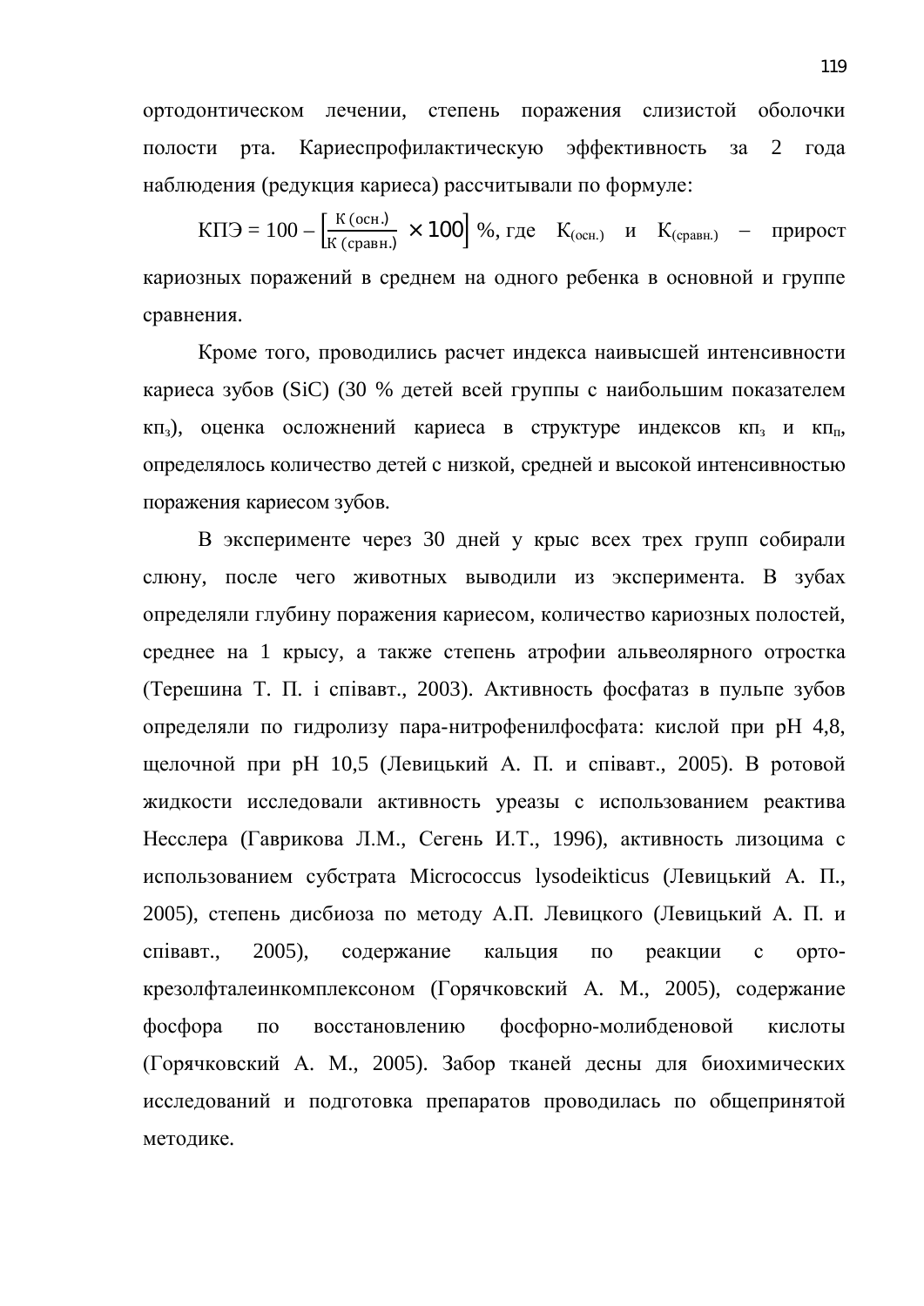ортодонтическом лечении, степень поражения слизистой оболочки полости рта. Кариеспрофилактическую эффективность за 2 года наблюдения (редукция кариеса) рассчитывали по формуле:

$$\text{КПЭ} = 100 - \left[\frac{\text{К (осн.)}}{\text{К (сравн.)}} \times 100\right] \%,$$

где $К_{(осн.)}$ и $К_{(сравн.)}$ – прирост кариозных поражений в среднем на одного ребенка в основной и группе сравнения.

Кроме того, проводились расчет индекса наивысшей интенсивности кариеса зубов (SiC) (30 % детей всей группы с наибольшим показателем $кп_з$), оценка осложнений кариеса в структуре индексов $кп_з$ и $кп_п$, определялось количество детей с низкой, средней и высокой интенсивностью поражения кариесом зубов.

В эксперименте через 30 дней у крыс всех трех групп собирали слюну, после чего животных выводили из эксперимента. В зубах определяли глубину поражения кариесом, количество кариозных полостей, среднее на 1 крысу, а также степень атрофии альвеолярного отростка (Терешина Т. П. і співавт., 2003). Активность фосфатаз в пульпе зубов определяли по гидролизу пара-нитрофенилфосфата: кислой при pH 4,8, щелочной при pH 10,5 (Левицький А. П. и співавт., 2005). В ротовой жидкости исследовали активность уреазы с использованием реактива Несслера (Гаврикова Л.М., Сегень И.Т., 1996), активность лизоцима с использованием субстрата Micrococcus lysodeikticus (Левицький А. П., 2005), степень дисбиоза по методу А.П. Левицкого (Левицький А. П. и співавт., 2005), содержание кальция по реакции с орто-крезолфталеинкомплексоном (Горячковский А. М., 2005), содержание фосфора по восстановлению фосфорно-молибденовой кислоты (Горячковский А. М., 2005). Забор тканей десны для биохимических исследований и подготовка препаратов проводилась по общепринятой методике.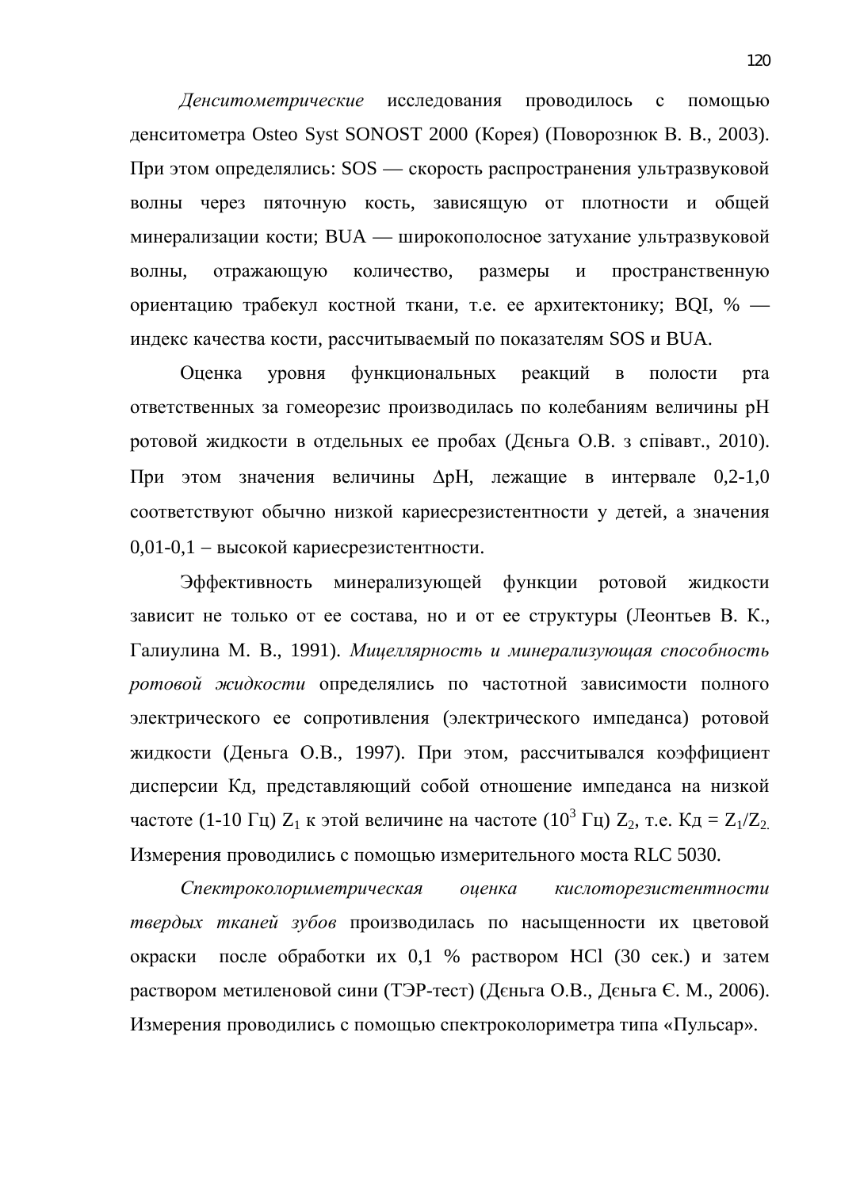*Денситометрические* исследования проводилось с помощью денситометра Osteo Syst SONOST 2000 (Корея) (Поворознюк В. В., 2003). При этом определялись: SOS — скорость распространения ультразвуковой волны через пяточную кость, зависящую от плотности и общей минерализации кости; BUA — широкополосное затухание ультразвуковой волны, отражающую количество, размеры и пространственную ориентацию трабекул костной ткани, т.е. ее архитектонику; BQI, % — индекс качества кости, рассчитываемый по показателям SOS и BUA.

Оценка уровня функциональных реакций в полости рта ответственных за гомеорезис производилась по колебаниям величины pH ротовой жидкости в отдельных ее пробах (Дєньга О.В. з співавт., 2010). При этом значения величины ΔpH, лежащие в интервале 0,2-1,0 соответствуют обычно низкой кариесрезистентности у детей, а значения 0,01-0,1 – высокой кариесрезистентности.

Эффективность минерализующей функции ротовой жидкости зависит не только от ее состава, но и от ее структуры (Леонтьев В. К., Галиулина М. В., 1991). *Мицеллярность и минерализующая способность ротовой жидкости* определялись по частотной зависимости полного электрического ее сопротивления (электрического импеданса) ротовой жидкости (Деньга О.В., 1997). При этом, рассчитывался коэффициент дисперсии Кд, представляющий собой отношение импеданса на низкой частоте (1-10 Гц) $Z_1$ к этой величине на частоте ($10^3$ Гц) $Z_2$, т.е. Кд = $Z_1/Z_2$. Измерения проводились с помощью измерительного моста RLC 5030.

*Спектроколориметрическая оценка кислоторезистентности твердых тканей зубов* производилась по насыщенности их цветовой окраски после обработки их 0,1 % раствором HCl (30 сек.) и затем раствором метиленовой сини (ТЭР-тест) (Дєньга О.В., Дєньга Є. М., 2006). Измерения проводились с помощью спектроколориметра типа «Пульсар».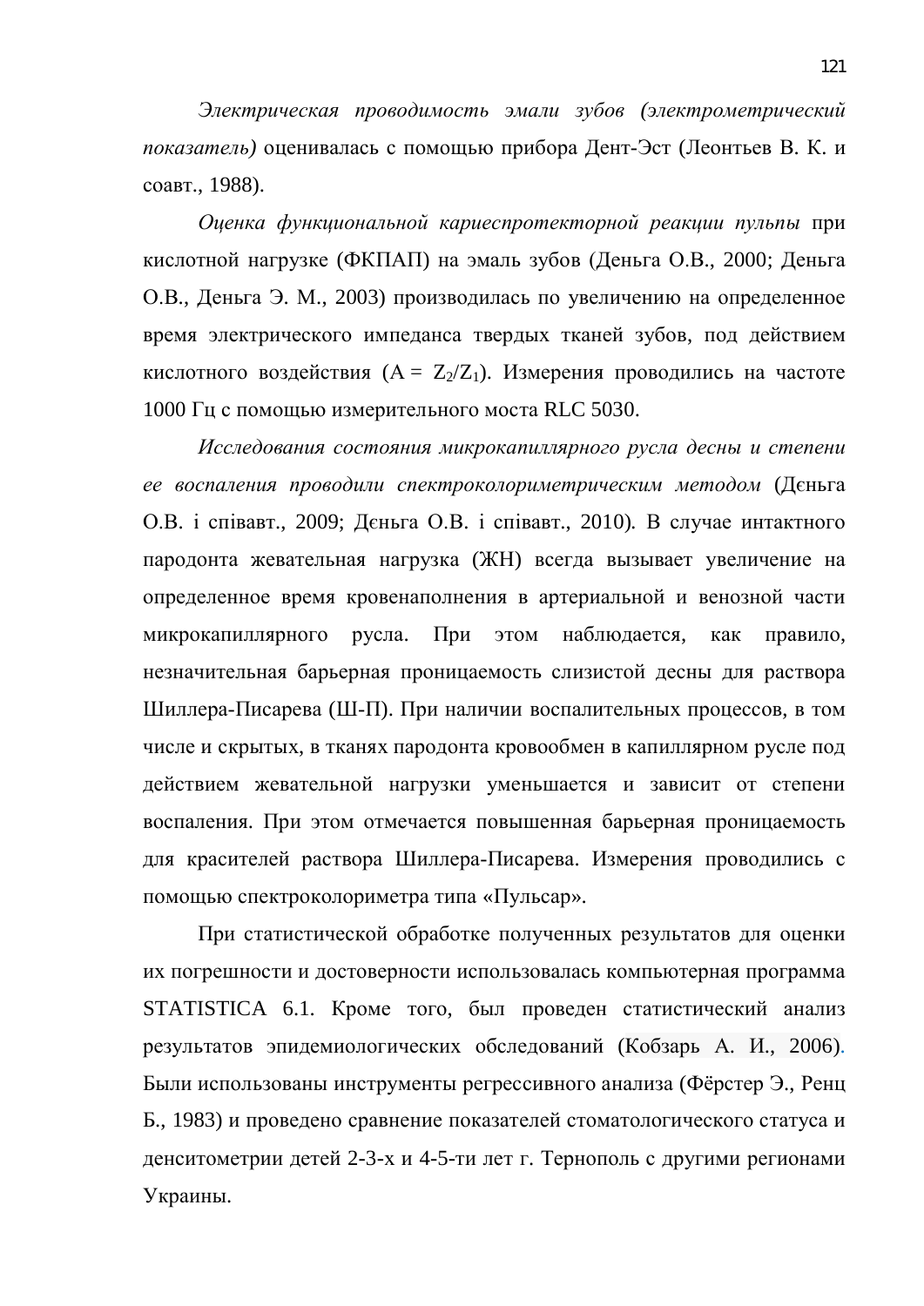*Электрическая проводимость эмали зубов (электрометрический показатель)* оценивалась с помощью прибора Дент-Эст (Леонтьев В. К. и соавт., 1988).

*Оценка функциональной кариеспротекторной реакции пульпы* при кислотной нагрузке (ФКПАП) на эмаль зубов (Деньга О.В., 2000; Деньга О.В., Деньга Э. М., 2003) производилась по увеличению на определенное время электрического импеданса твердых тканей зубов, под действием кислотного воздействия ($A = Z_2/Z_1$). Измерения проводились на частоте 1000 Гц с помощью измерительного моста RLC 5030.

*Исследования состояния микрокапиллярного русла десны и степени ее воспаления проводили спектроколориметрическим методом* (Дєньга О.В. і співавт., 2009; Дєньга О.В. і співавт., 2010). В случае интактного пародонта жевательная нагрузка (ЖН) всегда вызывает увеличение на определенное время кровенаполнения в артериальной и венозной части микрокапиллярного русла. При этом наблюдается, как правило, незначительная барьерная проницаемость слизистой десны для раствора Шиллера-Писарева (Ш-П). При наличии воспалительных процессов, в том числе и скрытых, в тканях пародонта кровообмен в капиллярном русле под действием жевательной нагрузки уменьшается и зависит от степени воспаления. При этом отмечается повышенная барьерная проницаемость для красителей раствора Шиллера-Писарева. Измерения проводились с помощью спектроколориметра типа «Пульсар».

При статистической обработке полученных результатов для оценки их погрешности и достоверности использовалась компьютерная программа STATISTICA 6.1. Кроме того, был проведен статистический анализ результатов эпидемиологических обследований (Кобзарь А. И., 2006). Были использованы инструменты регрессивного анализа (Фёрстер Э., Ренц Б., 1983) и проведено сравнение показателей стоматологического статуса и денситометрии детей 2-3-х и 4-5-ти лет г. Тернополь с другими регионами Украины.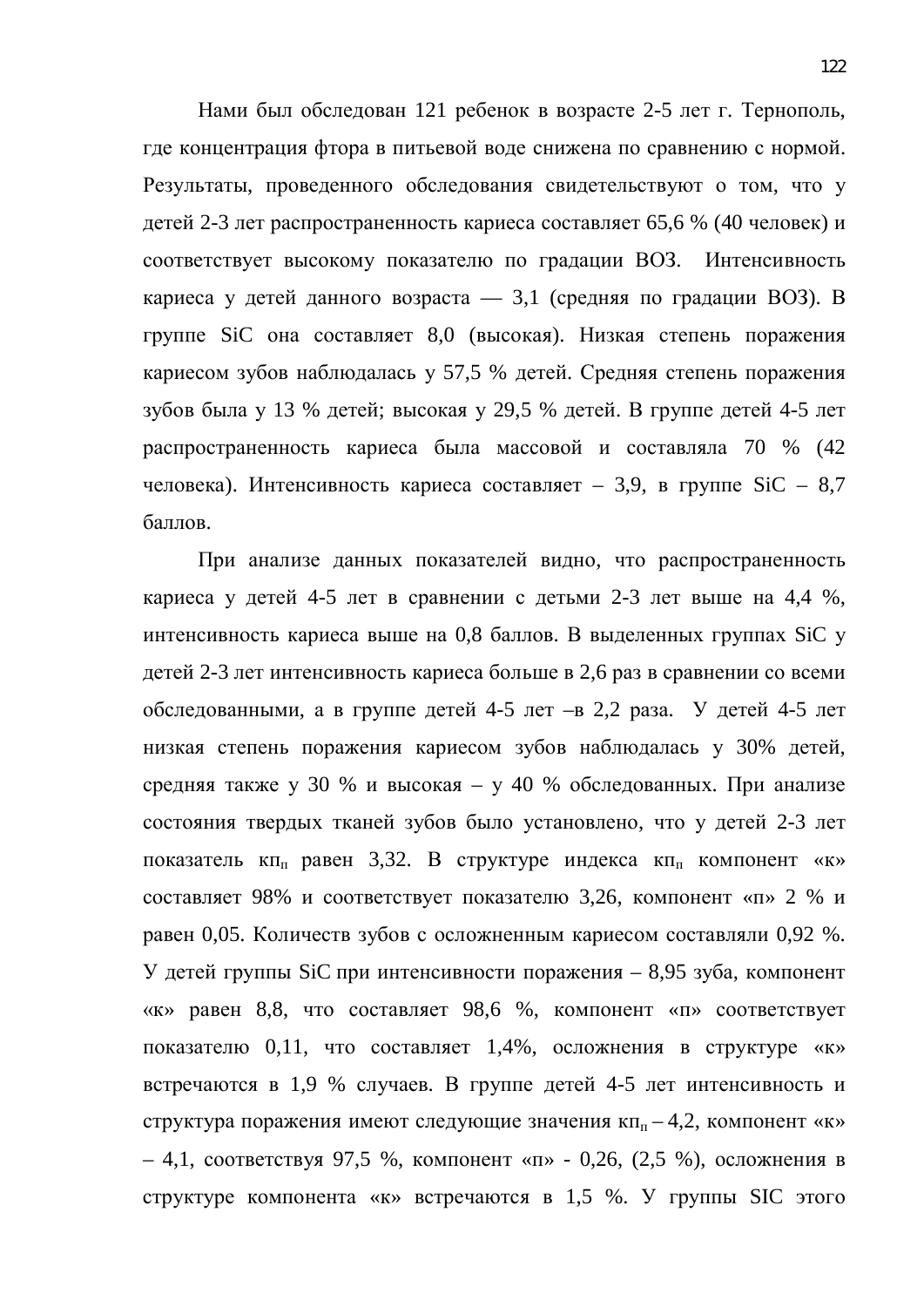Нами был обследован 121 ребенок в возрасте 2-5 лет г. Тернополь, где концентрация фтора в питьевой воде снижена по сравнению с нормой. Результаты, проведенного обследования свидетельствуют о том, что у детей 2-3 лет распространенность кариеса составляет 65,6 % (40 человек) и соответствует высокому показателю по градации ВОЗ. Интенсивность кариеса у детей данного возраста — 3,1 (средняя по градации ВОЗ). В группе SiC она составляет 8,0 (высокая). Низкая степень поражения кариесом зубов наблюдалась у 57,5 % детей. Средняя степень поражения зубов была у 13 % детей; высокая у 29,5 % детей. В группе детей 4-5 лет распространенность кариеса была массовой и составляла 70 % (42 человека). Интенсивность кариеса составляет – 3,9, в группе SiC – 8,7 баллов.

При анализе данных показателей видно, что распространенность кариеса у детей 4-5 лет в сравнении с детьми 2-3 лет выше на 4,4 %, интенсивность кариеса выше на 0,8 баллов. В выделенных группах SiC у детей 2-3 лет интенсивность кариеса больше в 2,6 раз в сравнении со всеми обследованными, а в группе детей 4-5 лет –в 2,2 раза. У детей 4-5 лет низкая степень поражения кариесом зубов наблюдалась у 30% детей, средняя также у 30 % и высокая – у 40 % обследованных. При анализе состояния твердых тканей зубов было установлено, что у детей 2-3 лет показатель $кп_п$ равен 3,32. В структуре индекса $кп_п$ компонент «к» составляет 98% и соответствует показателю 3,26, компонент «п» 2 % и равен 0,05. Количеств зубов с осложненным кариесом составляли 0,92 %. У детей группы SiC при интенсивности поражения – 8,95 зуба, компонент «к» равен 8,8, что составляет 98,6 %, компонент «п» соответствует показателю 0,11, что составляет 1,4%, осложнения в структуре «к» встречаются в 1,9 % случаев. В группе детей 4-5 лет интенсивность и структура поражения имеют следующие значения $кп_п$ – 4,2, компонент «к» – 4,1, соответствуя 97,5 %, компонент «п» - 0,26, (2,5 %), осложнения в структуре компонента «к» встречаются в 1,5 %. У группы SIC этого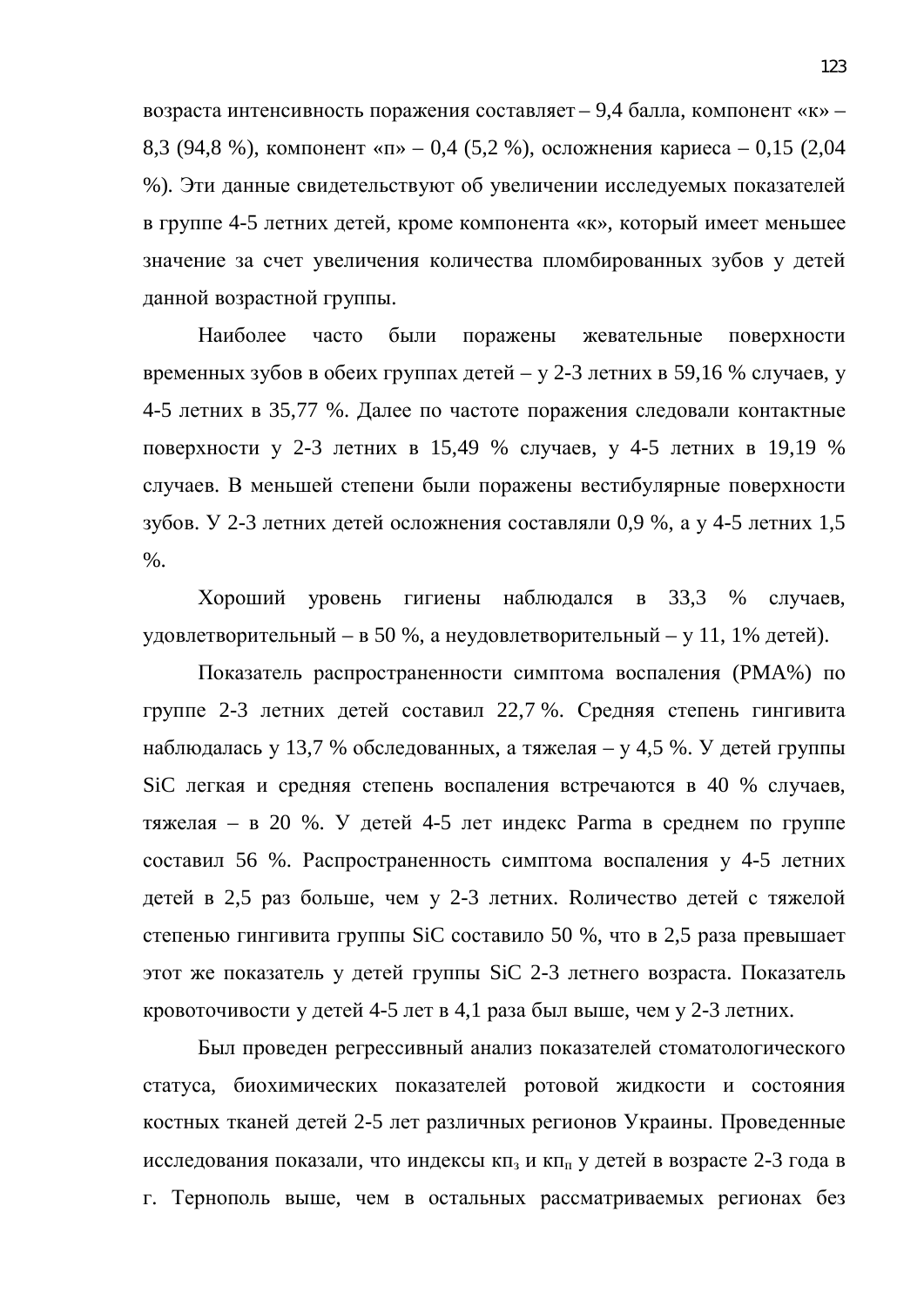возраста интенсивность поражения составляет – 9,4 балла, компонент «к» – 8,3 (94,8 %), компонент «п» – 0,4 (5,2 %), осложнения кариеса – 0,15 (2,04 %). Эти данные свидетельствуют об увеличении исследуемых показателей в группе 4-5 летних детей, кроме компонента «к», который имеет меньшее значение за счет увеличения количества пломбированных зубов у детей данной возрастной группы.

Наиболее часто были поражены жевательные поверхности временных зубов в обеих группах детей – у 2-3 летних в 59,16 % случаев, у 4-5 летних в 35,77 %. Далее по частоте поражения следовали контактные поверхности у 2-3 летних в 15,49 % случаев, у 4-5 летних в 19,19 % случаев. В меньшей степени были поражены вестибулярные поверхности зубов. У 2-3 летних детей осложнения составляли 0,9 %, а у 4-5 летних 1,5 %.

Хороший уровень гигиены наблюдался в 33,3 % случаев, удовлетворительный – в 50 %, а неудовлетворительный – у 11, 1% детей).

Показатель распространенности симптома воспаления (РМА%) по группе 2-3 летних детей составил 22,7 %. Средняя степень гингивита наблюдалась у 13,7 % обследованных, а тяжелая – у 4,5 %. У детей группы SiC легкая и средняя степень воспаления встречаются в 40 % случаев, тяжелая – в 20 %. У детей 4-5 лет индекс Parma в среднем по группе составил 56 %. Распространенность симптома воспаления у 4-5 летних детей в 2,5 раз больше, чем у 2-3 летних. Rоличество детей с тяжелой степенью гингивита группы SiC составило 50 %, что в 2,5 раза превышает этот же показатель у детей группы SiC 2-3 летнего возраста. Показатель кровоточивости у детей 4-5 лет в 4,1 раза был выше, чем у 2-3 летних.

Был проведен регрессивный анализ показателей стоматологического статуса, биохимических показателей ротовой жидкости и состояния костных тканей детей 2-5 лет различных регионов Украины. Проведенные исследования показали, что индексы $кп_з$ и $кп_п$ у детей в возрасте 2-3 года в г. Тернополь выше, чем в остальных рассматриваемых регионах без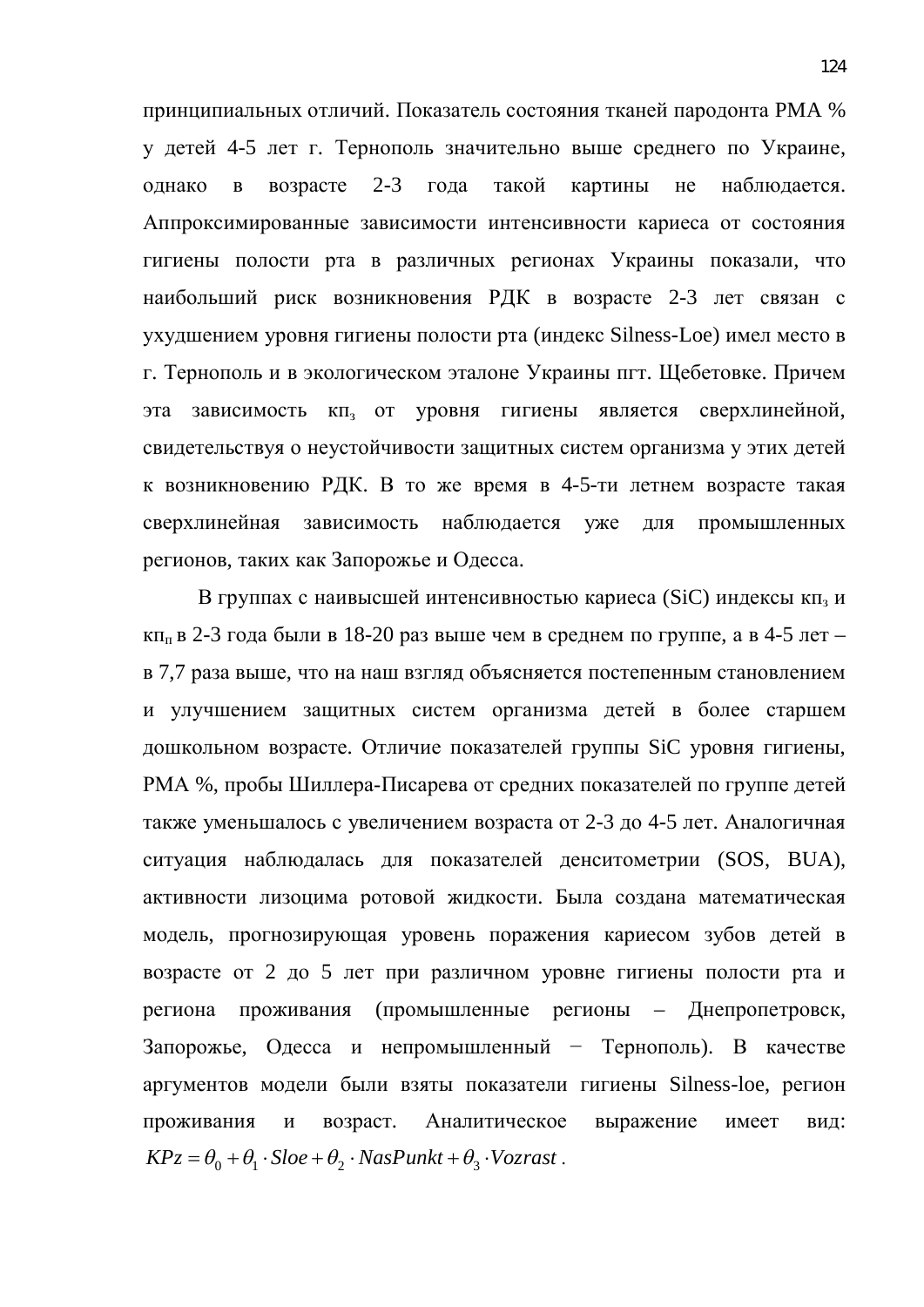принципиальных отличий. Показатель состояния тканей пародонта РМА % у детей 4-5 лет г. Тернополь значительно выше среднего по Украине, однако в возрасте 2-3 года такой картины не наблюдается. Аппроксимированные зависимости интенсивности кариеса от состояния гигиены полости рта в различных регионах Украины показали, что наибольший риск возникновения РДК в возрасте 2-3 лет связан с ухудшением уровня гигиены полости рта (индекс Silness-Loe) имел место в г. Тернополь и в экологическом эталоне Украины пгт. Щебетовке. Причем эта зависимость $кп_з$ от уровня гигиены является сверхлинейной, свидетельствуя о неустойчивости защитных систем организма у этих детей к возникновению РДК. В то же время в 4-5-ти летнем возрасте такая сверхлинейная зависимость наблюдается уже для промышленных регионов, таких как Запорожье и Одесса.

В группах с наивысшей интенсивностью кариеса (SiC) индексы $кп_з$ и $кп_п$ в 2-3 года были в 18-20 раз выше чем в среднем по группе, а в 4-5 лет – в 7,7 раза выше, что на наш взгляд объясняется постепенным становлением и улучшением защитных систем организма детей в более старшем дошкольном возрасте. Отличие показателей группы SiC уровня гигиены, РМА %, пробы Шиллера-Писарева от средних показателей по группе детей также уменьшалось с увеличением возраста от 2-3 до 4-5 лет. Аналогичная ситуация наблюдалась для показателей денситометрии (SOS, BUA), активности лизоцима ротовой жидкости. Была создана математическая модель, прогнозирующая уровень поражения кариесом зубов детей в возрасте от 2 до 5 лет при различном уровне гигиены полости рта и региона проживания (промышленные регионы – Днепропетровск, Запорожье, Одесса и непромышленный − Тернополь). В качестве аргументов модели были взяты показатели гигиены Silness-loe, регион проживания и возраст. Аналитическое выражение имеет вид: $KPz = \theta_0 + \theta_1 \cdot Sloe + \theta_2 \cdot NasPunkt + \theta_3 \cdot Vozrast$ .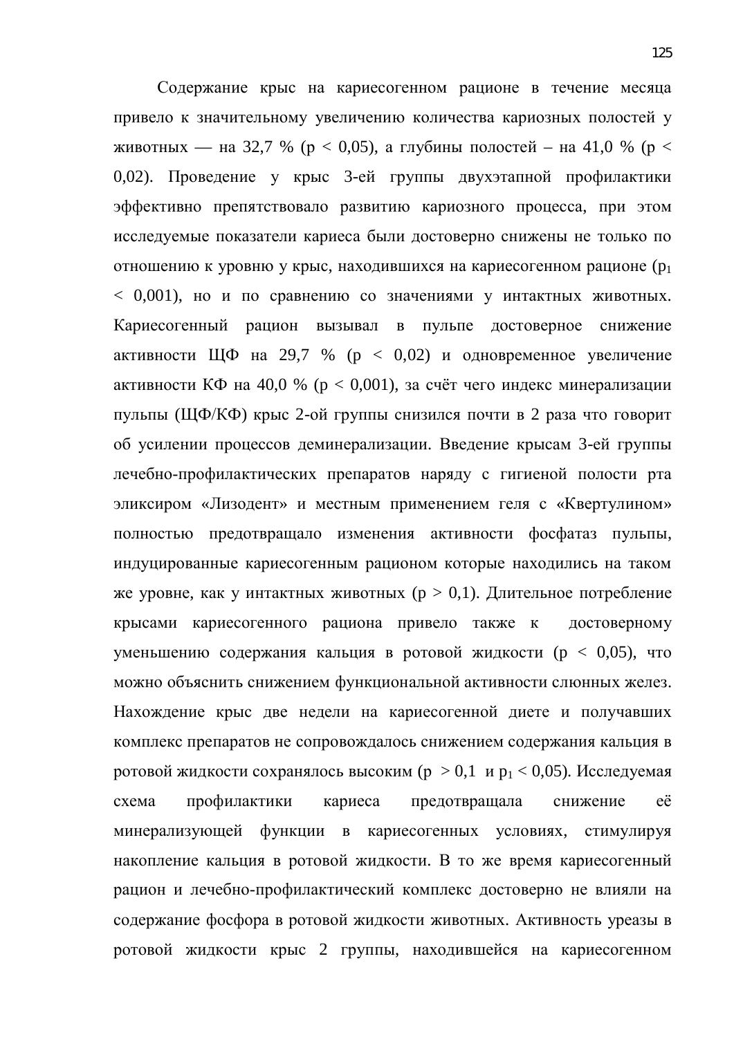Содержание крыс на кариесогенном рационе в течение месяца привело к значительному увеличению количества кариозных полостей у животных — на 32,7 % ($p < 0{,}05$), а глубины полостей – на 41,0 % ($p < 0{,}02$). Проведение у крыс 3-ей группы двухэтапной профилактики эффективно препятствовало развитию кариозного процесса, при этом исследуемые показатели кариеса были достоверно снижены не только по отношению к уровню у крыс, находившихся на кариесогенном рационе ($p_1 < 0{,}001$), но и по сравнению со значениями у интактных животных. Кариесогенный рацион вызывал в пульпе достоверное снижение активности ЩФ на 29,7 % ($p < 0{,}02$) и одновременное увеличение активности КФ на 40,0 % ($p < 0{,}001$), за счёт чего индекс минерализации пульпы (ЩФ/КФ) крыс 2-ой группы снизился почти в 2 раза что говорит об усилении процессов деминерализации. Введение крысам 3-ей группы лечебно-профилактических препаратов наряду с гигиеной полости рта эликсиром «Лизодент» и местным применением геля с «Квертулином» полностью предотвращало изменения активности фосфатаз пульпы, индуцированные кариесогенным рационом которые находились на таком же уровне, как у интактных животных ($p > 0{,}1$). Длительное потребление крысами кариесогенного рациона привело также к достоверному уменьшению содержания кальция в ротовой жидкости ($p < 0{,}05$), что можно объяснить снижением функциональной активности слюнных желез. Нахождение крыс две недели на кариесогенной диете и получавших комплекс препаратов не сопровождалось снижением содержания кальция в ротовой жидкости сохранялось высоким ($p > 0{,}1$ и $p_1 < 0{,}05$). Исследуемая схема профилактики кариеса предотвращала снижение её минерализующей функции в кариесогенных условиях, стимулируя накопление кальция в ротовой жидкости. В то же время кариесогенный рацион и лечебно-профилактический комплекс достоверно не влияли на содержание фосфора в ротовой жидкости животных. Активность уреазы в ротовой жидкости крыс 2 группы, находившейся на кариесогенном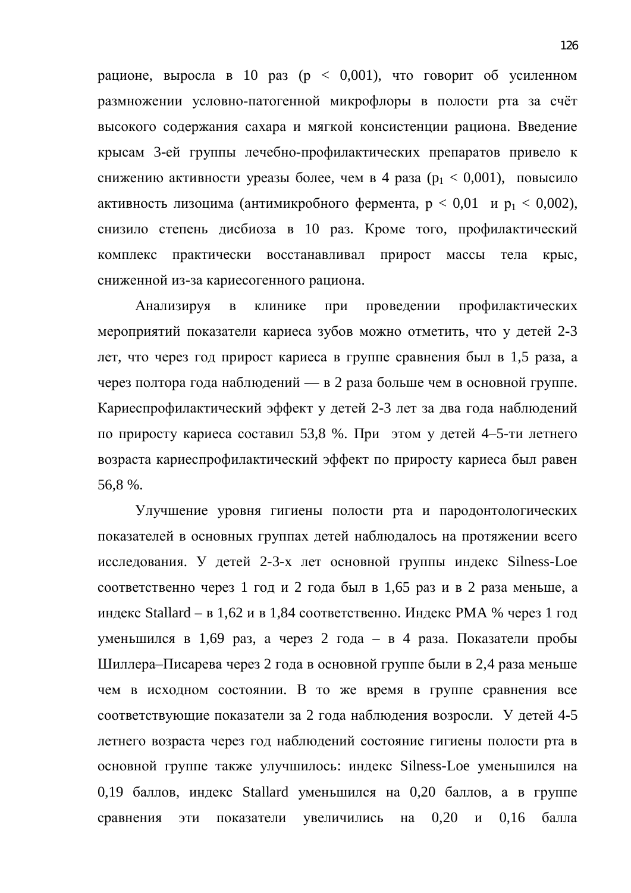рационе, выросла в 10 раз ($p < 0,001$), что говорит об усиленном размножении условно-патогенной микрофлоры в полости рта за счёт высокого содержания сахара и мягкой консистенции рациона. Введение крысам 3-ей группы лечебно-профилактических препаратов привело к снижению активности уреазы более, чем в 4 раза ($p_1 < 0,001$), повысило активность лизоцима (антимикробного фермента, $p < 0,01$ и $p_1 < 0,002$), снизило степень дисбиоза в 10 раз. Кроме того, профилактический комплекс практически восстанавливал прирост массы тела крыс, сниженной из-за кариесогенного рациона.

Анализируя в клинике при проведении профилактических мероприятий показатели кариеса зубов можно отметить, что у детей 2-3 лет, что через год прирост кариеса в группе сравнения был в 1,5 раза, а через полтора года наблюдений — в 2 раза больше чем в основной группе. Кариеспрофилактический эффект у детей 2-3 лет за два года наблюдений по приросту кариеса составил 53,8 %. При этом у детей 4–5-ти летнего возраста кариеспрофилактический эффект по приросту кариеса был равен 56,8 %.

Улучшение уровня гигиены полости рта и пародонтологических показателей в основных группах детей наблюдалось на протяжении всего исследования. У детей 2-3-х лет основной группы индекс Silness-Loe соответственно через 1 год и 2 года был в 1,65 раз и в 2 раза меньше, а индекс Stallard – в 1,62 и в 1,84 соответственно. Индекс РМА % через 1 год уменьшился в 1,69 раз, а через 2 года – в 4 раза. Показатели пробы Шиллера–Писарева через 2 года в основной группе были в 2,4 раза меньше чем в исходном состоянии. В то же время в группе сравнения все соответствующие показатели за 2 года наблюдения возросли. У детей 4-5 летнего возраста через год наблюдений состояние гигиены полости рта в основной группе также улучшилось: индекс Silness-Loe уменьшился на 0,19 баллов, индекс Stallard уменьшился на 0,20 баллов, а в группе сравнения эти показатели увеличились на 0,20 и 0,16 балла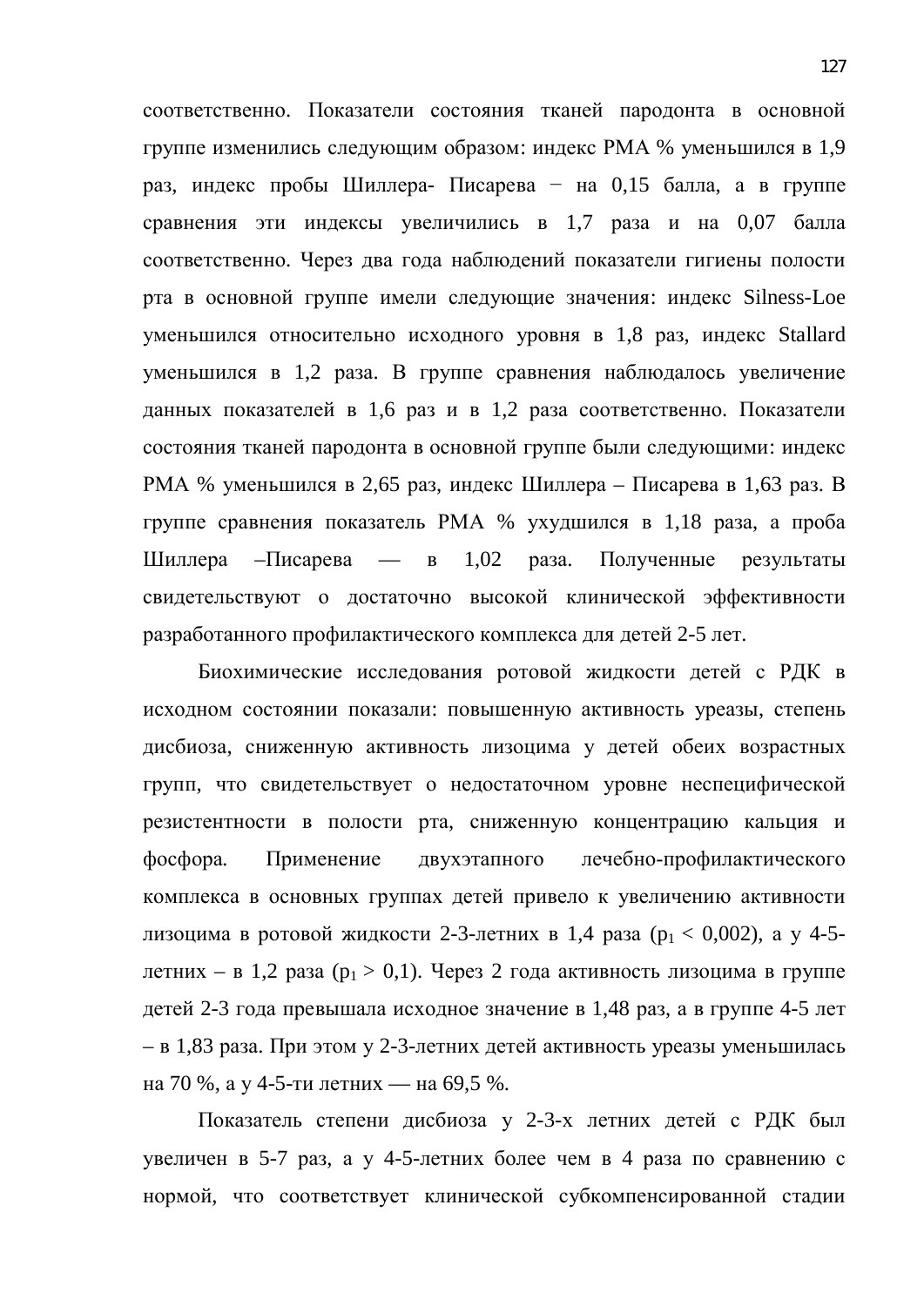соответственно. Показатели состояния тканей пародонта в основной группе изменились следующим образом: индекс РМА % уменьшился в 1,9 раз, индекс пробы Шиллера- Писарева − на 0,15 балла, а в группе сравнения эти индексы увеличились в 1,7 раза и на 0,07 балла соответственно. Через два года наблюдений показатели гигиены полости рта в основной группе имели следующие значения: индекс Silness-Loe уменьшился относительно исходного уровня в 1,8 раз, индекс Stallard уменьшился в 1,2 раза. В группе сравнения наблюдалось увеличение данных показателей в 1,6 раз и в 1,2 раза соответственно. Показатели состояния тканей пародонта в основной группе были следующими: индекс РМА % уменьшился в 2,65 раз, индекс Шиллера – Писарева в 1,63 раз. В группе сравнения показатель РМА % ухудшился в 1,18 раза, а проба Шиллера –Писарева — в 1,02 раза. Полученные результаты свидетельствуют о достаточно высокой клинической эффективности разработанного профилактического комплекса для детей 2-5 лет.

Биохимические исследования ротовой жидкости детей с РДК в исходном состоянии показали: повышенную активность уреазы, степень дисбиоза, сниженную активность лизоцима у детей обеих возрастных групп, что свидетельствует о недостаточном уровне неспецифической резистентности в полости рта, сниженную концентрацию кальция и фосфора. Применение двухэтапного лечебно-профилактического комплекса в основных группах детей привело к увеличению активности лизоцима в ротовой жидкости 2-3-летних в 1,4 раза ($p_1 < 0,002$), а у 4-5-летних – в 1,2 раза ($p_1 > 0,1$). Через 2 года активность лизоцима в группе детей 2-3 года превышала исходное значение в 1,48 раз, а в группе 4-5 лет – в 1,83 раза. При этом у 2-3-летних детей активность уреазы уменьшилась на 70 %, а у 4-5-ти летних — на 69,5 %.

Показатель степени дисбиоза у 2-3-х летних детей с РДК был увеличен в 5-7 раз, а у 4-5-летних более чем в 4 раза по сравнению с нормой, что соответствует клинической субкомпенсированной стадии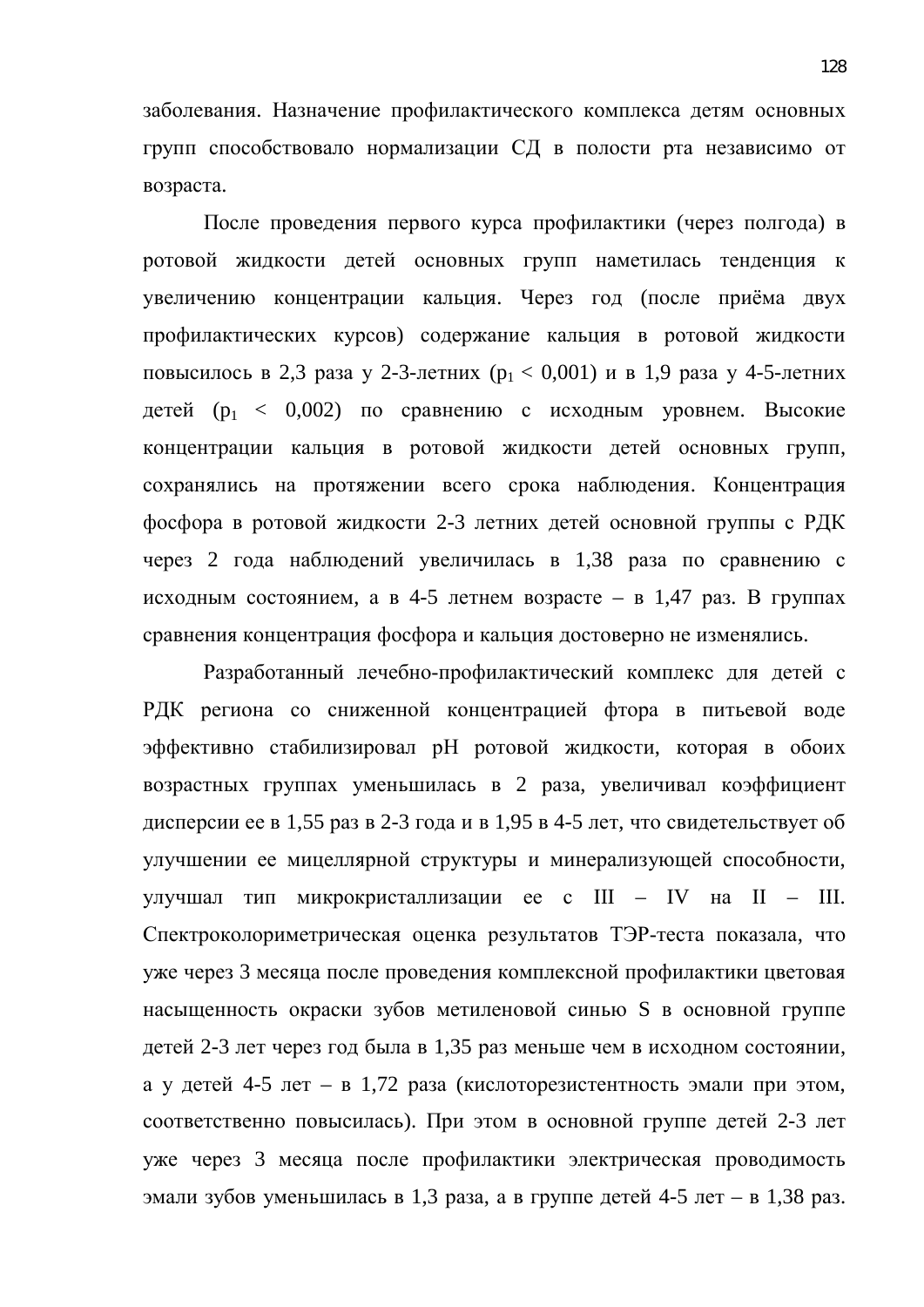заболевания. Назначение профилактического комплекса детям основных групп способствовало нормализации СД в полости рта независимо от возраста.

После проведения первого курса профилактики (через полгода) в ротовой жидкости детей основных групп наметилась тенденция к увеличению концентрации кальция. Через год (после приёма двух профилактических курсов) содержание кальция в ротовой жидкости повысилось в 2,3 раза у 2-3-летних ($p_1 < 0{,}001$) и в 1,9 раза у 4-5-летних детей ($p_1 < 0{,}002$) по сравнению с исходным уровнем. Высокие концентрации кальция в ротовой жидкости детей основных групп, сохранялись на протяжении всего срока наблюдения. Концентрация фосфора в ротовой жидкости 2-3 летних детей основной группы с РДК через 2 года наблюдений увеличилась в 1,38 раза по сравнению с исходным состоянием, а в 4-5 летнем возрасте – в 1,47 раз. В группах сравнения концентрация фосфора и кальция достоверно не изменялись.

Разработанный лечебно-профилактический комплекс для детей с РДК региона со сниженной концентрацией фтора в питьевой воде эффективно стабилизировал pH ротовой жидкости, которая в обоих возрастных группах уменьшилась в 2 раза, увеличивал коэффициент дисперсии ее в 1,55 раз в 2-3 года и в 1,95 в 4-5 лет, что свидетельствует об улучшении ее мицеллярной структуры и минерализующей способности, улучшал тип микрокристаллизации ее с III – IV на II – III. Спектроколориметрическая оценка результатов ТЭР-теста показала, что уже через 3 месяца после проведения комплексной профилактики цветовая насыщенность окраски зубов метиленовой синью S в основной группе детей 2-3 лет через год была в 1,35 раз меньше чем в исходном состоянии, а у детей 4-5 лет – в 1,72 раза (кислоторезистентность эмали при этом, соответственно повысилась). При этом в основной группе детей 2-3 лет уже через 3 месяца после профилактики электрическая проводимость эмали зубов уменьшилась в 1,3 раза, а в группе детей 4-5 лет – в 1,38 раз.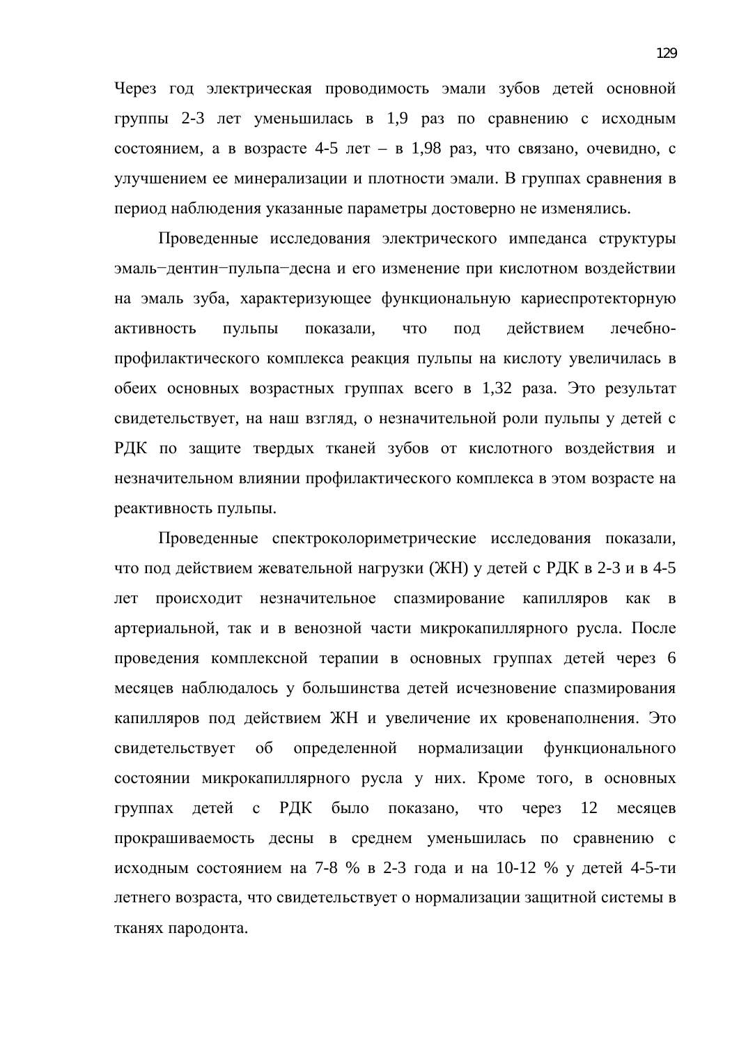Через год электрическая проводимость эмали зубов детей основной группы 2-3 лет уменьшилась в 1,9 раз по сравнению с исходным состоянием, а в возрасте 4-5 лет – в 1,98 раз, что связано, очевидно, с улучшением ее минерализации и плотности эмали. В группах сравнения в период наблюдения указанные параметры достоверно не изменялись.

Проведенные исследования электрического импеданса структуры эмаль–дентин–пульпа–десна и его изменение при кислотном воздействии на эмаль зуба, характеризующее функциональную кариеспротекторную активность пульпы показали, что под действием лечебно-профилактического комплекса реакция пульпы на кислоту увеличилась в обеих основных возрастных группах всего в 1,32 раза. Это результат свидетельствует, на наш взгляд, о незначительной роли пульпы у детей с РДК по защите твердых тканей зубов от кислотного воздействия и незначительном влиянии профилактического комплекса в этом возрасте на реактивность пульпы.

Проведенные спектроколориметрические исследования показали, что под действием жевательной нагрузки (ЖН) у детей с РДК в 2-3 и в 4-5 лет происходит незначительное спазмирование капилляров как в артериальной, так и в венозной части микрокапиллярного русла. После проведения комплексной терапии в основных группах детей через 6 месяцев наблюдалось у большинства детей исчезновение спазмирования капилляров под действием ЖН и увеличение их кровенаполнения. Это свидетельствует об определенной нормализации функционального состоянии микрокапиллярного русла у них. Кроме того, в основных группах детей с РДК было показано, что через 12 месяцев прокрашиваемость десны в среднем уменьшилась по сравнению с исходным состоянием на 7-8 % в 2-3 года и на 10-12 % у детей 4-5-ти летнего возраста, что свидетельствует о нормализации защитной системы в тканях пародонта.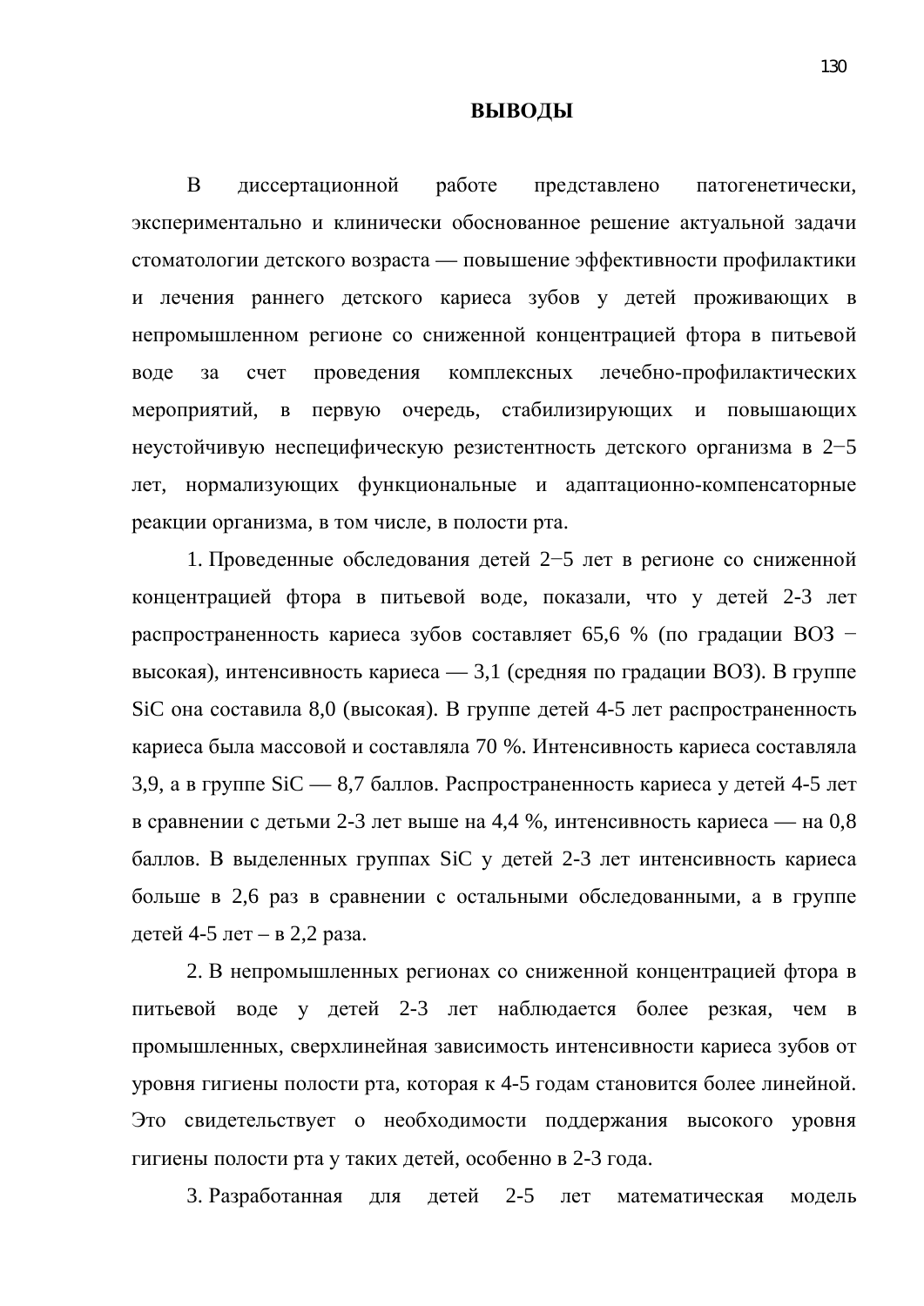# ВЫВОДЫ

В диссертационной работе представлено патогенетически, экспериментально и клинически обоснованное решение актуальной задачи стоматологии детского возраста — повышение эффективности профилактики и лечения раннего детского кариеса зубов у детей проживающих в непромышленном регионе со сниженной концентрацией фтора в питьевой воде за счет проведения комплексных лечебно-профилактических мероприятий, в первую очередь, стабилизирующих и повышающих неустойчивую неспецифическую резистентность детского организма в 2−5 лет, нормализующих функциональные и адаптационно-компенсаторные реакции организма, в том числе, в полости рта.

1. Проведенные обследования детей 2−5 лет в регионе со сниженной концентрацией фтора в питьевой воде, показали, что у детей 2-3 лет распространенность кариеса зубов составляет 65,6 % (по градации ВОЗ − высокая), интенсивность кариеса — 3,1 (средняя по градации ВОЗ). В группе SiC она составила 8,0 (высокая). В группе детей 4-5 лет распространенность кариеса была массовой и составляла 70 %. Интенсивность кариеса составляла 3,9, а в группе SiC — 8,7 баллов. Распространенность кариеса у детей 4-5 лет в сравнении с детьми 2-3 лет выше на 4,4 %, интенсивность кариеса — на 0,8 баллов. В выделенных группах SiC у детей 2-3 лет интенсивность кариеса больше в 2,6 раз в сравнении с остальными обследованными, а в группе детей 4-5 лет – в 2,2 раза.

2. В непромышленных регионах со сниженной концентрацией фтора в питьевой воде у детей 2-3 лет наблюдается более резкая, чем в промышленных, сверхлинейная зависимость интенсивности кариеса зубов от уровня гигиены полости рта, которая к 4-5 годам становится более линейной. Это свидетельствует о необходимости поддержания высокого уровня гигиены полости рта у таких детей, особенно в 2-3 года.

3. Разработанная для детей 2-5 лет математическая модель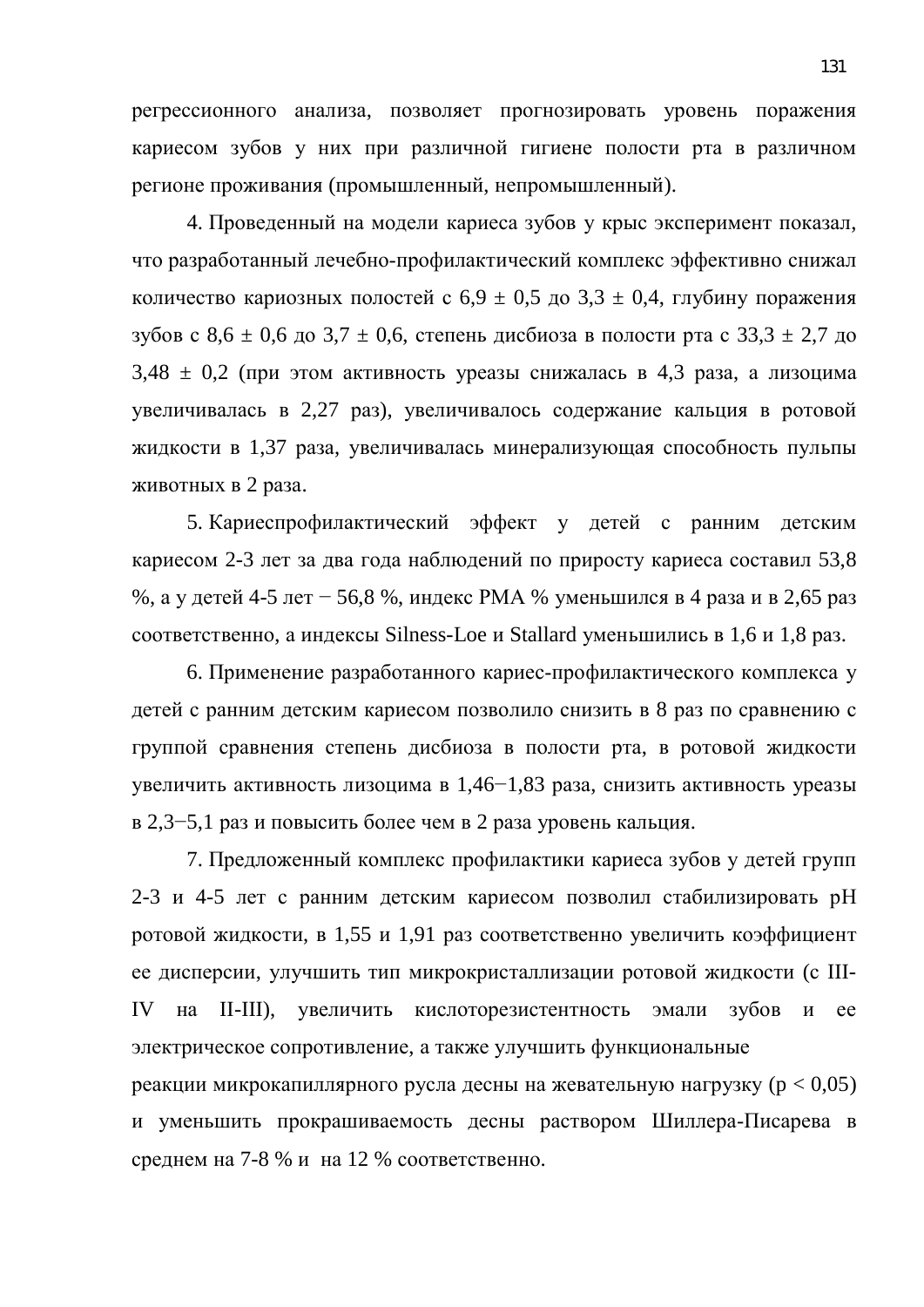регрессионного анализа, позволяет прогнозировать уровень поражения кариесом зубов у них при различной гигиене полости рта в различном регионе проживания (промышленный, непромышленный).

4. Проведенный на модели кариеса зубов у крыс эксперимент показал, что разработанный лечебно-профилактический комплекс эффективно снижал количество кариозных полостей с 6,9 ± 0,5 до 3,3 ± 0,4, глубину поражения зубов с 8,6 ± 0,6 до 3,7 ± 0,6, степень дисбиоза в полости рта с 33,3 ± 2,7 до 3,48 ± 0,2 (при этом активность уреазы снижалась в 4,3 раза, а лизоцима увеличивалась в 2,27 раз), увеличивалось содержание кальция в ротовой жидкости в 1,37 раза, увеличивалась минерализующая способность пульпы животных в 2 раза.

5. Кариеспрофилактический эффект у детей с ранним детским кариесом 2-3 лет за два года наблюдений по приросту кариеса составил 53,8 %, а у детей 4-5 лет − 56,8 %, индекс PMA % уменьшился в 4 раза и в 2,65 раз соответственно, а индексы Silness-Loe и Stallard уменьшились в 1,6 и 1,8 раз.

6. Применение разработанного кариес-профилактического комплекса у детей с ранним детским кариесом позволило снизить в 8 раз по сравнению с группой сравнения степень дисбиоза в полости рта, в ротовой жидкости увеличить активность лизоцима в 1,46−1,83 раза, снизить активность уреазы в 2,3−5,1 раз и повысить более чем в 2 раза уровень кальция.

7. Предложенный комплекс профилактики кариеса зубов у детей групп 2-3 и 4-5 лет с ранним детским кариесом позволил стабилизировать pH ротовой жидкости, в 1,55 и 1,91 раз соответственно увеличить коэффициент ее дисперсии, улучшить тип микрокристаллизации ротовой жидкости (с III-IV на II-III), увеличить кислоторезистентность эмали зубов и ее электрическое сопротивление, а также улучшить функциональные реакции микрокапиллярного русла десны на жевательную нагрузку ($p < 0,05$) и уменьшить прокрашиваемость десны раствором Шиллера-Писарева в среднем на 7-8 % и на 12 % соответственно.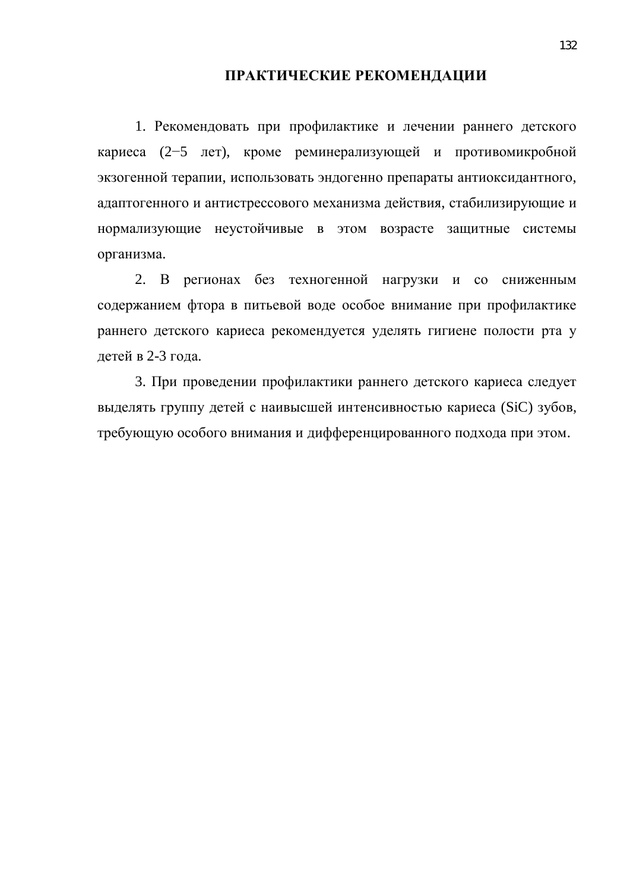# ПРАКТИЧЕСКИЕ РЕКОМЕНДАЦИИ

1. Рекомендовать при профилактике и лечении раннего детского кариеса (2−5 лет), кроме реминерализующей и противомикробной экзогенной терапии, использовать эндогенно препараты антиоксидантного, адаптогенного и антистрессового механизма действия, стабилизирующие и нормализующие неустойчивые в этом возрасте защитные системы организма.

2. В регионах без техногенной нагрузки и со сниженным содержанием фтора в питьевой воде особое внимание при профилактике раннего детского кариеса рекомендуется уделять гигиене полости рта у детей в 2-3 года.

3. При проведении профилактики раннего детского кариеса следует выделять группу детей с наивысшей интенсивностью кариеса (SiC) зубов, требующую особого внимания и дифференцированного подхода при этом.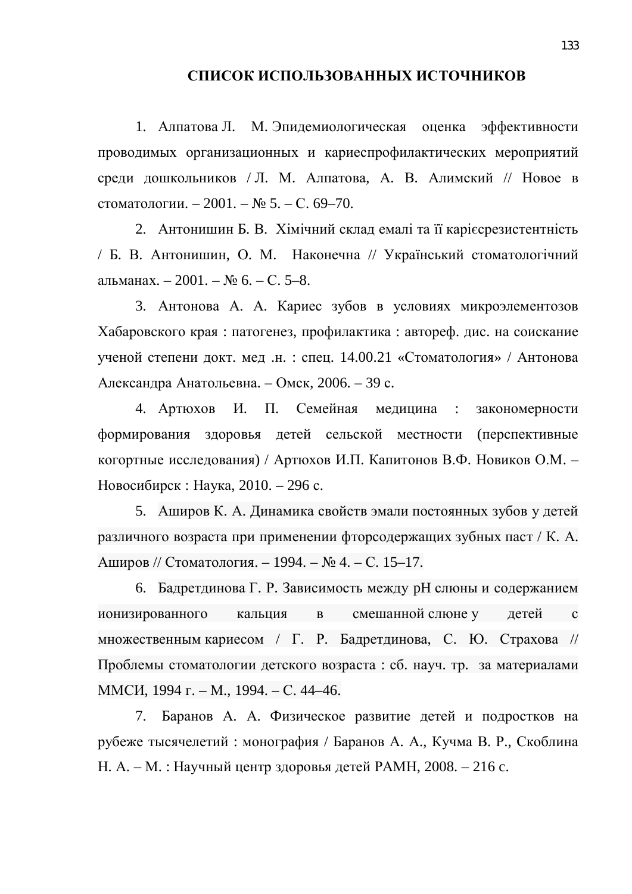# СПИСОК ИСПОЛЬЗОВАННЫХ ИСТОЧНИКОВ

1. Алпатова Л. М. Эпидемиологическая оценка эффективности проводимых организационных и кариеспрофилактических мероприятий среди дошкольников / Л. М. Алпатова, А. В. Алимский // Новое в стоматологии. – 2001. – № 5. – С. 69–70.

2. Антонишин Б. В. Хімічний склад емалі та її карієсрезистентність / Б. В. Антонишин, О. М. Наконечна // Український стоматологічний альманах. – 2001. – № 6. – С. 5–8.

3. Антонова А. А. Кариес зубов в условиях микроэлементозов Хабаровского края : патогенез, профилактика : автореф. дис. на соискание ученой степени докт. мед .н. : спец. 14.00.21 «Стоматология» / Антонова Александра Анатольевна. – Омск, 2006. – 39 с.

4. Артюхов И. П. Семейная медицина : закономерности формирования здоровья детей сельской местности (перспективные когортные исследования) / Артюхов И.П. Капитонов В.Ф. Новиков О.М. – Новосибирск : Наука, 2010. – 296 с.

5. Аширов К. А. Динамика свойств эмали постоянных зубов у детей различного возраста при применении фторсодержащих зубных паст / К. А. Аширов // Стоматология. – 1994. – № 4. – С. 15–17.

6. Бадретдинова Г. Р. Зависимость между pH слюны и содержанием ионизированного кальция в смешанной слюне у детей с множественным кариесом / Г. Р. Бадретдинова, С. Ю. Страхова // Проблемы стоматологии детского возраста : сб. науч. тр. за материалами ММСИ, 1994 г. – М., 1994. – С. 44–46.

7. Баранов А. А. Физическое развитие детей и подростков на рубеже тысячелетий : монография / Баранов А. А., Кучма В. Р., Скоблина Н. А. – М. : Научный центр здоровья детей РАМН, 2008. – 216 с.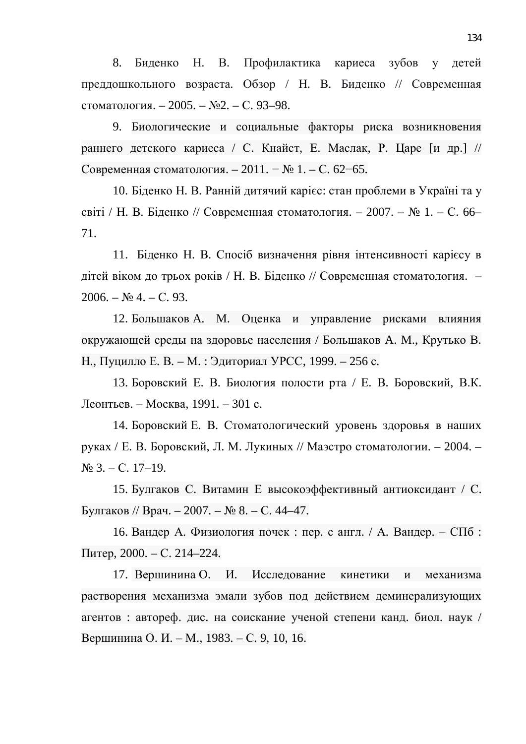8. Биденко Н. В. Профилактика кариеса зубов у детей преддошкольного возраста. Обзор / Н. В. Биденко // Современная стоматология. – 2005. – №2. – С. 93–98.

9. Биологические и социальные факторы риска возникновения раннего детского кариеса / С. Кнайст, Е. Маслак, Р. Царе [и др.] // Современная стоматология. – 2011. − № 1. – С. 62−65.

10. Біденко Н. В. Ранній дитячий карієс: стан проблеми в Україні та у світі / Н. В. Біденко // Современная стоматология. – 2007. – № 1. – С. 66–71.

11. Біденко Н. В. Спосіб визначення рівня інтенсивності карієсу в дітей віком до трьох років / Н. В. Біденко // Современная стоматология. – 2006. – № 4. – С. 93.

12. Большаков А. М. Оценка и управление рисками влияния окружающей среды на здоровье населения / Большаков А. М., Крутько В. Н., Пуцилло Е. В. – М. : Эдиториал УРСС, 1999. – 256 с.

13. Боровский Е. В. Биология полости рта / Е. В. Боровский, В.К. Леонтьев. – Москва, 1991. – 301 с.

14. Боровский Е. В. Стоматологический уровень здоровья в наших руках / Е. В. Боровский, Л. М. Лукиных // Маэстро стоматологии. – 2004. – № 3. – С. 17–19.

15. Булгаков С. Витамин Е высокоэффективный антиоксидант / С. Булгаков // Врач. – 2007. – № 8. – С. 44–47.

16. Вандер А. Физиология почек : пер. с англ. / А. Вандер. – СПб : Питер, 2000. – С. 214–224.

17. Вершинина О. И. Исследование кинетики и механизма растворения механизма эмали зубов под действием деминерализующих агентов : автореф. дис. на соискание ученой степени канд. биол. наук / Вершинина О. И. – М., 1983. – С. 9, 10, 16.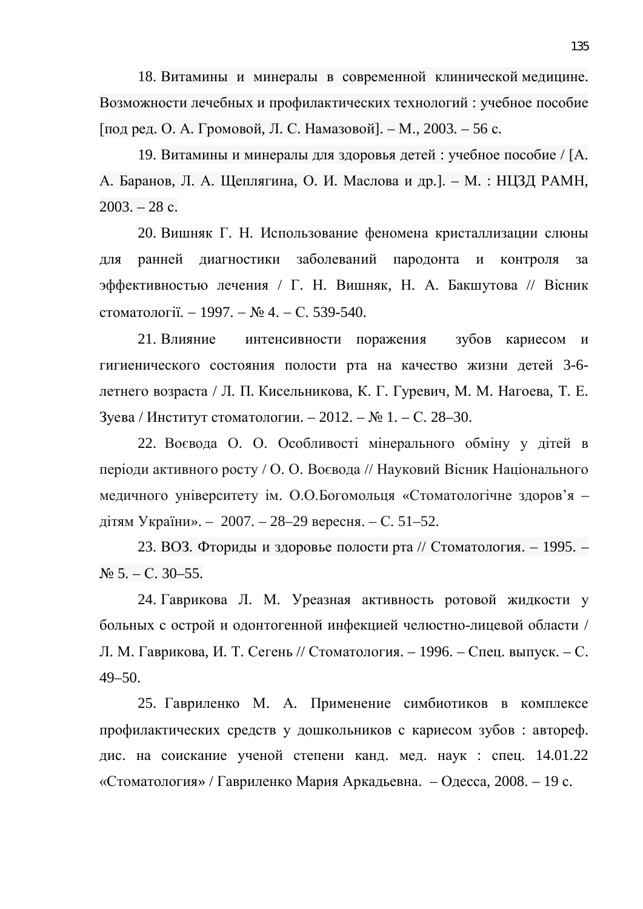18. Витамины и минералы в современной клинической медицине. Возможности лечебных и профилактических технологий : учебное пособие [под ред. О. А. Громовой, Л. С. Намазовой]. – М., 2003. – 56 с.

19. Витамины и минералы для здоровья детей : учебное пособие / [А. А. Баранов, Л. А. Щеплягина, О. И. Маслова и др.]. – М. : НЦЗД РАМН, 2003. – 28 с.

20. Вишняк Г. Н. Использование феномена кристаллизации слюны для ранней диагностики заболеваний пародонта и контроля за эффективностью лечения / Г. Н. Вишняк, Н. А. Бакшутова // Вісник стоматології. – 1997. – № 4. – С. 539-540.

21. Влияние интенсивности поражения зубов кариесом и гигиенического состояния полости рта на качество жизни детей 3-6-летнего возраста / Л. П. Кисельникова, К. Г. Гуревич, М. М. Нагоева, Т. Е. Зуева / Институт стоматологии. – 2012. – № 1. – С. 28–30.

22. Воєвода О. О. Особливості мінерального обміну у дітей в періоди активного росту / О. О. Воєвода // Науковий Вісник Національного медичного університету ім. О.О.Богомольця «Стоматологічне здоров'я – дітям України». – 2007. – 28–29 вересня. – С. 51–52.

23. ВОЗ. Фториды и здоровье полости рта // Стоматология. – 1995. – № 5. – С. 30–55.

24. Гаврикова Л. М. Уреазная активность ротовой жидкости у больных с острой и одонтогенной инфекцией челюстно-лицевой области / Л. М. Гаврикова, И. Т. Сегень // Стоматология. – 1996. – Спец. выпуск. – С. 49–50.

25. Гавриленко М. А. Применение симбиотиков в комплексе профилактических средств у дошкольников с кариесом зубов : автореф. дис. на соискание ученой степени канд. мед. наук : спец. 14.01.22 «Стоматология» / Гавриленко Мария Аркадьевна. – Одесса, 2008. – 19 с.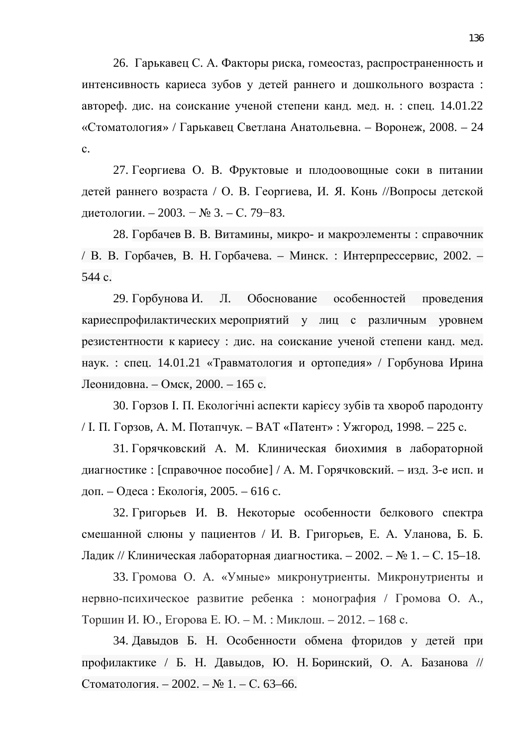26. Гарькавец С. А. Факторы риска, гомеостаз, распространенность и интенсивность кариеса зубов у детей раннего и дошкольного возраста : автореф. дис. на соискание ученой степени канд. мед. н. : спец. 14.01.22 «Стоматология» / Гарькавец Светлана Анатольевна. – Воронеж, 2008. – 24 с.

27. Георгиева О. В. Фруктовые и плодоовощные соки в питании детей раннего возраста / О. В. Георгиева, И. Я. Конь //Вопросы детской диетологии. – 2003. − № 3. – С. 79−83.

28. Горбачев В. В. Витамины, микро- и макроэлементы : справочник / В. В. Горбачев, В. Н. Горбачева. – Минск. : Интерпрессервис, 2002. – 544 с.

29. Горбунова И. Л. Обоснование особенностей проведения кариеспрофилактических мероприятий у лиц с различным уровнем резистентности к кариесу : дис. на соискание ученой степени канд. мед. наук. : спец. 14.01.21 «Травматология и ортопедия» / Горбунова Ирина Леонидовна. – Омск, 2000. – 165 с.

30. Горзов І. П. Екологічні аспекти карієсу зубів та хвороб пародонту / І. П. Горзов, А. М. Потапчук. – ВАТ «Патент» : Ужгород, 1998. – 225 с.

31. Горячковский А. М. Клиническая биохимия в лабораторной диагностике : [справочное пособие] / А. М. Горячковский. – изд. 3-е исп. и доп. – Одеса : Екологія, 2005. – 616 с.

32. Григорьев И. В. Некоторые особенности белкового спектра смешанной слюны у пациентов / И. В. Григорьев, Е. А. Уланова, Б. Б. Ладик // Клиническая лабораторная диагностика. – 2002. – № 1. – С. 15–18.

33. Громова О. А. «Умные» микронутриенты. Микронутриенты и нервно-психическое развитие ребенка : монография / Громова О. А., Торшин И. Ю., Егорова Е. Ю. – М. : Миклош. – 2012. – 168 с.

34. Давыдов Б. Н. Особенности обмена фторидов у детей при профилактике / Б. Н. Давыдов, Ю. Н. Боринский, О. А. Базанова // Стоматология. – 2002. – № 1. – С. 63–66.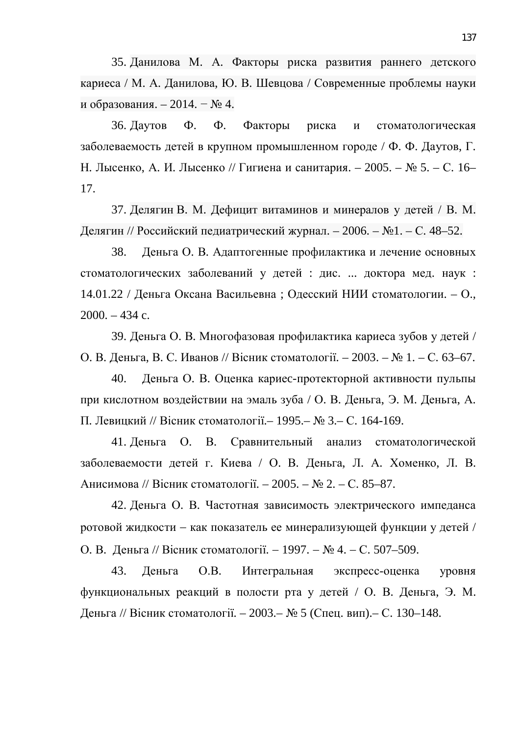35. Данилова М. А. Факторы риска развития раннего детского кариеса / М. А. Данилова, Ю. В. Шевцова / Современные проблемы науки и образования. – 2014. − № 4.

36. Даутов Ф. Ф. Факторы риска и стоматологическая заболеваемость детей в крупном промышленном городе / Ф. Ф. Даутов, Г. Н. Лысенко, А. И. Лысенко // Гигиена и санитария. – 2005. – № 5. – С. 16–17.

37. Делягин В. М. Дефицит витаминов и минералов у детей / В. М. Делягин // Российский педиатрический журнал. – 2006. – №1. – С. 48–52.

38. Деньга О. В. Адаптогенные профилактика и лечение основных стоматологических заболеваний у детей : дис. ... доктора мед. наук : 14.01.22 / Деньга Оксана Васильевна ; Одесский НИИ стоматологии. – О., 2000. – 434 с.

39. Деньга О. В. Многофазовая профилактика кариеса зубов у детей / О. В. Деньга, В. С. Иванов // Вісник стоматології. – 2003. – № 1. – С. 63–67.

40. Деньга О. В. Оценка кариес-протекторной активности пульпы при кислотном воздействии на эмаль зуба / О. В. Деньга, Э. М. Деньга, А. П. Левицкий // Вісник стоматології.– 1995.– № 3.– С. 164-169.

41. Деньга О. В. Сравнительный анализ стоматологической заболеваемости детей г. Киева / О. В. Деньга, Л. А. Хоменко, Л. В. Анисимова // Вісник стоматології. – 2005. – № 2. – С. 85–87.

42. Деньга О. В. Частотная зависимость электрического импеданса ротовой жидкости – как показатель ее минерализующей функции у детей / О. В. Деньга // Вісник стоматології. – 1997. – № 4. – С. 507–509.

43. Деньга О.В. Интегральная экспресс-оценка уровня функциональных реакций в полости рта у детей / О. В. Деньга, Э. М. Деньга // Вісник стоматології. – 2003.– № 5 (Спец. вип).– С. 130–148.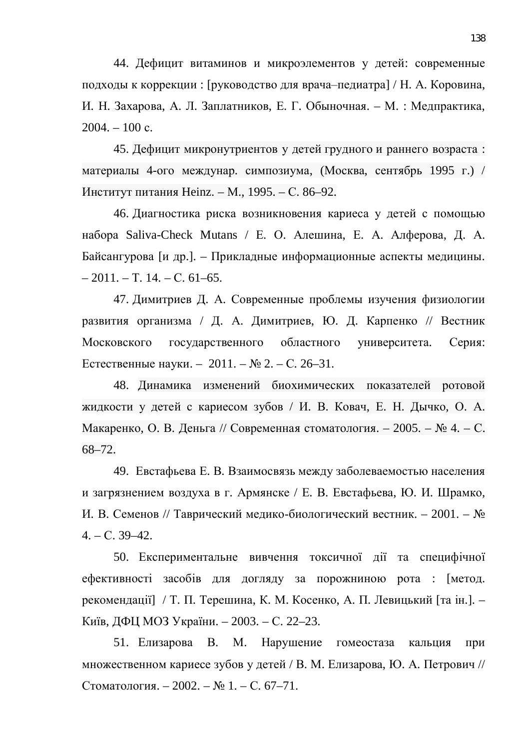44. Дефицит витаминов и микроэлементов у детей: современные подходы к коррекции : [руководство для врача–педиатра] / Н. А. Коровина, И. Н. Захарова, А. Л. Заплатников, Е. Г. Обыночная. – М. : Медпрактика, 2004. – 100 с.

45. Дефицит микронутриентов у детей грудного и раннего возраста : материалы 4-ого междунар. симпозиума, (Москва, сентябрь 1995 г.) / Институт питания Heinz. – М., 1995. – С. 86–92.

46. Диагностика риска возникновения кариеса у детей с помощью набора Saliva-Check Mutans / Е. О. Алешина, Е. А. Алферова, Д. А. Байсангурова [и др.]. – Прикладные информационные аспекты медицины. – 2011. – Т. 14. – С. 61–65.

47. Димитриев Д. А. Современные проблемы изучения физиологии развития организма / Д. А. Димитриев, Ю. Д. Карпенко // Вестник Московского государственного областного университета. Серия: Естественные науки. – 2011. – № 2. – С. 26–31.

48. Динамика изменений биохимических показателей ротовой жидкости у детей с кариесом зубов / И. В. Ковач, Е. Н. Дычко, О. А. Макаренко, О. В. Деньга // Современная стоматология. – 2005. – № 4. – С. 68–72.

49. Евстафьева Е. В. Взаимосвязь между заболеваемостью населения и загрязнением воздуха в г. Армянске / Е. В. Евстафьева, Ю. И. Шрамко, И. В. Семенов // Таврический медико-биологический вестник. – 2001. – № 4. – С. 39–42.

50. Експериментальне вивчення токсичної дії та специфічної ефективності засобів для догляду за порожниною рота : [метод. рекомендації] / Т. П. Терешина, К. М. Косенко, А. П. Левицький [та ін.]. – Київ, ДФЦ МОЗ України. – 2003. – С. 22–23.

51. Елизарова В. М. Нарушение гомеостаза кальция при множественном кариесе зубов у детей / В. М. Елизарова, Ю. А. Петрович // Стоматология. – 2002. – № 1. – С. 67–71.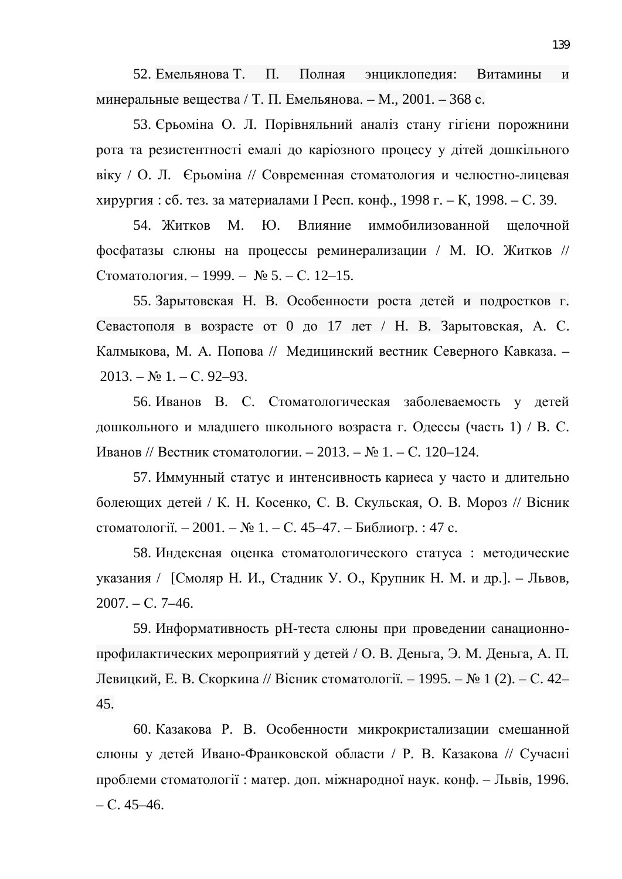52. Емельянова Т. П. Полная энциклопедия: Витамины и минеральные вещества / Т. П. Емельянова. – М., 2001. – 368 с.

53. Єрьоміна О. Л. Порівняльний аналіз стану гігієни порожнини рота та резистентності емалі до каріозного процесу у дітей дошкільного віку / О. Л. Єрьоміна // Современная стоматология и челюстно-лицевая хирургия : сб. тез. за материалами І Респ. конф., 1998 г. – К, 1998. – С. 39.

54. Житков М. Ю. Влияние иммобилизованной щелочной фосфатазы слюны на процессы реминерализации / М. Ю. Житков // Стоматология. – 1999. – № 5. – С. 12–15.

55. Зарытовская Н. В. Особенности роста детей и подростков г. Севастополя в возрасте от 0 до 17 лет / Н. В. Зарытовская, А. С. Калмыкова, М. А. Попова // Медицинский вестник Северного Кавказа. – 2013. – № 1. – С. 92–93.

56. Иванов В. С. Стоматологическая заболеваемость у детей дошкольного и младшего школьного возраста г. Одессы (часть 1) / В. С. Иванов // Вестник стоматологии. – 2013. – № 1. – С. 120–124.

57. Иммунный статус и интенсивность кариеса у часто и длительно болеющих детей / К. Н. Косенко, С. В. Скульская, О. В. Мороз // Вісник стоматології. – 2001. – № 1. – С. 45–47. – Библиогр. : 47 с.

58. Индексная оценка стоматологического статуса : методические указания / [Смоляр Н. И., Стадник У. О., Крупник Н. М. и др.]. – Львов, 2007. – С. 7–46.

59. Информативность pH-теста слюны при проведении санационно-профилактических мероприятий у детей / О. В. Деньга, Э. М. Деньга, А. П. Левицкий, Е. В. Скоркина // Вісник стоматології. – 1995. – № 1 (2). – С. 42–45.

60. Казакова Р. В. Особенности микрокристализации смешанной слюны у детей Ивано-Франковской области / Р. В. Казакова // Сучасні проблеми стоматології : матер. доп. міжнародної наук. конф. – Львів, 1996. – С. 45–46.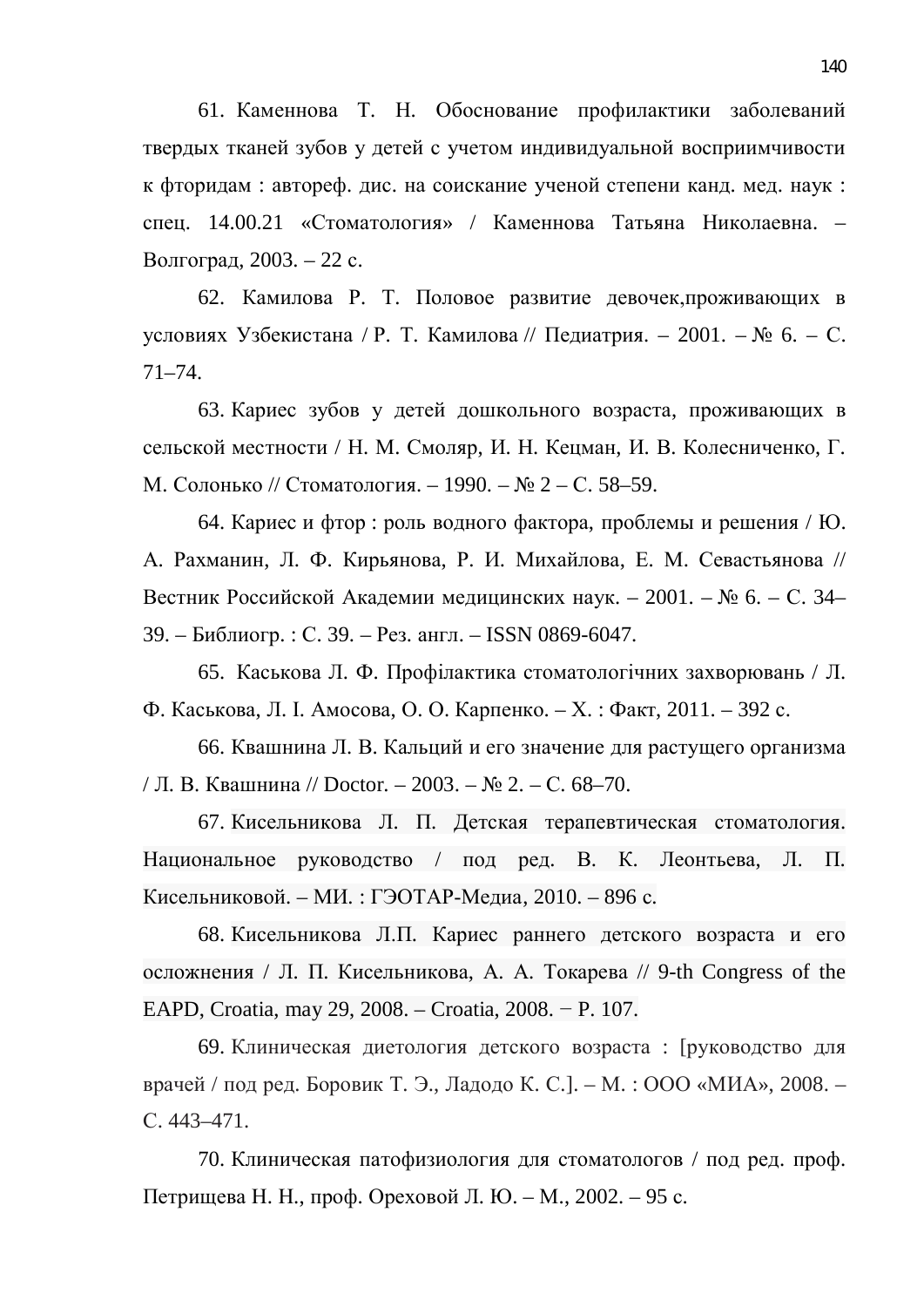61. Каменнова Т. Н. Обоснование профилактики заболеваний твердых тканей зубов у детей с учетом индивидуальной восприимчивости к фторидам : автореф. дис. на соискание ученой степени канд. мед. наук : спец. 14.00.21 «Стоматология» / Каменнова Татьяна Николаевна. – Волгоград, 2003. – 22 с.

62. Камилова Р. Т. Половое развитие девочек,проживающих в условиях Узбекистана / Р. Т. Камилова // Педиатрия. – 2001. – № 6. – С. 71–74.

63. Кариес зубов у детей дошкольного возраста, проживающих в сельской местности / Н. М. Смоляр, И. Н. Кецман, И. В. Колесниченко, Г. М. Солонько // Стоматология. – 1990. – № 2 – С. 58–59.

64. Кариес и фтор : роль водного фактора, проблемы и решения / Ю. А. Рахманин, Л. Ф. Кирьянова, Р. И. Михайлова, Е. М. Севастьянова // Вестник Российской Академии медицинских наук. – 2001. – № 6. – С. 34–39. – Библиогр. : С. 39. – Рез. англ. – ISSN 0869-6047.

65. Каськова Л. Ф. Профілактика стоматологічних захворювань / Л. Ф. Каськова, Л. І. Амосова, О. О. Карпенко. – Х. : Факт, 2011. – 392 с.

66. Квашнина Л. В. Кальций и его значение для растущего организма / Л. В. Квашнина // Doctor. – 2003. – № 2. – С. 68–70.

67. Кисельникова Л. П. Детская терапевтическая стоматология. Национальное руководство / под ред. В. К. Леонтьева, Л. П. Кисельниковой. – МИ. : ГЭОТАР-Медиа, 2010. – 896 с.

68. Кисельникова Л.П. Кариес раннего детского возраста и его осложнения / Л. П. Кисельникова, А. А. Токарева // 9-th Congress of the EAPD, Croatia, may 29, 2008. – Croatia, 2008. − P. 107.

69. Клиническая диетология детского возраста : [руководство для врачей / под ред. Боровик Т. Э., Ладодо К. С.]. – М. : ООО «МИА», 2008. – С. 443–471.

70. Клиническая патофизиология для стоматологов / под ред. проф. Петрищева Н. Н., проф. Ореховой Л. Ю. – М., 2002. – 95 с.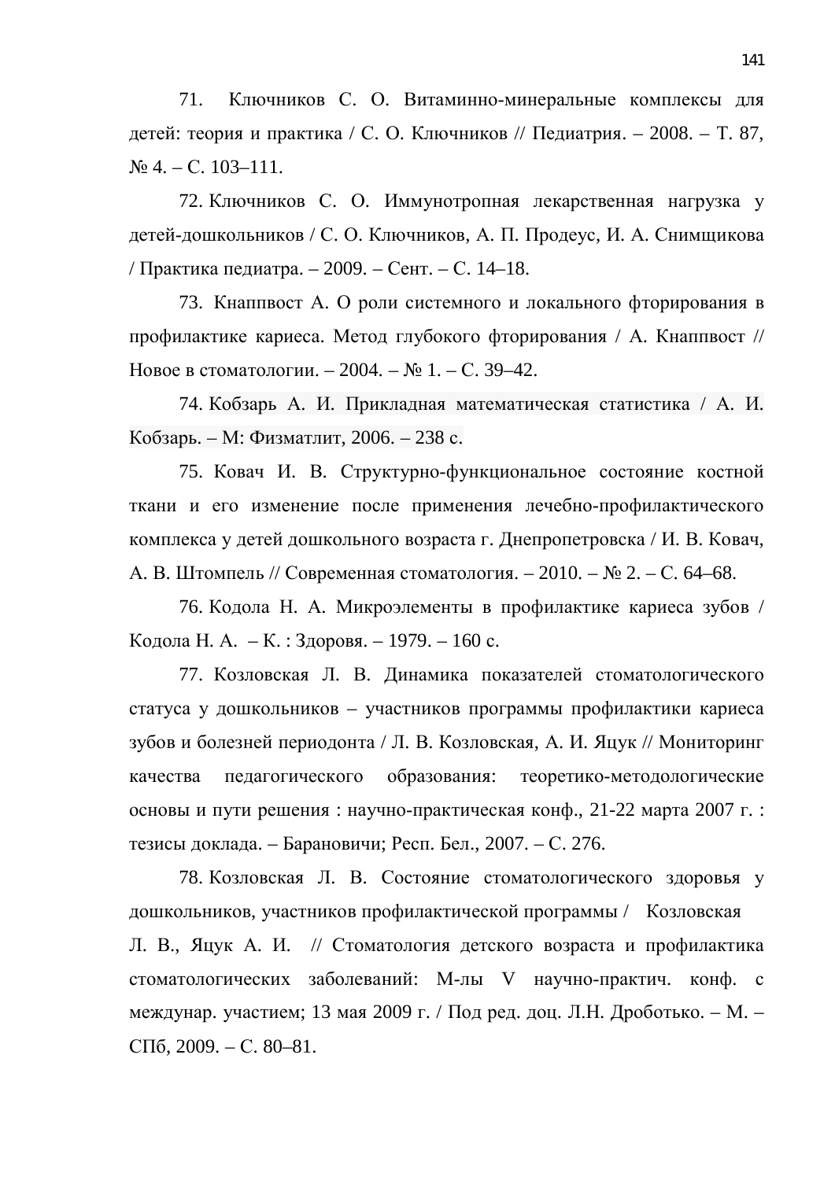71. Ключников С. О. Витаминно-минеральные комплексы для детей: теория и практика / С. О. Ключников // Педиатрия. – 2008. – Т. 87, № 4. – С. 103–111.

72. Ключников С. О. Иммунотропная лекарственная нагрузка у детей-дошкольников / С. О. Ключников, А. П. Продеус, И. А. Снимщикова / Практика педиатра. – 2009. – Сент. – С. 14–18.

73. Кнаппвост А. О роли системного и локального фторирования в профилактике кариеса. Метод глубокого фторирования / А. Кнаппвост // Новое в стоматологии. – 2004. – № 1. – С. 39–42.

74. Кобзарь А. И. Прикладная математическая статистика / А. И. Кобзарь. – М: Физматлит, 2006. – 238 с.

75. Ковач И. В. Структурно-функциональное состояние костной ткани и его изменение после применения лечебно-профилактического комплекса у детей дошкольного возраста г. Днепропетровска / И. В. Ковач, А. В. Штомпель // Современная стоматология. – 2010. – № 2. – С. 64–68.

76. Кодола Н. А. Микроэлементы в профилактике кариеса зубов / Кодола Н. А. – К. : Здоровя. – 1979. – 160 с.

77. Козловская Л. В. Динамика показателей стоматологического статуса у дошкольников – участников программы профилактики кариеса зубов и болезней периодонта / Л. В. Козловская, А. И. Яцук // Мониторинг качества педагогического образования: теоретико-методологические основы и пути решения : научно-практическая конф., 21-22 марта 2007 г. : тезисы доклада. – Барановичи; Респ. Бел., 2007. – С. 276.

78. Козловская Л. В. Состояние стоматологического здоровья у дошкольников, участников профилактической программы / Козловская Л. В., Яцук А. И. // Стоматология детского возраста и профилактика стоматологических заболеваний: М-лы V научно-практич. конф. с междунар. участием; 13 мая 2009 г. / Под ред. доц. Л.Н. Дроботько. – М. – СПб, 2009. – С. 80–81.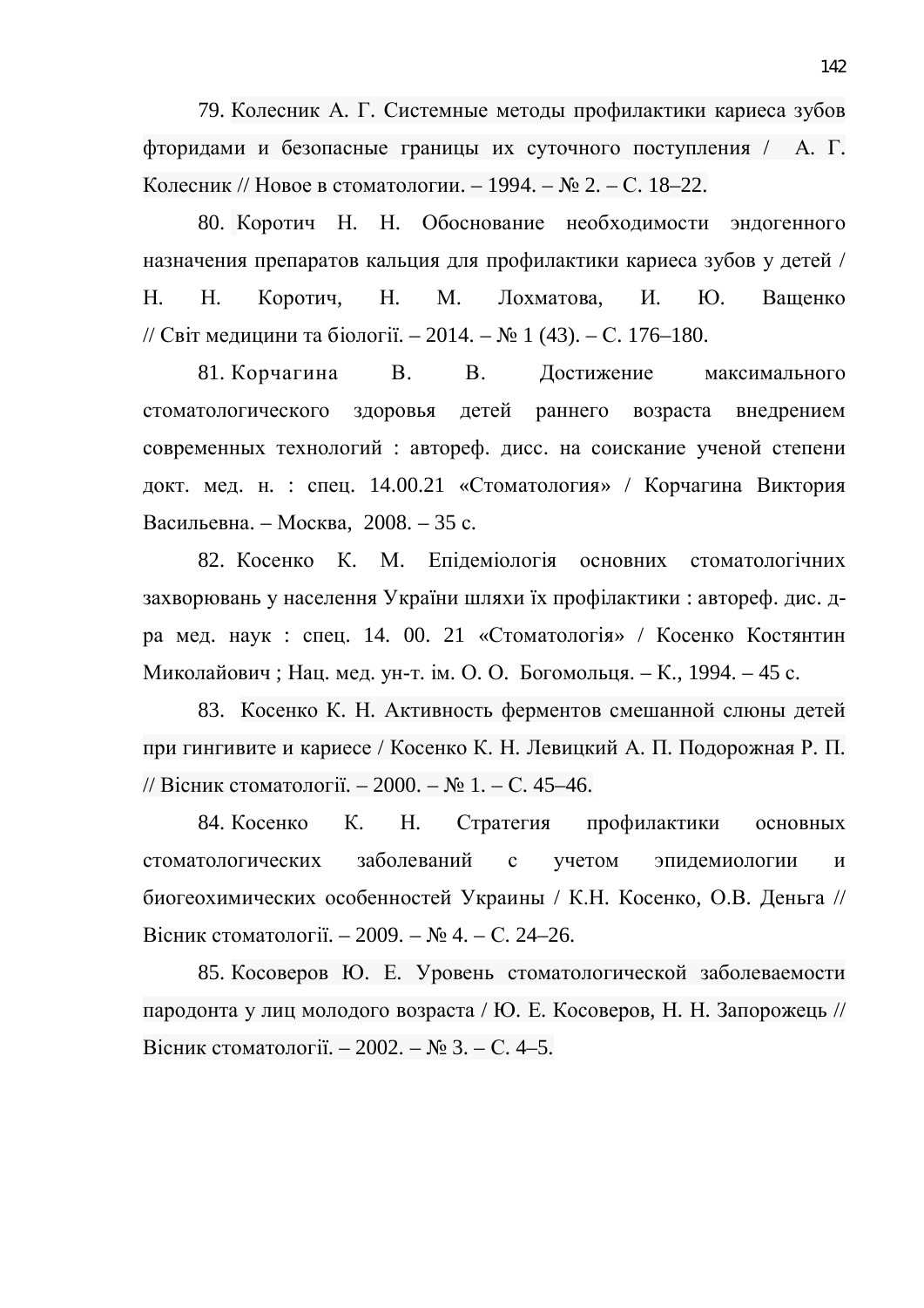79. Колесник А. Г. Системные методы профилактики кариеса зубов фторидами и безопасные границы их суточного поступления / А. Г. Колесник // Новое в стоматологии. – 1994. – № 2. – С. 18–22.

80. Коротич Н. Н. Обоснование необходимости эндогенного назначения препаратов кальция для профилактики кариеса зубов у детей / Н. Н. Коротич, Н. М. Лохматова, И. Ю. Ващенко // Світ медицини та біології. – 2014. – № 1 (43). – С. 176–180.

81. Корчагина В. В. Достижение максимального стоматологического здоровья детей раннего возраста внедрением современных технологий : автореф. дисс. на соискание ученой степени докт. мед. н. : спец. 14.00.21 «Стоматология» / Корчагина Виктория Васильевна. – Москва, 2008. – 35 с.

82. Косенко К. М. Епідеміологія основних стоматологічних захворювань у населення України шляхи їх профілактики : автореф. дис. д-ра мед. наук : спец. 14. 00. 21 «Стоматологія» / Косенко Костянтин Миколайович ; Нац. мед. ун-т. ім. О. О. Богомольця. – К., 1994. – 45 с.

83. Косенко К. Н. Активность ферментов смешанной слюны детей при гингивите и кариесе / Косенко К. Н. Левицкий А. П. Подорожная Р. П. // Вісник стоматології. – 2000. – № 1. – С. 45–46.

84. Косенко К. Н. Стратегия профилактики основных стоматологических заболеваний с учетом эпидемиологии и биогеохимических особенностей Украины / К.Н. Косенко, О.В. Деньга // Вісник стоматології. – 2009. – № 4. – С. 24–26.

85. Косоверов Ю. Е. Уровень стоматологической заболеваемости пародонта у лиц молодого возраста / Ю. Е. Косоверов, Н. Н. Запорожець // Вісник стоматології. – 2002. – № 3. – С. 4–5.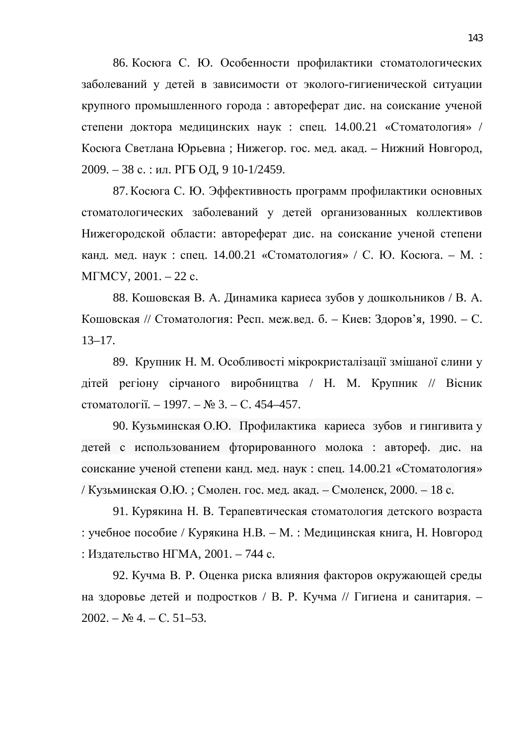86. Косюга С. Ю. Особенности профилактики стоматологических заболеваний у детей в зависимости от эколого-гигиенической ситуации крупного промышленного города : автореферат дис. на соискание ученой степени доктора медицинских наук : спец. 14.00.21 «Стоматология» / Косюга Светлана Юрьевна ; Нижегор. гос. мед. акад. – Нижний Новгород, 2009. – 38 с. : ил. РГБ ОД, 9 10-1/2459.

87. Косюга С. Ю. Эффективность программ профилактики основных стоматологических заболеваний у детей организованных коллективов Нижегородской области: автореферат дис. на соискание ученой степени канд. мед. наук : спец. 14.00.21 «Стоматология» / С. Ю. Косюга. – М. : МГМСУ, 2001. – 22 с.

88. Кошовская В. А. Динамика кариеса зубов у дошкольников / В. А. Кошовская // Стоматология: Респ. меж.вед. б. – Киев: Здоров'я, 1990. – С. 13–17.

89. Крупник Н. М. Особливості мікрокристалізації змішаної слини у дітей регіону сірчаного виробництва / Н. М. Крупник // Вісник стоматології. – 1997. – № 3. – С. 454–457.

90. Кузьминская О.Ю. Профилактика кариеса зубов и гингивита у детей с использованием фторированного молока : автореф. дис. на соискание ученой степени канд. мед. наук : спец. 14.00.21 «Стоматология» / Кузьминская О.Ю. ; Смолен. гос. мед. акад. – Смоленск, 2000. – 18 с.

91. Курякина Н. В. Терапевтическая стоматология детского возраста : учебное пособие / Курякина Н.В. – М. : Медицинская книга, Н. Новгород : Издательство НГМА, 2001. – 744 с.

92. Кучма В. Р. Оценка риска влияния факторов окружающей среды на здоровье детей и подростков / В. Р. Кучма // Гигиена и санитария. – 2002. – № 4. – С. 51–53.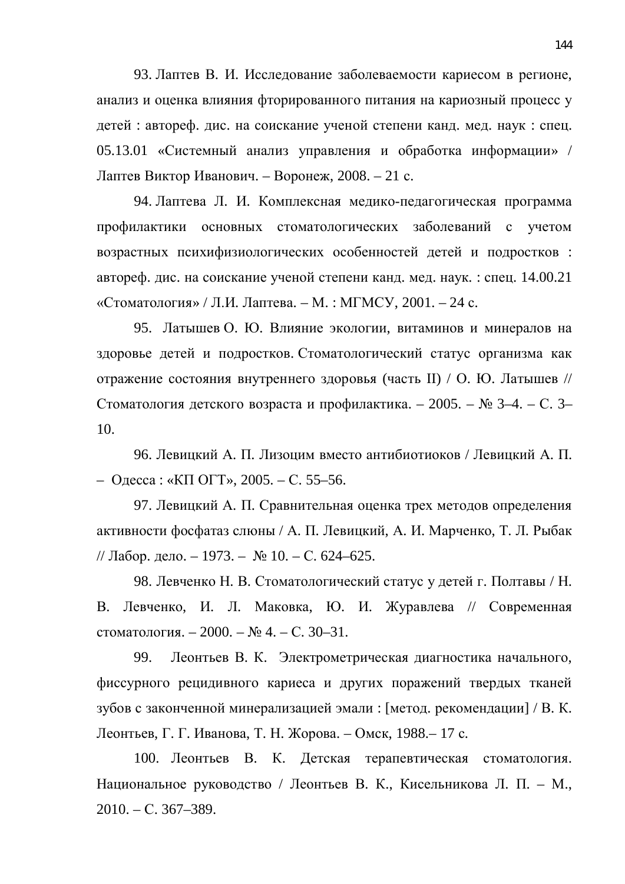93. Лаптев В. И. Исследование заболеваемости кариесом в регионе, анализ и оценка влияния фторированного питания на кариозный процесс у детей : автореф. дис. на соискание ученой степени канд. мед. наук : спец. 05.13.01 «Системный анализ управления и обработка информации» / Лаптев Виктор Иванович. – Воронеж, 2008. – 21 с.

94. Лаптева Л. И. Комплексная медико-педагогическая программа профилактики основных стоматологических заболеваний с учетом возрастных психифизиологических особенностей детей и подростков : автореф. дис. на соискание ученой степени канд. мед. наук. : спец. 14.00.21 «Стоматология» / Л.И. Лаптева. – М. : МГМСУ, 2001. – 24 с.

95. Латышев О. Ю. Влияние экологии, витаминов и минералов на здоровье детей и подростков. Стоматологический статус организма как отражение состояния внутреннего здоровья (часть II) / О. Ю. Латышев // Стоматология детского возраста и профилактика. – 2005. – № 3–4. – С. 3–10.

96. Левицкий А. П. Лизоцим вместо антибиотиоков / Левицкий А. П. – Одесса : «КП ОГТ», 2005. – С. 55–56.

97. Левицкий А. П. Сравнительная оценка трех методов определения активности фосфатаз слюны / А. П. Левицкий, А. И. Марченко, Т. Л. Рыбак // Лабор. дело. – 1973. – № 10. – С. 624–625.

98. Левченко Н. В. Стоматологический статус у детей г. Полтавы / Н. В. Левченко, И. Л. Маковка, Ю. И. Журавлева // Современная стоматология. – 2000. – № 4. – С. 30–31.

99. Леонтьев В. К. Электрометрическая диагностика начального, фиссурного рецидивного кариеса и других поражений твердых тканей зубов с законченной минерализацией эмали : [метод. рекомендации] / В. К. Леонтьев, Г. Г. Иванова, Т. Н. Жорова. – Омск, 1988.– 17 с.

100. Леонтьев В. К. Детская терапевтическая стоматология. Национальное руководство / Леонтьев В. К., Кисельникова Л. П. – М., 2010. – С. 367–389.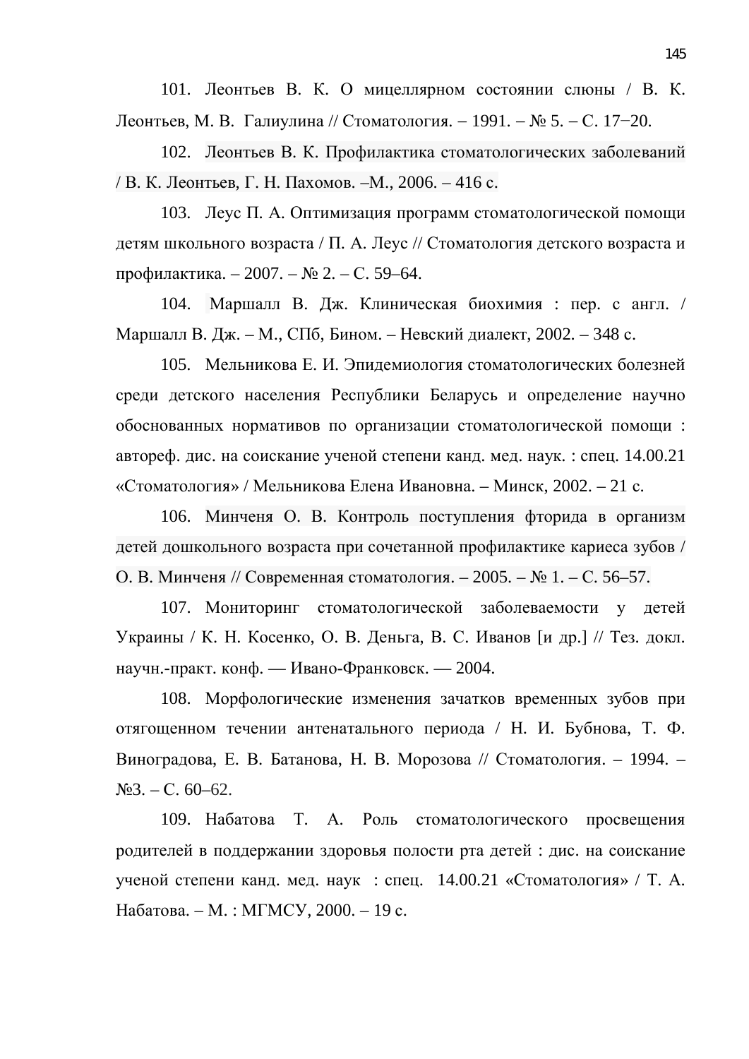101. Леонтьев В. К. О мицеллярном состоянии слюны / В. К. Леонтьев, М. В. Галиулина // Стоматология. – 1991. – № 5. – С. 17−20.

102. Леонтьев В. К. Профилактика стоматологических заболеваний / В. К. Леонтьев, Г. Н. Пахомов. –М., 2006. – 416 с.

103. Леус П. А. Оптимизация программ стоматологической помощи детям школьного возраста / П. А. Леус // Стоматология детского возраста и профилактика. – 2007. – № 2. – С. 59–64.

104. Маршалл В. Дж. Клиническая биохимия : пер. с англ. / Маршалл В. Дж. – М., СПб, Бином. – Невский диалект, 2002. – 348 с.

105. Мельникова Е. И. Эпидемиология стоматологических болезней среди детского населения Республики Беларусь и определение научно обоснованных нормативов по организации стоматологической помощи : автореф. дис. на соискание ученой степени канд. мед. наук. : спец. 14.00.21 «Стоматология» / Мельникова Елена Ивановна. – Минск, 2002. – 21 с.

106. Минченя О. В. Контроль поступления фторида в организм детей дошкольного возраста при сочетанной профилактике кариеса зубов / О. В. Минченя // Современная стоматология. – 2005. – № 1. – С. 56–57.

107. Мониторинг стоматологической заболеваемости у детей Украины / К. Н. Косенко, О. В. Деньга, В. С. Иванов [и др.] // Тез. докл. научн.-практ. конф. — Ивано-Франковск. — 2004.

108. Морфологические изменения зачатков временных зубов при отягощенном течении антенатального периода / Н. И. Бубнова, Т. Ф. Виноградова, Е. В. Батанова, Н. В. Морозова // Стоматология. – 1994. – №3. – С. 60–62.

109. Набатова Т. А. Роль стоматологического просвещения родителей в поддержании здоровья полости рта детей : дис. на соискание ученой степени канд. мед. наук : спец. 14.00.21 «Стоматология» / Т. А. Набатова. – М. : МГМСУ, 2000. – 19 с.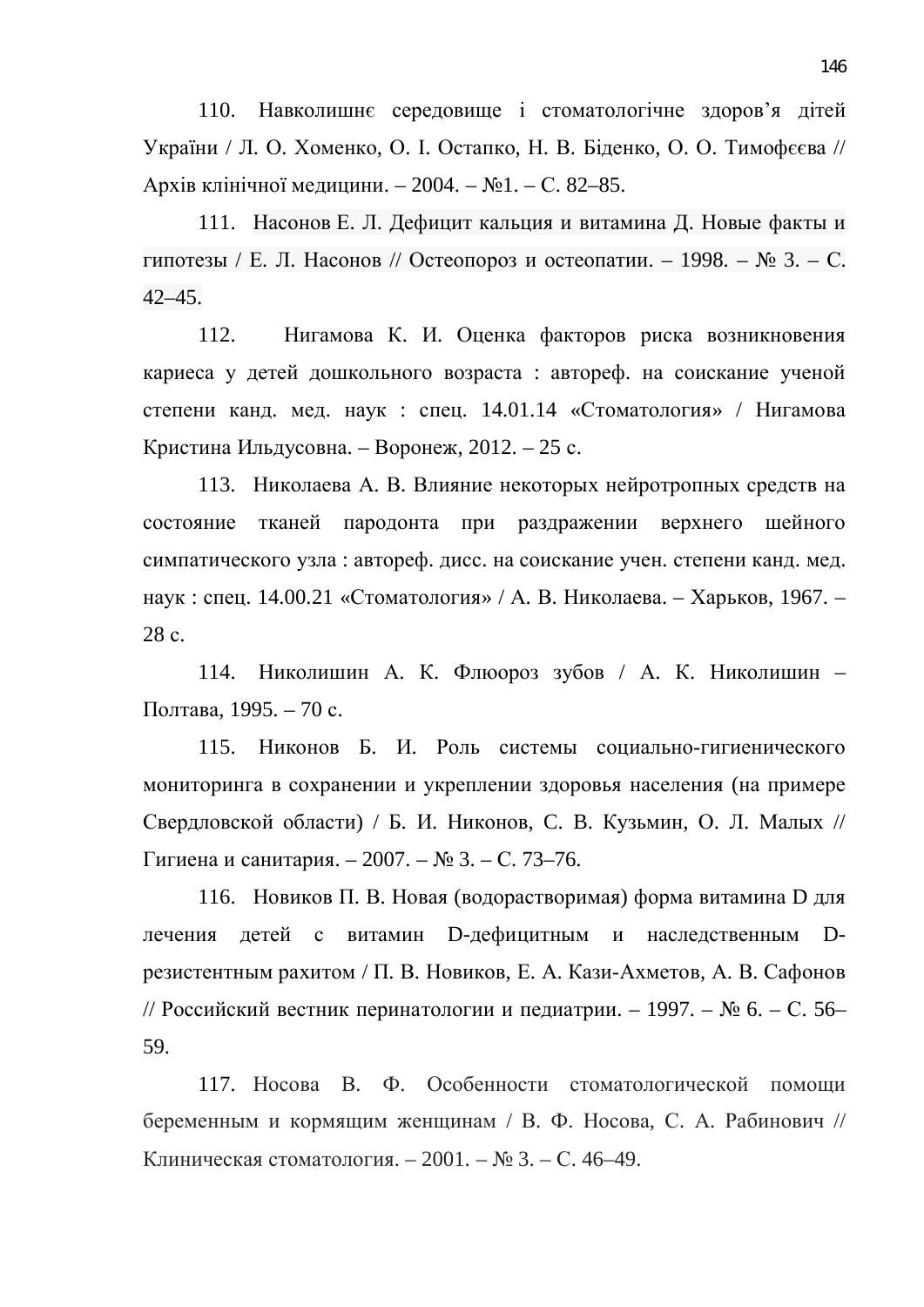110. Навколишнє середовище і стоматологічне здоров'я дітей України / Л. О. Хоменко, О. І. Остапко, Н. В. Біденко, О. О. Тимофєєва // Архів клінічної медицини. – 2004. – №1. – С. 82–85.

111. Насонов Е. Л. Дефицит кальция и витамина Д. Новые факты и гипотезы / Е. Л. Насонов // Остеопороз и остеопатии. – 1998. – № 3. – С. 42–45.

112. Нигамова К. И. Оценка факторов риска возникновения кариеса у детей дошкольного возраста : автореф. на соискание ученой степени канд. мед. наук : спец. 14.01.14 «Стоматология» / Нигамова Кристина Ильдусовна. – Воронеж, 2012. – 25 с.

113. Николаева А. В. Влияние некоторых нейротропных средств на состояние тканей пародонта при раздражении верхнего шейного симпатического узла : автореф. дисс. на соискание учен. степени канд. мед. наук : спец. 14.00.21 «Стоматология» / А. В. Николаева. – Харьков, 1967. – 28 с.

114. Николишин А. К. Флюороз зубов / А. К. Николишин – Полтава, 1995. – 70 с.

115. Никонов Б. И. Роль системы социально-гигиенического мониторинга в сохранении и укреплении здоровья населения (на примере Свердловской области) / Б. И. Никонов, С. В. Кузьмин, О. Л. Малых // Гигиена и санитария. – 2007. – № 3. – С. 73–76.

116. Новиков П. В. Новая (водорастворимая) форма витамина D для лечения детей с витамин D-дефицитным и наследственным D-резистентным рахитом / П. В. Новиков, Е. А. Кази-Ахметов, А. В. Сафонов // Российский вестник перинатологии и педиатрии. – 1997. – № 6. – С. 56–59.

117. Носова В. Ф. Особенности стоматологической помощи беременным и кормящим женщинам / В. Ф. Носова, С. А. Рабинович // Клиническая стоматология. – 2001. – № 3. – С. 46–49.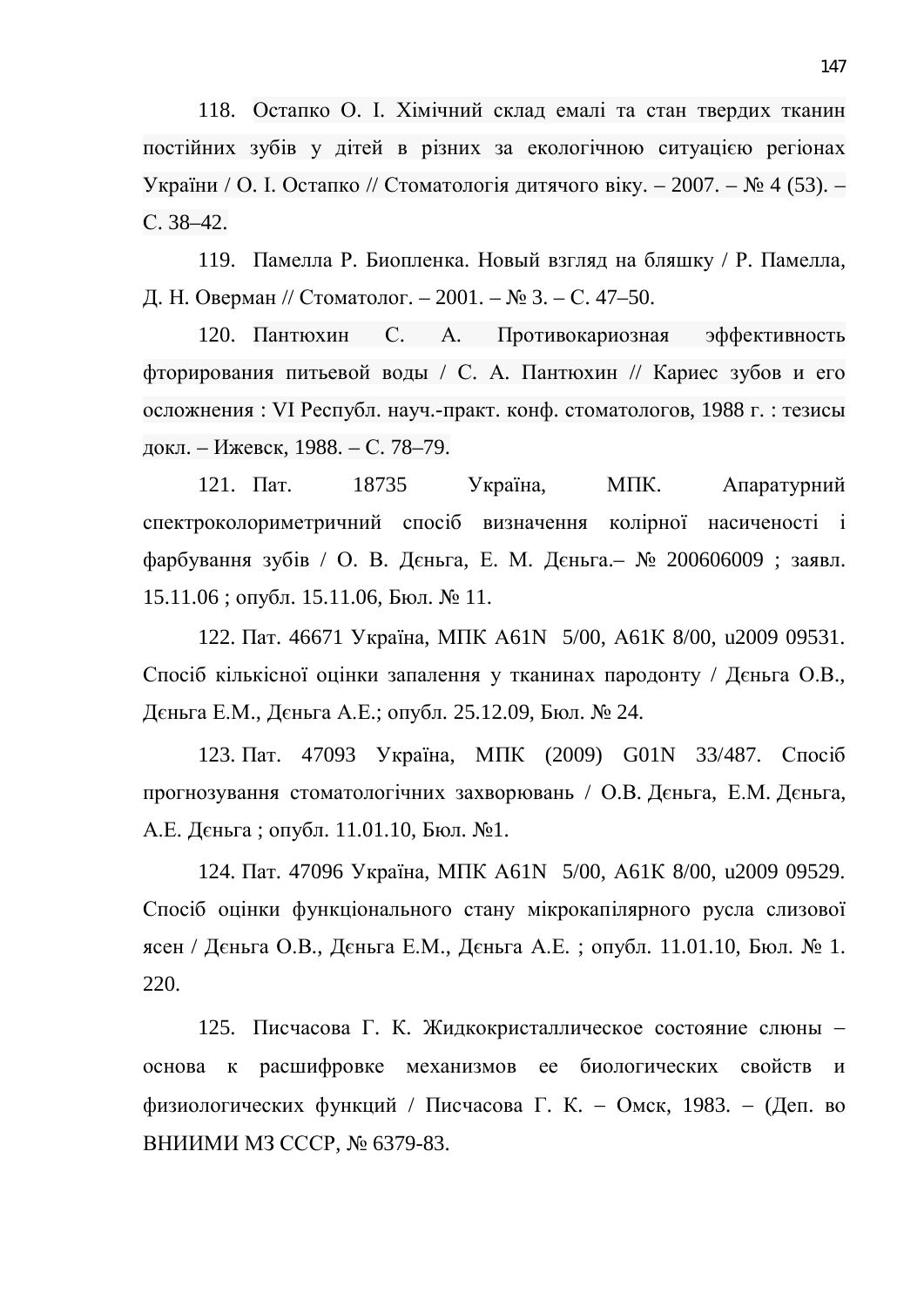118. Остапко О. І. Хімічний склад емалі та стан твердих тканин постійних зубів у дітей в різних за екологічною ситуацією регіонах України / О. І. Остапко // Стоматологія дитячого віку. – 2007. – № 4 (53). – С. 38–42.

119. Памелла Р. Биопленка. Новый взгляд на бляшку / Р. Памелла, Д. Н. Оверман // Стоматолог. – 2001. – № 3. – С. 47–50.

120. Пантюхин С. А. Противокариозная эффективность фторирования питьевой воды / С. А. Пантюхин // Кариес зубов и его осложнения : VI Республ. науч.-практ. конф. стоматологов, 1988 г. : тезисы докл. – Ижевск, 1988. – С. 78–79.

121. Пат. 18735 Україна, МПК. Апаратурний спектроколориметричний спосіб визначення колірної насиченості і фарбування зубів / О. В. Дєньга, Е. М. Дєньга.– № 200606009 ; заявл. 15.11.06 ; опубл. 15.11.06, Бюл. № 11.

122. Пат. 46671 Україна, МПК А61N 5/00, А61К 8/00, u2009 09531. Спосіб кількісної оцінки запалення у тканинах пародонту / Дєньга О.В., Дєньга Е.М., Дєньга А.Е.; опубл. 25.12.09, Бюл. № 24.

123. Пат. 47093 Україна, МПК (2009) G01N 33/487. Спосіб прогнозування стоматологічних захворювань / О.В. Дєньга, Е.М. Дєньга, А.Е. Дєньга ; опубл. 11.01.10, Бюл. №1.

124. Пат. 47096 Україна, МПК А61N 5/00, А61К 8/00, u2009 09529. Спосіб оцінки функціонального стану мікрокапілярного русла слизової ясен / Дєньга О.В., Дєньга Е.М., Дєньга А.Е. ; опубл. 11.01.10, Бюл. № 1. 220.

125. Писчасова Г. К. Жидкокристаллическое состояние слюны – основа к расшифровке механизмов ее биологических свойств и физиологических функций / Писчасова Г. К. – Омск, 1983. – (Деп. во ВНИИМИ МЗ СССР, № 6379-83.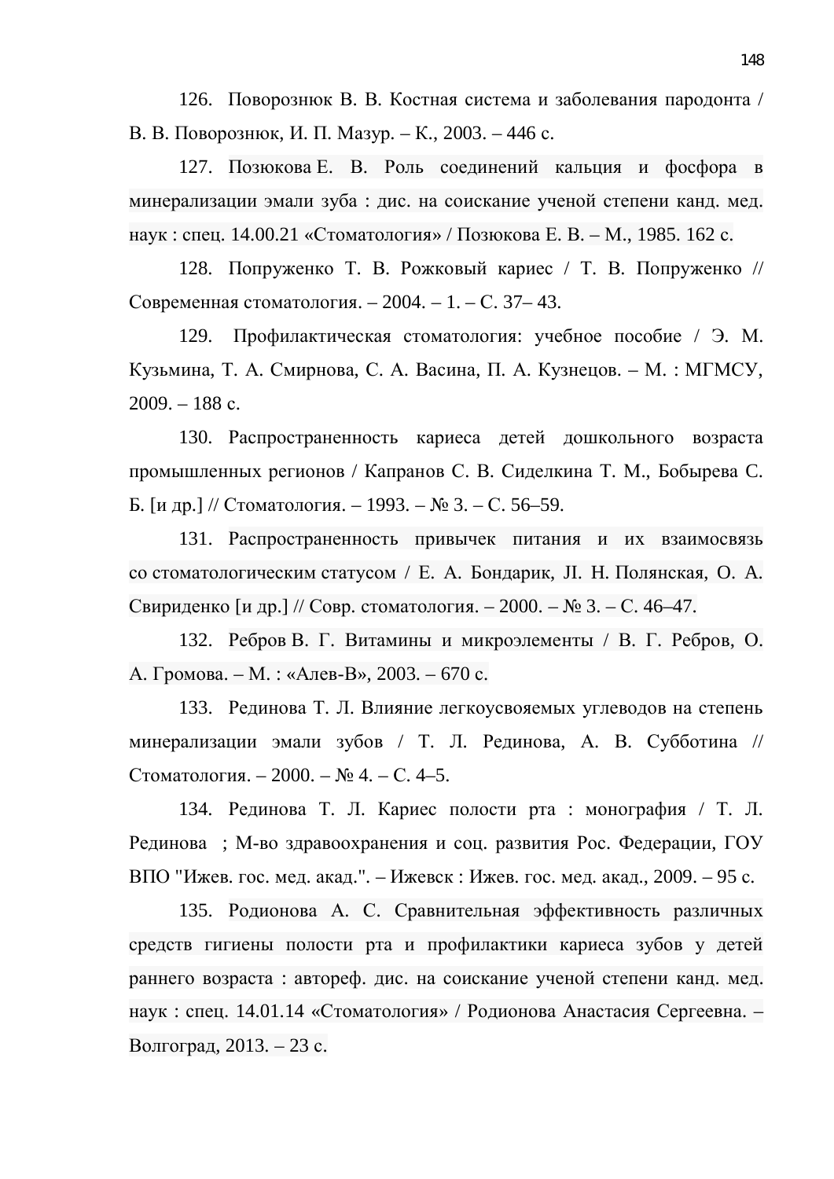126. Поворознюк В. В. Костная система и заболевания пародонта / В. В. Поворознюк, И. П. Мазур. – К., 2003. – 446 с.

127. Позюкова Е. В. Роль соединений кальция и фосфора в минерализации эмали зуба : дис. на соискание ученой степени канд. мед. наук : спец. 14.00.21 «Стоматология» / Позюкова Е. В. – М., 1985. 162 с.

128. Попруженко Т. В. Рожковый кариес / Т. В. Попруженко // Современная стоматология. – 2004. – 1. – С. 37– 43.

129. Профилактическая стоматология: учебное пособие / Э. М. Кузьмина, Т. А. Смирнова, С. А. Васина, П. А. Кузнецов. – М. : МГМСУ, 2009. – 188 с.

130. Распространенность кариеса детей дошкольного возраста промышленных регионов / Капранов С. В. Сиделкина Т. М., Бобырева С. Б. [и др.] // Стоматология. – 1993. – № 3. – С. 56–59.

131. Распространенность привычек питания и их взаимосвязь со стоматологическим статусом / Е. А. Бондарик, JI. Н. Полянская, О. А. Свириденко [и др.] // Совр. стоматология. – 2000. – № 3. – С. 46–47.

132. Ребров В. Г. Витамины и микроэлементы / В. Г. Ребров, О. А. Громова. – М. : «Алев-В», 2003. – 670 с.

133. Рединова Т. Л. Влияние легкоусвояемых углеводов на степень минерализации эмали зубов / Т. Л. Рединова, А. В. Субботина // Стоматология. – 2000. – № 4. – С. 4–5.

134. Рединова Т. Л. Кариес полости рта : монография / Т. Л. Рединова ; М-во здравоохранения и соц. развития Рос. Федерации, ГОУ ВПО "Ижев. гос. мед. акад.". – Ижевск : Ижев. гос. мед. акад., 2009. – 95 с.

135. Родионова А. С. Сравнительная эффективность различных средств гигиены полости рта и профилактики кариеса зубов у детей раннего возраста : автореф. дис. на соискание ученой степени канд. мед. наук : спец. 14.01.14 «Стоматология» / Родионова Анастасия Сергеевна. – Волгоград, 2013. – 23 с.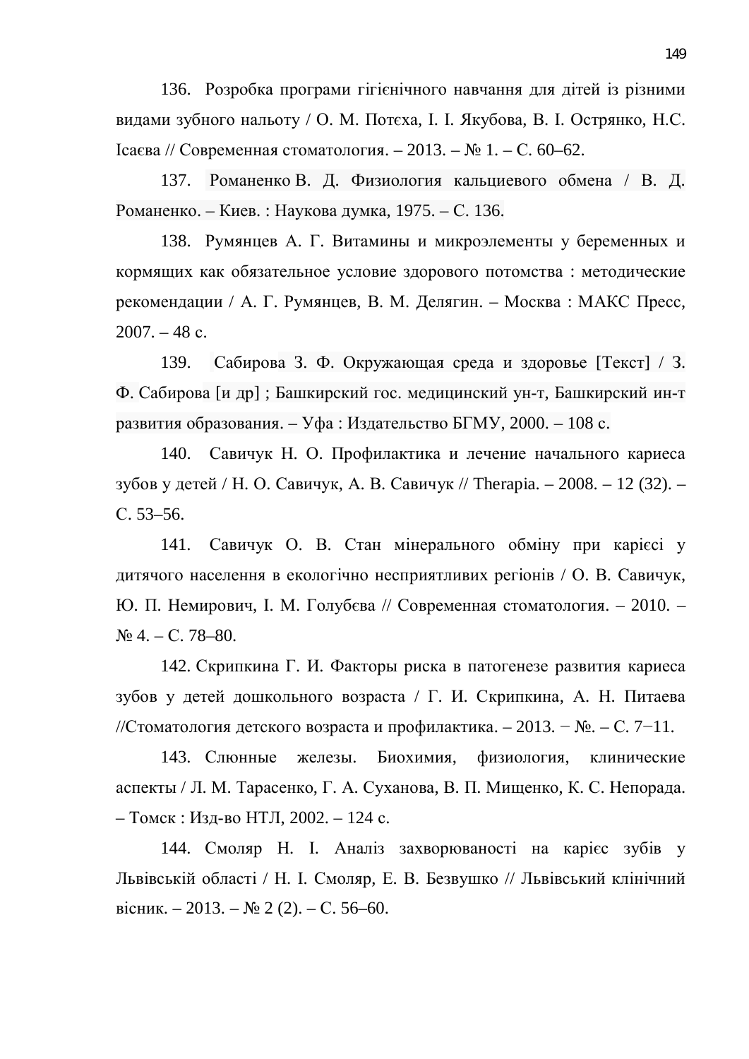136. Розробка програми гігієнічного навчання для дітей із різними видами зубного нальоту / О. М. Потєха, І. І. Якубова, В. І. Острянко, Н.С. Ісаєва // Современная стоматология. – 2013. – № 1. – С. 60–62.

137. Романенко В. Д. Физиология кальциевого обмена / В. Д. Романенко. – Киев. : Наукова думка, 1975. – С. 136.

138. Румянцев А. Г. Витамины и микроэлементы у беременных и кормящих как обязательное условие здорового потомства : методические рекомендации / А. Г. Румянцев, В. М. Делягин. – Москва : МАКС Пресс, 2007. – 48 с.

139. Сабирова З. Ф. Окружающая среда и здоровье [Текст] / З. Ф. Сабирова [и др] ; Башкирский гос. медицинский ун-т, Башкирский ин-т развития образования. – Уфа : Издательство БГМУ, 2000. – 108 с.

140. Савичук Н. О. Профилактика и лечение начального кариеса зубов у детей / Н. О. Савичук, А. В. Савичук // Therapia. – 2008. – 12 (32). – С. 53–56.

141. Савичук О. В. Стан мінерального обміну при карієсі у дитячого населення в екологічно несприятливих регіонів / О. В. Савичук, Ю. П. Немирович, І. М. Голубєва // Современная стоматология. – 2010. – № 4. – С. 78–80.

142. Скрипкина Г. И. Факторы риска в патогенезе развития кариеса зубов у детей дошкольного возраста / Г. И. Скрипкина, А. Н. Питаева //Стоматология детского возраста и профилактика. – 2013. − №. – С. 7−11.

143. Слюнные железы. Биохимия, физиология, клинические аспекты / Л. М. Тарасенко, Г. А. Суханова, В. П. Мищенко, К. С. Непорада. – Томск : Изд-во НТЛ, 2002. – 124 с.

144. Смоляр Н. І. Аналіз захворюваності на карієс зубів у Львівській області / Н. І. Смоляр, Е. В. Безвушко // Львівський клінічний вісник. – 2013. – № 2 (2). – С. 56–60.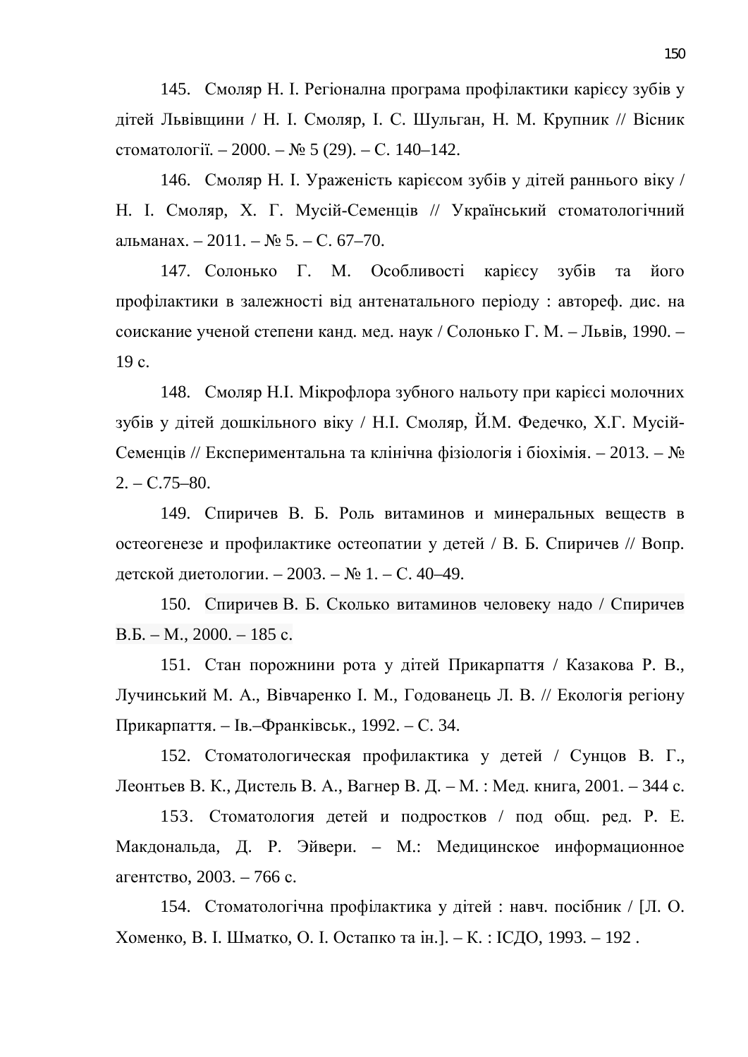145. Смоляр Н. І. Регіонална програма профілактики карієсу зубів у дітей Львівщини / Н. І. Смоляр, І. С. Шульган, Н. М. Крупник // Вісник стоматології. – 2000. – № 5 (29). – С. 140–142.

146. Смоляр Н. І. Ураженість карієсом зубів у дітей раннього віку / Н. І. Смоляр, Х. Г. Мусій-Семенців // Український стоматологічний альманах. – 2011. – № 5. – С. 67–70.

147. Солонько Г. М. Особливості карієсу зубів та його профілактики в залежності від антенатального періоду : автореф. дис. на соискание ученой степени канд. мед. наук / Солонько Г. М. – Львів, 1990. – 19 с.

148. Смоляр Н.І. Мікрофлора зубного нальоту при карієсі молочних зубів у дітей дошкільного віку / Н.І. Смоляр, Й.М. Федечко, Х.Г. Мусій-Семенців // Експериментальна та клінічна фізіологія і біохімія. – 2013. – № 2. – С.75–80.

149. Спиричев В. Б. Роль витаминов и минеральных веществ в остеогенезе и профилактике остеопатии у детей / В. Б. Спиричев // Вопр. детской диетологии. – 2003. – № 1. – С. 40–49.

150. Спиричев В. Б. Сколько витаминов человеку надо / Спиричев В.Б. – М., 2000. – 185 с.

151. Стан порожнини рота у дітей Прикарпаття / Казакова Р. В., Лучинський М. А., Вівчаренко І. М., Годованець Л. В. // Екологія регіону Прикарпаття. – Ів.–Франківськ., 1992. – С. 34.

152. Стоматологическая профилактика у детей / Сунцов В. Г., Леонтьев В. К., Дистель В. А., Вагнер В. Д. – М. : Мед. книга, 2001. – 344 с.

153. Стоматология детей и подростков / под общ. ред. Р. Е. Макдональда, Д. Р. Эйвери. – М.: Медицинское информационное агентство, 2003. – 766 с.

154. Стоматологічна профілактика у дітей : навч. посібник / [Л. О. Хоменко, В. І. Шматко, О. І. Остапко та ін.]. – К. : ІСДО, 1993. – 192 .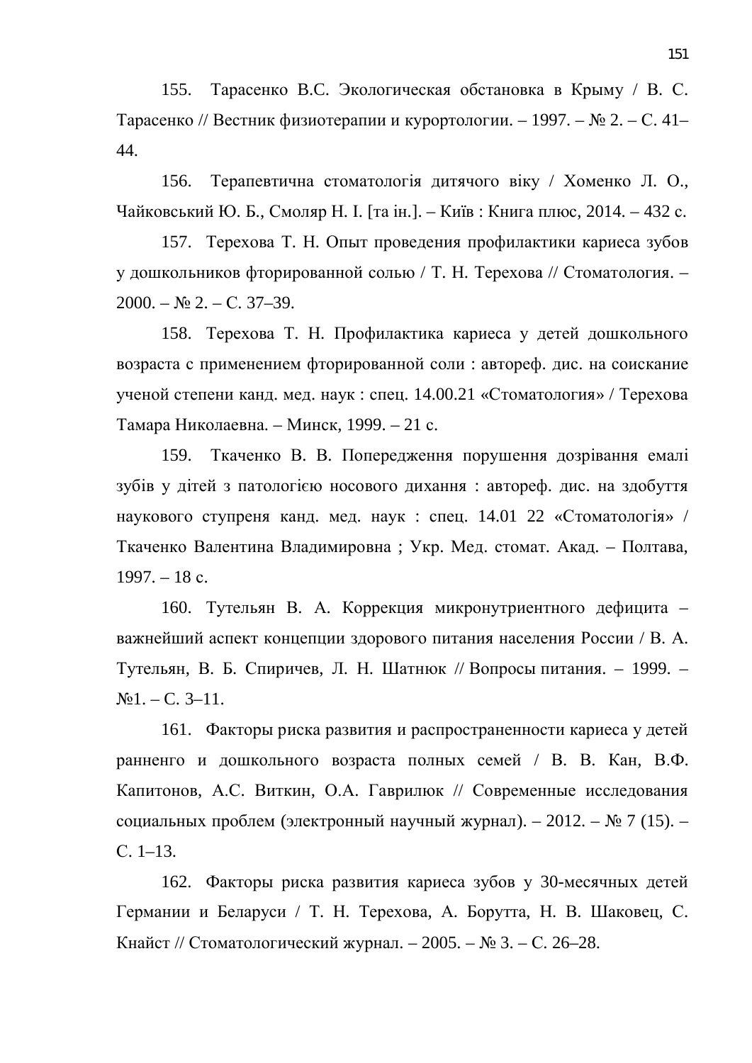155. Тарасенко В.С. Экологическая обстановка в Крыму / В. С. Тарасенко // Вестник физиотерапии и курортологии. – 1997. – № 2. – С. 41–44.

156. Терапевтична стоматологія дитячого віку / Хоменко Л. О., Чайковський Ю. Б., Смоляр Н. І. [та ін.]. – Київ : Книга плюс, 2014. – 432 с.

157. Терехова Т. Н. Опыт проведения профилактики кариеса зубов у дошкольников фторированной солью / Т. Н. Терехова // Стоматология. – 2000. – № 2. – С. 37–39.

158. Терехова Т. Н. Профилактика кариеса у детей дошкольного возраста с применением фторированной соли : автореф. дис. на соискание ученой степени канд. мед. наук : спец. 14.00.21 «Стоматология» / Терехова Тамара Николаевна. – Минск, 1999. – 21 с.

159. Ткаченко В. В. Попередження порушення дозрівання емалі зубів у дітей з патологією носового дихання : автореф. дис. на здобуття наукового ступреня канд. мед. наук : спец. 14.01 22 «Стоматологія» / Ткаченко Валентина Владимировна ; Укр. Мед. стомат. Акад. – Полтава, 1997. – 18 с.

160. Тутельян В. А. Коррекция микронутриентного дефицита – важнейший аспект концепции здорового питания населения России / В. А. Тутельян, В. Б. Спиричев, Л. Н. Шатнюк // Вопросы питания. – 1999. – №1. – С. 3–11.

161. Факторы риска развития и распространенности кариеса у детей ранненго и дошкольного возраста полных семей / В. В. Кан, В.Ф. Капитонов, А.С. Виткин, О.А. Гаврилюк // Современные исследования социальных проблем (электронный научный журнал). – 2012. – № 7 (15). – С. 1–13.

162. Факторы риска развития кариеса зубов у 30-месячных детей Германии и Беларуси / Т. Н. Терехова, А. Борутта, Н. В. Шаковец, С. Кнайст // Стоматологический журнал. – 2005. – № 3. – С. 26–28.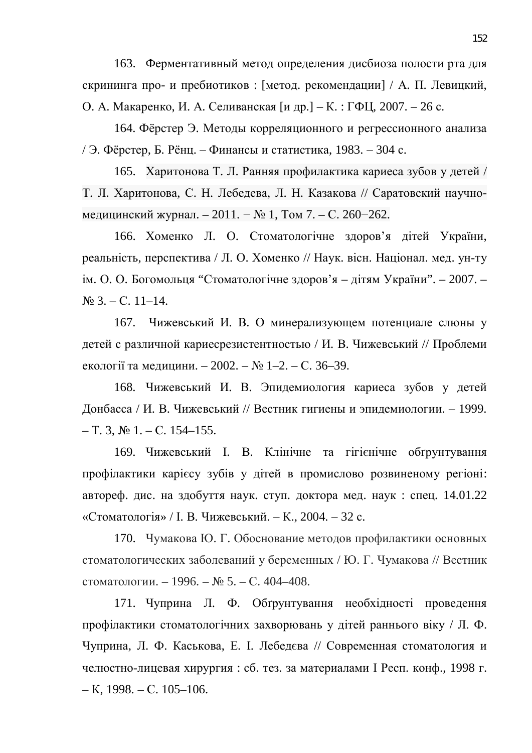163. Ферментативный метод определения дисбиоза полости рта для скрининга про- и пребиотиков : [метод. рекомендации] / А. П. Левицкий, О. А. Макаренко, И. А. Селиванская [и др.] – К. : ГФЦ, 2007. – 26 с.

164. Фёрстер Э. Методы корреляционного и регрессионного анализа / Э. Фёрстер, Б. Рёнц. – Финансы и статистика, 1983. – 304 с.

165. Харитонова Т. Л. Ранняя профилактика кариеса зубов у детей / Т. Л. Харитонова, С. Н. Лебедева, Л. Н. Казакова // Саратовский научно-медицинский журнал. – 2011. − № 1, Том 7. – С. 260−262.

166. Хоменко Л. О. Стоматологічне здоров'я дітей України, реальність, перспектива / Л. О. Хоменко // Наук. вісн. Націонал. мед. ун-ту ім. О. О. Богомольця "Стоматологічне здоров'я – дітям України". – 2007. – № 3. – С. 11–14.

167. Чижевський И. В. О минерализующем потенциале слюны у детей с различной кариесрезистентностью / И. В. Чижевський // Проблеми екології та медицини. – 2002. – № 1–2. – С. 36–39.

168. Чижевський И. В. Эпидемиология кариеса зубов у детей Донбасса / И. В. Чижевський // Вестник гигиены и эпидемиологии. – 1999. – Т. 3, № 1. – С. 154–155.

169. Чижевський І. В. Клінічне та гігієнічне обґрунтування профілактики карієсу зубів у дітей в промислово розвиненому регіоні: автореф. дис. на здобуття наук. ступ. доктора мед. наук : спец. 14.01.22 «Стоматологія» / І. В. Чижевський. – К., 2004. – 32 с.

170. Чумакова Ю. Г. Обоснование методов профилактики основных стоматологических заболеваний у беременных / Ю. Г. Чумакова // Вестник стоматологии. – 1996. – № 5. – С. 404–408.

171. Чуприна Л. Ф. Обґрунтування необхідності проведення профілактики стоматологічних захворювань у дітей раннього віку / Л. Ф. Чуприна, Л. Ф. Каськова, Е. І. Лебедєва // Современная стоматология и челюстно-лицевая хирургия : сб. тез. за материалами I Респ. конф., 1998 г. – К, 1998. – С. 105–106.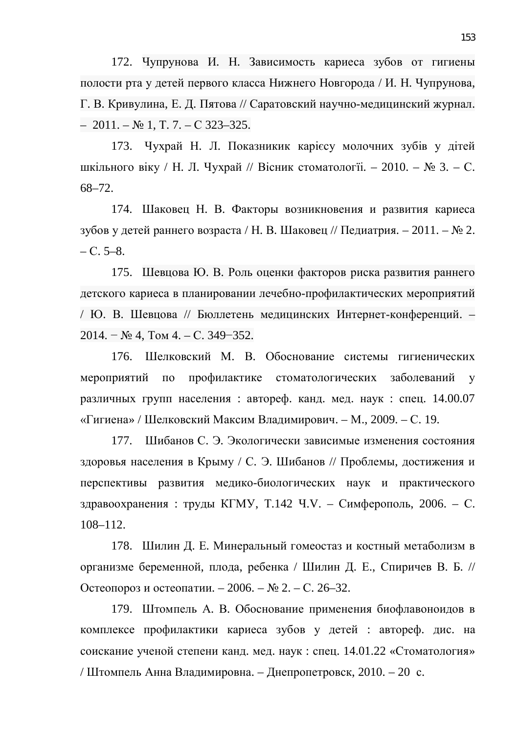172. Чупрунова И. Н. Зависимость кариеса зубов от гигиены полости рта у детей первого класса Нижнего Новгорода / И. Н. Чупрунова, Г. В. Кривулина, Е. Д. Пятова // Саратовский научно-медицинский журнал. – 2011. – № 1, Т. 7. – С 323–325.

173. Чухрай Н. Л. Показникик карієсу молочних зубів у дітей шкільного віку / Н. Л. Чухрай // Вісник стоматології. – 2010. – № 3. – С. 68–72.

174. Шаковец Н. В. Факторы возникновения и развития кариеса зубов у детей раннего возраста / Н. В. Шаковец // Педиатрия. – 2011. – № 2. – С. 5–8.

175. Шевцова Ю. В. Роль оценки факторов риска развития раннего детского кариеса в планировании лечебно-профилактических мероприятий / Ю. В. Шевцова // Бюллетень медицинских Интернет-конференций. – 2014. − № 4, Том 4. – С. 349–352.

176. Шелковский М. В. Обоснование системы гигиенических мероприятий по профилактике стоматологических заболеваний у различных групп населения : автореф. канд. мед. наук : спец. 14.00.07 «Гигиена» / Шелковский Максим Владимирович. – М., 2009. – С. 19.

177. Шибанов С. Э. Экологически зависимые изменения состояния здоровья населения в Крыму / С. Э. Шибанов // Проблемы, достижения и перспективы развития медико-биологических наук и практического здравоохранения : труды КГМУ, Т.142 Ч.V. – Симферополь, 2006. – С. 108–112.

178. Шилин Д. Е. Минеральный гомеостаз и костный метаболизм в организме беременной, плода, ребенка / Шилин Д. Е., Спиричев В. Б. // Остеопороз и остеопатии. – 2006. – № 2. – С. 26–32.

179. Штомпель А. В. Обоснование применения биофлавоноидов в комплексе профилактики кариеса зубов у детей : автореф. дис. на соискание ученой степени канд. мед. наук : спец. 14.01.22 «Стоматология» / Штомпель Анна Владимировна. – Днепропетровск, 2010. – 20 с.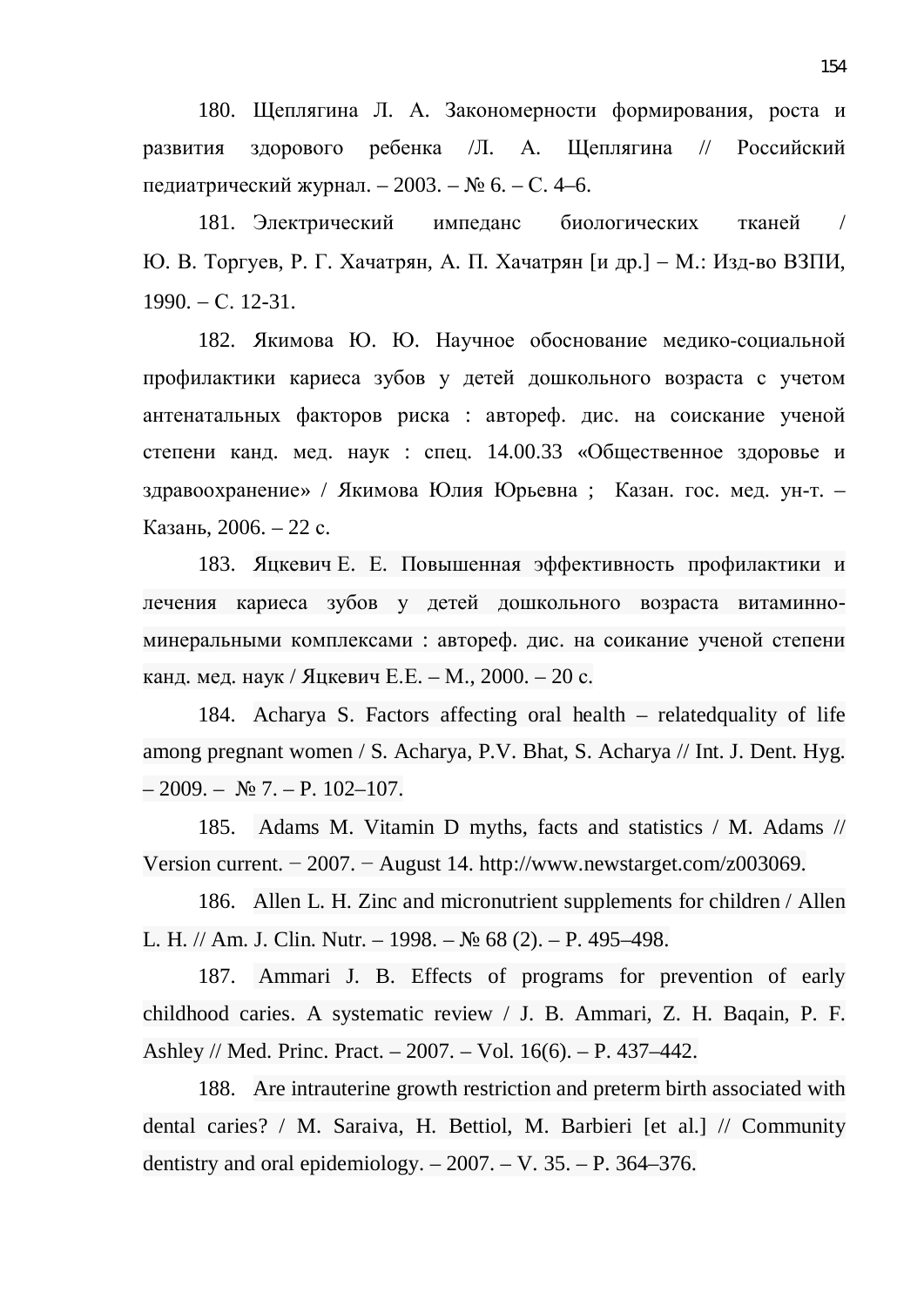180. Щеплягина Л. А. Закономерности формирования, роста и развития здорового ребенка /Л. А. Щеплягина // Российский педиатрический журнал. – 2003. – № 6. – С. 4–6.

181. Электрический импеданс биологических тканей / Ю. В. Торгуев, Р. Г. Хачатрян, А. П. Хачатрян [и др.] – М.: Изд-во ВЗПИ, 1990. – С. 12-31.

182. Якимова Ю. Ю. Научное обоснование медико-социальной профилактики кариеса зубов у детей дошкольного возраста с учетом антенатальных факторов риска : автореф. дис. на соискание ученой степени канд. мед. наук : спец. 14.00.33 «Общественное здоровье и здравоохранение» / Якимова Юлия Юрьевна ; Казан. гос. мед. ун-т. – Казань, 2006. – 22 с.

183. Яцкевич Е. Е. Повышенная эффективность профилактики и лечения кариеса зубов у детей дошкольного возраста витаминно-минеральными комплексами : автореф. дис. на соикание ученой степени канд. мед. наук / Яцкевич Е.Е. – М., 2000. – 20 с.

184. Acharya S. Factors affecting oral health – relatedquality of life among pregnant women / S. Acharya, P.V. Bhat, S. Acharya // Int. J. Dent. Hyg. – 2009. – № 7. – P. 102–107.

185. Adams M. Vitamin D myths, facts and statistics / M. Adams // Version current. − 2007. − August 14. http://www.newstarget.com/z003069.

186. Allen L. H. Zinc and micronutrient supplements for children / Allen L. H. // Am. J. Clin. Nutr. – 1998. – № 68 (2). – P. 495–498.

187. Ammari J. B. Effects of programs for prevention of early childhood caries. A systematic review / J. B. Ammari, Z. H. Baqain, P. F. Ashley // Med. Princ. Pract. – 2007. – Vol. 16(6). – P. 437–442.

188. Are intrauterine growth restriction and preterm birth associated with dental caries? / M. Saraiva, H. Bettiol, M. Barbieri [et al.] // Community dentistry and oral epidemiology. – 2007. – V. 35. – P. 364–376.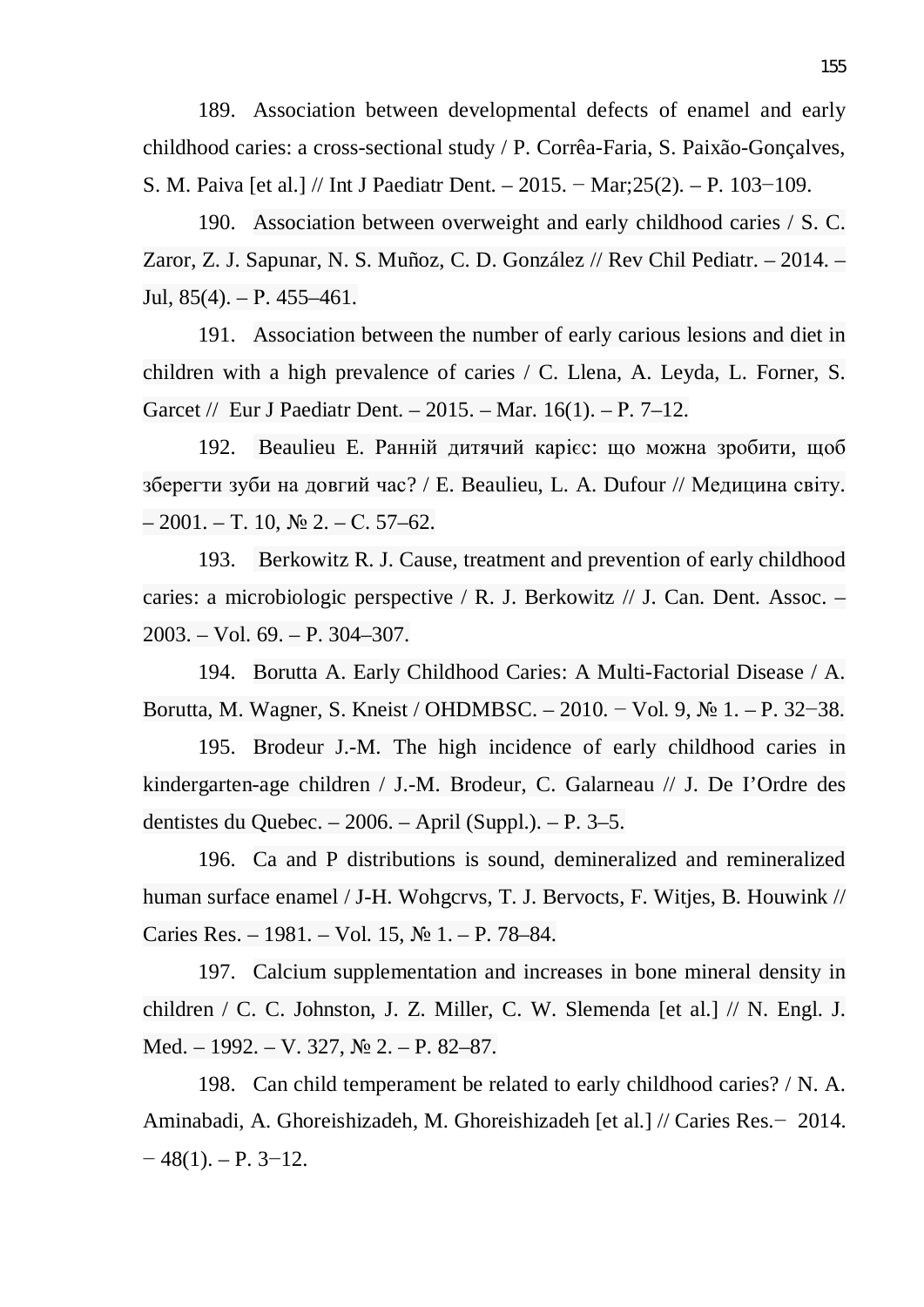189. Association between developmental defects of enamel and early childhood caries: a cross-sectional study / P. Corrêa-Faria, S. Paixão-Gonçalves, S. M. Paiva [et al.] // Int J Paediatr Dent. – 2015. − Mar;25(2). – P. 103−109.

190. Association between overweight and early childhood caries / S. C. Zaror, Z. J. Sapunar, N. S. Muñoz, C. D. González // Rev Chil Pediatr. – 2014. – Jul, 85(4). – P. 455–461.

191. Association between the number of early carious lesions and diet in children with a high prevalence of caries / C. Llena, A. Leyda, L. Forner, S. Garcet // Eur J Paediatr Dent. – 2015. – Mar. 16(1). – P. 7–12.

192. Beaulieu E. Ранній дитячий карієс: що можна зробити, щоб зберегти зуби на довгий час? / E. Beaulieu, L. A. Dufour // Медицина світу. – 2001. – Т. 10, № 2. – С. 57–62.

193. Berkowitz R. J. Cause, treatment and prevention of early childhood caries: a microbiologic perspective / R. J. Berkowitz // J. Can. Dent. Assoc. – 2003. – Vol. 69. – P. 304–307.

194. Borutta A. Early Childhood Caries: A Multi-Factorial Disease / A. Borutta, M. Wagner, S. Kneist / OHDMBSC. – 2010. − Vol. 9, № 1. – P. 32−38.

195. Brodeur J.-M. The high incidence of early childhood caries in kindergarten-age children / J.-M. Brodeur, C. Galarneau // J. De I'Ordre des dentistes du Quebec. – 2006. – April (Suppl.). – P. 3–5.

196. Ca and P distributions is sound, demineralized and remineralized human surface enamel / J-H. Wohgcrvs, T. J. Bervocts, F. Witjes, B. Houwink // Caries Res. – 1981. – Vol. 15, № 1. – P. 78–84.

197. Calcium supplementation and increases in bone mineral density in children / C. C. Johnston, J. Z. Miller, C. W. Slemenda [et al.] // N. Engl. J. Med. – 1992. – V. 327, № 2. – P. 82–87.

198. Can child temperament be related to early childhood caries? / N. A. Aminabadi, A. Ghoreishizadeh, M. Ghoreishizadeh [et al.] // Caries Res.− 2014. − 48(1). – P. 3−12.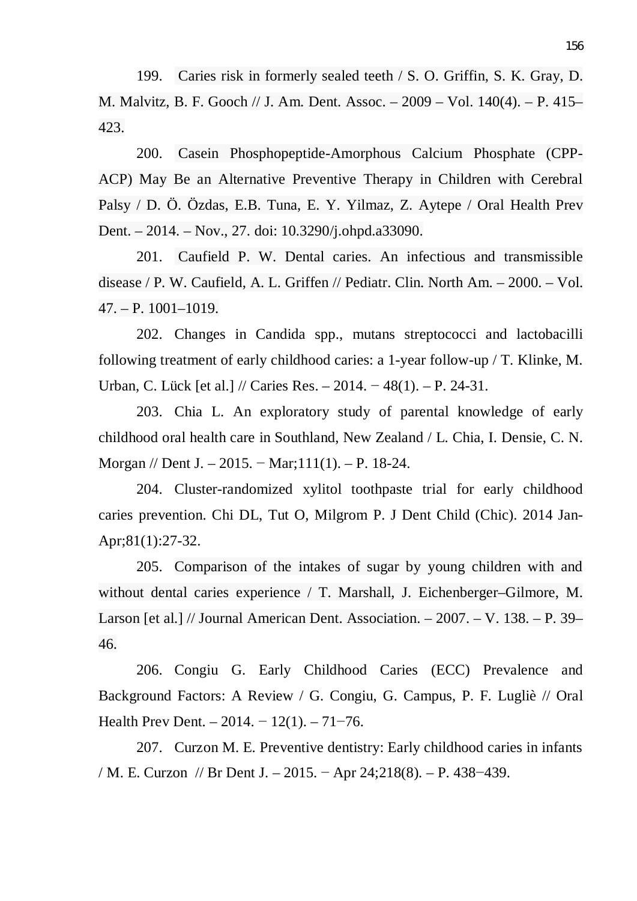199. Caries risk in formerly sealed teeth / S. O. Griffin, S. K. Gray, D. M. Malvitz, B. F. Gooch // J. Am. Dent. Assoc. – 2009 – Vol. 140(4). – P. 415–423.

200. Casein Phosphopeptide-Amorphous Calcium Phosphate (CPP-ACP) May Be an Alternative Preventive Therapy in Children with Cerebral Palsy / D. Ö. Özdas, E.B. Tuna, E. Y. Yilmaz, Z. Aytepe / Oral Health Prev Dent. – 2014. – Nov., 27. doi: 10.3290/j.ohpd.a33090.

201. Caufield P. W. Dental caries. An infectious and transmissible disease / P. W. Caufield, A. L. Griffen // Pediatr. Clin. North Am. – 2000. – Vol. 47. – P. 1001–1019.

202. Changes in Candida spp., mutans streptococci and lactobacilli following treatment of early childhood caries: a 1-year follow-up / T. Klinke, M. Urban, C. Lück [et al.] // Caries Res. – 2014. − 48(1). – P. 24-31.

203. Chia L. An exploratory study of parental knowledge of early childhood oral health care in Southland, New Zealand / L. Chia, I. Densie, C. N. Morgan // Dent J. – 2015. − Mar;111(1). – P. 18-24.

204. Cluster-randomized xylitol toothpaste trial for early childhood caries prevention. Chi DL, Tut O, Milgrom P. J Dent Child (Chic). 2014 Jan-Apr;81(1):27-32.

205. Comparison of the intakes of sugar by young children with and without dental caries experience / T. Marshall, J. Eichenberger–Gilmore, M. Larson [et al.] // Journal American Dent. Association. – 2007. – V. 138. – P. 39–46.

206. Congiu G. Early Childhood Caries (ECC) Prevalence and Background Factors: A Review / G. Congiu, G. Campus, P. F. Lugliè // Oral Health Prev Dent. – 2014. − 12(1). – 71−76.

207. Curzon M. E. Preventive dentistry: Early childhood caries in infants / M. E. Curzon // Br Dent J. – 2015. − Apr 24;218(8). – P. 438−439.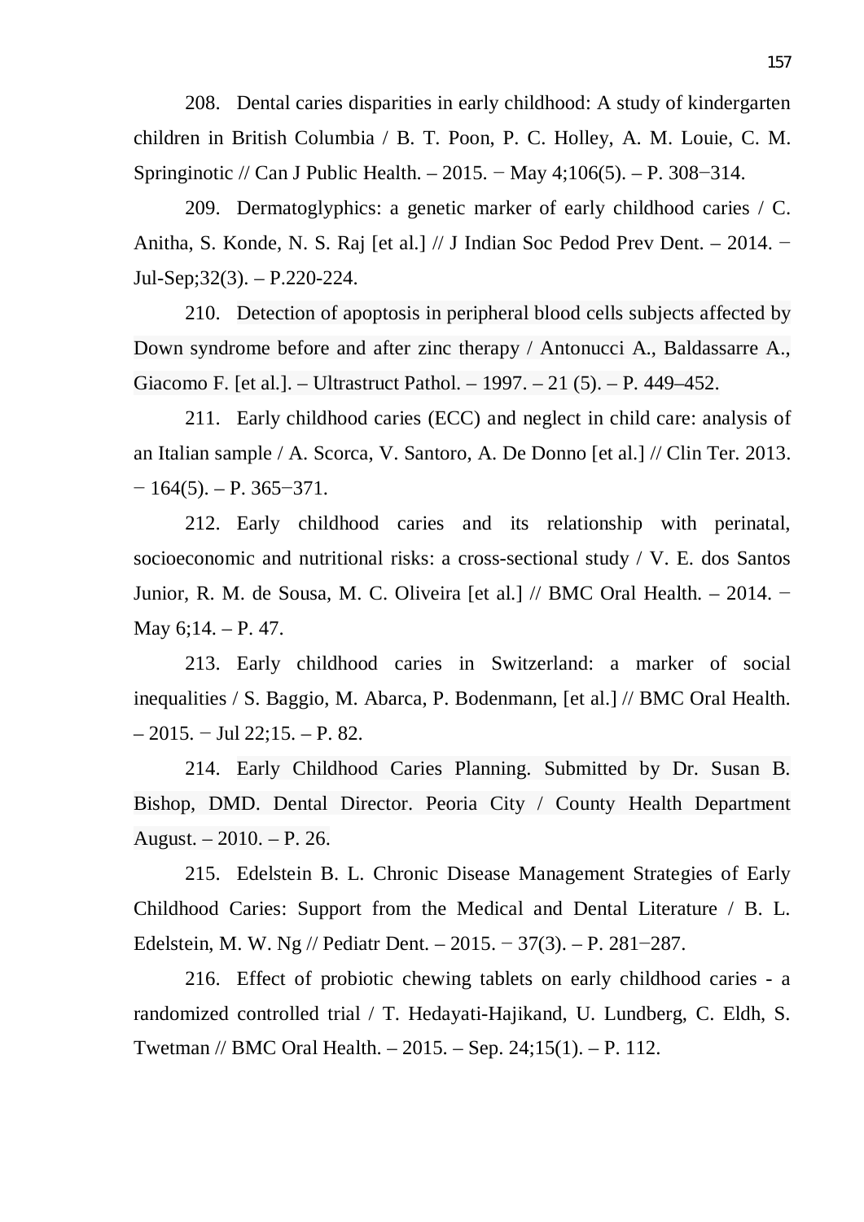208. Dental caries disparities in early childhood: A study of kindergarten children in British Columbia / B. T. Poon, P. C. Holley, A. M. Louie, C. M. Springinotic // Can J Public Health. – 2015. − May 4;106(5). – P. 308−314.

209. Dermatoglyphics: a genetic marker of early childhood caries / C. Anitha, S. Konde, N. S. Raj [et al.] // J Indian Soc Pedod Prev Dent. – 2014. − Jul-Sep;32(3). – P.220-224.

210. Detection of apoptosis in peripheral blood cells subjects affected by Down syndrome before and after zinc therapy / Antonucci A., Baldassarre A., Giacomo F. [et al.]. – Ultrastruct Pathol. – 1997. – 21 (5). – P. 449–452.

211. Early childhood caries (ECC) and neglect in child care: analysis of an Italian sample / A. Scorca, V. Santoro, A. De Donno [et al.] // Clin Ter. 2013. − 164(5). – P. 365−371.

212. Early childhood caries and its relationship with perinatal, socioeconomic and nutritional risks: a cross-sectional study / V. E. dos Santos Junior, R. M. de Sousa, M. C. Oliveira [et al.] // BMC Oral Health. – 2014. − May 6;14. – P. 47.

213. Early childhood caries in Switzerland: a marker of social inequalities / S. Baggio, M. Abarca, P. Bodenmann, [et al.] // BMC Oral Health. – 2015. − Jul 22;15. – P. 82.

214. Early Childhood Caries Planning. Submitted by Dr. Susan B. Bishop, DMD. Dental Director. Peoria City / County Health Department August. – 2010. – P. 26.

215. Edelstein B. L. Chronic Disease Management Strategies of Early Childhood Caries: Support from the Medical and Dental Literature / B. L. Edelstein, M. W. Ng // Pediatr Dent. – 2015. − 37(3). – P. 281−287.

216. Effect of probiotic chewing tablets on early childhood caries - a randomized controlled trial / T. Hedayati-Hajikand, U. Lundberg, C. Eldh, S. Twetman // BMC Oral Health. – 2015. – Sep. 24;15(1). – P. 112.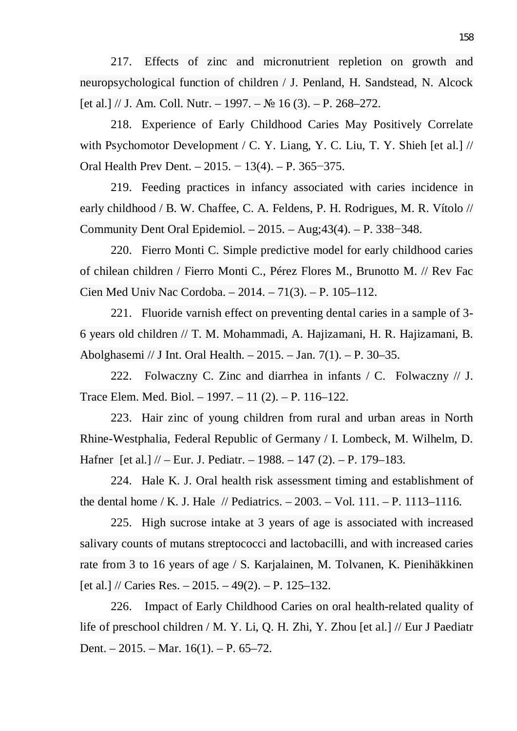217. Effects of zinc and micronutrient repletion on growth and neuropsychological function of children / J. Penland, H. Sandstead, N. Alcock [et al.] // J. Am. Coll. Nutr. – 1997. – № 16 (3). – P. 268–272.

218. Experience of Early Childhood Caries May Positively Correlate with Psychomotor Development / C. Y. Liang, Y. C. Liu, T. Y. Shieh [et al.] // Oral Health Prev Dent. – 2015. − 13(4). – P. 365−375.

219. Feeding practices in infancy associated with caries incidence in early childhood / B. W. Chaffee, C. A. Feldens, P. H. Rodrigues, M. R. Vítolo // Community Dent Oral Epidemiol. – 2015. – Aug;43(4). – P. 338−348.

220. Fierro Monti C. Simple predictive model for early childhood caries of chilean children / Fierro Monti C., Pérez Flores M., Brunotto M. // Rev Fac Cien Med Univ Nac Cordoba. – 2014. – 71(3). – P. 105–112.

221. Fluoride varnish effect on preventing dental caries in a sample of 3-6 years old children // T. M. Mohammadi, A. Hajizamani, H. R. Hajizamani, B. Abolghasemi // J Int. Oral Health. – 2015. – Jan. 7(1). – P. 30–35.

222. Folwaczny C. Zinc and diarrhea in infants / C. Folwaczny // J. Trace Elem. Med. Biol. – 1997. – 11 (2). – P. 116–122.

223. Hair zinc of young children from rural and urban areas in North Rhine-Westphalia, Federal Republic of Germany / I. Lombeck, M. Wilhelm, D. Hafner [et al.] // – Eur. J. Pediatr. – 1988. – 147 (2). – P. 179–183.

224. Hale K. J. Oral health risk assessment timing and establishment of the dental home / K. J. Hale // Pediatrics. – 2003. – Vol. 111. – P. 1113–1116.

225. High sucrose intake at 3 years of age is associated with increased salivary counts of mutans streptococci and lactobacilli, and with increased caries rate from 3 to 16 years of age / S. Karjalainen, M. Tolvanen, K. Pienihäkkinen [et al.] // Caries Res. – 2015. – 49(2). – P. 125–132.

226. Impact of Early Childhood Caries on oral health-related quality of life of preschool children / M. Y. Li, Q. H. Zhi, Y. Zhou [et al.] // Eur J Paediatr Dent. – 2015. – Mar. 16(1). – P. 65–72.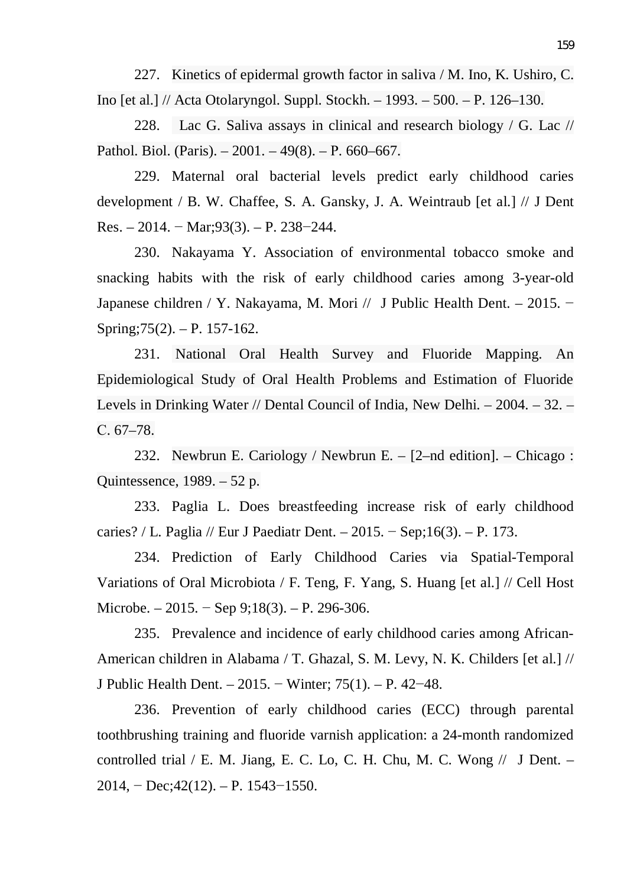227. Kinetics of epidermal growth factor in saliva / M. Ino, K. Ushiro, C. Ino [et al.] // Acta Otolaryngol. Suppl. Stockh. – 1993. – 500. – P. 126–130.

228. Lac G. Saliva assays in clinical and research biology / G. Lac // Pathol. Biol. (Paris). – 2001. – 49(8). – P. 660–667.

229. Maternal oral bacterial levels predict early childhood caries development / B. W. Chaffee, S. A. Gansky, J. A. Weintraub [et al.] // J Dent Res. – 2014. − Mar;93(3). – P. 238−244.

230. Nakayama Y. Association of environmental tobacco smoke and snacking habits with the risk of early childhood caries among 3-year-old Japanese children / Y. Nakayama, M. Mori // J Public Health Dent. – 2015. − Spring;75(2). – P. 157-162.

231. National Oral Health Survey and Fluoride Mapping. An Epidemiological Study of Oral Health Problems and Estimation of Fluoride Levels in Drinking Water // Dental Council of India, New Delhi. – 2004. – 32. – C. 67–78.

232. Newbrun E. Cariology / Newbrun E. – [2–nd edition]. – Chicago : Quintessence, 1989. – 52 p.

233. Paglia L. Does breastfeeding increase risk of early childhood caries? / L. Paglia // Eur J Paediatr Dent. – 2015. − Sep;16(3). – P. 173.

234. Prediction of Early Childhood Caries via Spatial-Temporal Variations of Oral Microbiota / F. Teng, F. Yang, S. Huang [et al.] // Cell Host Microbe. – 2015. − Sep 9;18(3). – P. 296-306.

235. Prevalence and incidence of early childhood caries among African-American children in Alabama / T. Ghazal, S. M. Levy, N. K. Childers [et al.] // J Public Health Dent. – 2015. − Winter; 75(1). – P. 42−48.

236. Prevention of early childhood caries (ECC) through parental toothbrushing training and fluoride varnish application: a 24-month randomized controlled trial / E. M. Jiang, E. C. Lo, C. H. Chu, M. C. Wong // J Dent. – 2014, − Dec;42(12). – P. 1543−1550.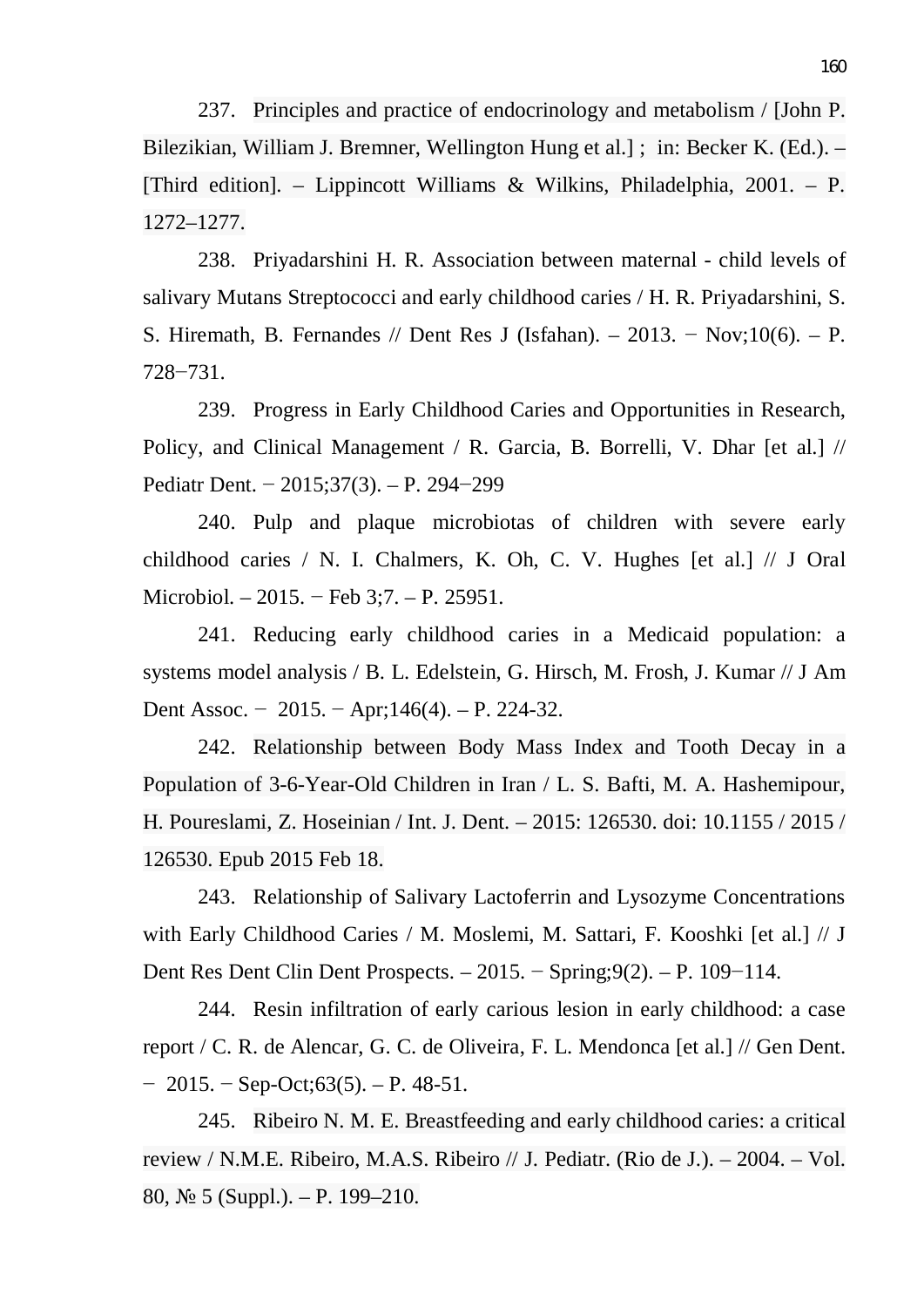237. Principles and practice of endocrinology and metabolism / [John P. Bilezikian, William J. Bremner, Wellington Hung et al.] ; in: Becker K. (Ed.). – [Third edition]. – Lippincott Williams & Wilkins, Philadelphia, 2001. – P. 1272–1277.

238. Priyadarshini H. R. Association between maternal - child levels of salivary Mutans Streptococci and early childhood caries / H. R. Priyadarshini, S. S. Hiremath, B. Fernandes // Dent Res J (Isfahan). – 2013. − Nov;10(6). – P. 728−731.

239. Progress in Early Childhood Caries and Opportunities in Research, Policy, and Clinical Management / R. Garcia, B. Borrelli, V. Dhar [et al.] // Pediatr Dent. − 2015;37(3). – P. 294−299

240. Pulp and plaque microbiotas of children with severe early childhood caries / N. I. Chalmers, K. Oh, C. V. Hughes [et al.] // J Oral Microbiol. – 2015. − Feb 3;7. – P. 25951.

241. Reducing early childhood caries in a Medicaid population: a systems model analysis / B. L. Edelstein, G. Hirsch, M. Frosh, J. Kumar // J Am Dent Assoc. − 2015. − Apr;146(4). – P. 224-32.

242. Relationship between Body Mass Index and Tooth Decay in a Population of 3-6-Year-Old Children in Iran / L. S. Bafti, M. A. Hashemipour, H. Poureslami, Z. Hoseinian / Int. J. Dent. – 2015: 126530. doi: 10.1155 / 2015 / 126530. Epub 2015 Feb 18.

243. Relationship of Salivary Lactoferrin and Lysozyme Concentrations with Early Childhood Caries / M. Moslemi, M. Sattari, F. Kooshki [et al.] // J Dent Res Dent Clin Dent Prospects. – 2015. − Spring;9(2). – P. 109−114.

244. Resin infiltration of early carious lesion in early childhood: a case report / C. R. de Alencar, G. C. de Oliveira, F. L. Mendonca [et al.] // Gen Dent. − 2015. − Sep-Oct;63(5). – P. 48-51.

245. Ribeiro N. M. E. Breastfeeding and early childhood caries: a critical review / N.M.E. Ribeiro, M.A.S. Ribeiro // J. Pediatr. (Rio de J.). – 2004. – Vol. 80, № 5 (Suppl.). – P. 199–210.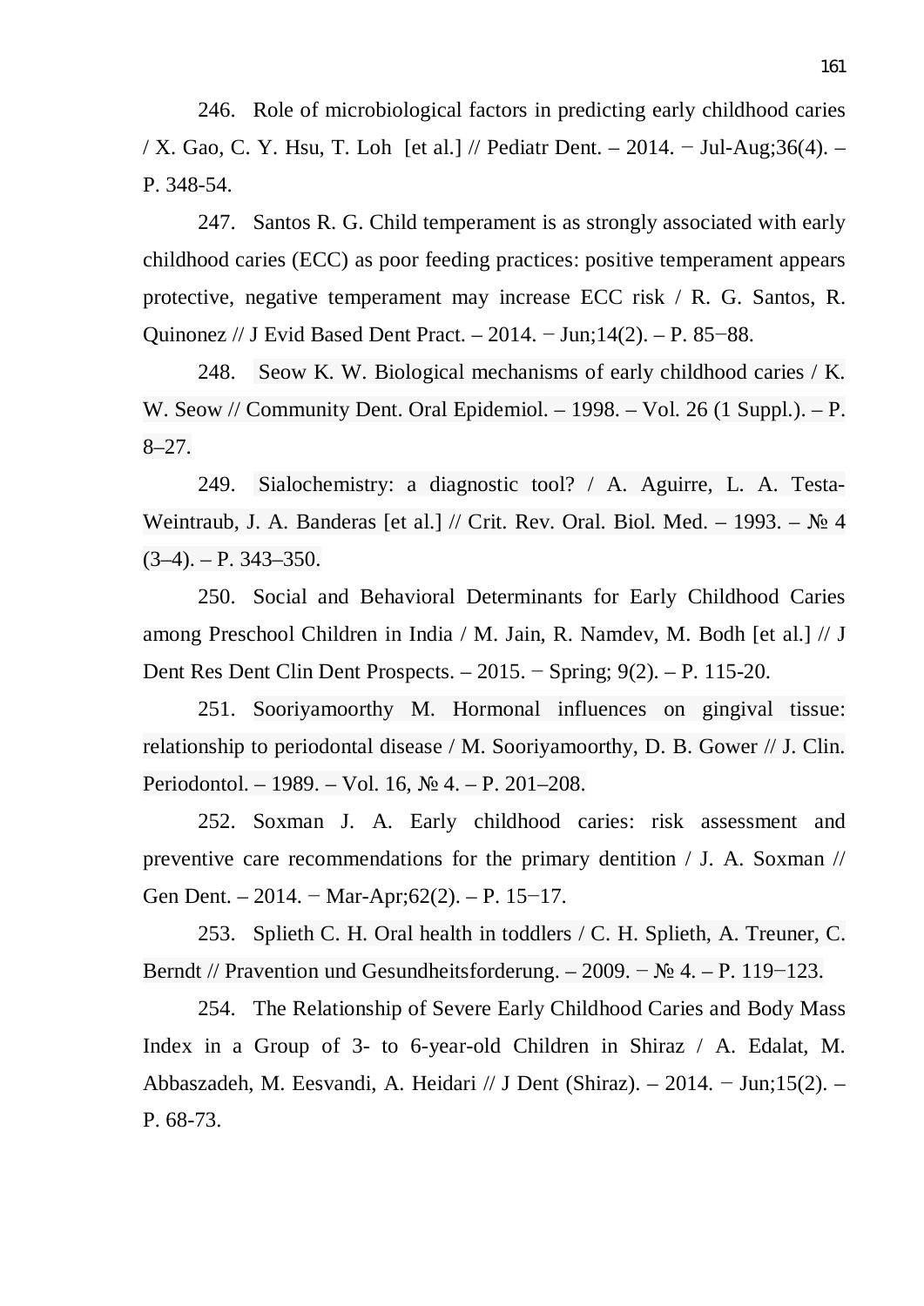246. Role of microbiological factors in predicting early childhood caries / X. Gao, C. Y. Hsu, T. Loh [et al.] // Pediatr Dent. – 2014. − Jul-Aug;36(4). – P. 348-54.

247. Santos R. G. Child temperament is as strongly associated with early childhood caries (ECC) as poor feeding practices: positive temperament appears protective, negative temperament may increase ECC risk / R. G. Santos, R. Quinonez // J Evid Based Dent Pract. – 2014. − Jun;14(2). – P. 85−88.

248. Seow K. W. Biological mechanisms of early childhood caries / K. W. Seow // Community Dent. Oral Epidemiol. – 1998. – Vol. 26 (1 Suppl.). – P. 8–27.

249. Sialochemistry: a diagnostic tool? / A. Aguirre, L. A. Testa-Weintraub, J. A. Banderas [et al.] // Crit. Rev. Oral. Biol. Med. – 1993. – № 4 (3–4). – P. 343–350.

250. Social and Behavioral Determinants for Early Childhood Caries among Preschool Children in India / M. Jain, R. Namdev, M. Bodh [et al.] // J Dent Res Dent Clin Dent Prospects. – 2015. − Spring; 9(2). – P. 115-20.

251. Sooriyamoorthy M. Hormonal influences on gingival tissue: relationship to periodontal disease / M. Sooriyamoorthy, D. B. Gower // J. Clin. Periodontol. – 1989. – Vol. 16, № 4. – P. 201–208.

252. Soxman J. A. Early childhood caries: risk assessment and preventive care recommendations for the primary dentition / J. A. Soxman // Gen Dent. – 2014. − Mar-Apr;62(2). – P. 15−17.

253. Splieth C. H. Oral health in toddlers / C. H. Splieth, A. Treuner, C. Berndt // Pravention und Gesundheitsforderung. – 2009. − № 4. – P. 119−123.

254. The Relationship of Severe Early Childhood Caries and Body Mass Index in a Group of 3- to 6-year-old Children in Shiraz / A. Edalat, M. Abbaszadeh, M. Eesvandi, A. Heidari // J Dent (Shiraz). – 2014. − Jun;15(2). – P. 68-73.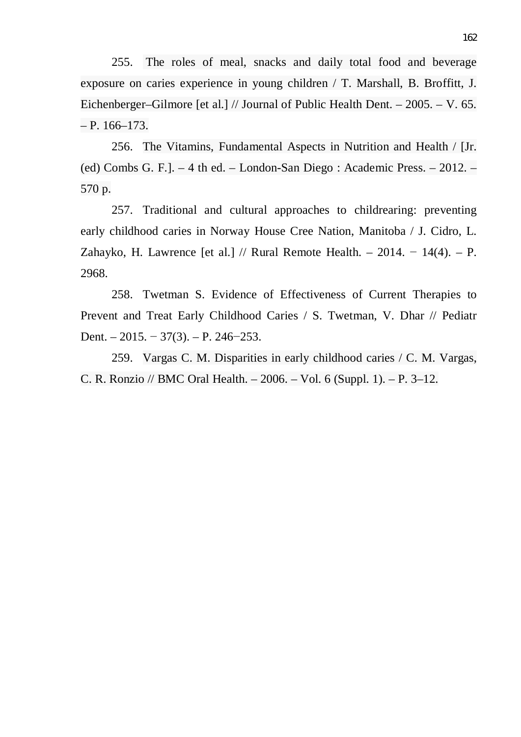255. The roles of meal, snacks and daily total food and beverage exposure on caries experience in young children / T. Marshall, B. Broffitt, J. Eichenberger–Gilmore [et al.] // Journal of Public Health Dent. – 2005. – V. 65. – P. 166–173.

256. The Vitamins, Fundamental Aspects in Nutrition and Health / [Jr. (ed) Combs G. F.]. – 4 th ed. – London-San Diego : Academic Press. – 2012. – 570 p.

257. Traditional and cultural approaches to childrearing: preventing early childhood caries in Norway House Cree Nation, Manitoba / J. Cidro, L. Zahayko, H. Lawrence [et al.] // Rural Remote Health. – 2014. − 14(4). – P. 2968.

258. Twetman S. Evidence of Effectiveness of Current Therapies to Prevent and Treat Early Childhood Caries / S. Twetman, V. Dhar // Pediatr Dent. – 2015. − 37(3). – P. 246−253.

259. Vargas C. M. Disparities in early childhood caries / C. M. Vargas, C. R. Ronzio // BMC Oral Health. – 2006. – Vol. 6 (Suppl. 1). – P. 3–12.